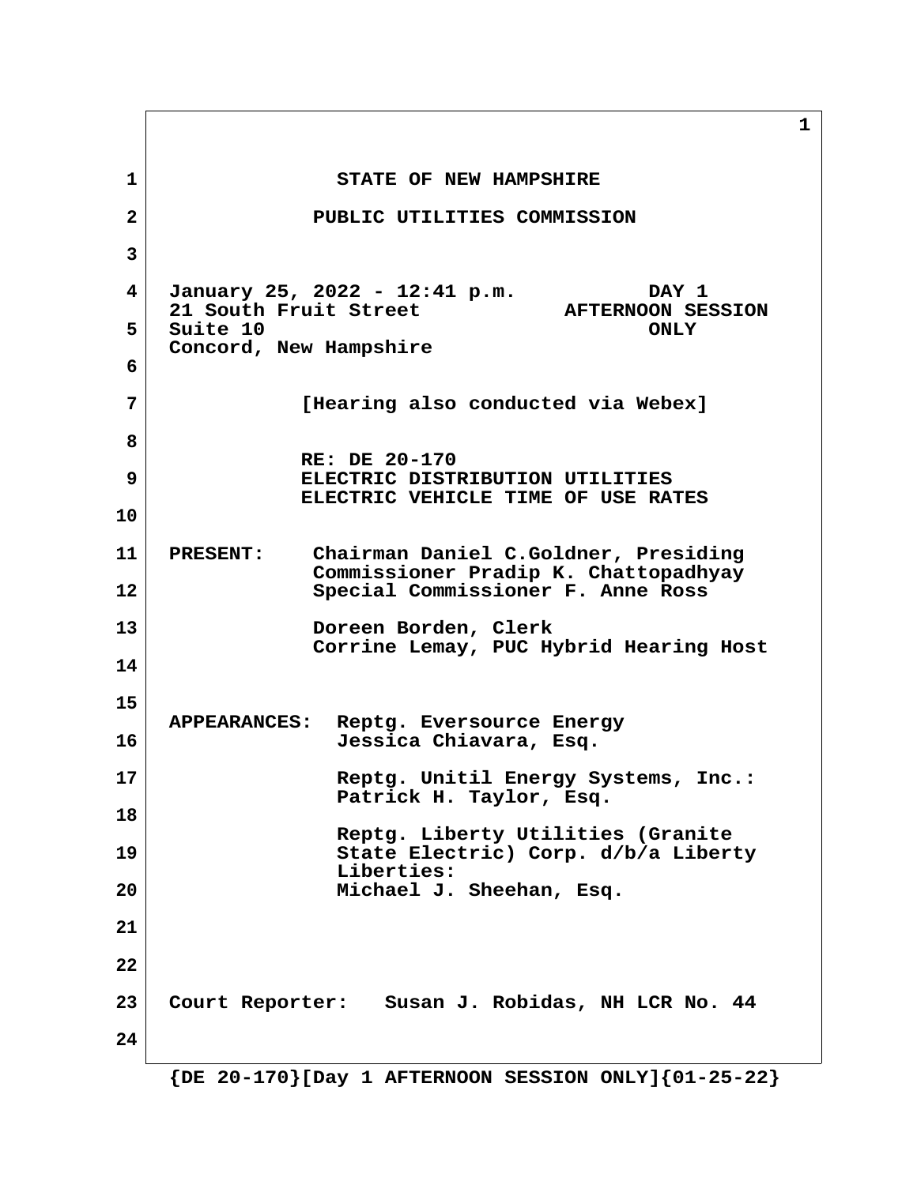STATE OF NEW HAMPSHIRE

PUBLIC UTILITIES COMMISSION

January 25, 2022 - 12:41 p.m. DAY 1
21 South Fruit Street AFTERNOON SESSION
Suite 10 ONLY
Concord, New Hampshire

[Hearing also conducted via Webex]

RE: DE 20-170
ELECTRIC DISTRIBUTION UTILITIES
ELECTRIC VEHICLE TIME OF USE RATES

PRESENT: Chairman Daniel C.Goldner, Presiding
Commissioner Pradip K. Chattopadhyay
Special Commissioner F. Anne Ross

Doreen Borden, Clerk
Corrine Lemay, PUC Hybrid Hearing Host

APPEARANCES: Reptg. Eversource Energy
Jessica Chiavara, Esq.

Reptg. Unitil Energy Systems, Inc.:
Patrick H. Taylor, Esq.

Reptg. Liberty Utilities (Granite State Electric) Corp. d/b/a Liberty Liberties:
Michael J. Sheehan, Esq.

Court Reporter: Susan J. Robidas, NH LCR No. 44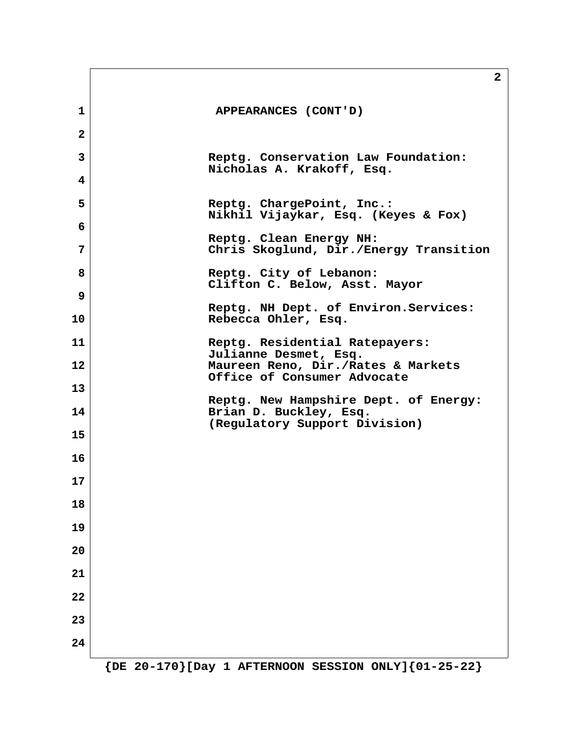## APPEARANCES (CONT'D)

Reptg. Conservation Law Foundation:
Nicholas A. Krakoff, Esq.

Reptg. ChargePoint, Inc.:
Nikhil Vijaykar, Esq. (Keyes & Fox)

Reptg. Clean Energy NH:
Chris Skoglund, Dir./Energy Transition

Reptg. City of Lebanon:
Clifton C. Below, Asst. Mayor

Reptg. NH Dept. of Environ.Services:
Rebecca Ohler, Esq.

Reptg. Residential Ratepayers:
Julianne Desmet, Esq.
Maureen Reno, Dir./Rates & Markets
Office of Consumer Advocate

Reptg. New Hampshire Dept. of Energy:
Brian D. Buckley, Esq.
(Regulatory Support Division)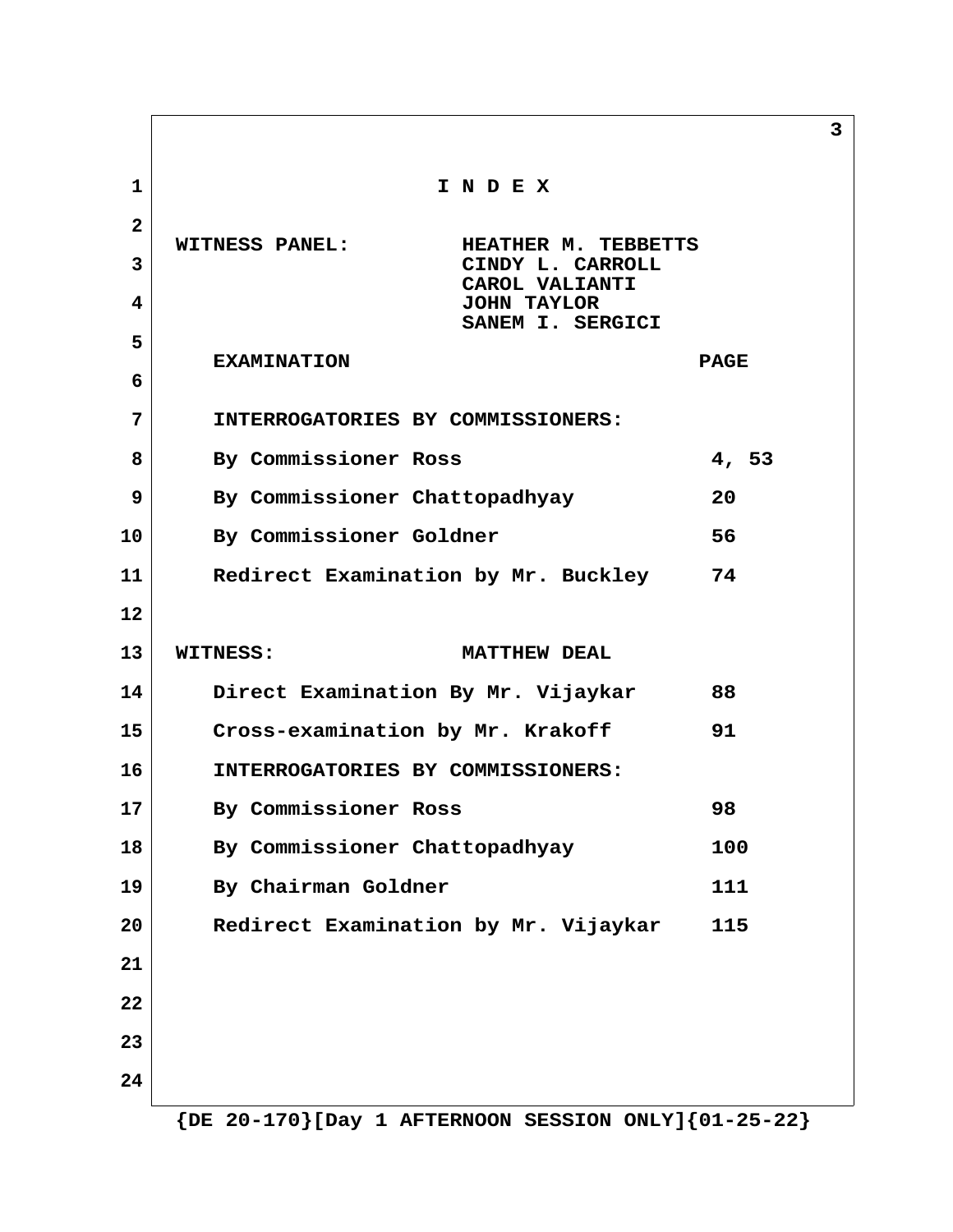# I N D E X

**WITNESS PANEL:** HEATHER M. TEBBETTS
CINDY L. CARROLL
CAROL VALIANTI
JOHN TAYLOR
SANEM I. SERGICI

| EXAMINATION | PAGE |
|---|---|
| INTERROGATORIES BY COMMISSIONERS: | |
| By Commissioner Ross | 4, 53 |
| By Commissioner Chattopadhyay | 20 |
| By Commissioner Goldner | 56 |
| Redirect Examination by Mr. Buckley | 74 |

**WITNESS:** MATTHEW DEAL

| EXAMINATION | PAGE |
|---|---|
| Direct Examination By Mr. Vijaykar | 88 |
| Cross-examination by Mr. Krakoff | 91 |
| INTERROGATORIES BY COMMISSIONERS: | |
| By Commissioner Ross | 98 |
| By Commissioner Chattopadhyay | 100 |
| By Chairman Goldner | 111 |
| Redirect Examination by Mr. Vijaykar | 115 |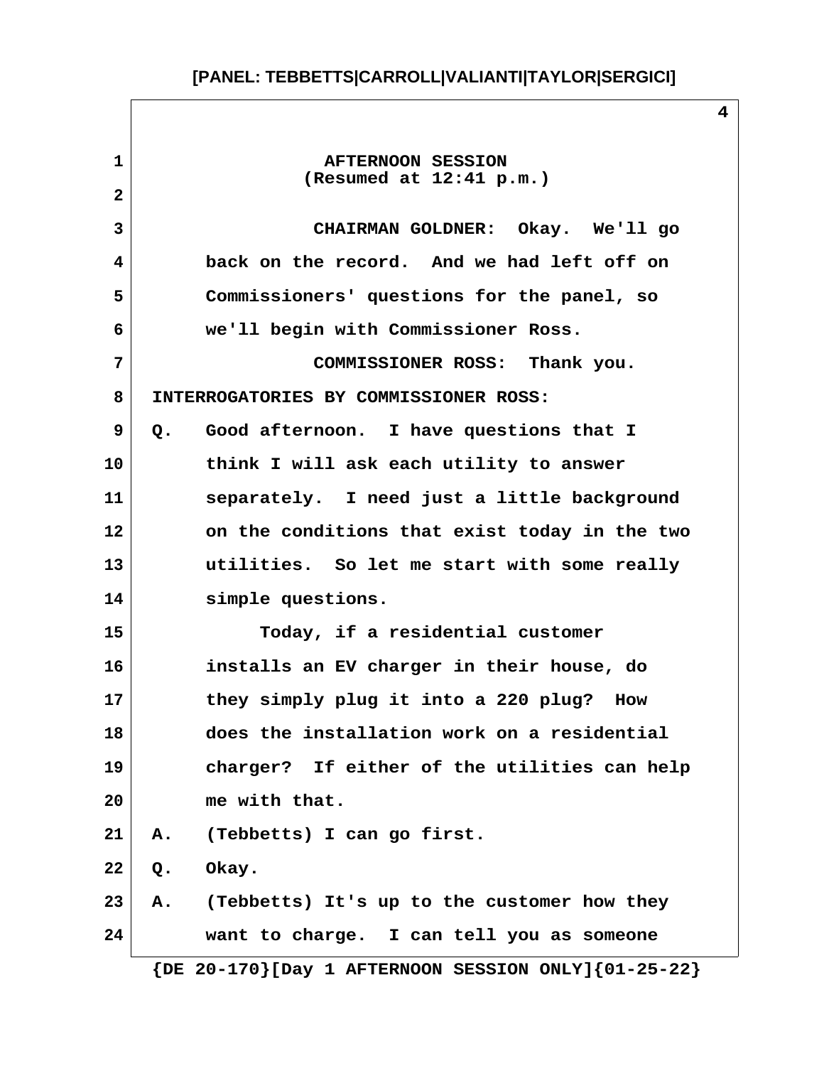AFTERNOON SESSION
(Resumed at 12:41 p.m.)

CHAIRMAN GOLDNER: Okay. We'll go back on the record. And we had left off on Commissioners' questions for the panel, so we'll begin with Commissioner Ross.

COMMISSIONER ROSS: Thank you.

INTERROGATORIES BY COMMISSIONER ROSS:

Q. Good afternoon. I have questions that I think I will ask each utility to answer separately. I need just a little background on the conditions that exist today in the two utilities. So let me start with some really simple questions.

Today, if a residential customer installs an EV charger in their house, do they simply plug it into a 220 plug? How does the installation work on a residential charger? If either of the utilities can help me with that.

A. (Tebbetts) I can go first.

Q. Okay.

A. (Tebbetts) It's up to the customer how they want to charge. I can tell you as someone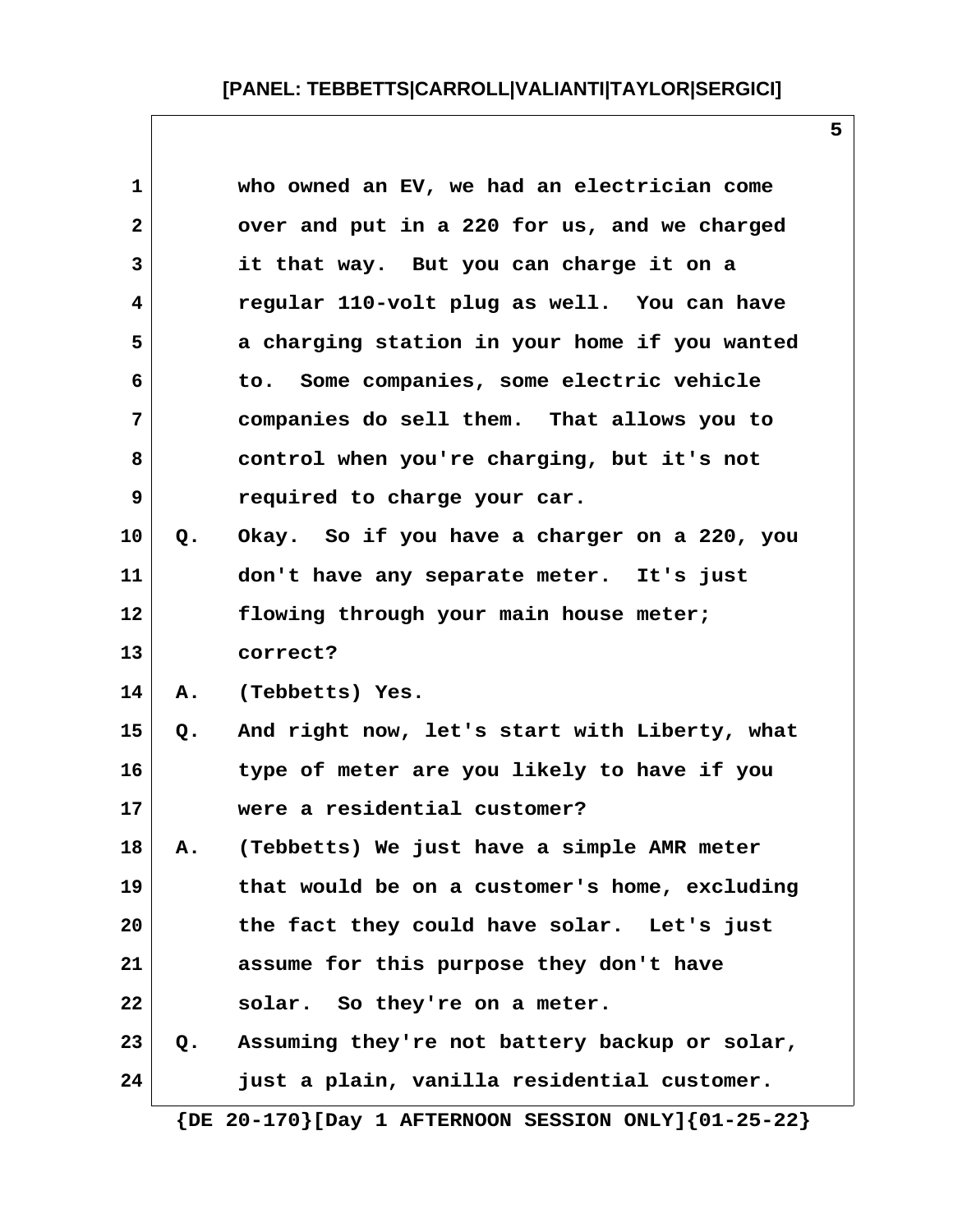who owned an EV, we had an electrician come over and put in a 220 for us, and we charged it that way. But you can charge it on a regular 110-volt plug as well. You can have a charging station in your home if you wanted to. Some companies, some electric vehicle companies do sell them. That allows you to control when you're charging, but it's not required to charge your car.

Q. Okay. So if you have a charger on a 220, you don't have any separate meter. It's just flowing through your main house meter; correct?

A. (Tebbetts) Yes.

Q. And right now, let's start with Liberty, what type of meter are you likely to have if you were a residential customer?

A. (Tebbetts) We just have a simple AMR meter that would be on a customer's home, excluding the fact they could have solar. Let's just assume for this purpose they don't have solar. So they're on a meter.

Q. Assuming they're not battery backup or solar, just a plain, vanilla residential customer.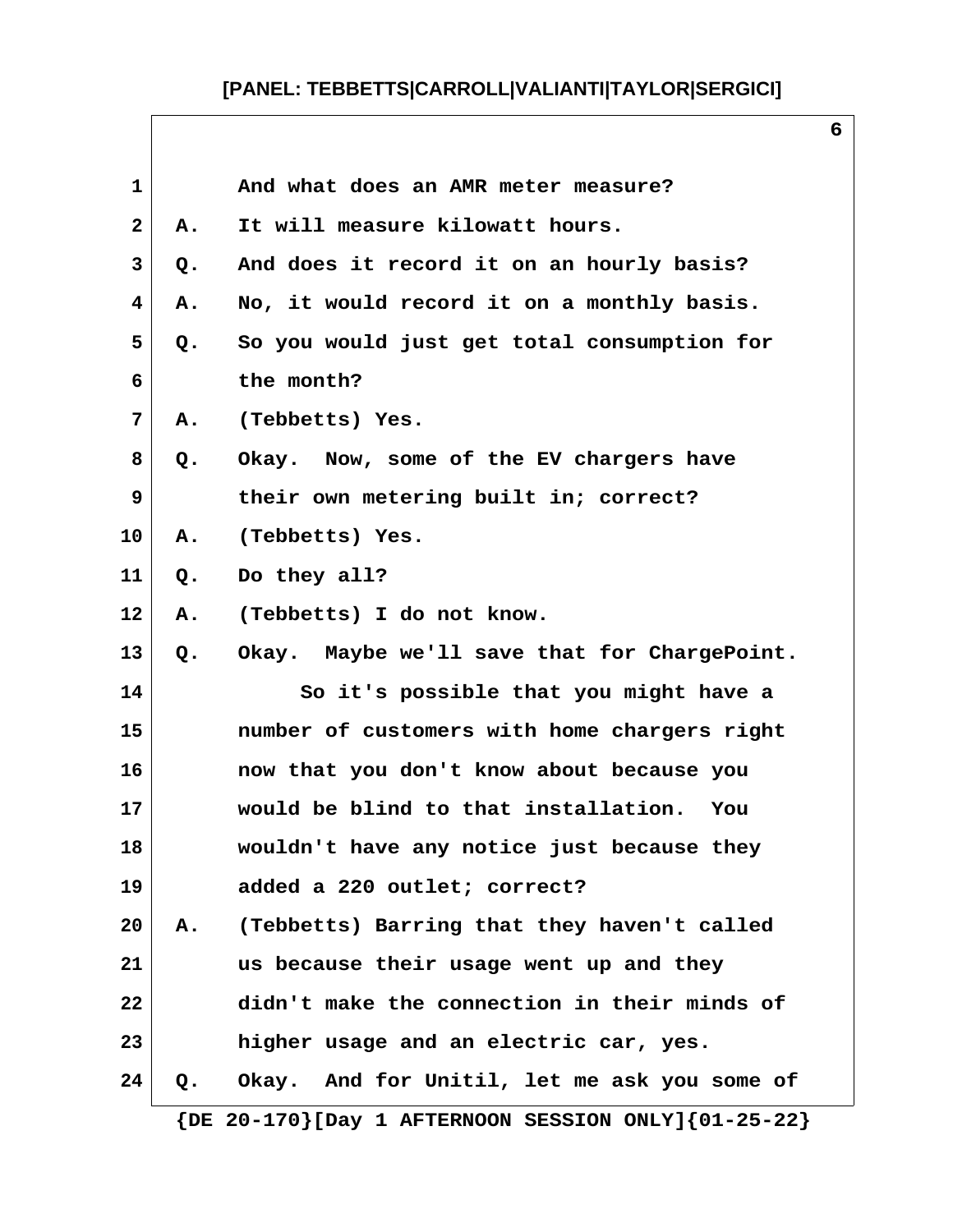1 And what does an AMR meter measure?

2 A. It will measure kilowatt hours.

3 Q. And does it record it on an hourly basis?

4 A. No, it would record it on a monthly basis.

5 Q. So you would just get total consumption for

6 the month?

7 A. (Tebbetts) Yes.

8 Q. Okay. Now, some of the EV chargers have

9 their own metering built in; correct?

10 A. (Tebbetts) Yes.

11 Q. Do they all?

12 A. (Tebbetts) I do not know.

13 Q. Okay. Maybe we'll save that for ChargePoint.

14 So it's possible that you might have a

15 number of customers with home chargers right

16 now that you don't know about because you

17 would be blind to that installation. You

18 wouldn't have any notice just because they

19 added a 220 outlet; correct?

20 A. (Tebbetts) Barring that they haven't called

21 us because their usage went up and they

22 didn't make the connection in their minds of

23 higher usage and an electric car, yes.

24 Q. Okay. And for Unitil, let me ask you some of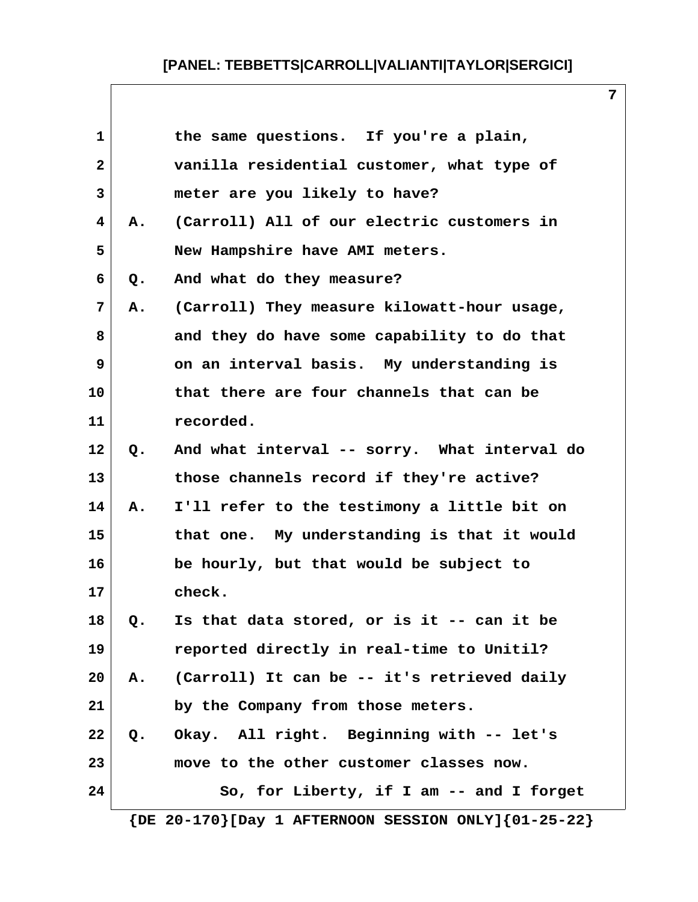the same questions. If you're a plain, vanilla residential customer, what type of meter are you likely to have?

A. (Carroll) All of our electric customers in New Hampshire have AMI meters.

Q. And what do they measure?

A. (Carroll) They measure kilowatt-hour usage, and they do have some capability to do that on an interval basis. My understanding is that there are four channels that can be recorded.

Q. And what interval -- sorry. What interval do those channels record if they're active?

A. I'll refer to the testimony a little bit on that one. My understanding is that it would be hourly, but that would be subject to check.

Q. Is that data stored, or is it -- can it be reported directly in real-time to Unitil?

A. (Carroll) It can be -- it's retrieved daily by the Company from those meters.

Q. Okay. All right. Beginning with -- let's move to the other customer classes now.

So, for Liberty, if I am -- and I forget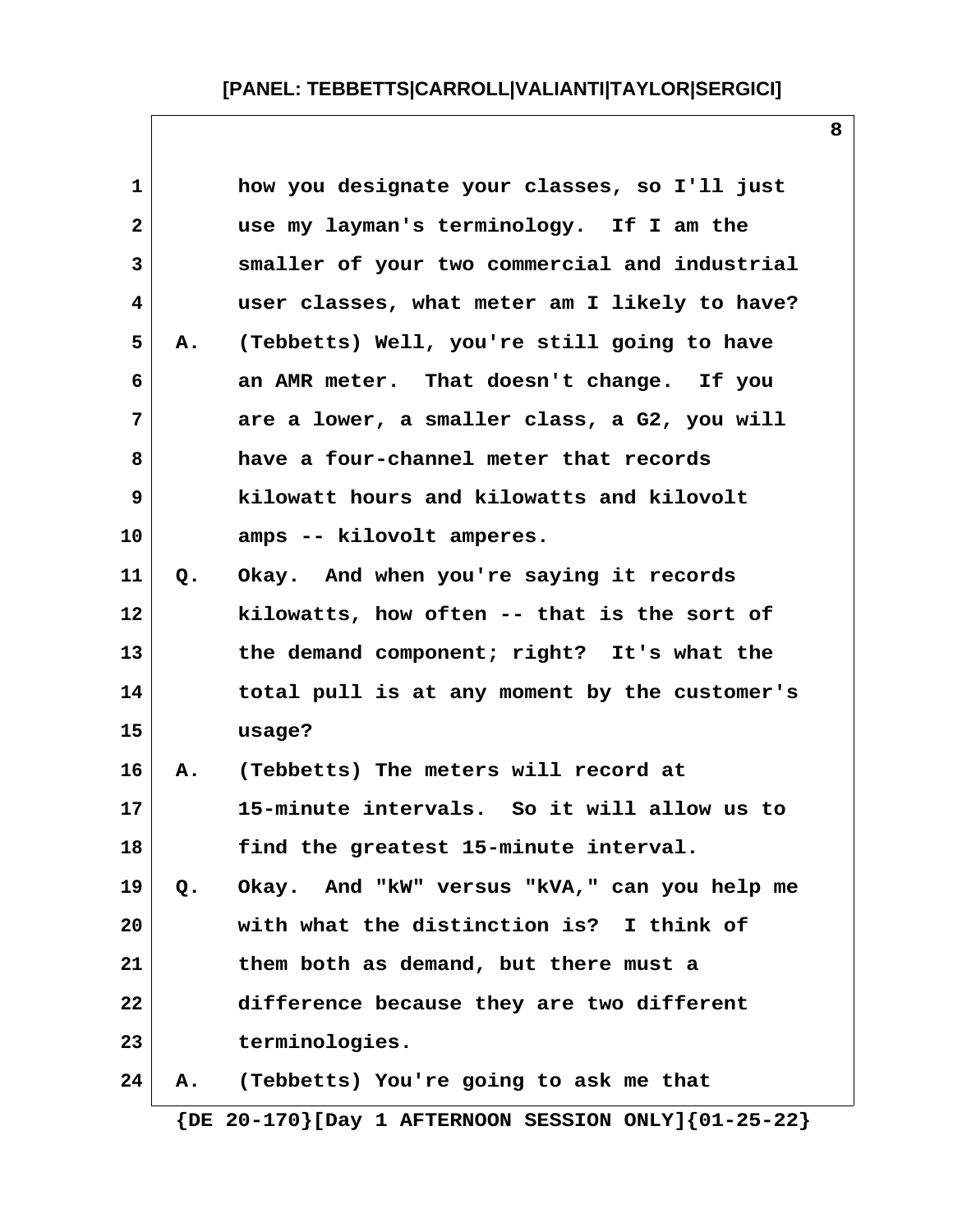how you designate your classes, so I'll just use my layman's terminology. If I am the smaller of your two commercial and industrial user classes, what meter am I likely to have?

A. (Tebbetts) Well, you're still going to have an AMR meter. That doesn't change. If you are a lower, a smaller class, a G2, you will have a four-channel meter that records kilowatt hours and kilowatts and kilovolt amps -- kilovolt amperes.

Q. Okay. And when you're saying it records kilowatts, how often -- that is the sort of the demand component; right? It's what the total pull is at any moment by the customer's usage?

A. (Tebbetts) The meters will record at 15-minute intervals. So it will allow us to find the greatest 15-minute interval.

Q. Okay. And "kW" versus "kVA," can you help me with what the distinction is? I think of them both as demand, but there must a difference because they are two different terminologies.

A. (Tebbetts) You're going to ask me that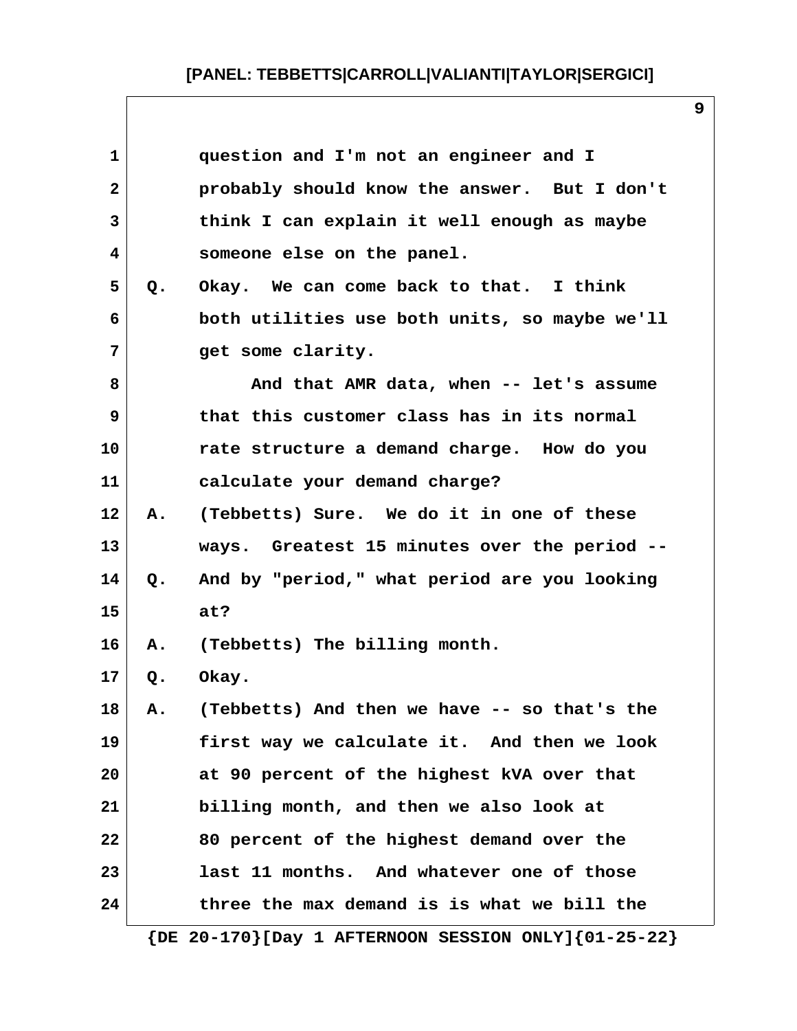1 question and I'm not an engineer and I
2 probably should know the answer. But I don't
3 think I can explain it well enough as maybe
4 someone else on the panel.
5 Q. Okay. We can come back to that. I think
6 both utilities use both units, so maybe we'll
7 get some clarity.
8 And that AMR data, when -- let's assume
9 that this customer class has in its normal
10 rate structure a demand charge. How do you
11 calculate your demand charge?
12 A. (Tebbetts) Sure. We do it in one of these
13 ways. Greatest 15 minutes over the period --
14 Q. And by "period," what period are you looking
15 at?
16 A. (Tebbetts) The billing month.
17 Q. Okay.
18 A. (Tebbetts) And then we have -- so that's the
19 first way we calculate it. And then we look
20 at 90 percent of the highest kVA over that
21 billing month, and then we also look at
22 80 percent of the highest demand over the
23 last 11 months. And whatever one of those
24 three the max demand is is what we bill the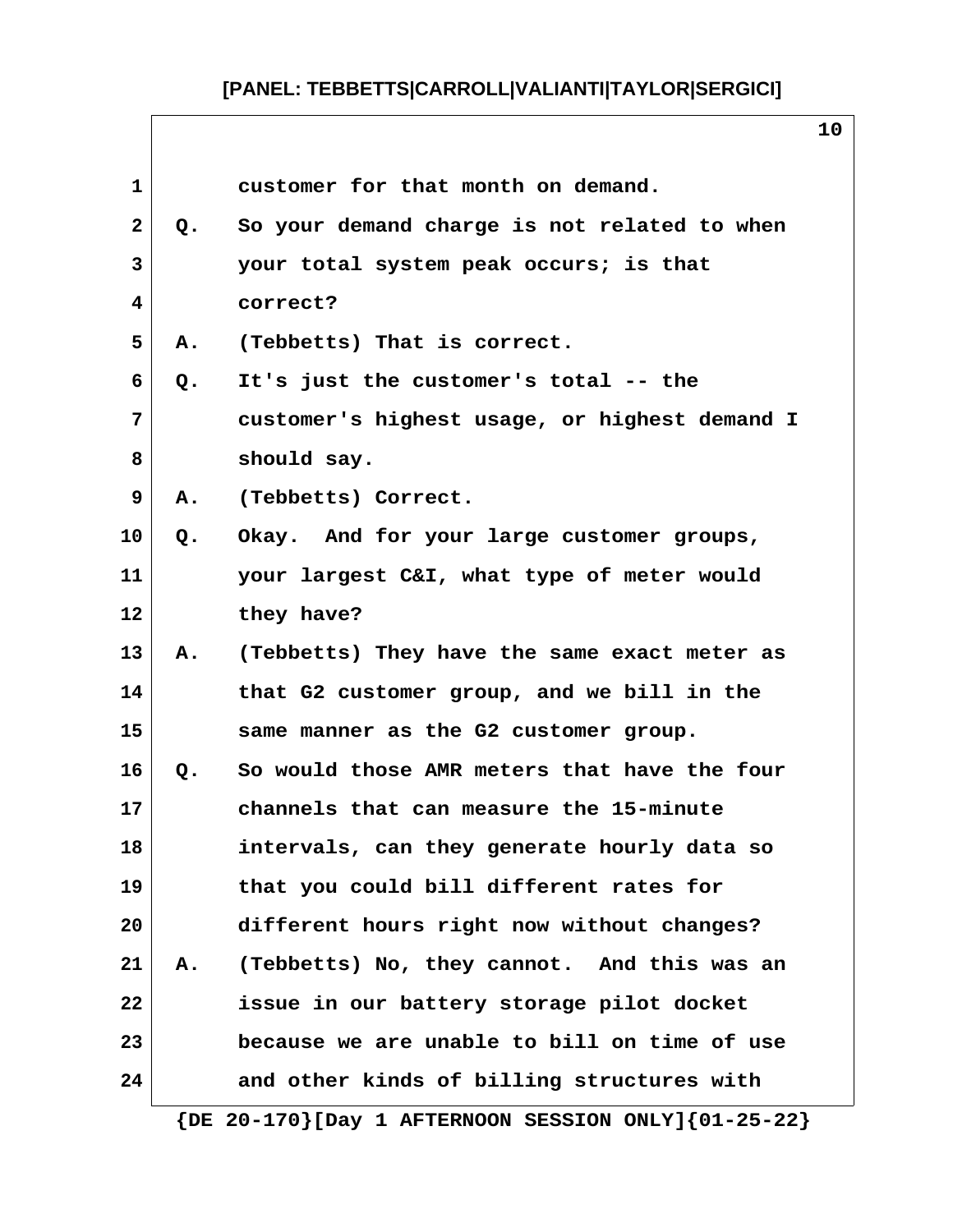customer for that month on demand.

Q. So your demand charge is not related to when your total system peak occurs; is that correct?

A. (Tebbetts) That is correct.

Q. It's just the customer's total -- the customer's highest usage, or highest demand I should say.

A. (Tebbetts) Correct.

Q. Okay. And for your large customer groups, your largest C&I, what type of meter would they have?

A. (Tebbetts) They have the same exact meter as that G2 customer group, and we bill in the same manner as the G2 customer group.

Q. So would those AMR meters that have the four channels that can measure the 15-minute intervals, can they generate hourly data so that you could bill different rates for different hours right now without changes?

A. (Tebbetts) No, they cannot. And this was an issue in our battery storage pilot docket because we are unable to bill on time of use and other kinds of billing structures with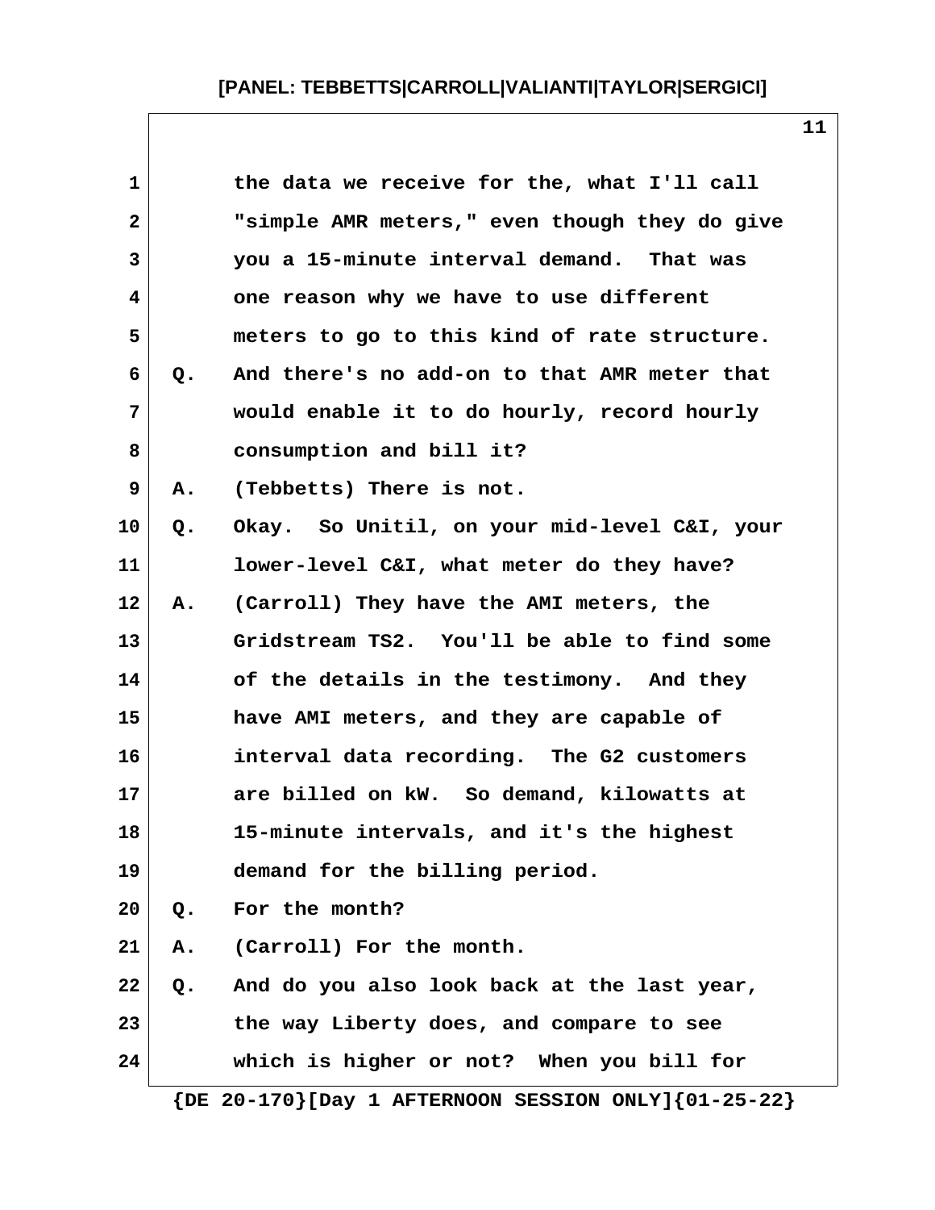1 the data we receive for the, what I'll call
2 "simple AMR meters," even though they do give
3 you a 15-minute interval demand. That was
4 one reason why we have to use different
5 meters to go to this kind of rate structure.
6 Q. And there's no add-on to that AMR meter that
7 would enable it to do hourly, record hourly
8 consumption and bill it?
9 A. (Tebbetts) There is not.
10 Q. Okay. So Unitil, on your mid-level C&I, your
11 lower-level C&I, what meter do they have?
12 A. (Carroll) They have the AMI meters, the
13 Gridstream TS2. You'll be able to find some
14 of the details in the testimony. And they
15 have AMI meters, and they are capable of
16 interval data recording. The G2 customers
17 are billed on kW. So demand, kilowatts at
18 15-minute intervals, and it's the highest
19 demand for the billing period.
20 Q. For the month?
21 A. (Carroll) For the month.
22 Q. And do you also look back at the last year,
23 the way Liberty does, and compare to see
24 which is higher or not? When you bill for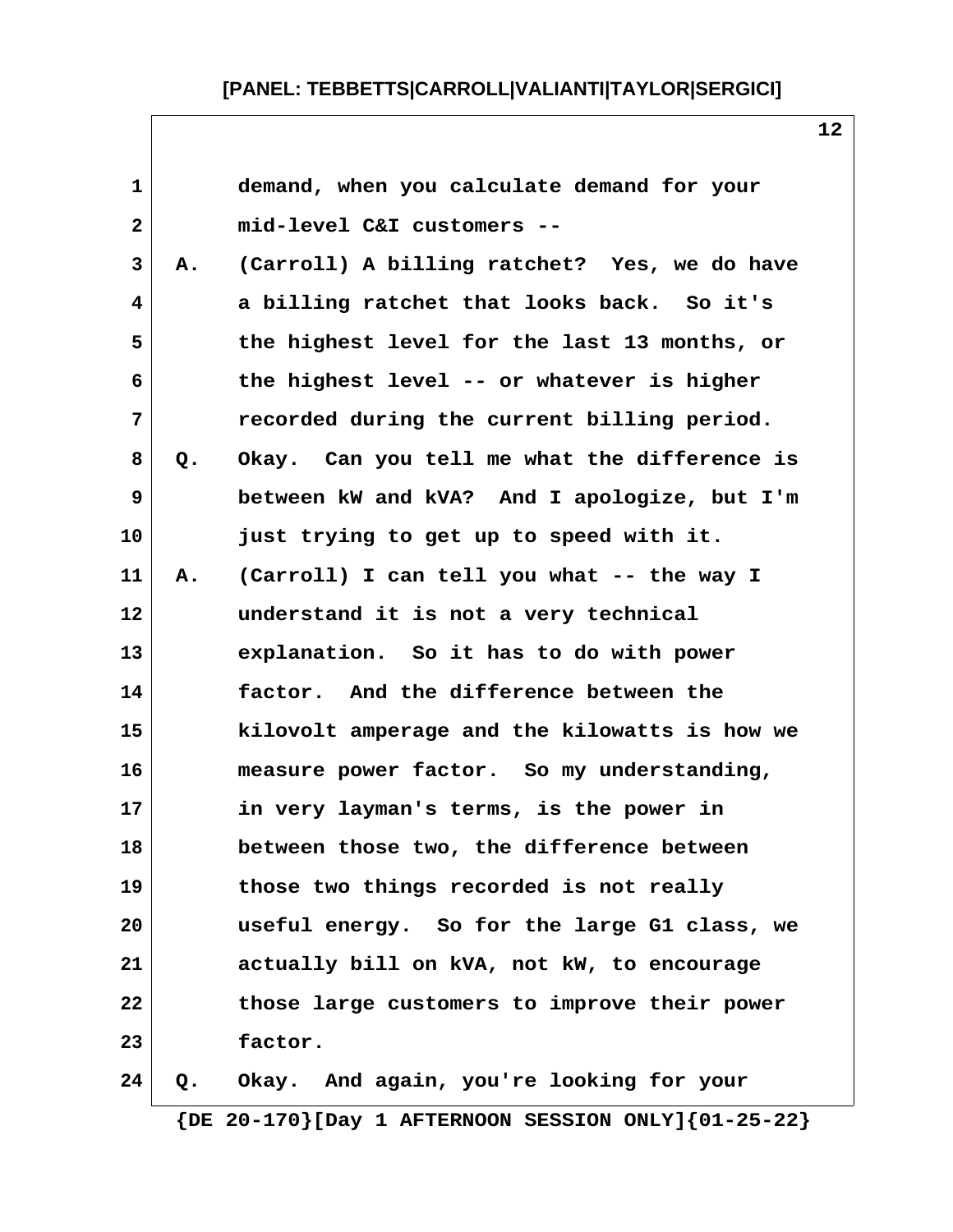demand, when you calculate demand for your mid-level C&I customers --

A. (Carroll) A billing ratchet? Yes, we do have a billing ratchet that looks back. So it's the highest level for the last 13 months, or the highest level -- or whatever is higher recorded during the current billing period.

Q. Okay. Can you tell me what the difference is between kW and kVA? And I apologize, but I'm just trying to get up to speed with it.

A. (Carroll) I can tell you what -- the way I understand it is not a very technical explanation. So it has to do with power factor. And the difference between the kilovolt amperage and the kilowatts is how we measure power factor. So my understanding, in very layman's terms, is the power in between those two, the difference between those two things recorded is not really useful energy. So for the large G1 class, we actually bill on kVA, not kW, to encourage those large customers to improve their power factor.

Q. Okay. And again, you're looking for your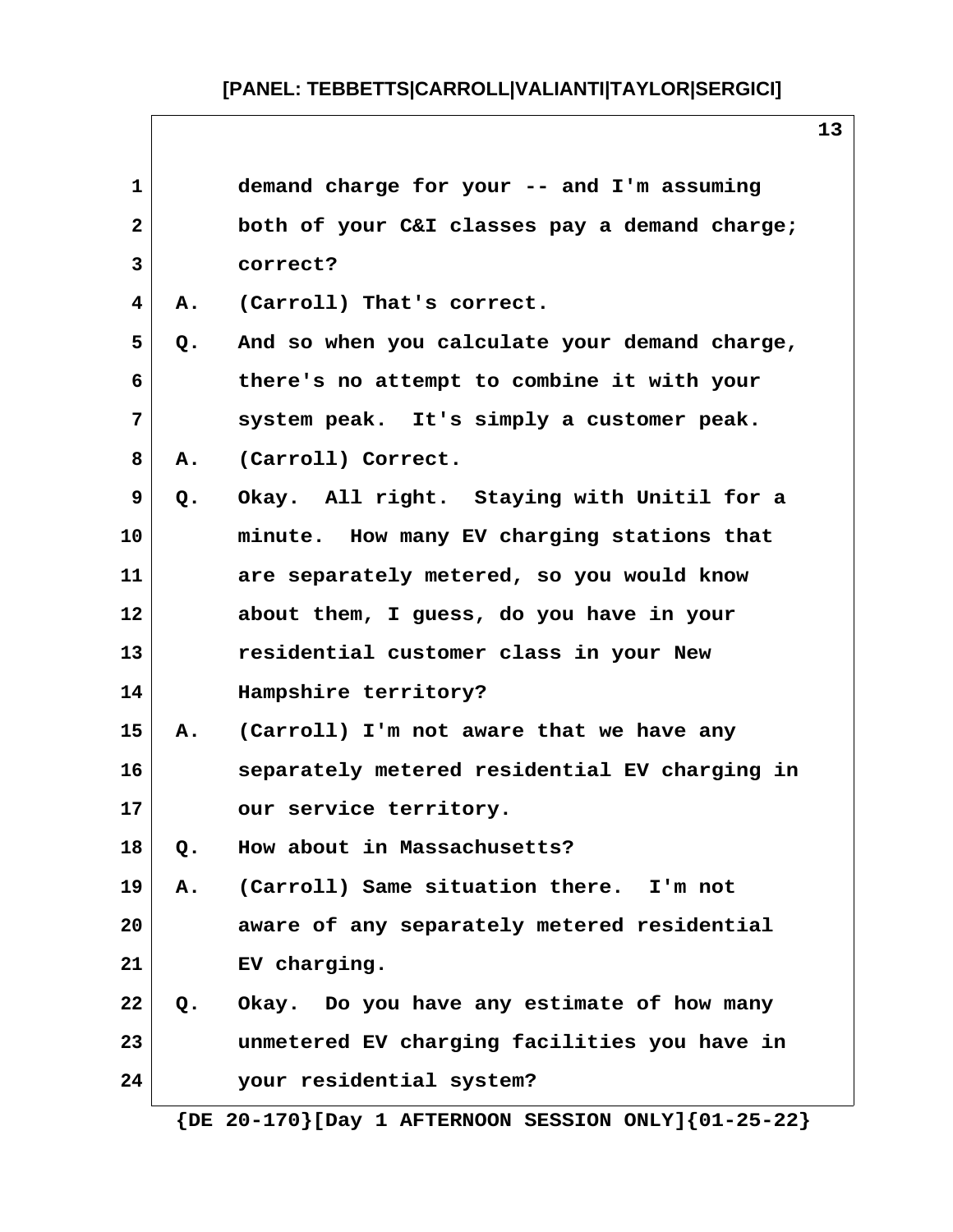demand charge for your -- and I'm assuming both of your C&I classes pay a demand charge; correct?

A. (Carroll) That's correct.

Q. And so when you calculate your demand charge, there's no attempt to combine it with your system peak. It's simply a customer peak.

A. (Carroll) Correct.

Q. Okay. All right. Staying with Unitil for a minute. How many EV charging stations that are separately metered, so you would know about them, I guess, do you have in your residential customer class in your New Hampshire territory?

A. (Carroll) I'm not aware that we have any separately metered residential EV charging in our service territory.

Q. How about in Massachusetts?

A. (Carroll) Same situation there. I'm not aware of any separately metered residential EV charging.

Q. Okay. Do you have any estimate of how many unmetered EV charging facilities you have in your residential system?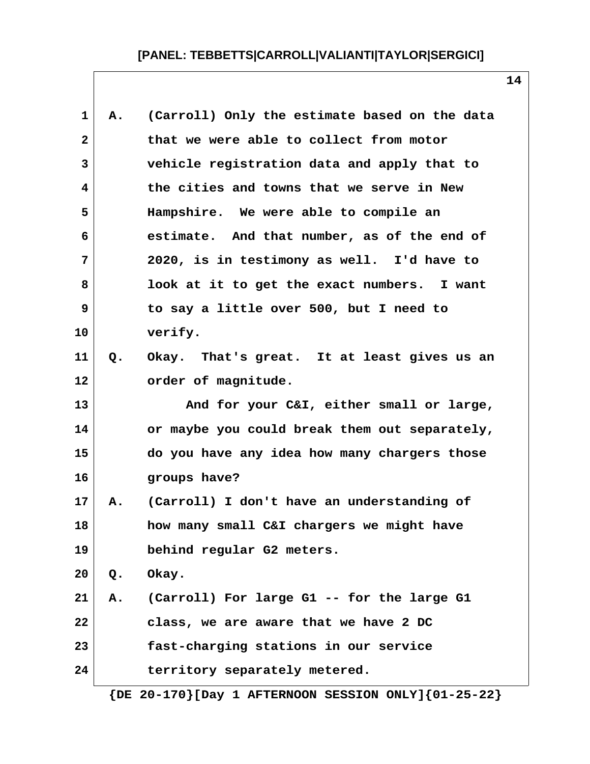A. (Carroll) Only the estimate based on the data that we were able to collect from motor vehicle registration data and apply that to the cities and towns that we serve in New Hampshire. We were able to compile an estimate. And that number, as of the end of 2020, is in testimony as well. I'd have to look at it to get the exact numbers. I want to say a little over 500, but I need to verify.

Q. Okay. That's great. It at least gives us an order of magnitude.

And for your C&I, either small or large, or maybe you could break them out separately, do you have any idea how many chargers those groups have?

A. (Carroll) I don't have an understanding of how many small C&I chargers we might have behind regular G2 meters.

Q. Okay.

A. (Carroll) For large G1 -- for the large G1 class, we are aware that we have 2 DC fast-charging stations in our service territory separately metered.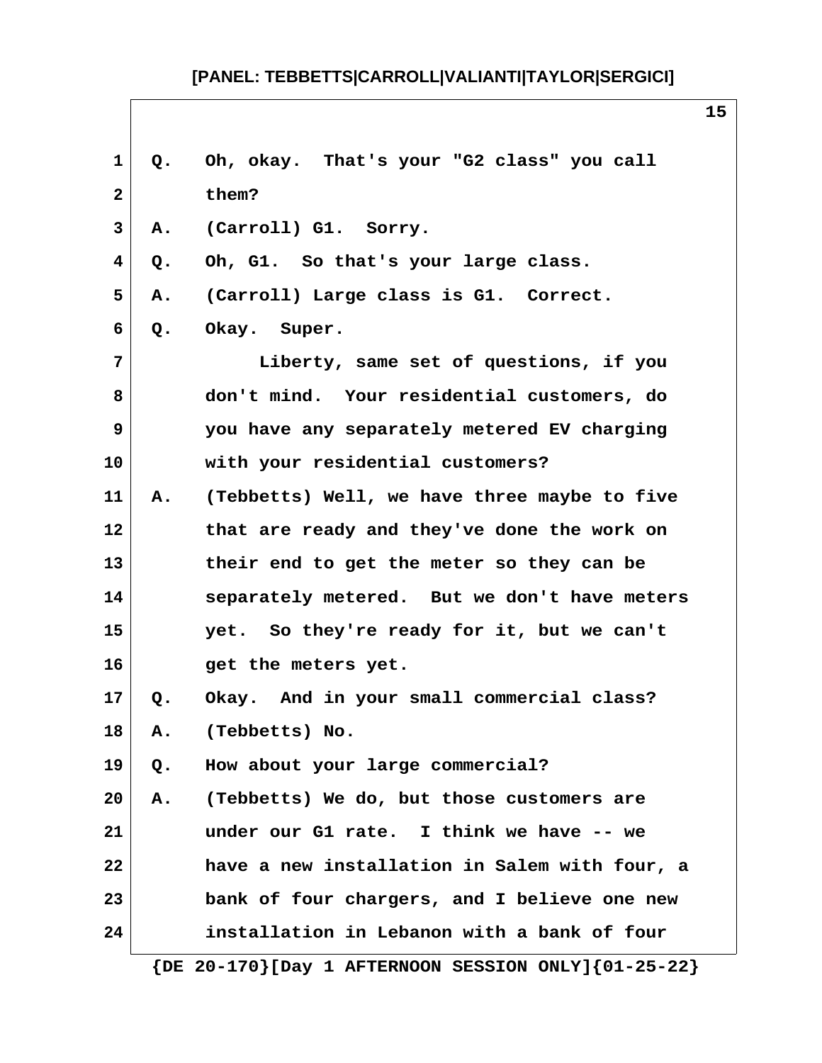Q. Oh, okay. That's your "G2 class" you call them?

A. (Carroll) G1. Sorry.

Q. Oh, G1. So that's your large class.

A. (Carroll) Large class is G1. Correct.

Q. Okay. Super.

Liberty, same set of questions, if you don't mind. Your residential customers, do you have any separately metered EV charging with your residential customers?

A. (Tebbetts) Well, we have three maybe to five that are ready and they've done the work on their end to get the meter so they can be separately metered. But we don't have meters yet. So they're ready for it, but we can't get the meters yet.

Q. Okay. And in your small commercial class?

A. (Tebbetts) No.

Q. How about your large commercial?

A. (Tebbetts) We do, but those customers are under our G1 rate. I think we have -- we have a new installation in Salem with four, a bank of four chargers, and I believe one new installation in Lebanon with a bank of four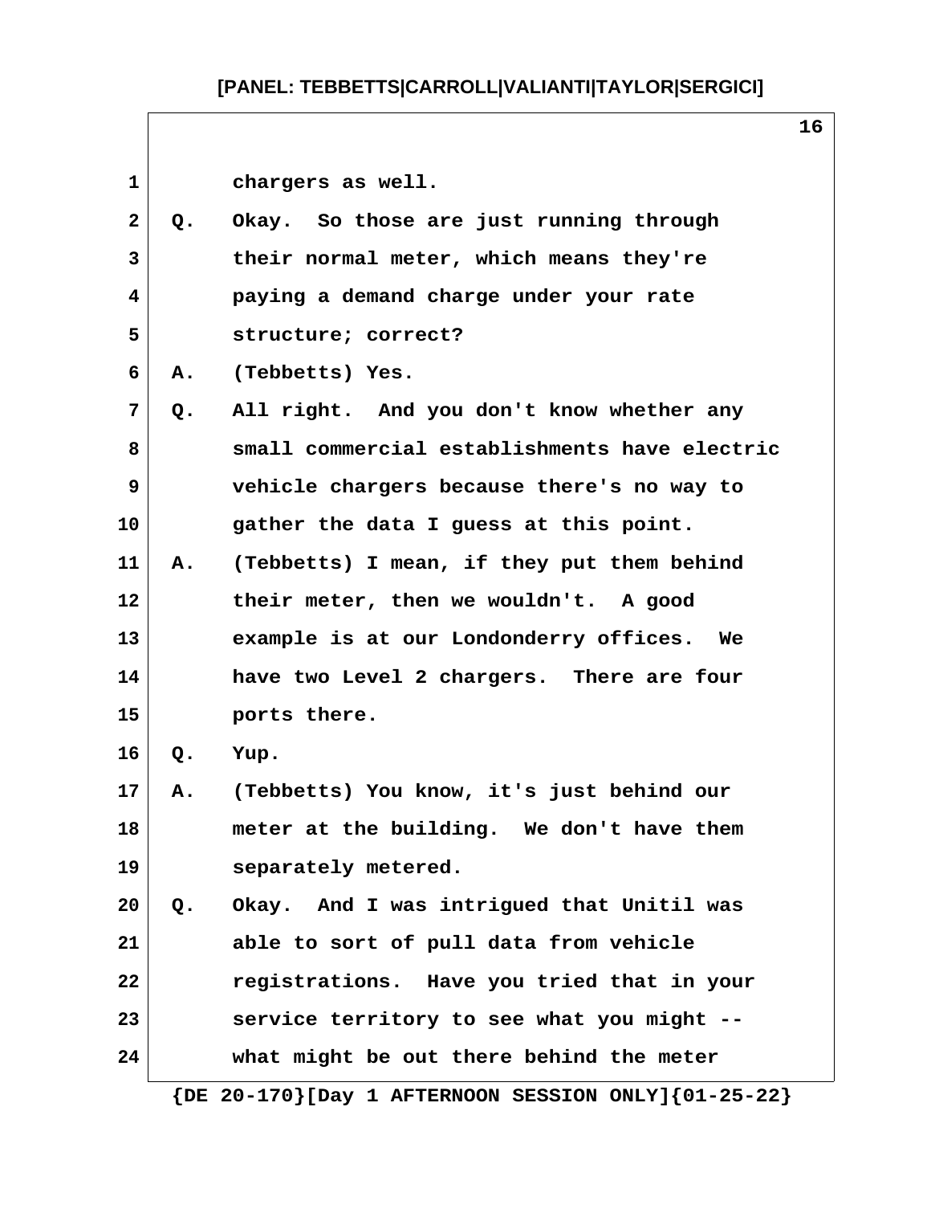chargers as well.

Q. Okay. So those are just running through their normal meter, which means they're paying a demand charge under your rate structure; correct?

A. (Tebbetts) Yes.

Q. All right. And you don't know whether any small commercial establishments have electric vehicle chargers because there's no way to gather the data I guess at this point.

A. (Tebbetts) I mean, if they put them behind their meter, then we wouldn't. A good example is at our Londonderry offices. We have two Level 2 chargers. There are four ports there.

Q. Yup.

A. (Tebbetts) You know, it's just behind our meter at the building. We don't have them separately metered.

Q. Okay. And I was intrigued that Unitil was able to sort of pull data from vehicle registrations. Have you tried that in your service territory to see what you might -- what might be out there behind the meter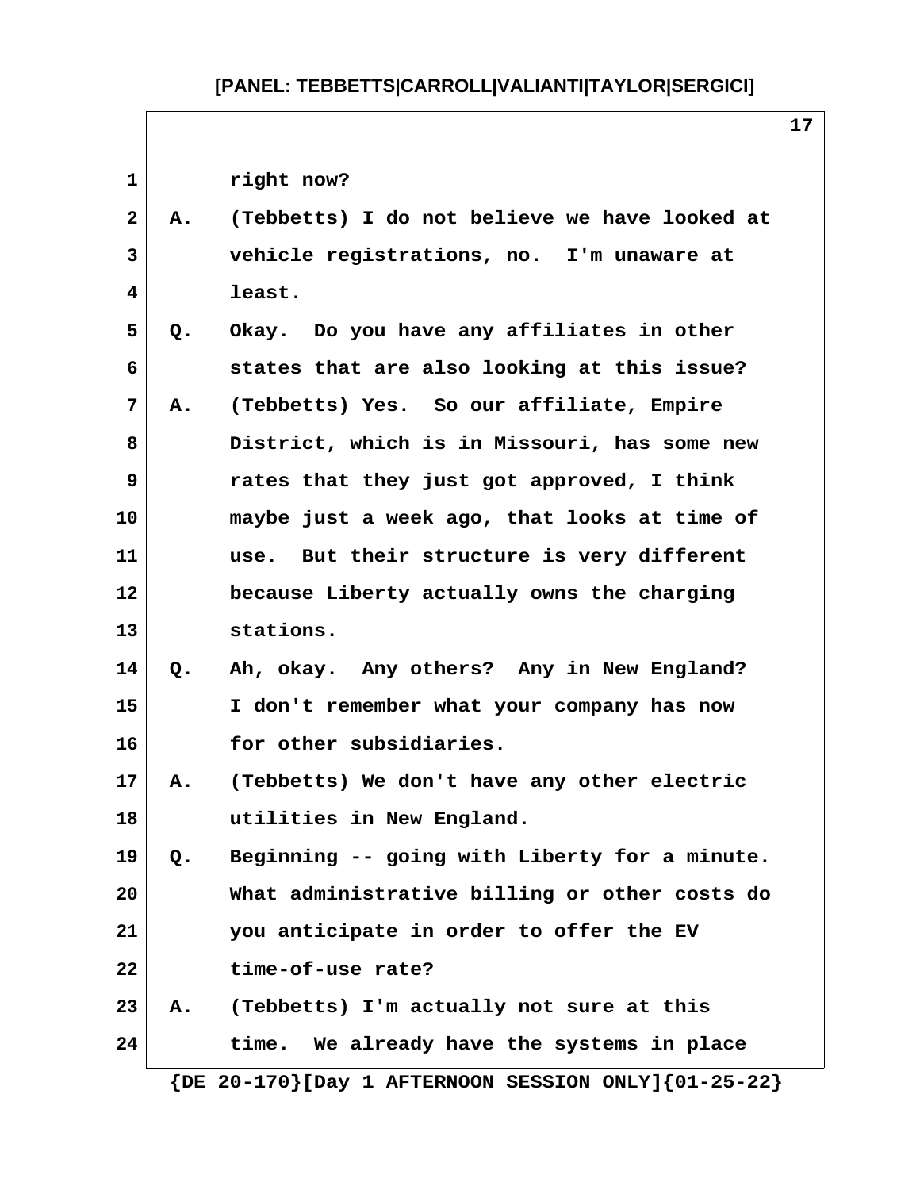right now?

A. (Tebbetts) I do not believe we have looked at vehicle registrations, no. I'm unaware at least.

Q. Okay. Do you have any affiliates in other states that are also looking at this issue?

A. (Tebbetts) Yes. So our affiliate, Empire District, which is in Missouri, has some new rates that they just got approved, I think maybe just a week ago, that looks at time of use. But their structure is very different because Liberty actually owns the charging stations.

Q. Ah, okay. Any others? Any in New England? I don't remember what your company has now for other subsidiaries.

A. (Tebbetts) We don't have any other electric utilities in New England.

Q. Beginning -- going with Liberty for a minute. What administrative billing or other costs do you anticipate in order to offer the EV time-of-use rate?

A. (Tebbetts) I'm actually not sure at this time. We already have the systems in place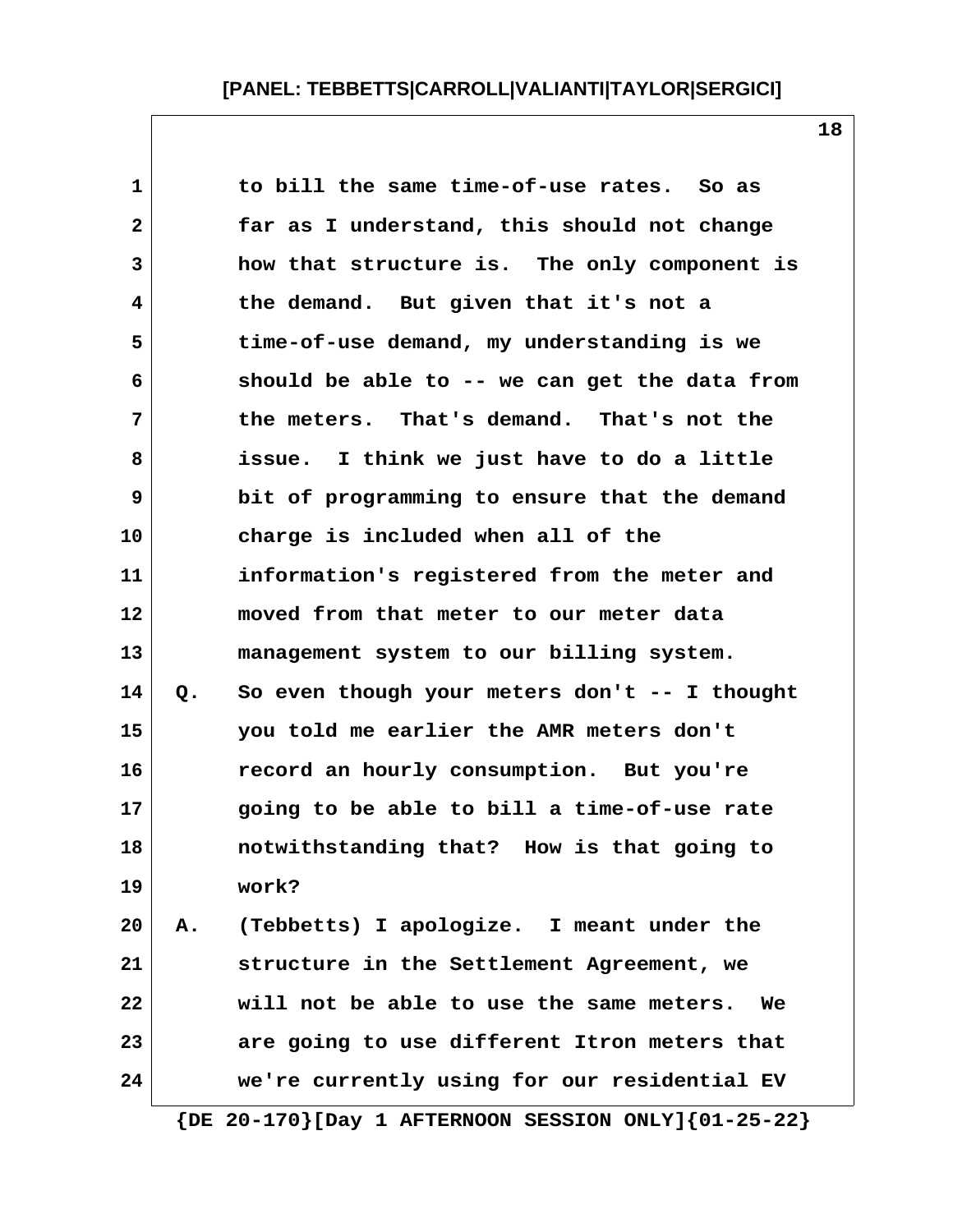to bill the same time-of-use rates. So as far as I understand, this should not change how that structure is. The only component is the demand. But given that it's not a time-of-use demand, my understanding is we should be able to -- we can get the data from the meters. That's demand. That's not the issue. I think we just have to do a little bit of programming to ensure that the demand charge is included when all of the information's registered from the meter and moved from that meter to our meter data management system to our billing system.

Q. So even though your meters don't -- I thought you told me earlier the AMR meters don't record an hourly consumption. But you're going to be able to bill a time-of-use rate notwithstanding that? How is that going to work?

A. (Tebbetts) I apologize. I meant under the structure in the Settlement Agreement, we will not be able to use the same meters. We are going to use different Itron meters that we're currently using for our residential EV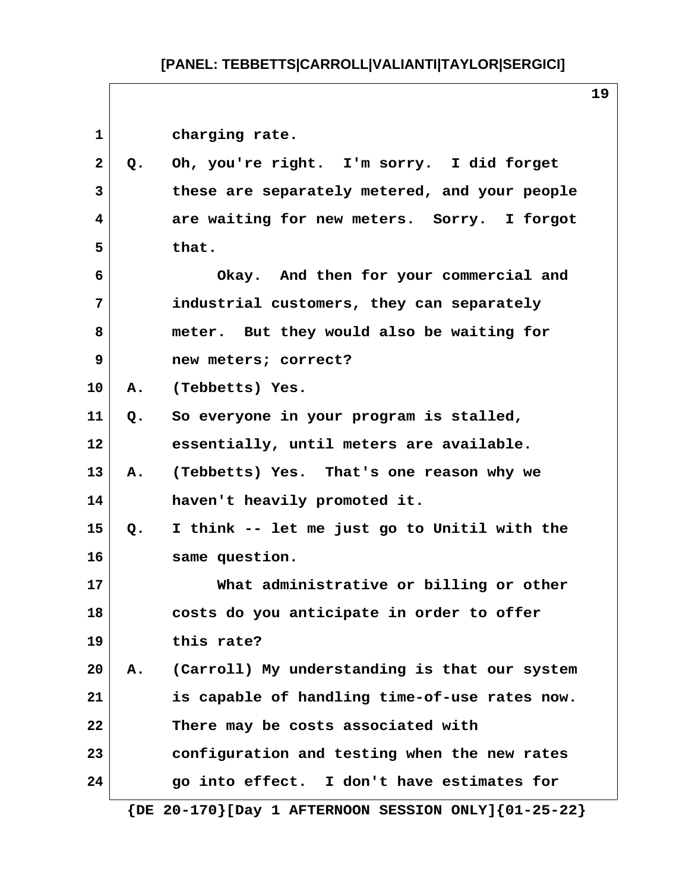charging rate.

Q. Oh, you're right. I'm sorry. I did forget these are separately metered, and your people are waiting for new meters. Sorry. I forgot that.

Okay. And then for your commercial and industrial customers, they can separately meter. But they would also be waiting for new meters; correct?

A. (Tebbetts) Yes.

Q. So everyone in your program is stalled, essentially, until meters are available.

A. (Tebbetts) Yes. That's one reason why we haven't heavily promoted it.

Q. I think -- let me just go to Unitil with the same question.

What administrative or billing or other costs do you anticipate in order to offer this rate?

A. (Carroll) My understanding is that our system is capable of handling time-of-use rates now. There may be costs associated with configuration and testing when the new rates go into effect. I don't have estimates for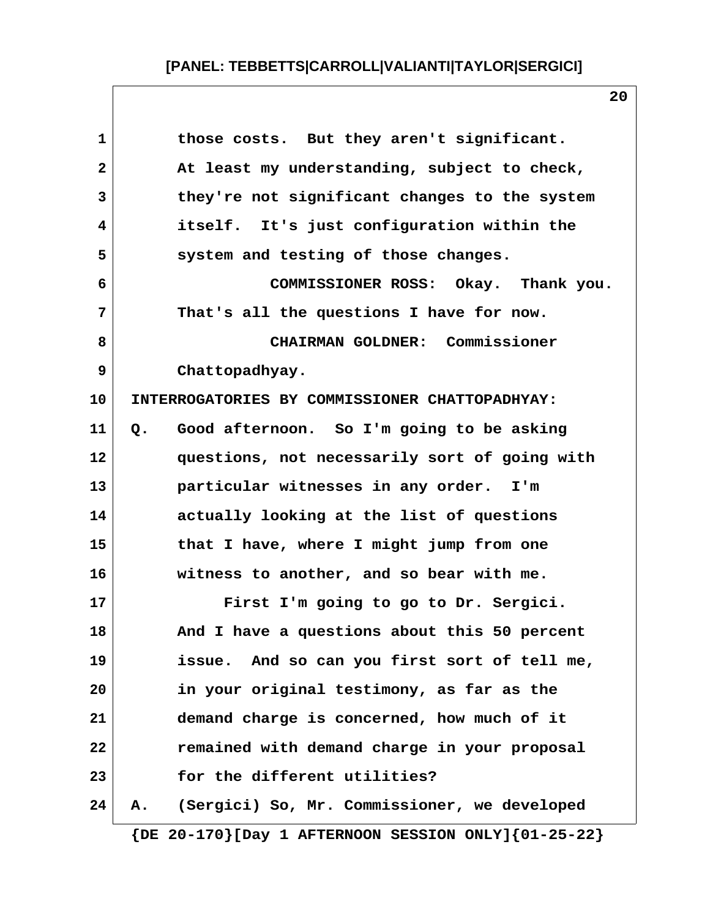those costs. But they aren't significant. At least my understanding, subject to check, they're not significant changes to the system itself. It's just configuration within the system and testing of those changes.

COMMISSIONER ROSS: Okay. Thank you. That's all the questions I have for now.

CHAIRMAN GOLDNER: Commissioner Chattopadhyay.

**INTERROGATORIES BY COMMISSIONER CHATTOPADHYAY:**

Q. Good afternoon. So I'm going to be asking questions, not necessarily sort of going with particular witnesses in any order. I'm actually looking at the list of questions that I have, where I might jump from one witness to another, and so bear with me.

First I'm going to go to Dr. Sergici. And I have a questions about this 50 percent issue. And so can you first sort of tell me, in your original testimony, as far as the demand charge is concerned, how much of it remained with demand charge in your proposal for the different utilities?

A. (Sergici) So, Mr. Commissioner, we developed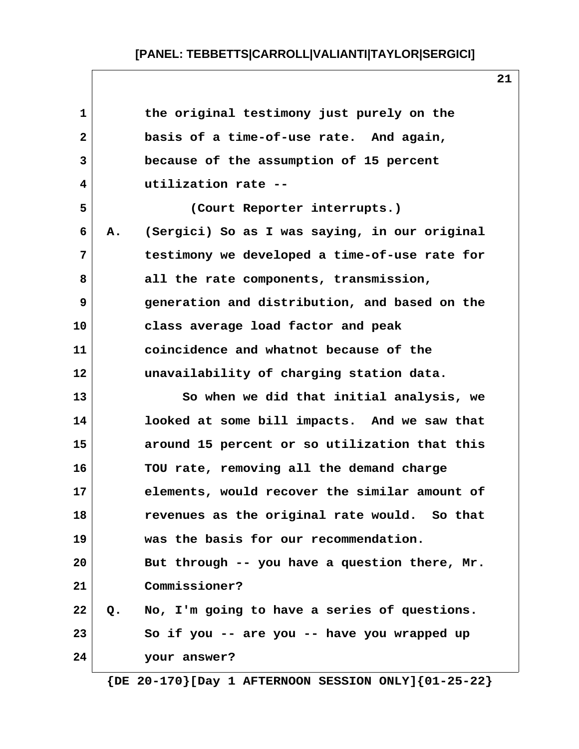the original testimony just purely on the basis of a time-of-use rate. And again, because of the assumption of 15 percent utilization rate --

(Court Reporter interrupts.)

A. (Sergici) So as I was saying, in our original testimony we developed a time-of-use rate for all the rate components, transmission, generation and distribution, and based on the class average load factor and peak coincidence and whatnot because of the unavailability of charging station data.

So when we did that initial analysis, we looked at some bill impacts. And we saw that around 15 percent or so utilization that this TOU rate, removing all the demand charge elements, would recover the similar amount of revenues as the original rate would. So that was the basis for our recommendation. But through -- you have a question there, Mr. Commissioner?

Q. No, I'm going to have a series of questions. So if you -- are you -- have you wrapped up your answer?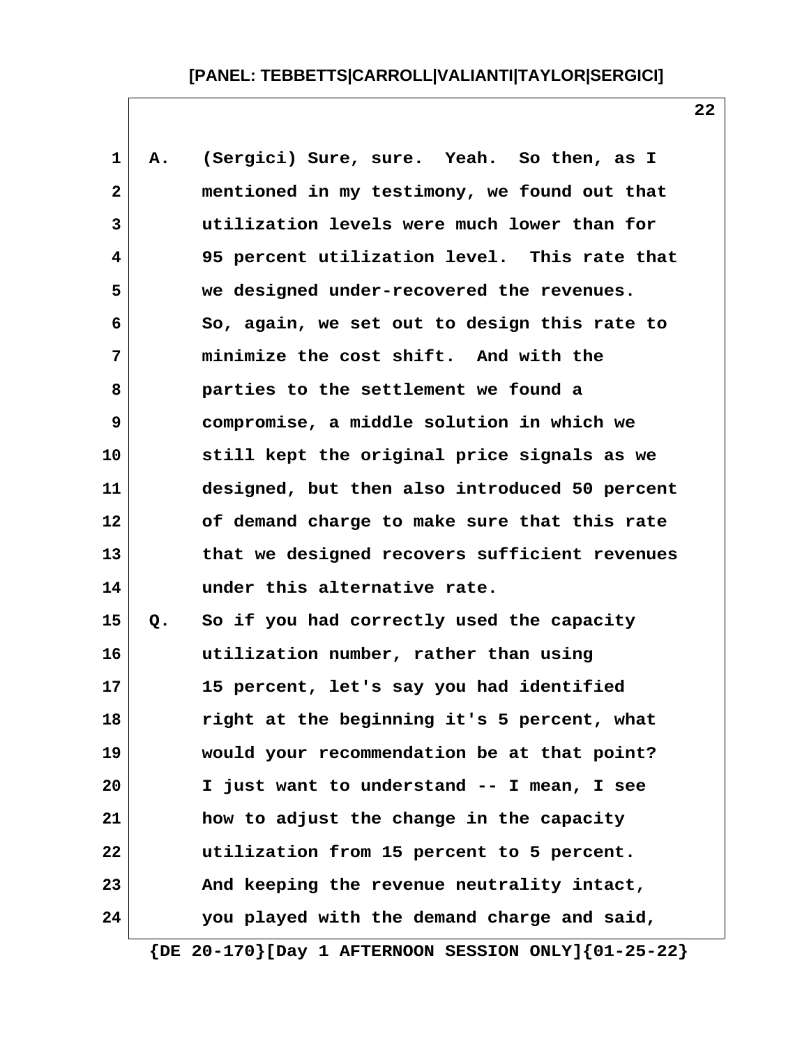A. (Sergici) Sure, sure. Yeah. So then, as I mentioned in my testimony, we found out that utilization levels were much lower than for 95 percent utilization level. This rate that we designed under-recovered the revenues. So, again, we set out to design this rate to minimize the cost shift. And with the parties to the settlement we found a compromise, a middle solution in which we still kept the original price signals as we designed, but then also introduced 50 percent of demand charge to make sure that this rate that we designed recovers sufficient revenues under this alternative rate.

Q. So if you had correctly used the capacity utilization number, rather than using 15 percent, let's say you had identified right at the beginning it's 5 percent, what would your recommendation be at that point? I just want to understand -- I mean, I see how to adjust the change in the capacity utilization from 15 percent to 5 percent. And keeping the revenue neutrality intact, you played with the demand charge and said,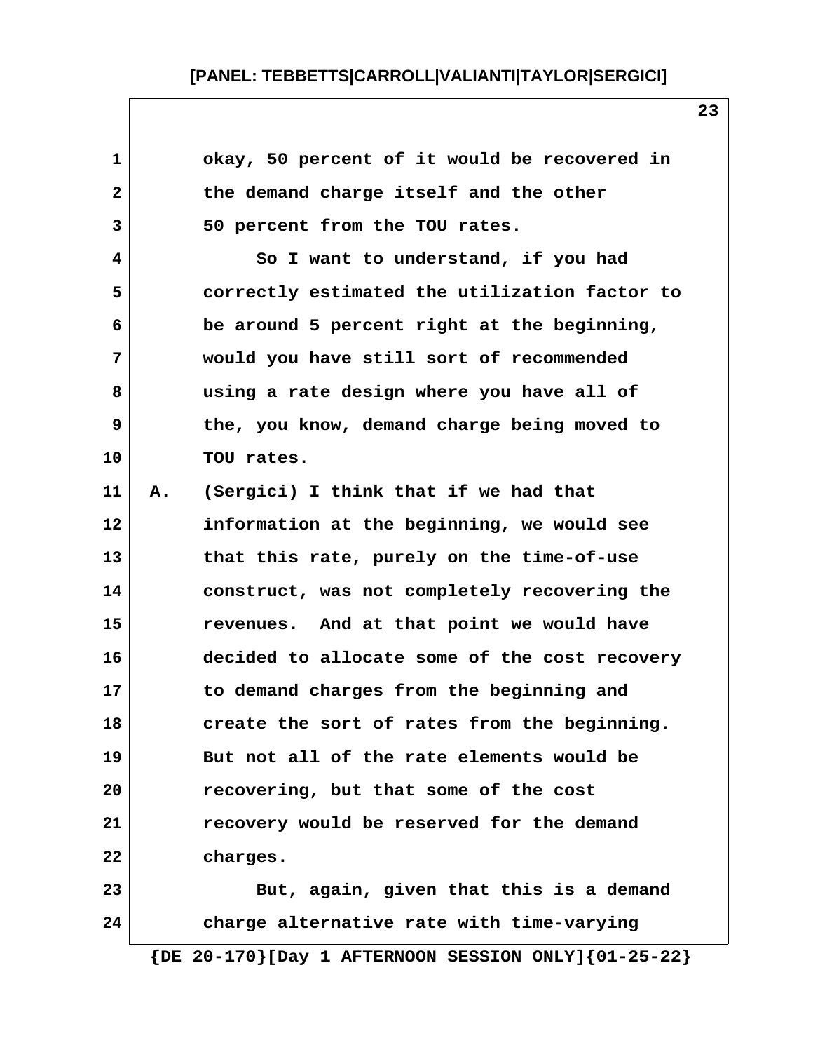okay, 50 percent of it would be recovered in the demand charge itself and the other 50 percent from the TOU rates.

So I want to understand, if you had correctly estimated the utilization factor to be around 5 percent right at the beginning, would you have still sort of recommended using a rate design where you have all of the, you know, demand charge being moved to TOU rates.

A. (Sergici) I think that if we had that information at the beginning, we would see that this rate, purely on the time-of-use construct, was not completely recovering the revenues. And at that point we would have decided to allocate some of the cost recovery to demand charges from the beginning and create the sort of rates from the beginning. But not all of the rate elements would be recovering, but that some of the cost recovery would be reserved for the demand charges.

But, again, given that this is a demand charge alternative rate with time-varying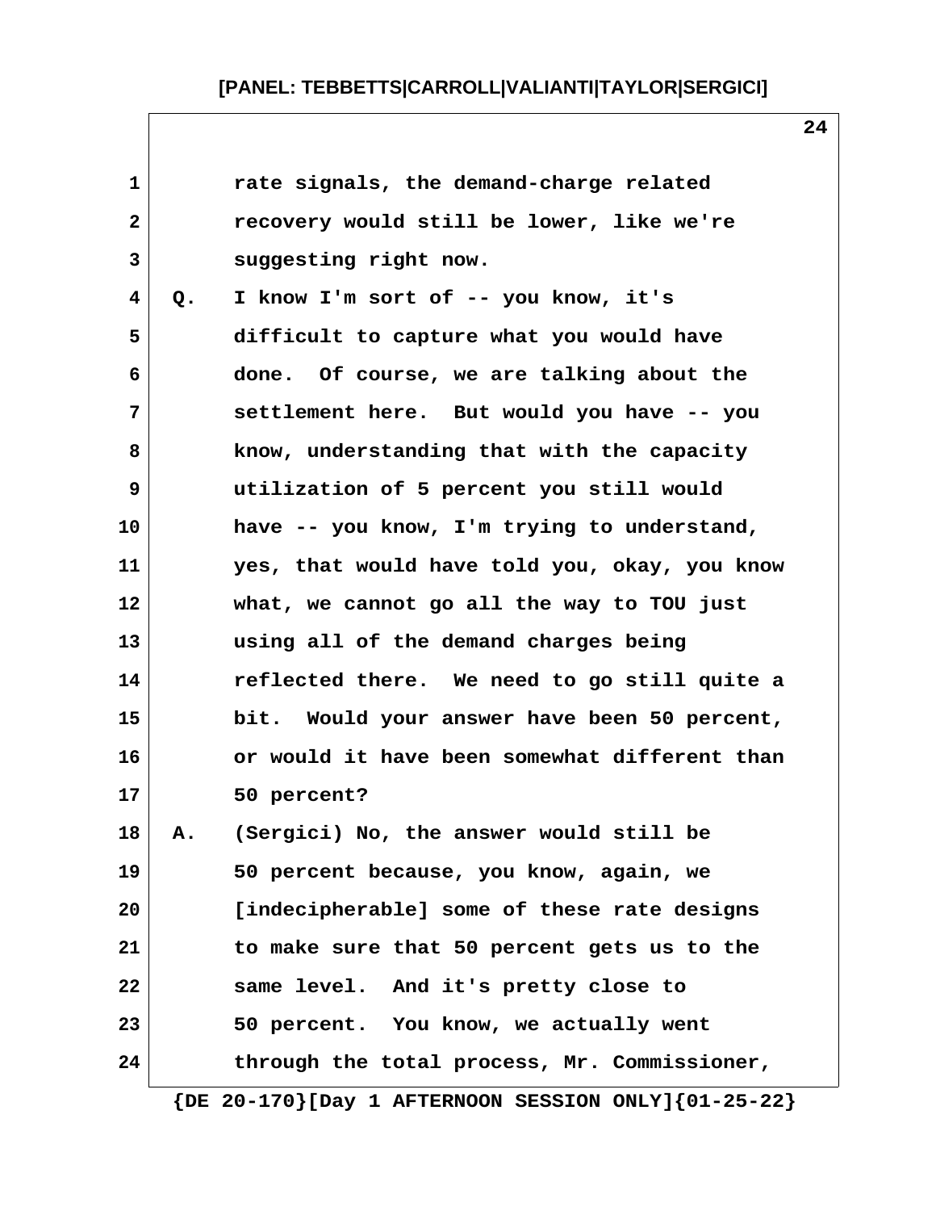rate signals, the demand-charge related recovery would still be lower, like we're suggesting right now.

Q. I know I'm sort of -- you know, it's difficult to capture what you would have done. Of course, we are talking about the settlement here. But would you have -- you know, understanding that with the capacity utilization of 5 percent you still would have -- you know, I'm trying to understand, yes, that would have told you, okay, you know what, we cannot go all the way to TOU just using all of the demand charges being reflected there. We need to go still quite a bit. Would your answer have been 50 percent, or would it have been somewhat different than 50 percent?

A. (Sergici) No, the answer would still be 50 percent because, you know, again, we [indecipherable] some of these rate designs to make sure that 50 percent gets us to the same level. And it's pretty close to 50 percent. You know, we actually went through the total process, Mr. Commissioner,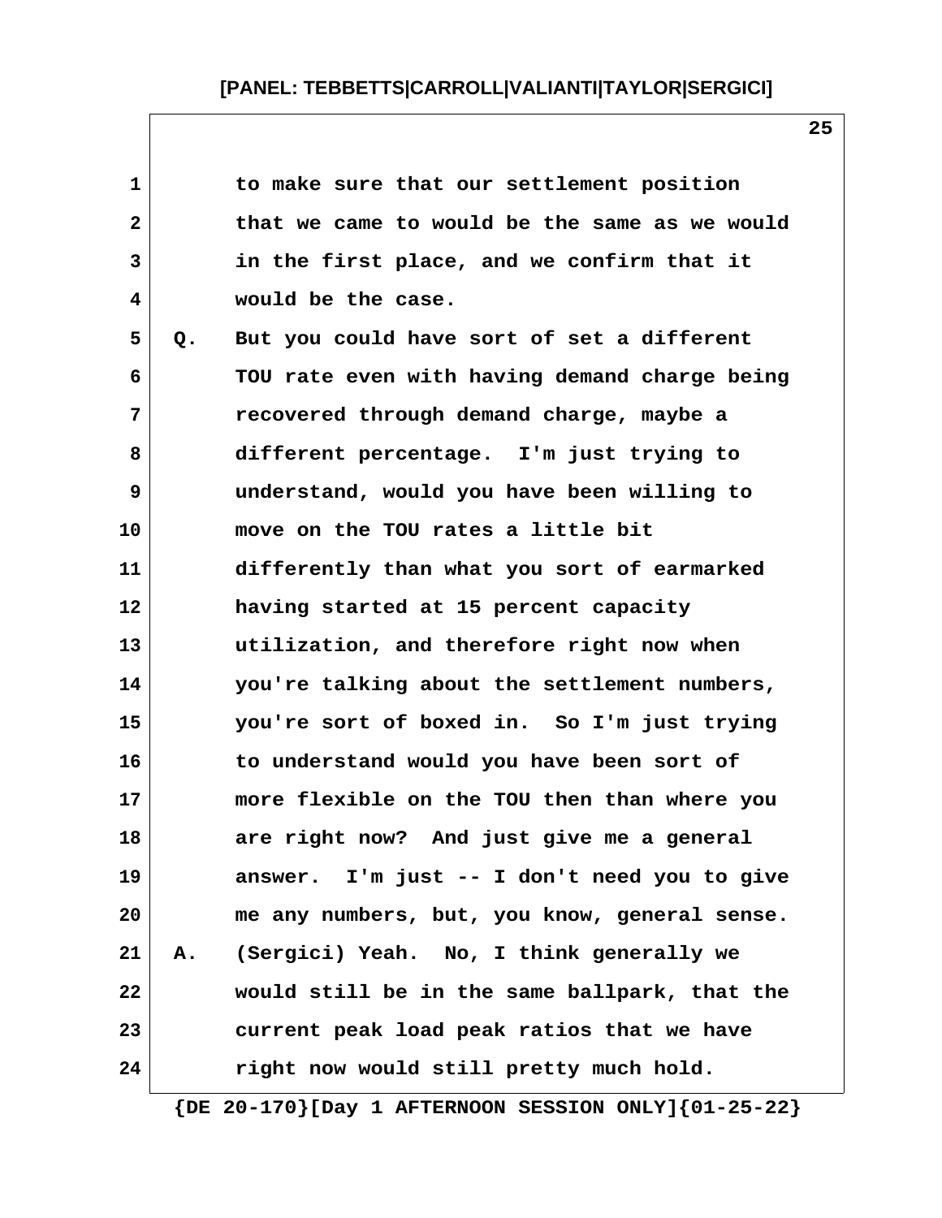to make sure that our settlement position that we came to would be the same as we would in the first place, and we confirm that it would be the case.

Q. But you could have sort of set a different TOU rate even with having demand charge being recovered through demand charge, maybe a different percentage. I'm just trying to understand, would you have been willing to move on the TOU rates a little bit differently than what you sort of earmarked having started at 15 percent capacity utilization, and therefore right now when you're talking about the settlement numbers, you're sort of boxed in. So I'm just trying to understand would you have been sort of more flexible on the TOU then than where you are right now? And just give me a general answer. I'm just -- I don't need you to give me any numbers, but, you know, general sense.

A. (Sergici) Yeah. No, I think generally we would still be in the same ballpark, that the current peak load peak ratios that we have right now would still pretty much hold.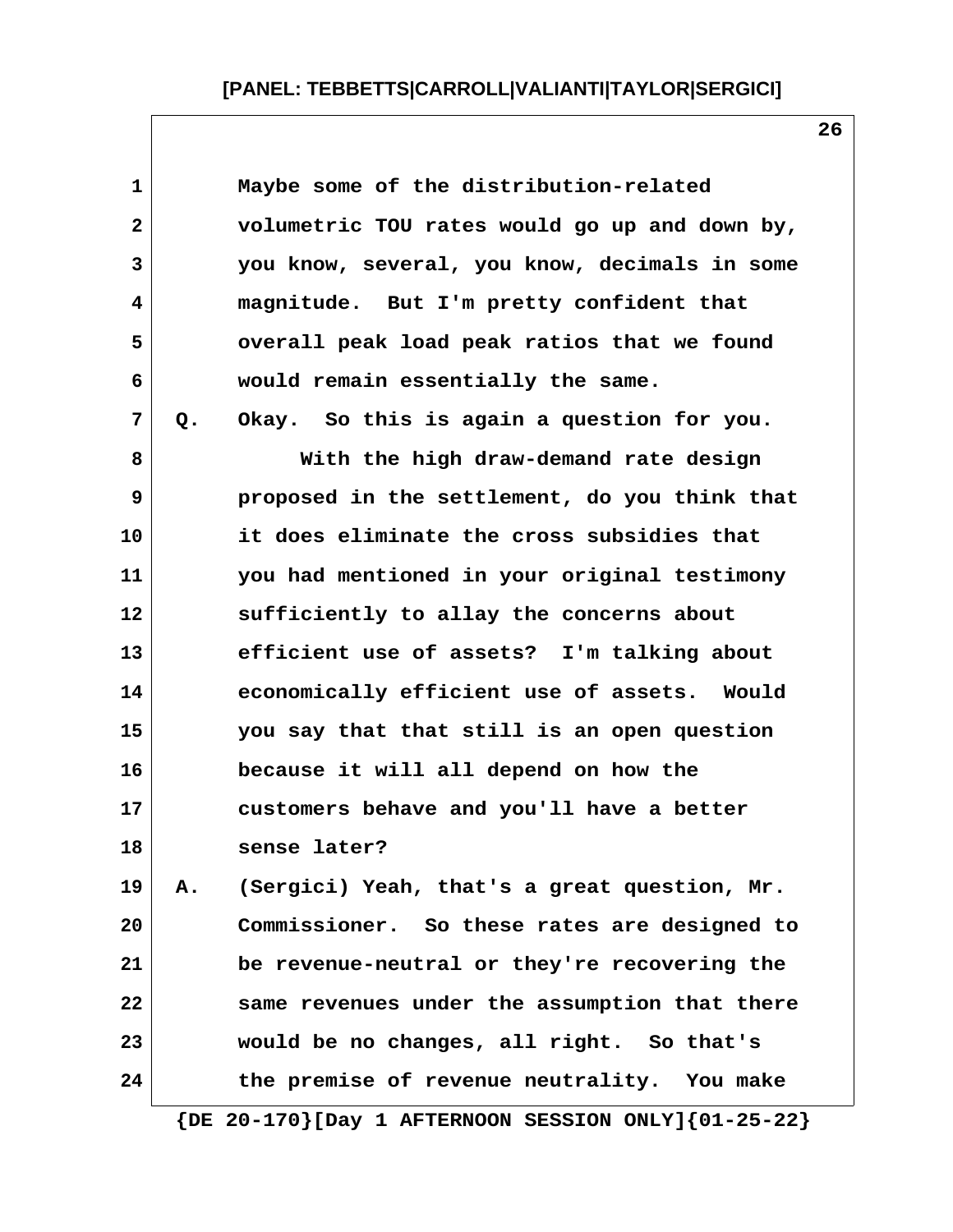Maybe some of the distribution-related volumetric TOU rates would go up and down by, you know, several, you know, decimals in some magnitude. But I'm pretty confident that overall peak load peak ratios that we found would remain essentially the same.

Q. Okay. So this is again a question for you.

With the high draw-demand rate design proposed in the settlement, do you think that it does eliminate the cross subsidies that you had mentioned in your original testimony sufficiently to allay the concerns about efficient use of assets? I'm talking about economically efficient use of assets. Would you say that that still is an open question because it will all depend on how the customers behave and you'll have a better sense later?

A. (Sergici) Yeah, that's a great question, Mr. Commissioner. So these rates are designed to be revenue-neutral or they're recovering the same revenues under the assumption that there would be no changes, all right. So that's the premise of revenue neutrality. You make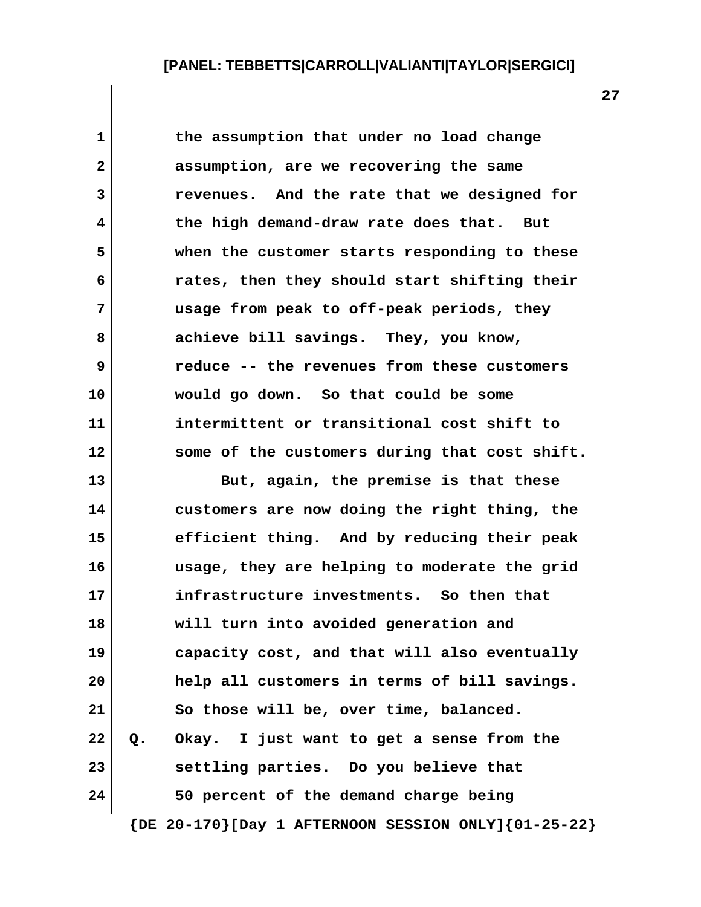1 the assumption that under no load change
2 assumption, are we recovering the same
3 revenues. And the rate that we designed for
4 the high demand-draw rate does that. But
5 when the customer starts responding to these
6 rates, then they should start shifting their
7 usage from peak to off-peak periods, they
8 achieve bill savings. They, you know,
9 reduce -- the revenues from these customers
10 would go down. So that could be some
11 intermittent or transitional cost shift to
12 some of the customers during that cost shift.
13 But, again, the premise is that these
14 customers are now doing the right thing, the
15 efficient thing. And by reducing their peak
16 usage, they are helping to moderate the grid
17 infrastructure investments. So then that
18 will turn into avoided generation and
19 capacity cost, and that will also eventually
20 help all customers in terms of bill savings.
21 So those will be, over time, balanced.
22 Q. Okay. I just want to get a sense from the
23 settling parties. Do you believe that
24 50 percent of the demand charge being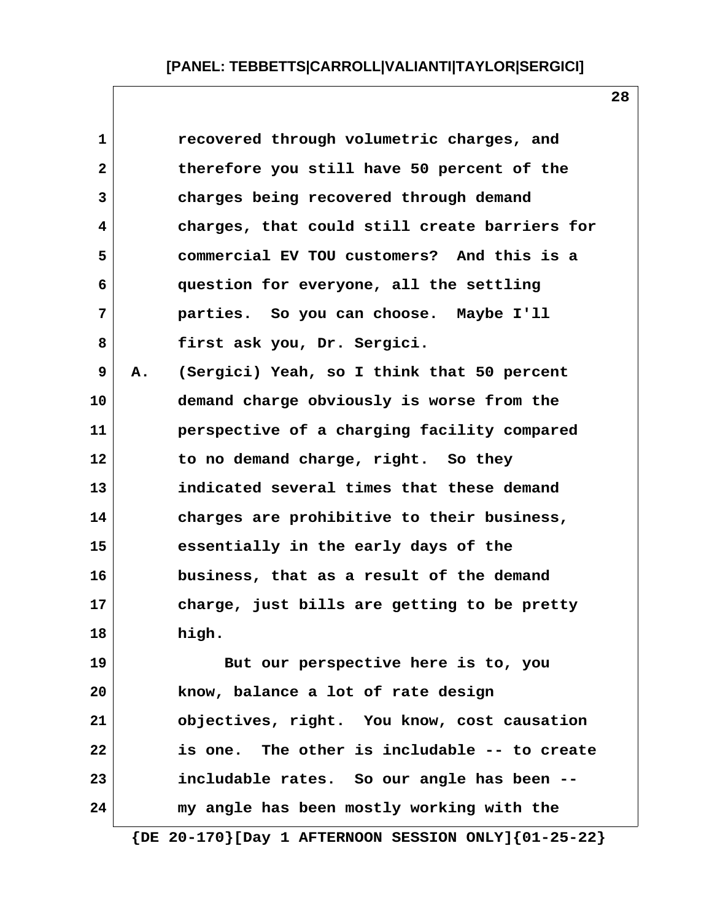recovered through volumetric charges, and therefore you still have 50 percent of the charges being recovered through demand charges, that could still create barriers for commercial EV TOU customers? And this is a question for everyone, all the settling parties. So you can choose. Maybe I'll first ask you, Dr. Sergici.

A. (Sergici) Yeah, so I think that 50 percent demand charge obviously is worse from the perspective of a charging facility compared to no demand charge, right. So they indicated several times that these demand charges are prohibitive to their business, essentially in the early days of the business, that as a result of the demand charge, just bills are getting to be pretty high.

But our perspective here is to, you know, balance a lot of rate design objectives, right. You know, cost causation is one. The other is includable -- to create includable rates. So our angle has been -- my angle has been mostly working with the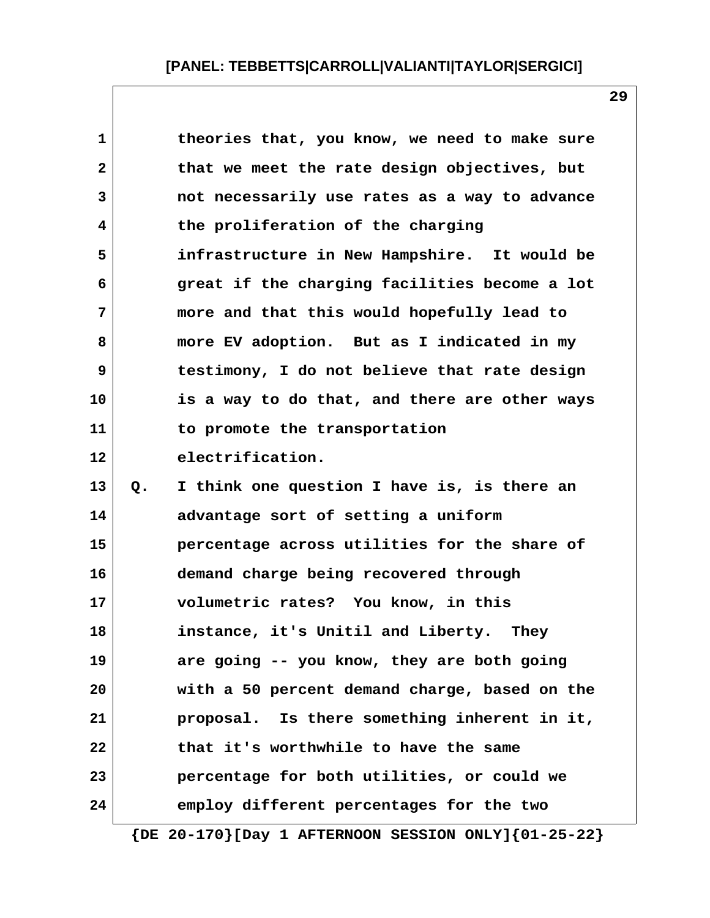theories that, you know, we need to make sure that we meet the rate design objectives, but not necessarily use rates as a way to advance the proliferation of the charging infrastructure in New Hampshire. It would be great if the charging facilities become a lot more and that this would hopefully lead to more EV adoption. But as I indicated in my testimony, I do not believe that rate design is a way to do that, and there are other ways to promote the transportation electrification.

Q. I think one question I have is, is there an advantage sort of setting a uniform percentage across utilities for the share of demand charge being recovered through volumetric rates? You know, in this instance, it's Unitil and Liberty. They are going -- you know, they are both going with a 50 percent demand charge, based on the proposal. Is there something inherent in it, that it's worthwhile to have the same percentage for both utilities, or could we employ different percentages for the two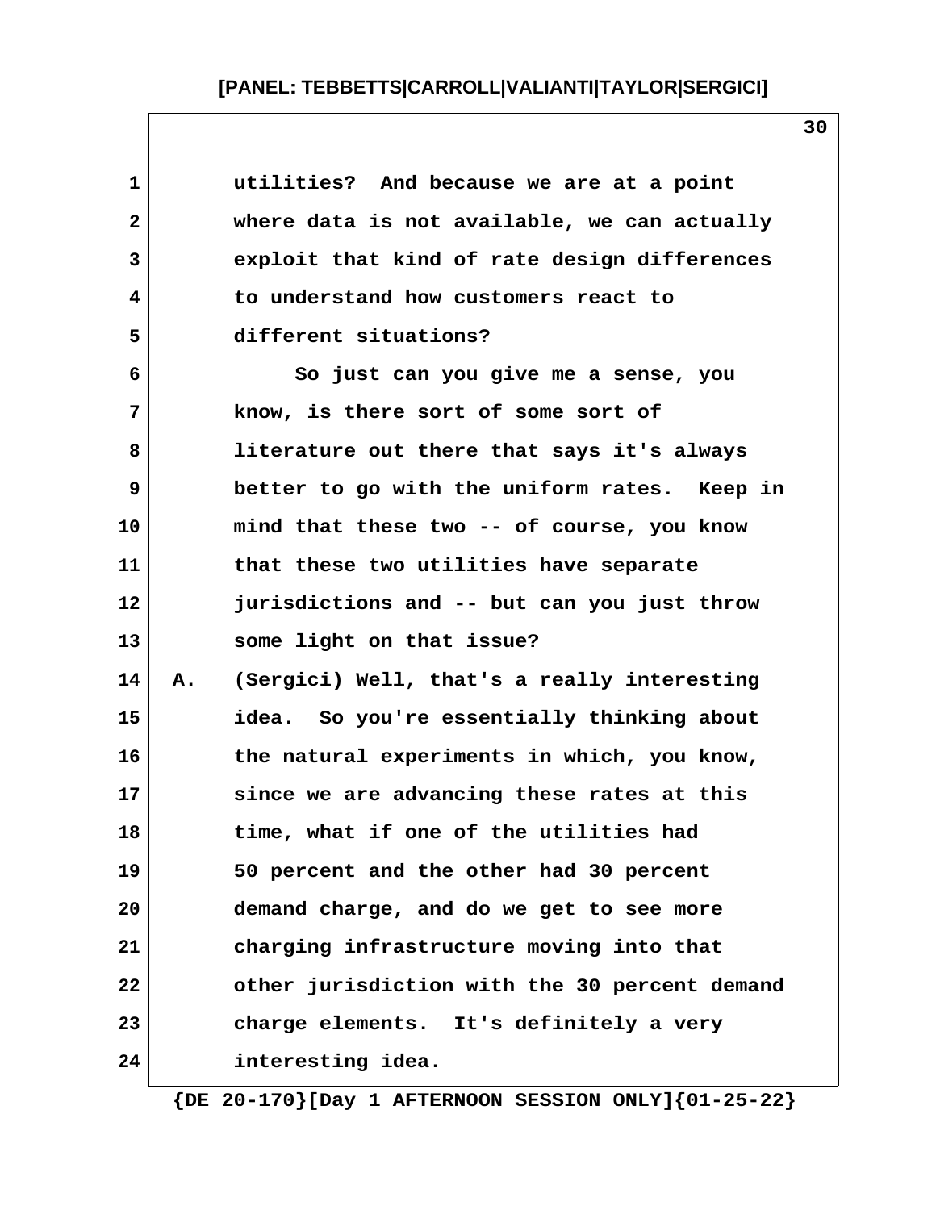utilities? And because we are at a point where data is not available, we can actually exploit that kind of rate design differences to understand how customers react to different situations?

So just can you give me a sense, you know, is there sort of some sort of literature out there that says it's always better to go with the uniform rates. Keep in mind that these two -- of course, you know that these two utilities have separate jurisdictions and -- but can you just throw some light on that issue?

A. (Sergici) Well, that's a really interesting idea. So you're essentially thinking about the natural experiments in which, you know, since we are advancing these rates at this time, what if one of the utilities had 50 percent and the other had 30 percent demand charge, and do we get to see more charging infrastructure moving into that other jurisdiction with the 30 percent demand charge elements. It's definitely a very interesting idea.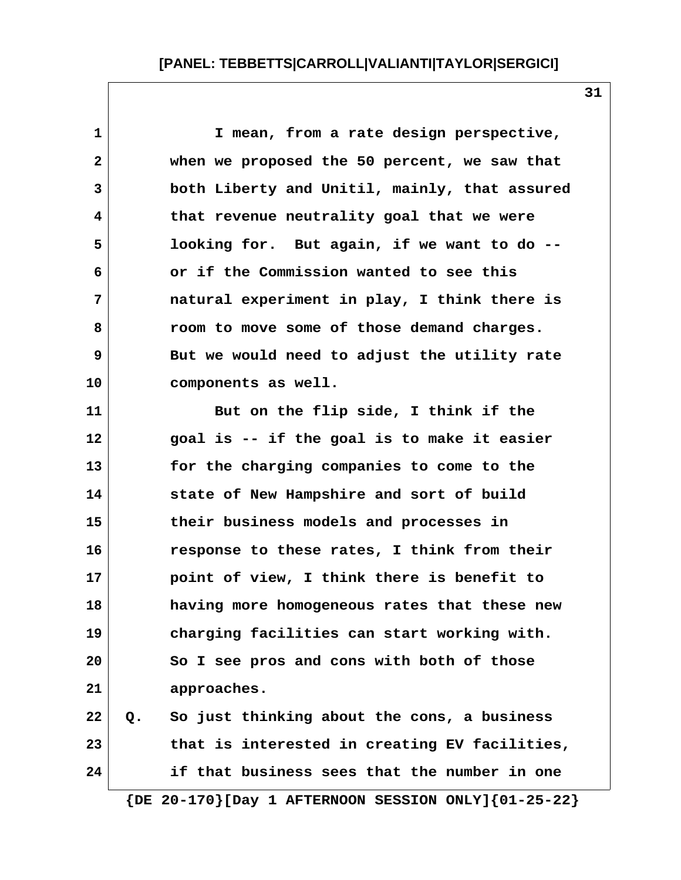I mean, from a rate design perspective, when we proposed the 50 percent, we saw that both Liberty and Unitil, mainly, that assured that revenue neutrality goal that we were looking for. But again, if we want to do -- or if the Commission wanted to see this natural experiment in play, I think there is room to move some of those demand charges. But we would need to adjust the utility rate components as well.

But on the flip side, I think if the goal is -- if the goal is to make it easier for the charging companies to come to the state of New Hampshire and sort of build their business models and processes in response to these rates, I think from their point of view, I think there is benefit to having more homogeneous rates that these new charging facilities can start working with. So I see pros and cons with both of those approaches.

Q. So just thinking about the cons, a business that is interested in creating EV facilities, if that business sees that the number in one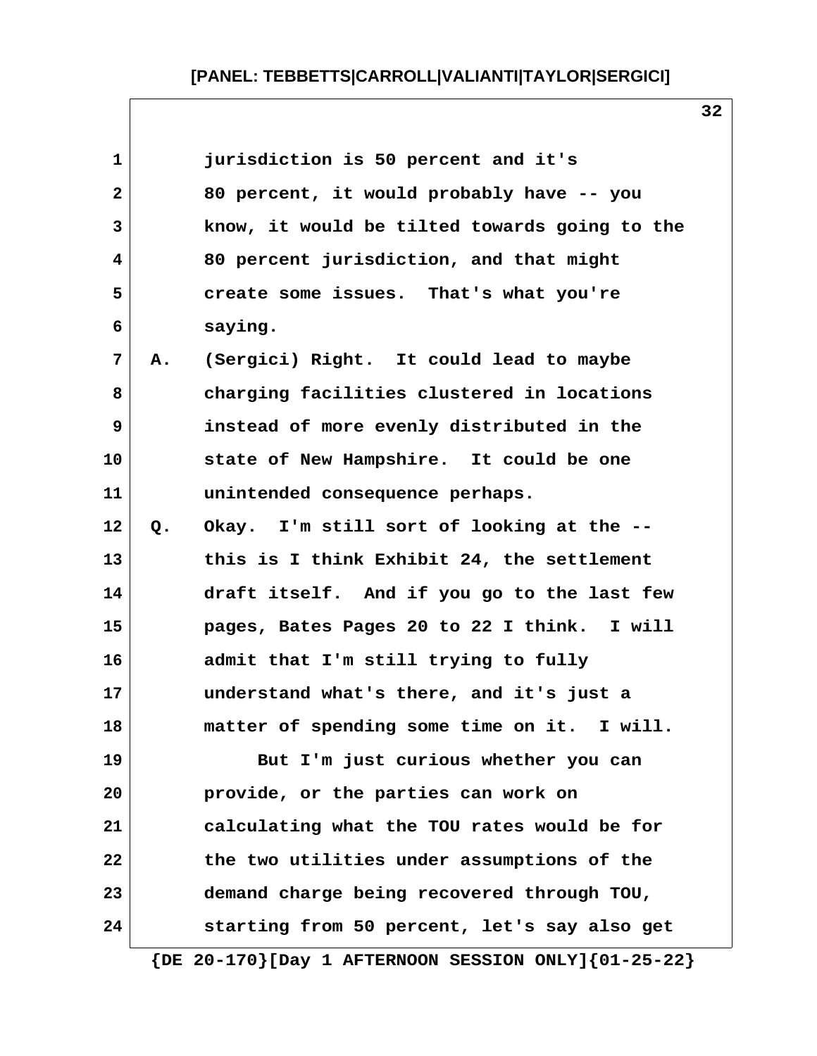jurisdiction is 50 percent and it's 80 percent, it would probably have -- you know, it would be tilted towards going to the 80 percent jurisdiction, and that might create some issues. That's what you're saying.

A. (Sergici) Right. It could lead to maybe charging facilities clustered in locations instead of more evenly distributed in the state of New Hampshire. It could be one unintended consequence perhaps.

Q. Okay. I'm still sort of looking at the -- this is I think Exhibit 24, the settlement draft itself. And if you go to the last few pages, Bates Pages 20 to 22 I think. I will admit that I'm still trying to fully understand what's there, and it's just a matter of spending some time on it. I will.

But I'm just curious whether you can provide, or the parties can work on calculating what the TOU rates would be for the two utilities under assumptions of the demand charge being recovered through TOU, starting from 50 percent, let's say also get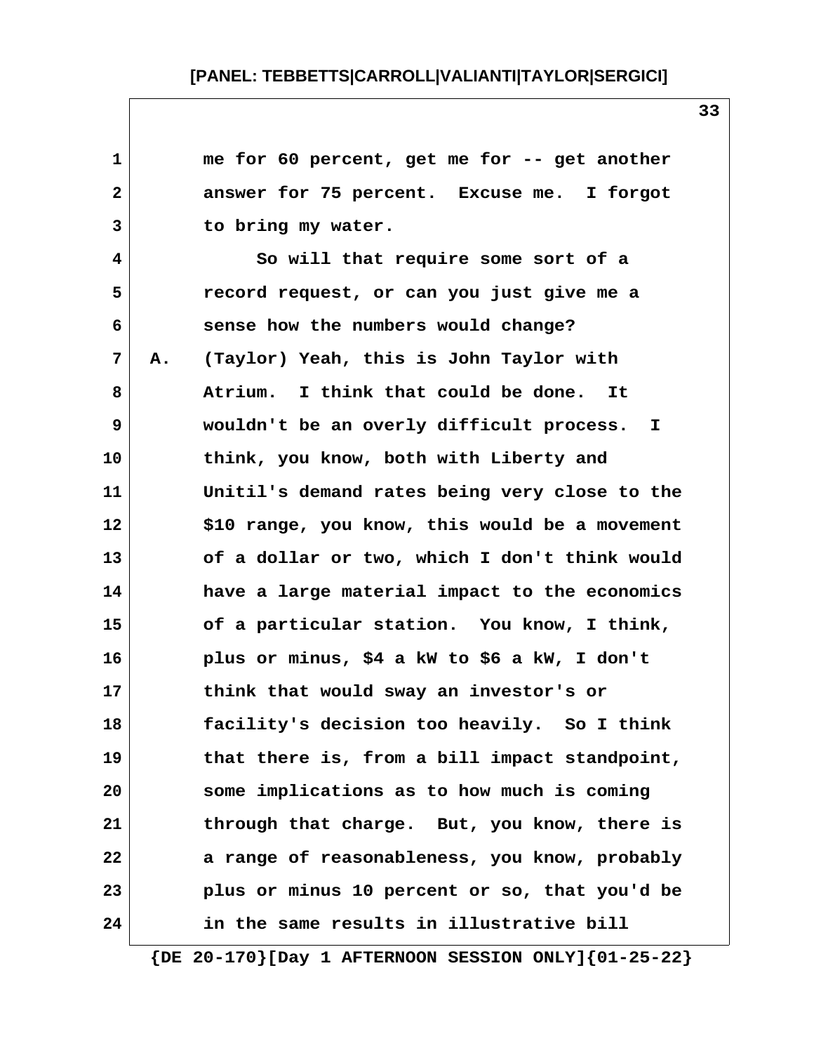1 me for 60 percent, get me for -- get another
2 answer for 75 percent. Excuse me. I forgot
3 to bring my water.
4 So will that require some sort of a
5 record request, or can you just give me a
6 sense how the numbers would change?
7 A. (Taylor) Yeah, this is John Taylor with
8 Atrium. I think that could be done. It
9 wouldn't be an overly difficult process. I
10 think, you know, both with Liberty and
11 Unitil's demand rates being very close to the
12 $10 range, you know, this would be a movement
13 of a dollar or two, which I don't think would
14 have a large material impact to the economics
15 of a particular station. You know, I think,
16 plus or minus, $4 a kW to $6 a kW, I don't
17 think that would sway an investor's or
18 facility's decision too heavily. So I think
19 that there is, from a bill impact standpoint,
20 some implications as to how much is coming
21 through that charge. But, you know, there is
22 a range of reasonableness, you know, probably
23 plus or minus 10 percent or so, that you'd be
24 in the same results in illustrative bill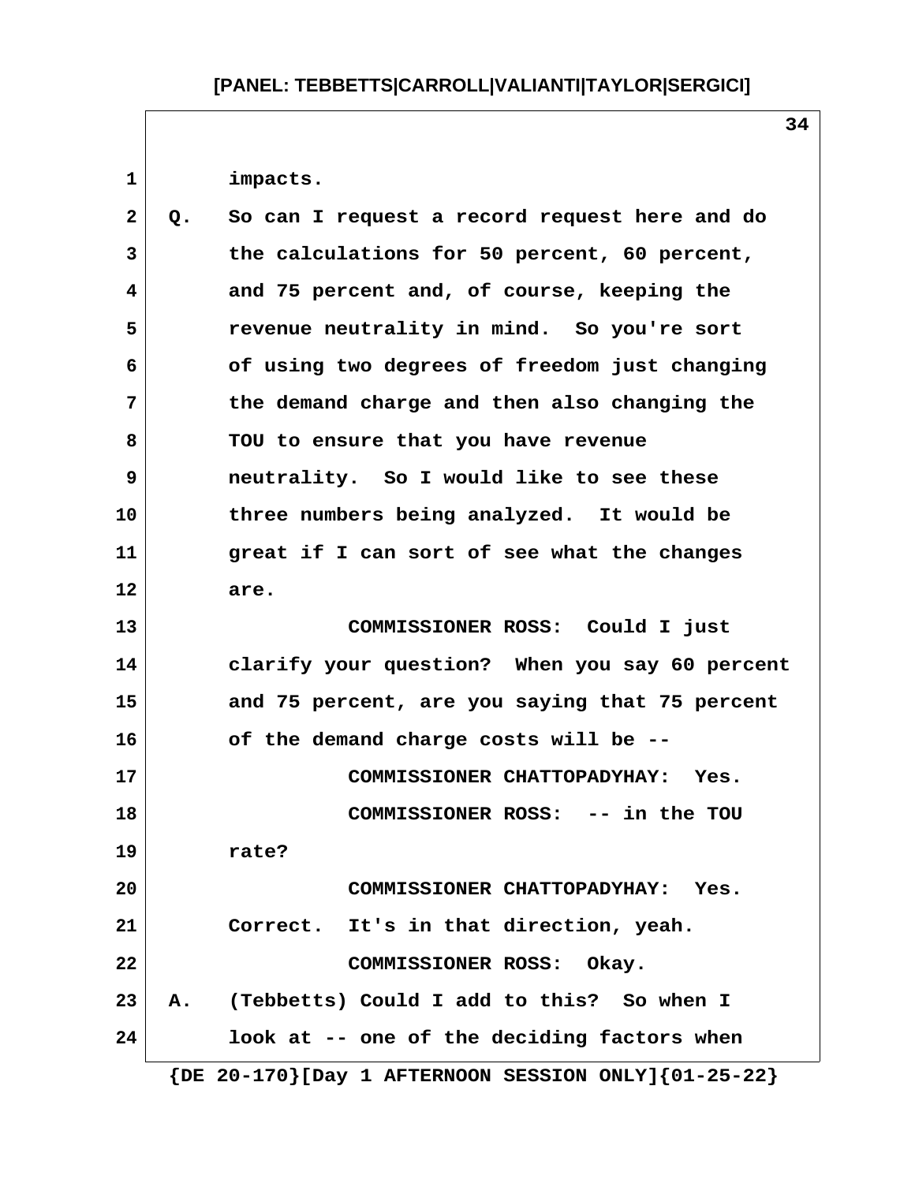impacts.

Q. So can I request a record request here and do the calculations for 50 percent, 60 percent, and 75 percent and, of course, keeping the revenue neutrality in mind. So you're sort of using two degrees of freedom just changing the demand charge and then also changing the TOU to ensure that you have revenue neutrality. So I would like to see these three numbers being analyzed. It would be great if I can sort of see what the changes are.

COMMISSIONER ROSS: Could I just clarify your question? When you say 60 percent and 75 percent, are you saying that 75 percent of the demand charge costs will be --

COMMISSIONER CHATTOPADYHAY: Yes.

COMMISSIONER ROSS: -- in the TOU rate?

COMMISSIONER CHATTOPADYHAY: Yes. Correct. It's in that direction, yeah.

COMMISSIONER ROSS: Okay.

A. (Tebbetts) Could I add to this? So when I look at -- one of the deciding factors when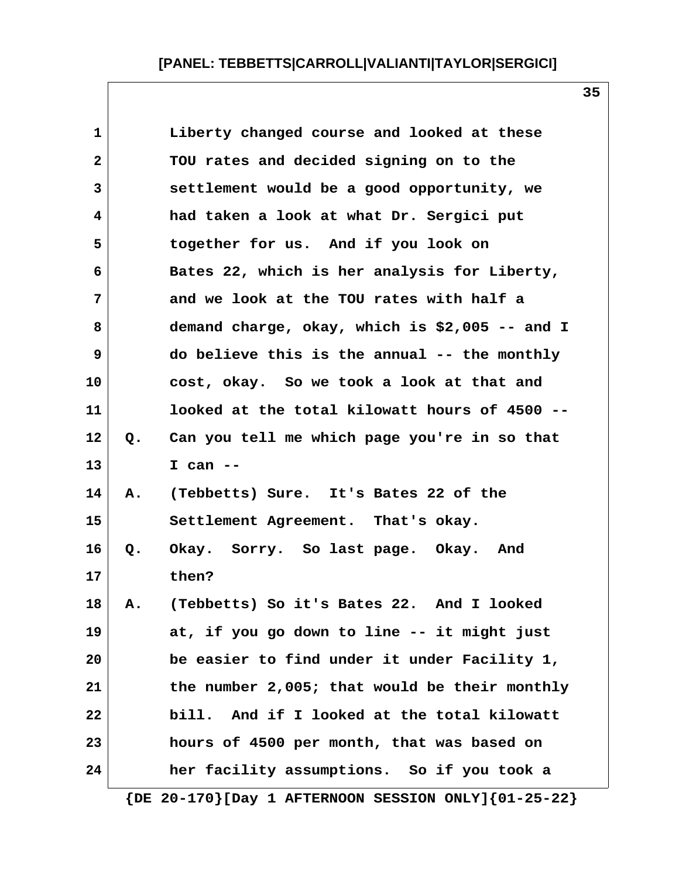Liberty changed course and looked at these TOU rates and decided signing on to the settlement would be a good opportunity, we had taken a look at what Dr. Sergici put together for us. And if you look on Bates 22, which is her analysis for Liberty, and we look at the TOU rates with half a demand charge, okay, which is $2,005 -- and I do believe this is the annual -- the monthly cost, okay. So we took a look at that and looked at the total kilowatt hours of 4500 --

Q. Can you tell me which page you're in so that I can --

A. (Tebbetts) Sure. It's Bates 22 of the Settlement Agreement. That's okay.

Q. Okay. Sorry. So last page. Okay. And then?

A. (Tebbetts) So it's Bates 22. And I looked at, if you go down to line -- it might just be easier to find under it under Facility 1, the number 2,005; that would be their monthly bill. And if I looked at the total kilowatt hours of 4500 per month, that was based on her facility assumptions. So if you took a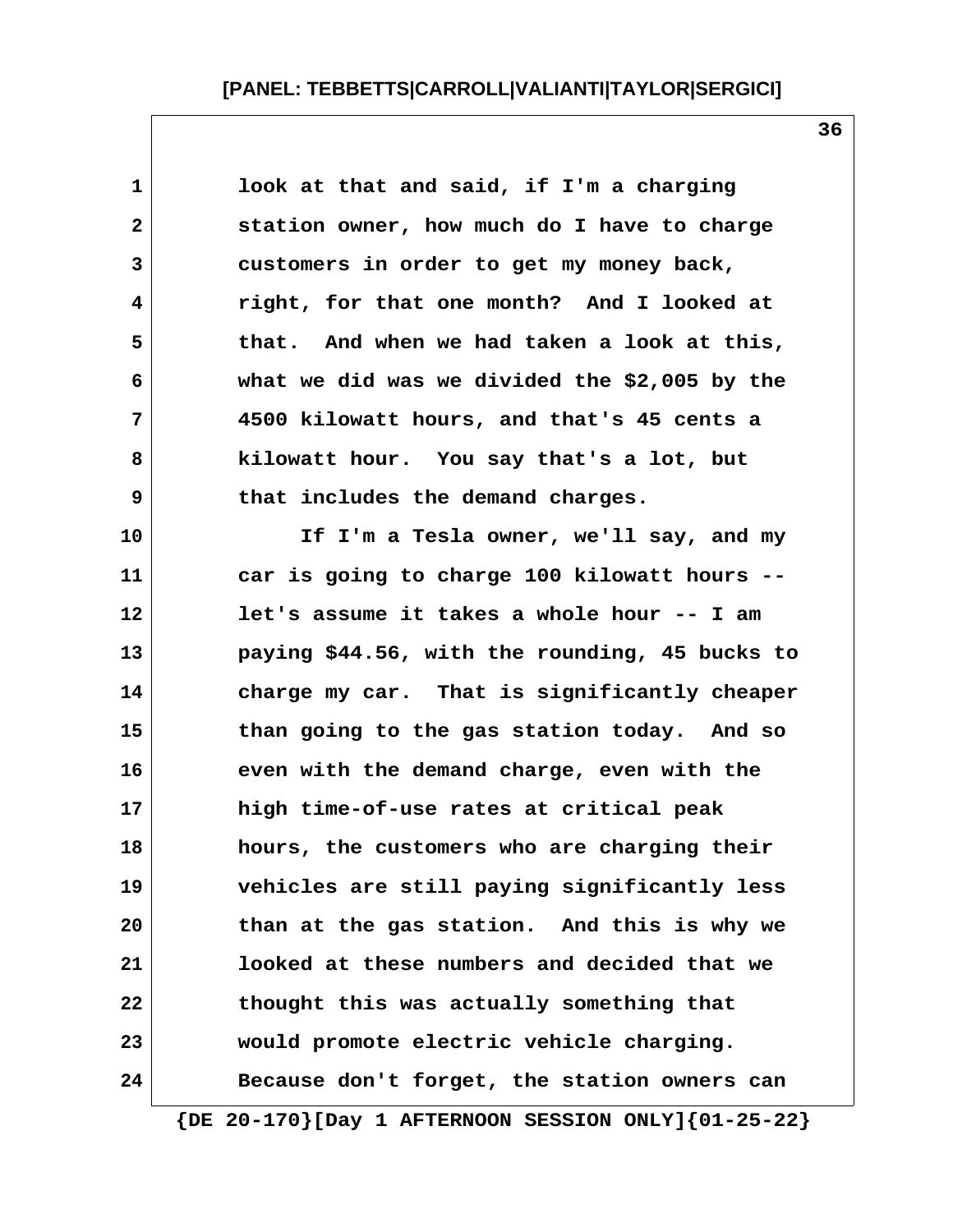look at that and said, if I'm a charging station owner, how much do I have to charge customers in order to get my money back, right, for that one month? And I looked at that. And when we had taken a look at this, what we did was we divided the $2,005 by the 4500 kilowatt hours, and that's 45 cents a kilowatt hour. You say that's a lot, but that includes the demand charges.

If I'm a Tesla owner, we'll say, and my car is going to charge 100 kilowatt hours -- let's assume it takes a whole hour -- I am paying $44.56, with the rounding, 45 bucks to charge my car. That is significantly cheaper than going to the gas station today. And so even with the demand charge, even with the high time-of-use rates at critical peak hours, the customers who are charging their vehicles are still paying significantly less than at the gas station. And this is why we looked at these numbers and decided that we thought this was actually something that would promote electric vehicle charging. Because don't forget, the station owners can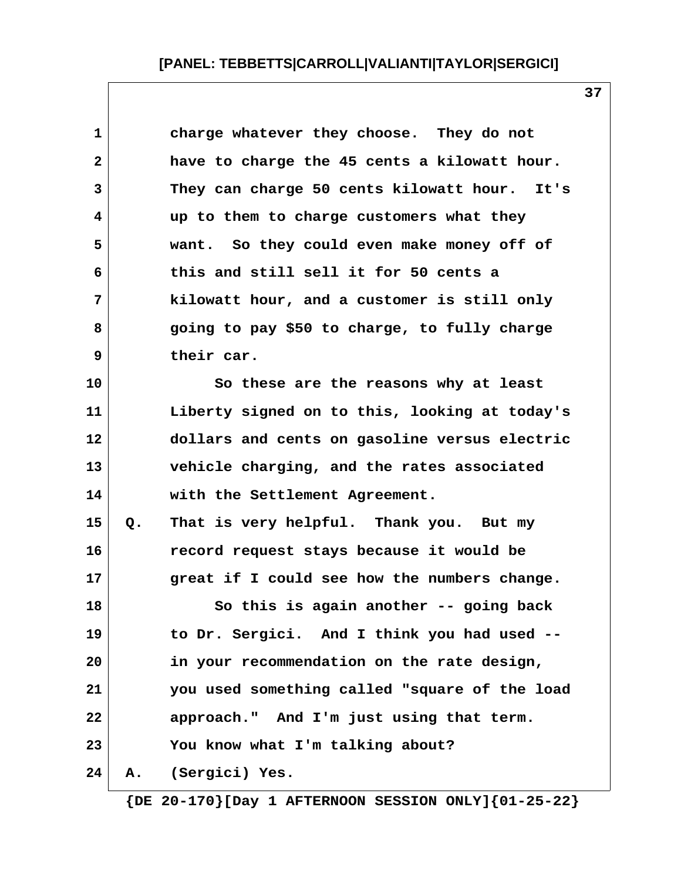charge whatever they choose. They do not have to charge the 45 cents a kilowatt hour. They can charge 50 cents kilowatt hour. It's up to them to charge customers what they want. So they could even make money off of this and still sell it for 50 cents a kilowatt hour, and a customer is still only going to pay $50 to charge, to fully charge their car.

So these are the reasons why at least Liberty signed on to this, looking at today's dollars and cents on gasoline versus electric vehicle charging, and the rates associated with the Settlement Agreement.

Q. That is very helpful. Thank you. But my record request stays because it would be great if I could see how the numbers change.

So this is again another -- going back to Dr. Sergici. And I think you had used -- in your recommendation on the rate design, you used something called "square of the load approach." And I'm just using that term. You know what I'm talking about?

A. (Sergici) Yes.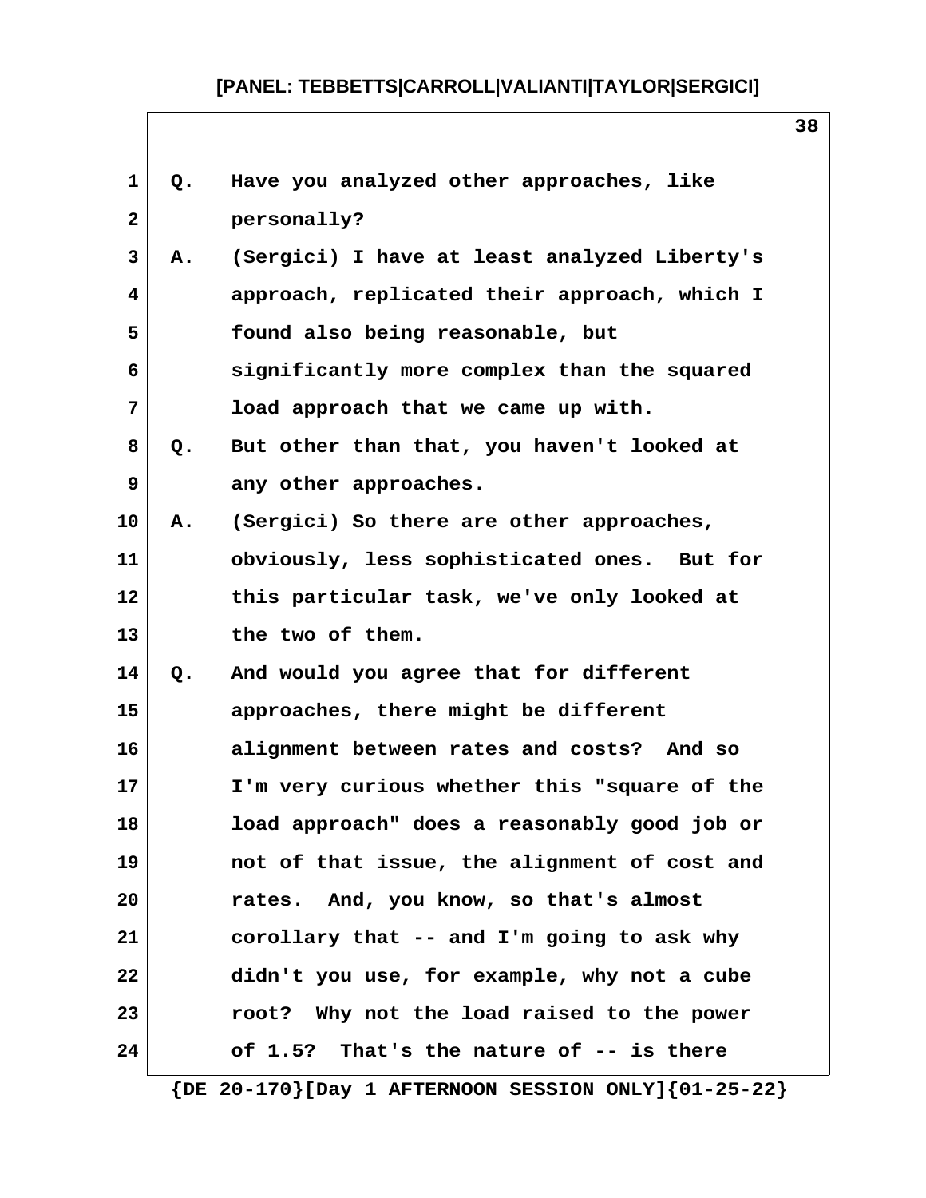Q. Have you analyzed other approaches, like personally?

A. (Sergici) I have at least analyzed Liberty's approach, replicated their approach, which I found also being reasonable, but significantly more complex than the squared load approach that we came up with.

Q. But other than that, you haven't looked at any other approaches.

A. (Sergici) So there are other approaches, obviously, less sophisticated ones. But for this particular task, we've only looked at the two of them.

Q. And would you agree that for different approaches, there might be different alignment between rates and costs? And so I'm very curious whether this "square of the load approach" does a reasonably good job or not of that issue, the alignment of cost and rates. And, you know, so that's almost corollary that -- and I'm going to ask why didn't you use, for example, why not a cube root? Why not the load raised to the power of 1.5? That's the nature of -- is there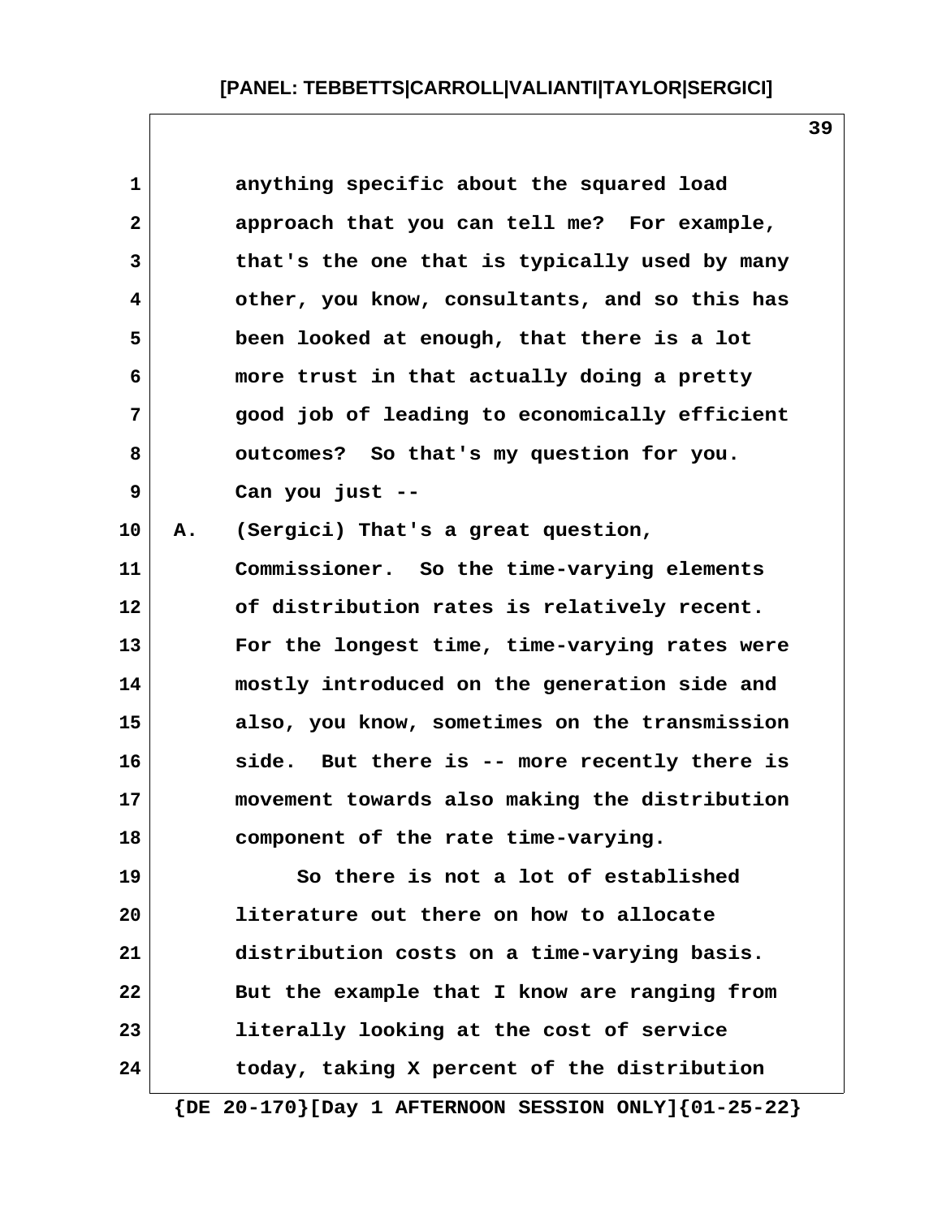anything specific about the squared load approach that you can tell me? For example, that's the one that is typically used by many other, you know, consultants, and so this has been looked at enough, that there is a lot more trust in that actually doing a pretty good job of leading to economically efficient outcomes? So that's my question for you. Can you just --

A. (Sergici) That's a great question, Commissioner. So the time-varying elements of distribution rates is relatively recent. For the longest time, time-varying rates were mostly introduced on the generation side and also, you know, sometimes on the transmission side. But there is -- more recently there is movement towards also making the distribution component of the rate time-varying.

So there is not a lot of established literature out there on how to allocate distribution costs on a time-varying basis. But the example that I know are ranging from literally looking at the cost of service today, taking X percent of the distribution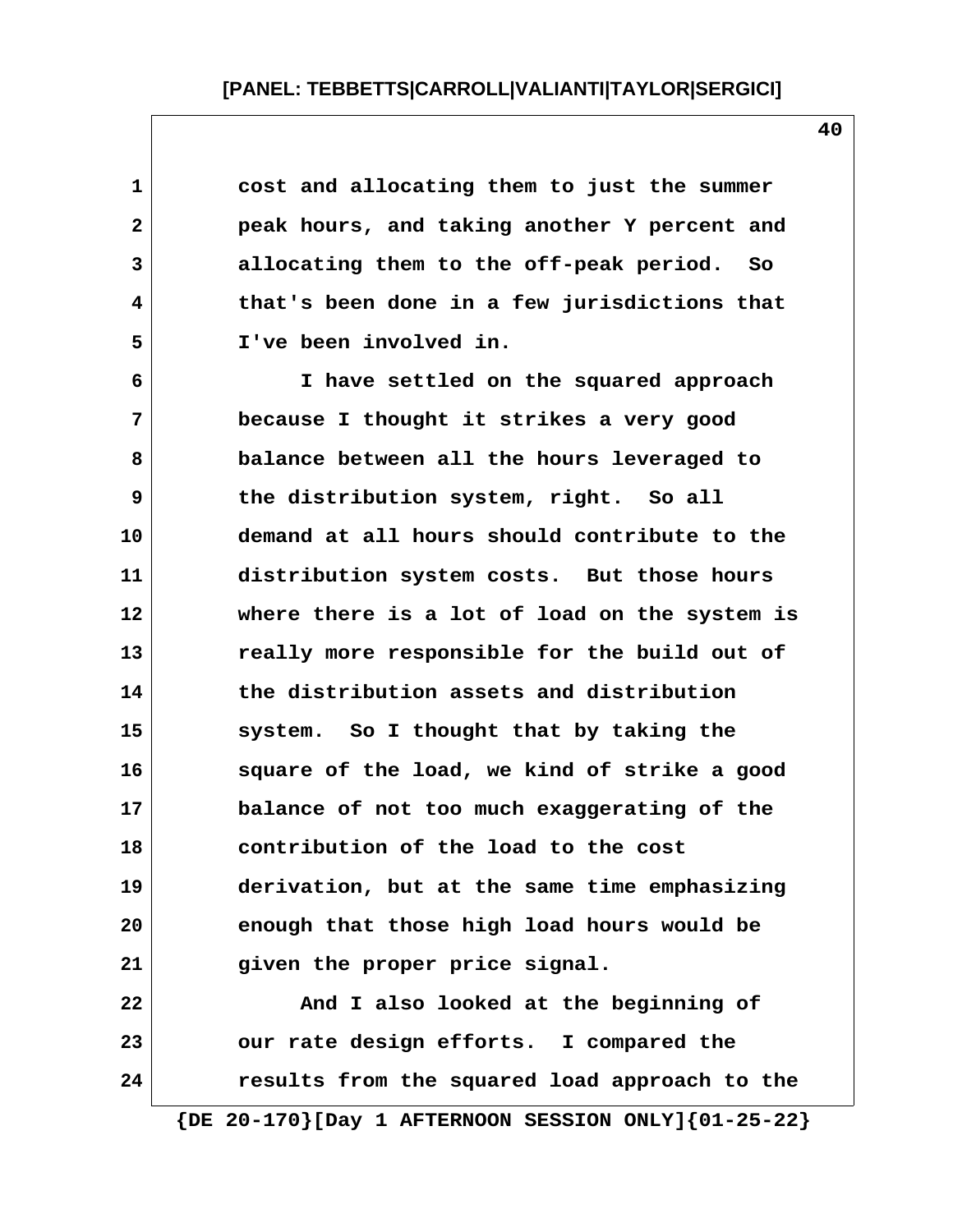cost and allocating them to just the summer peak hours, and taking another Y percent and allocating them to the off-peak period. So that's been done in a few jurisdictions that I've been involved in.

I have settled on the squared approach because I thought it strikes a very good balance between all the hours leveraged to the distribution system, right. So all demand at all hours should contribute to the distribution system costs. But those hours where there is a lot of load on the system is really more responsible for the build out of the distribution assets and distribution system. So I thought that by taking the square of the load, we kind of strike a good balance of not too much exaggerating of the contribution of the load to the cost derivation, but at the same time emphasizing enough that those high load hours would be given the proper price signal.

And I also looked at the beginning of our rate design efforts. I compared the results from the squared load approach to the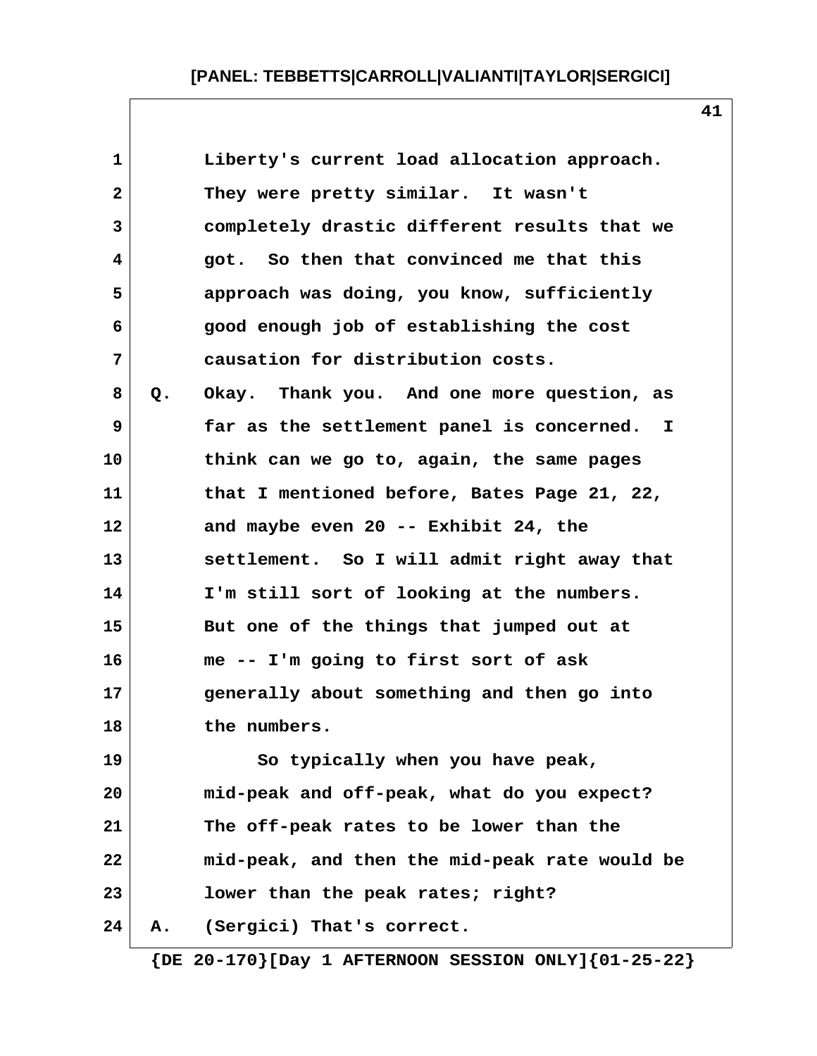Liberty's current load allocation approach. They were pretty similar. It wasn't completely drastic different results that we got. So then that convinced me that this approach was doing, you know, sufficiently good enough job of establishing the cost causation for distribution costs.

Q. Okay. Thank you. And one more question, as far as the settlement panel is concerned. I think can we go to, again, the same pages that I mentioned before, Bates Page 21, 22, and maybe even 20 -- Exhibit 24, the settlement. So I will admit right away that I'm still sort of looking at the numbers. But one of the things that jumped out at me -- I'm going to first sort of ask generally about something and then go into the numbers.

So typically when you have peak, mid-peak and off-peak, what do you expect? The off-peak rates to be lower than the mid-peak, and then the mid-peak rate would be lower than the peak rates; right?

A. (Sergici) That's correct.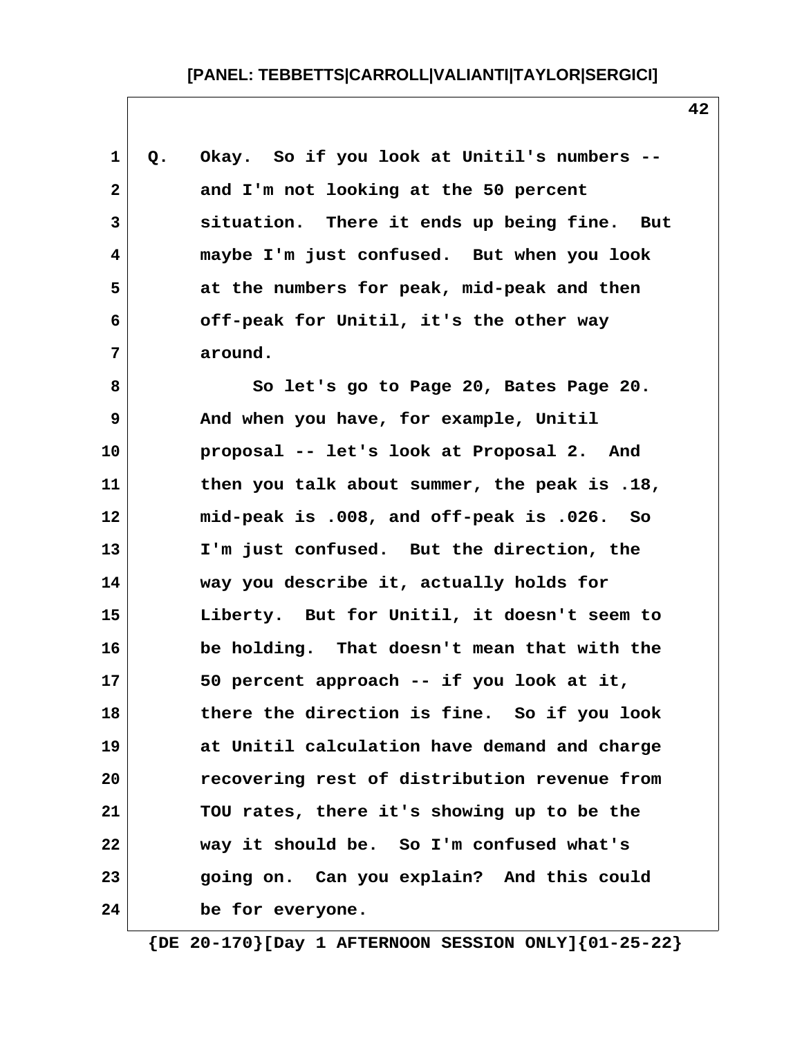Q. Okay. So if you look at Unitil's numbers -- and I'm not looking at the 50 percent situation. There it ends up being fine. But maybe I'm just confused. But when you look at the numbers for peak, mid-peak and then off-peak for Unitil, it's the other way around.

So let's go to Page 20, Bates Page 20. And when you have, for example, Unitil proposal -- let's look at Proposal 2. And then you talk about summer, the peak is .18, mid-peak is .008, and off-peak is .026. So I'm just confused. But the direction, the way you describe it, actually holds for Liberty. But for Unitil, it doesn't seem to be holding. That doesn't mean that with the 50 percent approach -- if you look at it, there the direction is fine. So if you look at Unitil calculation have demand and charge recovering rest of distribution revenue from TOU rates, there it's showing up to be the way it should be. So I'm confused what's going on. Can you explain? And this could be for everyone.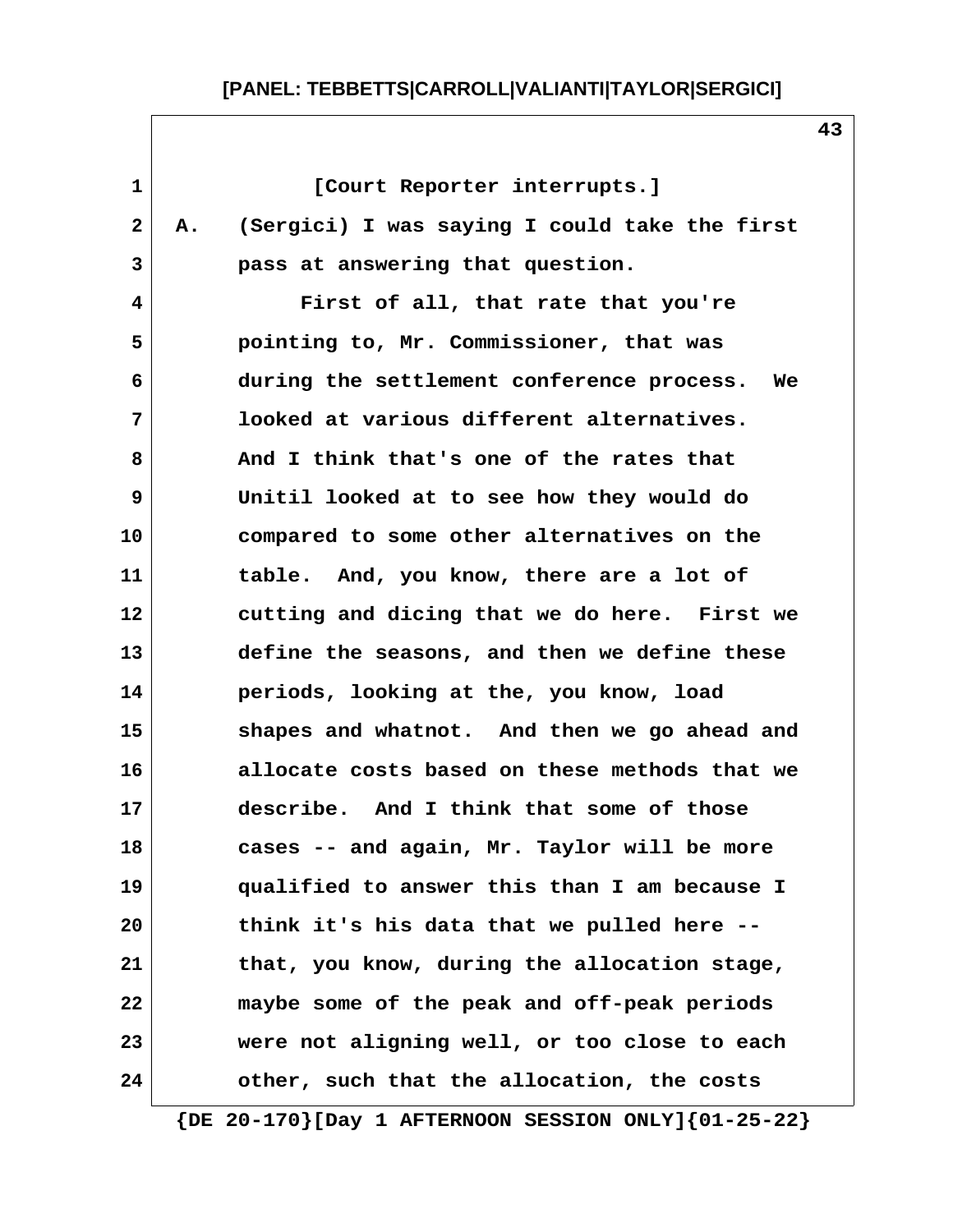[Court Reporter interrupts.]

A. (Sergici) I was saying I could take the first pass at answering that question.

First of all, that rate that you're pointing to, Mr. Commissioner, that was during the settlement conference process. We looked at various different alternatives. And I think that's one of the rates that Unitil looked at to see how they would do compared to some other alternatives on the table. And, you know, there are a lot of cutting and dicing that we do here. First we define the seasons, and then we define these periods, looking at the, you know, load shapes and whatnot. And then we go ahead and allocate costs based on these methods that we describe. And I think that some of those cases -- and again, Mr. Taylor will be more qualified to answer this than I am because I think it's his data that we pulled here -- that, you know, during the allocation stage, maybe some of the peak and off-peak periods were not aligning well, or too close to each other, such that the allocation, the costs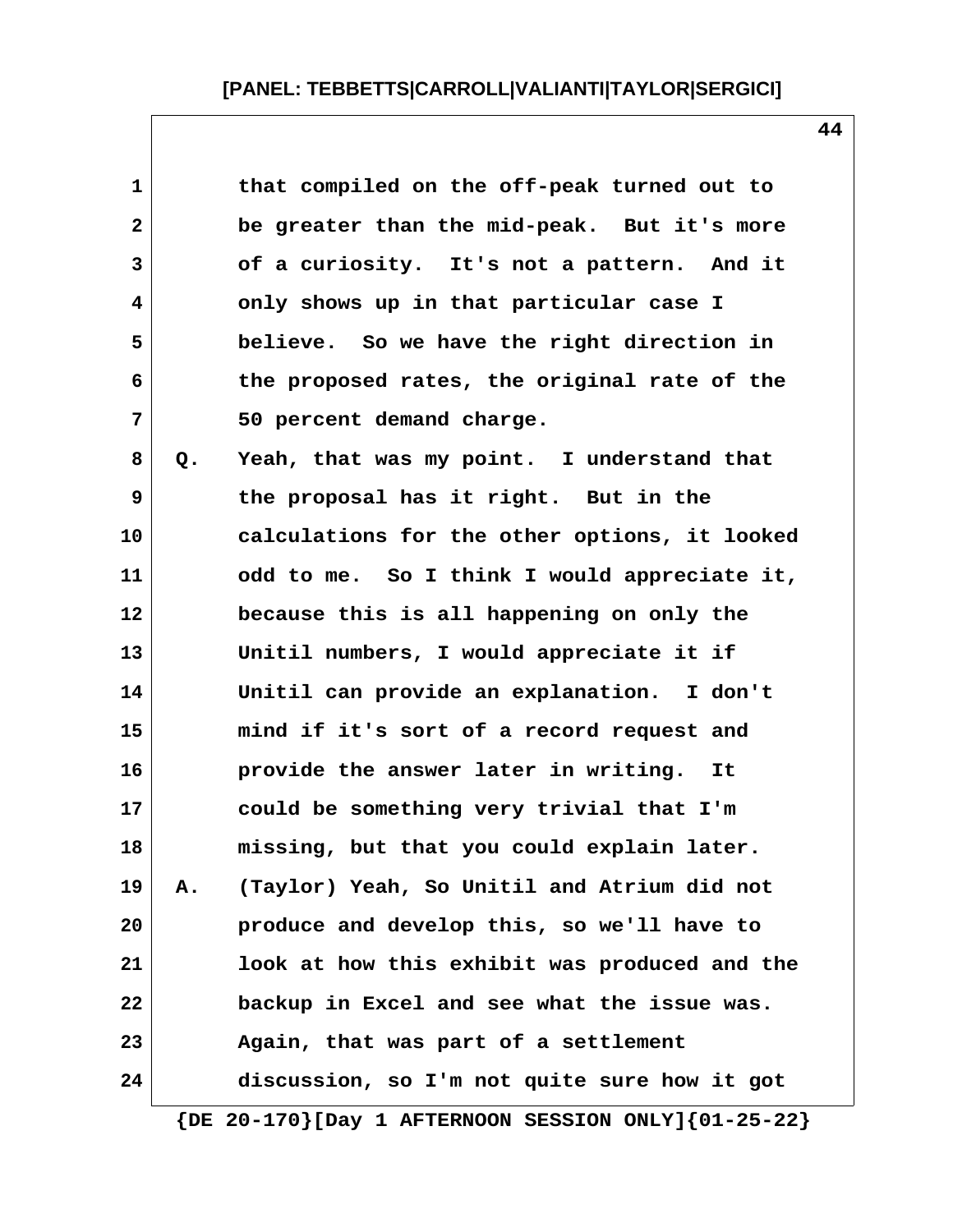that compiled on the off-peak turned out to be greater than the mid-peak. But it's more of a curiosity. It's not a pattern. And it only shows up in that particular case I believe. So we have the right direction in the proposed rates, the original rate of the 50 percent demand charge.

Q. Yeah, that was my point. I understand that the proposal has it right. But in the calculations for the other options, it looked odd to me. So I think I would appreciate it, because this is all happening on only the Unitil numbers, I would appreciate it if Unitil can provide an explanation. I don't mind if it's sort of a record request and provide the answer later in writing. It could be something very trivial that I'm missing, but that you could explain later.

A. (Taylor) Yeah, So Unitil and Atrium did not produce and develop this, so we'll have to look at how this exhibit was produced and the backup in Excel and see what the issue was. Again, that was part of a settlement discussion, so I'm not quite sure how it got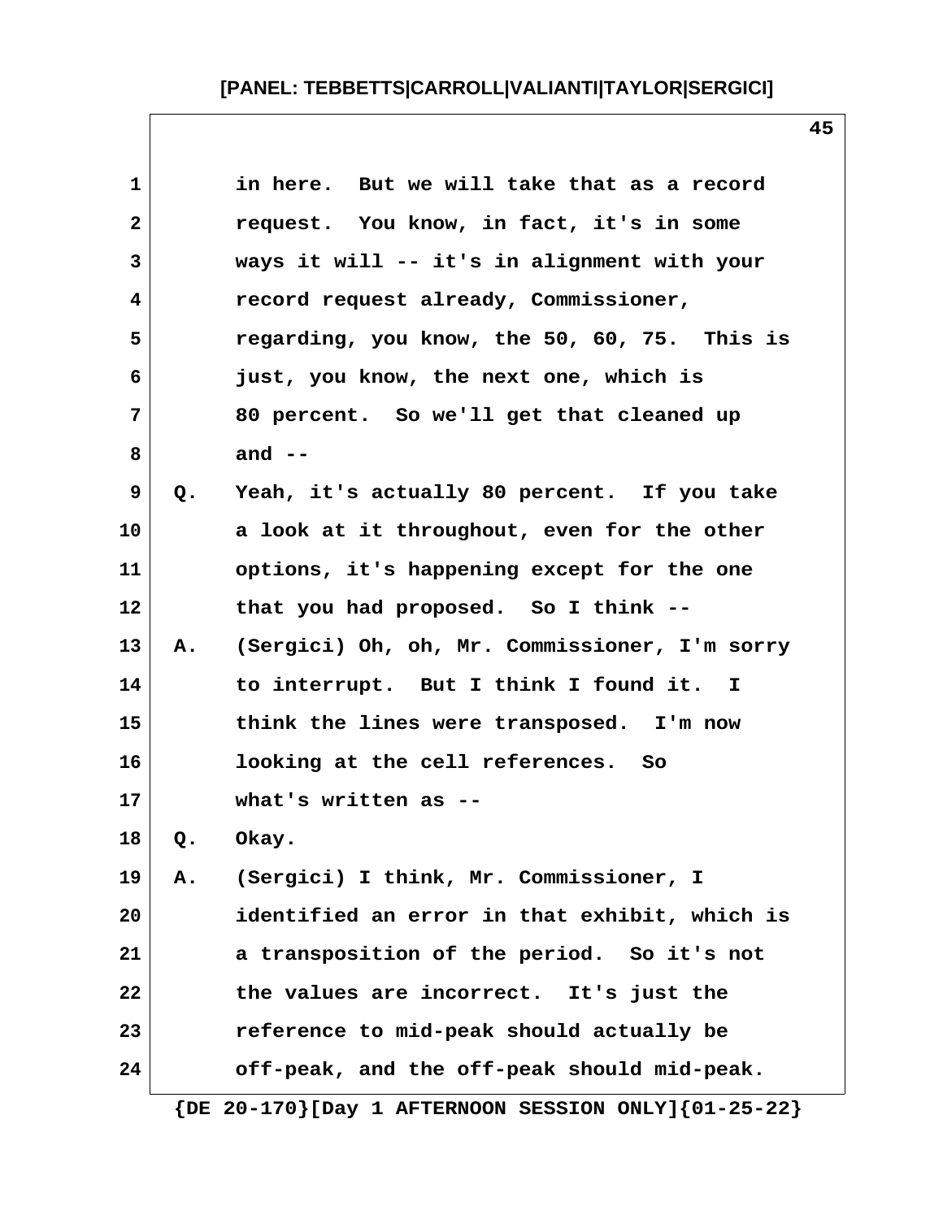1 in here. But we will take that as a record
2 request. You know, in fact, it's in some
3 ways it will -- it's in alignment with your
4 record request already, Commissioner,
5 regarding, you know, the 50, 60, 75. This is
6 just, you know, the next one, which is
7 80 percent. So we'll get that cleaned up
8 and --
9 Q. Yeah, it's actually 80 percent. If you take
10 a look at it throughout, even for the other
11 options, it's happening except for the one
12 that you had proposed. So I think --
13 A. (Sergici) Oh, oh, Mr. Commissioner, I'm sorry
14 to interrupt. But I think I found it. I
15 think the lines were transposed. I'm now
16 looking at the cell references. So
17 what's written as --
18 Q. Okay.
19 A. (Sergici) I think, Mr. Commissioner, I
20 identified an error in that exhibit, which is
21 a transposition of the period. So it's not
22 the values are incorrect. It's just the
23 reference to mid-peak should actually be
24 off-peak, and the off-peak should mid-peak.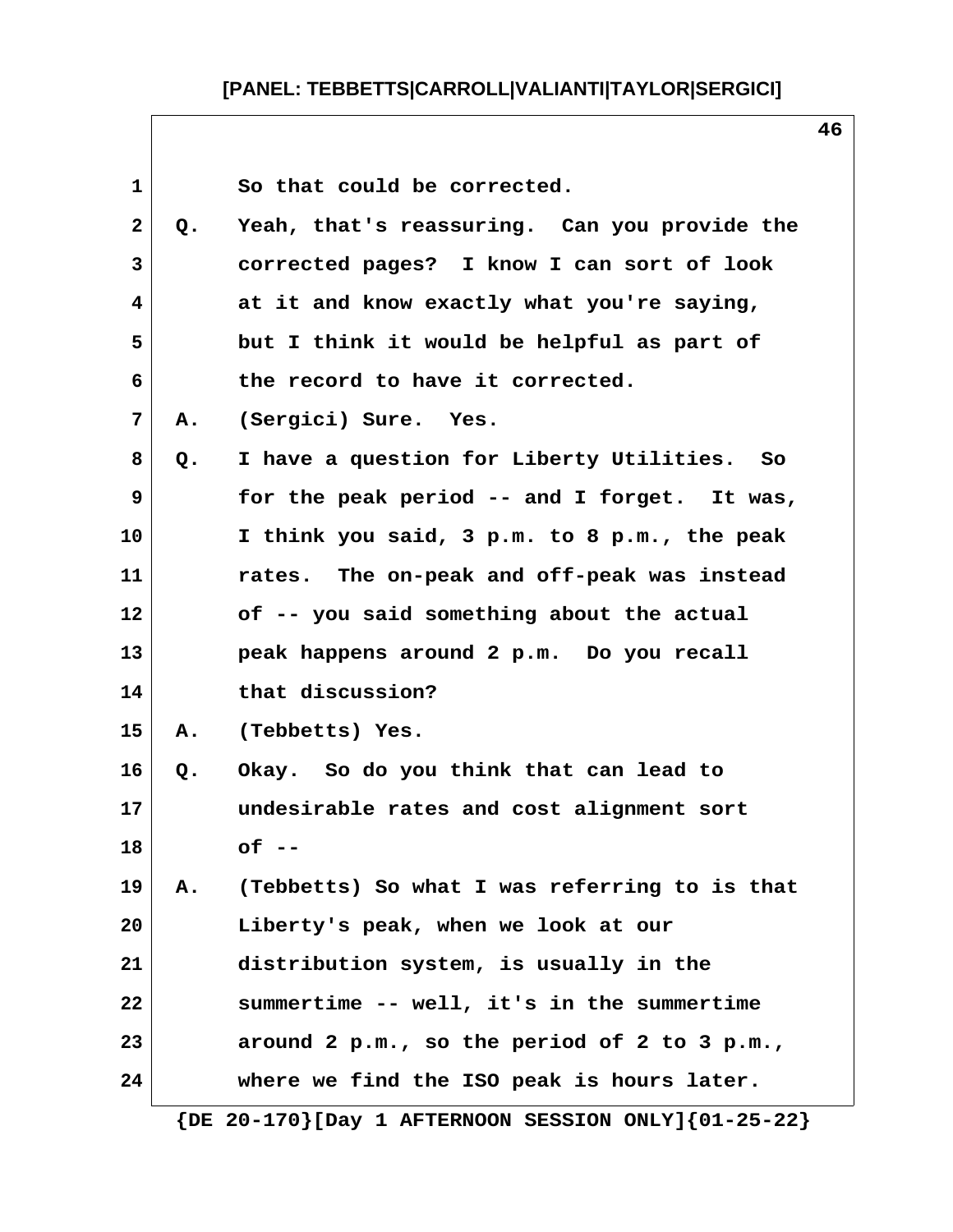So that could be corrected.

Q. Yeah, that's reassuring. Can you provide the corrected pages? I know I can sort of look at it and know exactly what you're saying, but I think it would be helpful as part of the record to have it corrected.

A. (Sergici) Sure. Yes.

Q. I have a question for Liberty Utilities. So for the peak period -- and I forget. It was, I think you said, 3 p.m. to 8 p.m., the peak rates. The on-peak and off-peak was instead of -- you said something about the actual peak happens around 2 p.m. Do you recall that discussion?

A. (Tebbetts) Yes.

Q. Okay. So do you think that can lead to undesirable rates and cost alignment sort of --

A. (Tebbetts) So what I was referring to is that Liberty's peak, when we look at our distribution system, is usually in the summertime -- well, it's in the summertime around 2 p.m., so the period of 2 to 3 p.m., where we find the ISO peak is hours later.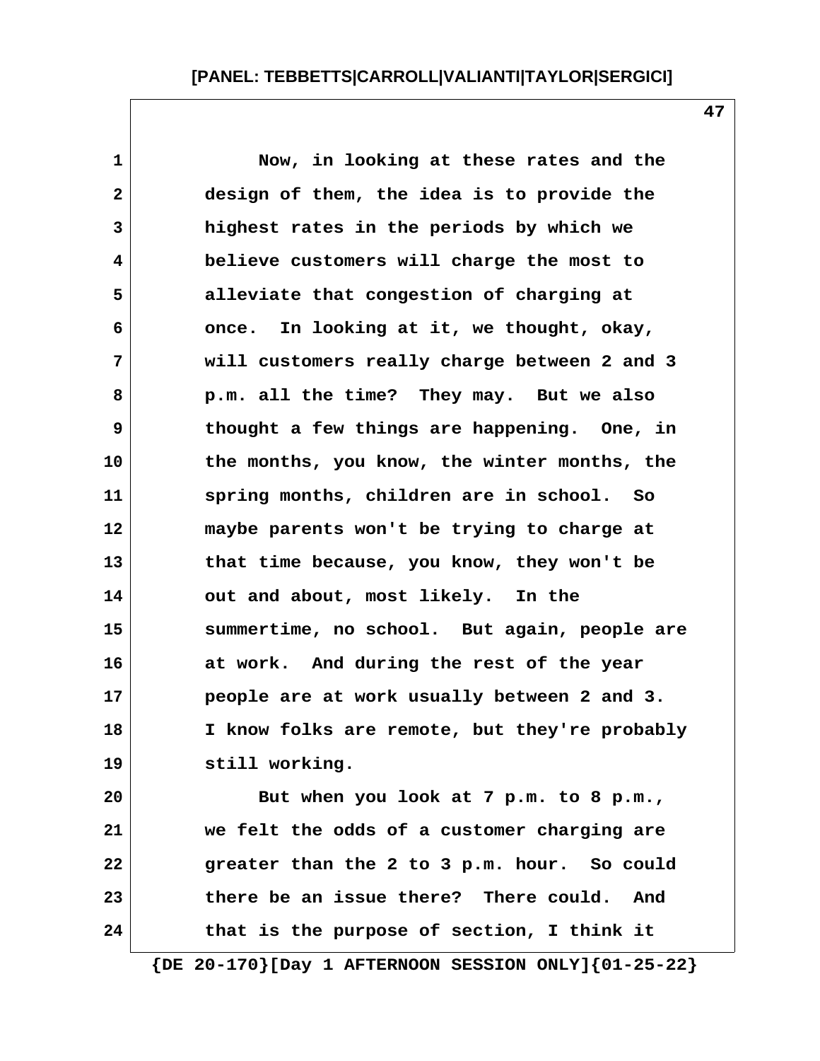Now, in looking at these rates and the design of them, the idea is to provide the highest rates in the periods by which we believe customers will charge the most to alleviate that congestion of charging at once. In looking at it, we thought, okay, will customers really charge between 2 and 3 p.m. all the time? They may. But we also thought a few things are happening. One, in the months, you know, the winter months, the spring months, children are in school. So maybe parents won't be trying to charge at that time because, you know, they won't be out and about, most likely. In the summertime, no school. But again, people are at work. And during the rest of the year people are at work usually between 2 and 3. I know folks are remote, but they're probably still working.

But when you look at 7 p.m. to 8 p.m., we felt the odds of a customer charging are greater than the 2 to 3 p.m. hour. So could there be an issue there? There could. And that is the purpose of section, I think it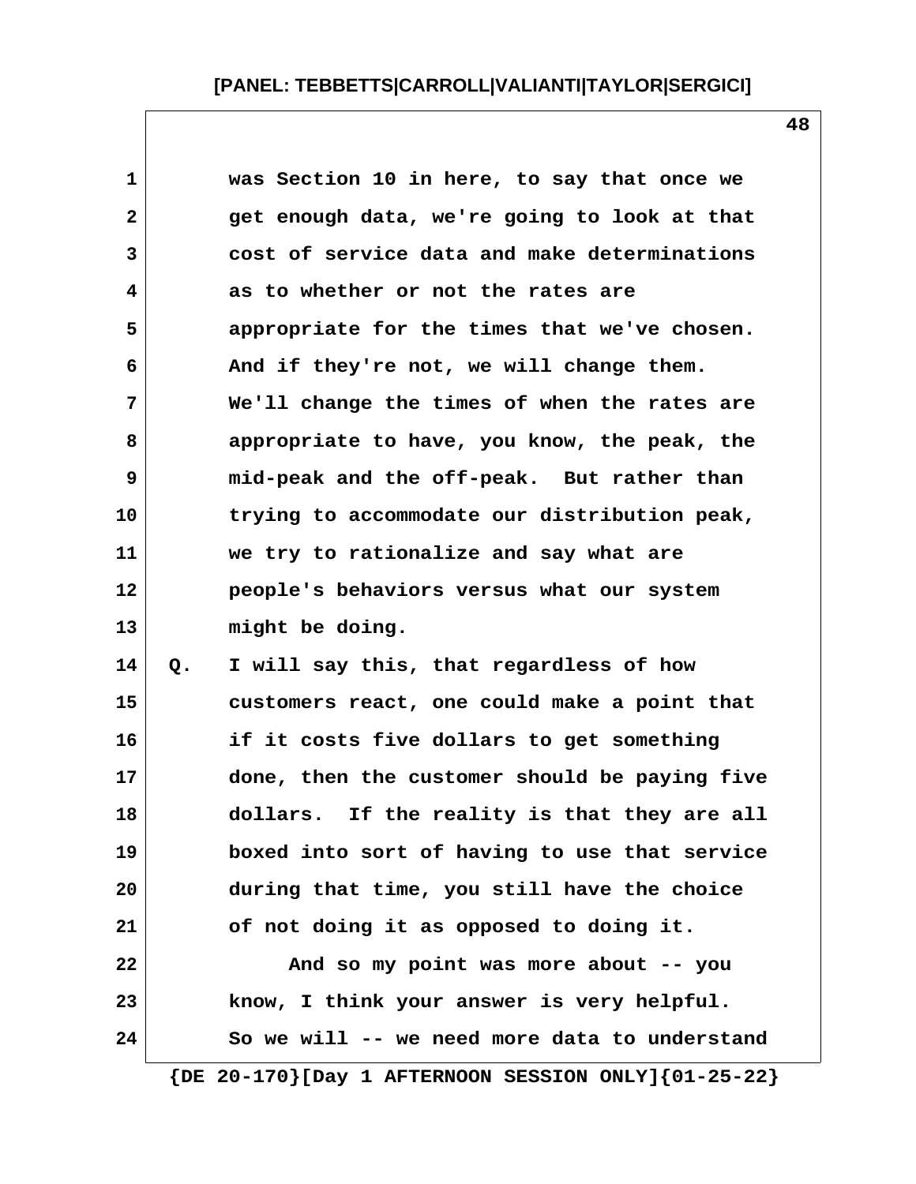was Section 10 in here, to say that once we get enough data, we're going to look at that cost of service data and make determinations as to whether or not the rates are appropriate for the times that we've chosen. And if they're not, we will change them. We'll change the times of when the rates are appropriate to have, you know, the peak, the mid-peak and the off-peak. But rather than trying to accommodate our distribution peak, we try to rationalize and say what are people's behaviors versus what our system might be doing.

Q. I will say this, that regardless of how customers react, one could make a point that if it costs five dollars to get something done, then the customer should be paying five dollars. If the reality is that they are all boxed into sort of having to use that service during that time, you still have the choice of not doing it as opposed to doing it.

And so my point was more about -- you know, I think your answer is very helpful. So we will -- we need more data to understand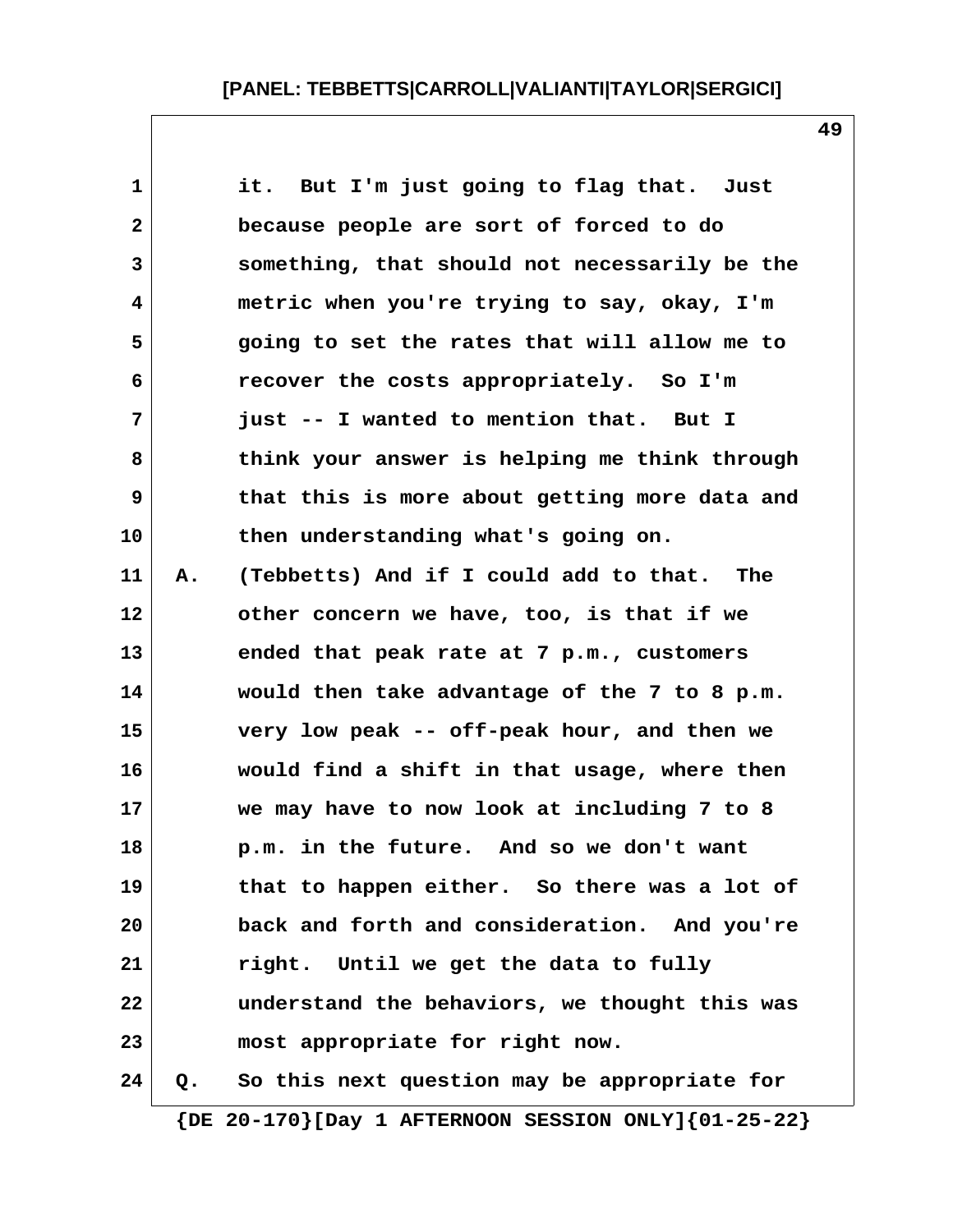it. But I'm just going to flag that. Just because people are sort of forced to do something, that should not necessarily be the metric when you're trying to say, okay, I'm going to set the rates that will allow me to recover the costs appropriately. So I'm just -- I wanted to mention that. But I think your answer is helping me think through that this is more about getting more data and then understanding what's going on.

A. (Tebbetts) And if I could add to that. The other concern we have, too, is that if we ended that peak rate at 7 p.m., customers would then take advantage of the 7 to 8 p.m. very low peak -- off-peak hour, and then we would find a shift in that usage, where then we may have to now look at including 7 to 8 p.m. in the future. And so we don't want that to happen either. So there was a lot of back and forth and consideration. And you're right. Until we get the data to fully understand the behaviors, we thought this was most appropriate for right now.

Q. So this next question may be appropriate for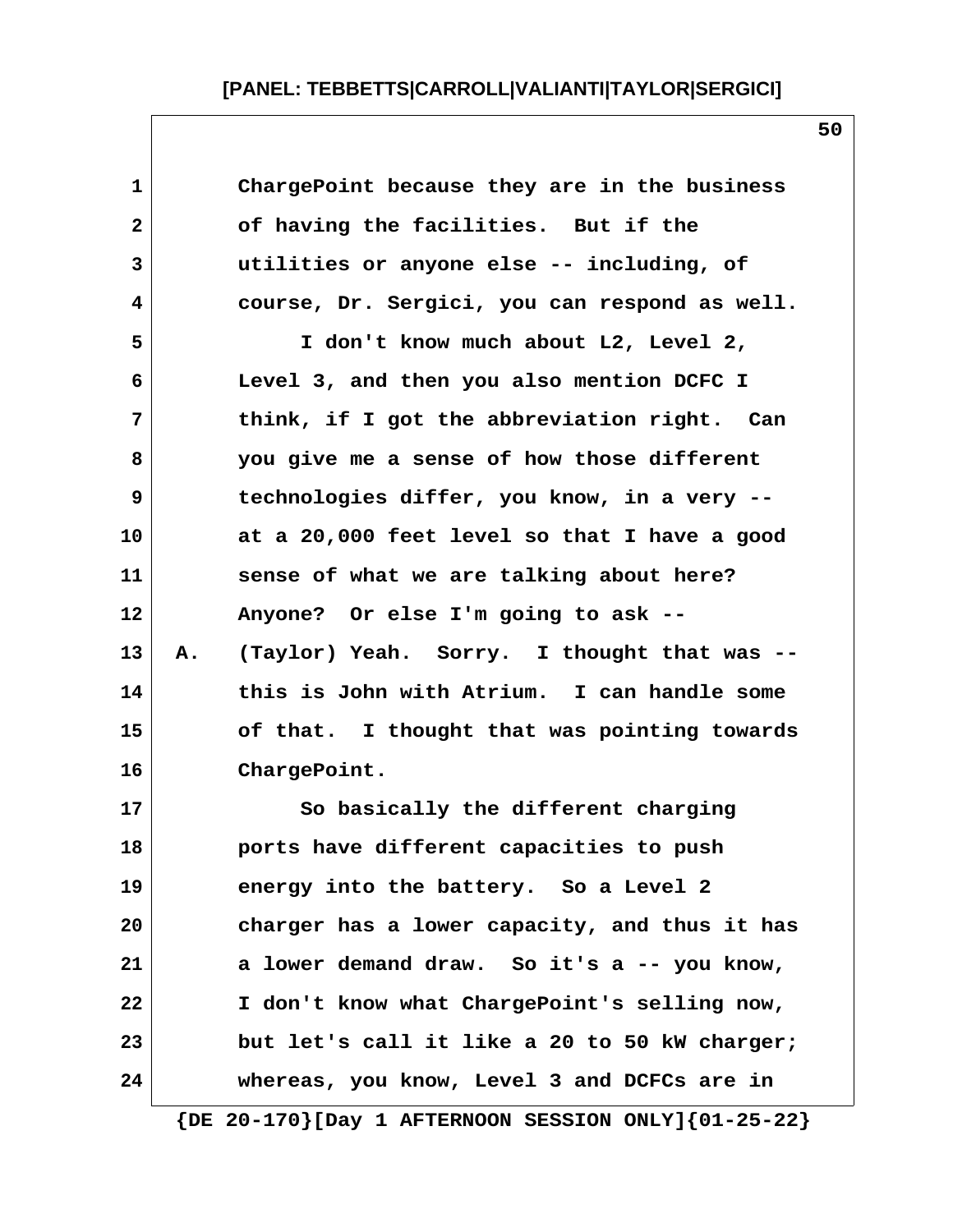1 ChargePoint because they are in the business
2 of having the facilities. But if the
3 utilities or anyone else -- including, of
4 course, Dr. Sergici, you can respond as well.
5 I don't know much about L2, Level 2,
6 Level 3, and then you also mention DCFC I
7 think, if I got the abbreviation right. Can
8 you give me a sense of how those different
9 technologies differ, you know, in a very --
10 at a 20,000 feet level so that I have a good
11 sense of what we are talking about here?
12 Anyone? Or else I'm going to ask --
13 A. (Taylor) Yeah. Sorry. I thought that was --
14 this is John with Atrium. I can handle some
15 of that. I thought that was pointing towards
16 ChargePoint.
17 So basically the different charging
18 ports have different capacities to push
19 energy into the battery. So a Level 2
20 charger has a lower capacity, and thus it has
21 a lower demand draw. So it's a -- you know,
22 I don't know what ChargePoint's selling now,
23 but let's call it like a 20 to 50 kW charger;
24 whereas, you know, Level 3 and DCFCs are in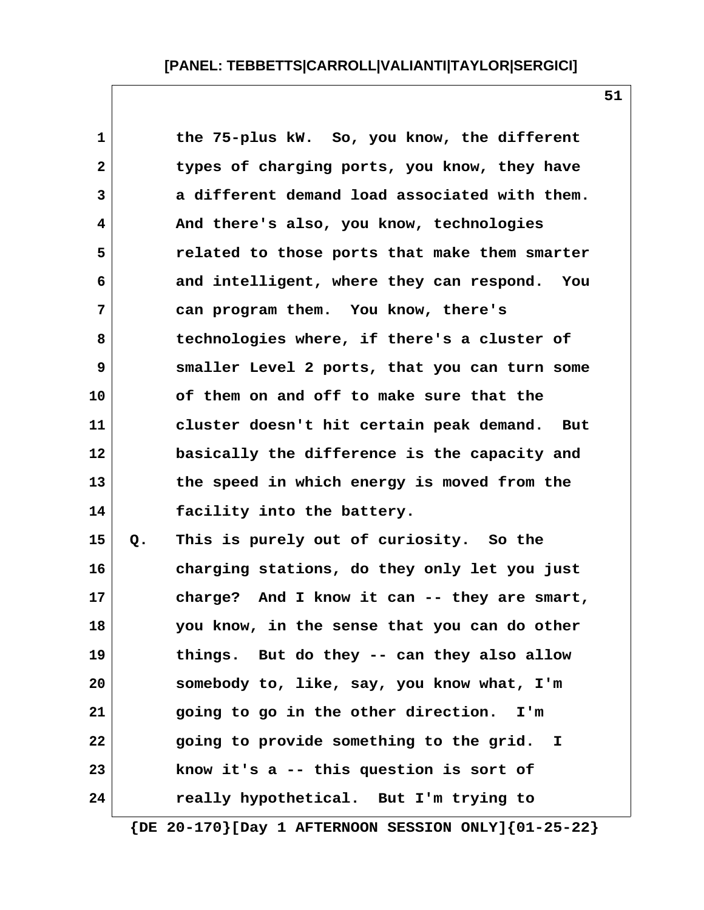the 75-plus kW. So, you know, the different types of charging ports, you know, they have a different demand load associated with them. And there's also, you know, technologies related to those ports that make them smarter and intelligent, where they can respond. You can program them. You know, there's technologies where, if there's a cluster of smaller Level 2 ports, that you can turn some of them on and off to make sure that the cluster doesn't hit certain peak demand. But basically the difference is the capacity and the speed in which energy is moved from the facility into the battery.

Q. This is purely out of curiosity. So the charging stations, do they only let you just charge? And I know it can -- they are smart, you know, in the sense that you can do other things. But do they -- can they also allow somebody to, like, say, you know what, I'm going to go in the other direction. I'm going to provide something to the grid. I know it's a -- this question is sort of really hypothetical. But I'm trying to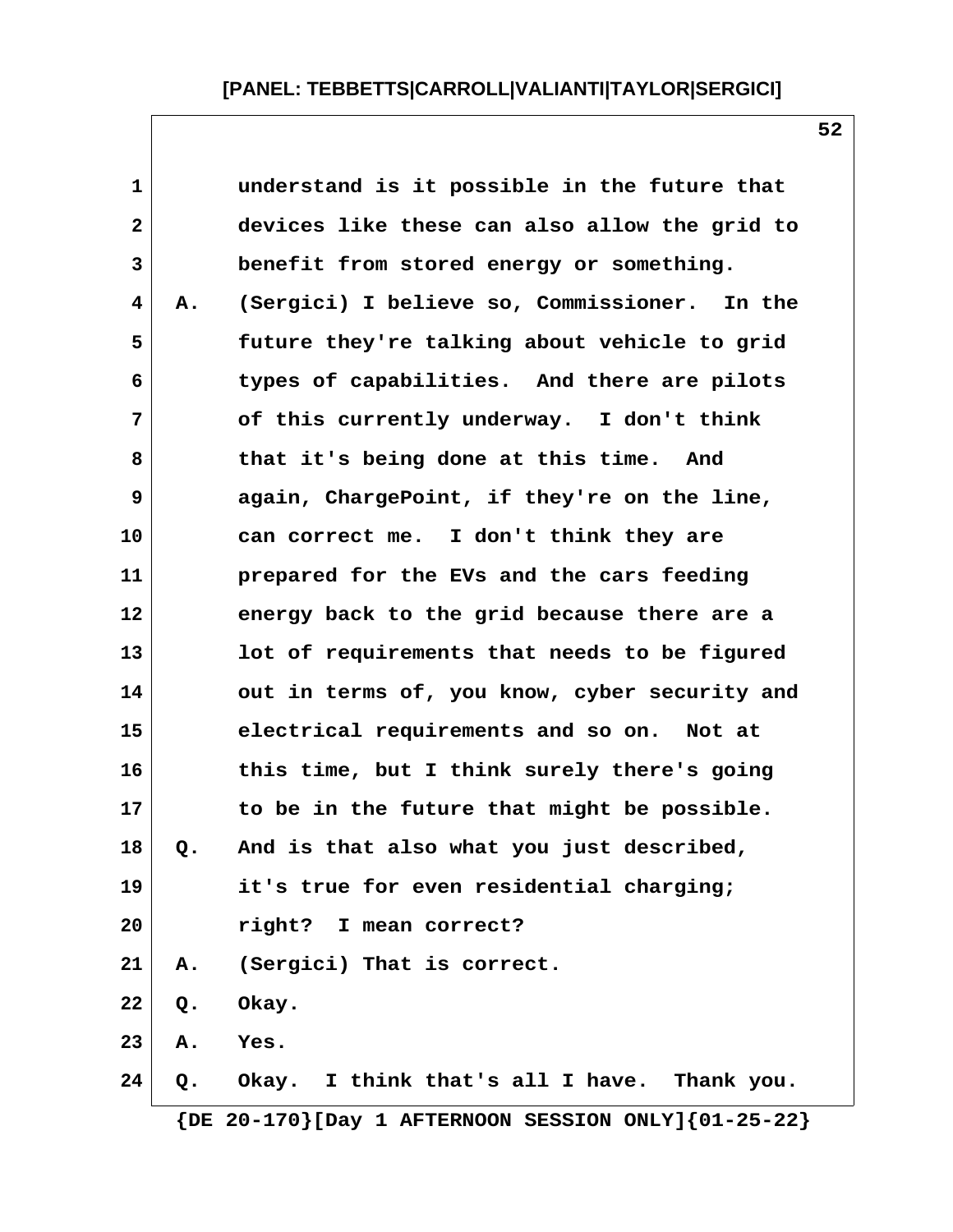understand is it possible in the future that devices like these can also allow the grid to benefit from stored energy or something.

A. (Sergici) I believe so, Commissioner. In the future they're talking about vehicle to grid types of capabilities. And there are pilots of this currently underway. I don't think that it's being done at this time. And again, ChargePoint, if they're on the line, can correct me. I don't think they are prepared for the EVs and the cars feeding energy back to the grid because there are a lot of requirements that needs to be figured out in terms of, you know, cyber security and electrical requirements and so on. Not at this time, but I think surely there's going to be in the future that might be possible.

Q. And is that also what you just described, it's true for even residential charging; right? I mean correct?

A. (Sergici) That is correct.

Q. Okay.

A. Yes.

Q. Okay. I think that's all I have. Thank you.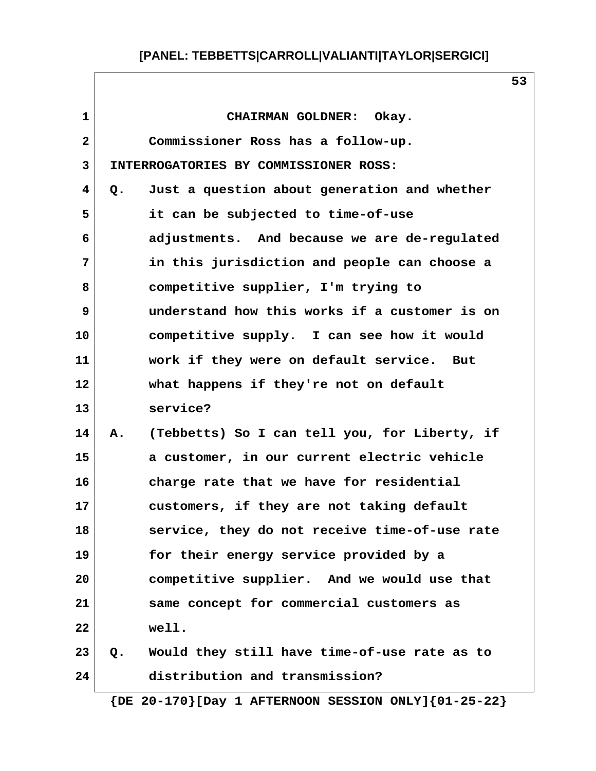CHAIRMAN GOLDNER: Okay.

Commissioner Ross has a follow-up.

INTERROGATORIES BY COMMISSIONER ROSS:

Q. Just a question about generation and whether it can be subjected to time-of-use adjustments. And because we are de-regulated in this jurisdiction and people can choose a competitive supplier, I'm trying to understand how this works if a customer is on competitive supply. I can see how it would work if they were on default service. But what happens if they're not on default service?

A. (Tebbetts) So I can tell you, for Liberty, if a customer, in our current electric vehicle charge rate that we have for residential customers, if they are not taking default service, they do not receive time-of-use rate for their energy service provided by a competitive supplier. And we would use that same concept for commercial customers as well.

Q. Would they still have time-of-use rate as to distribution and transmission?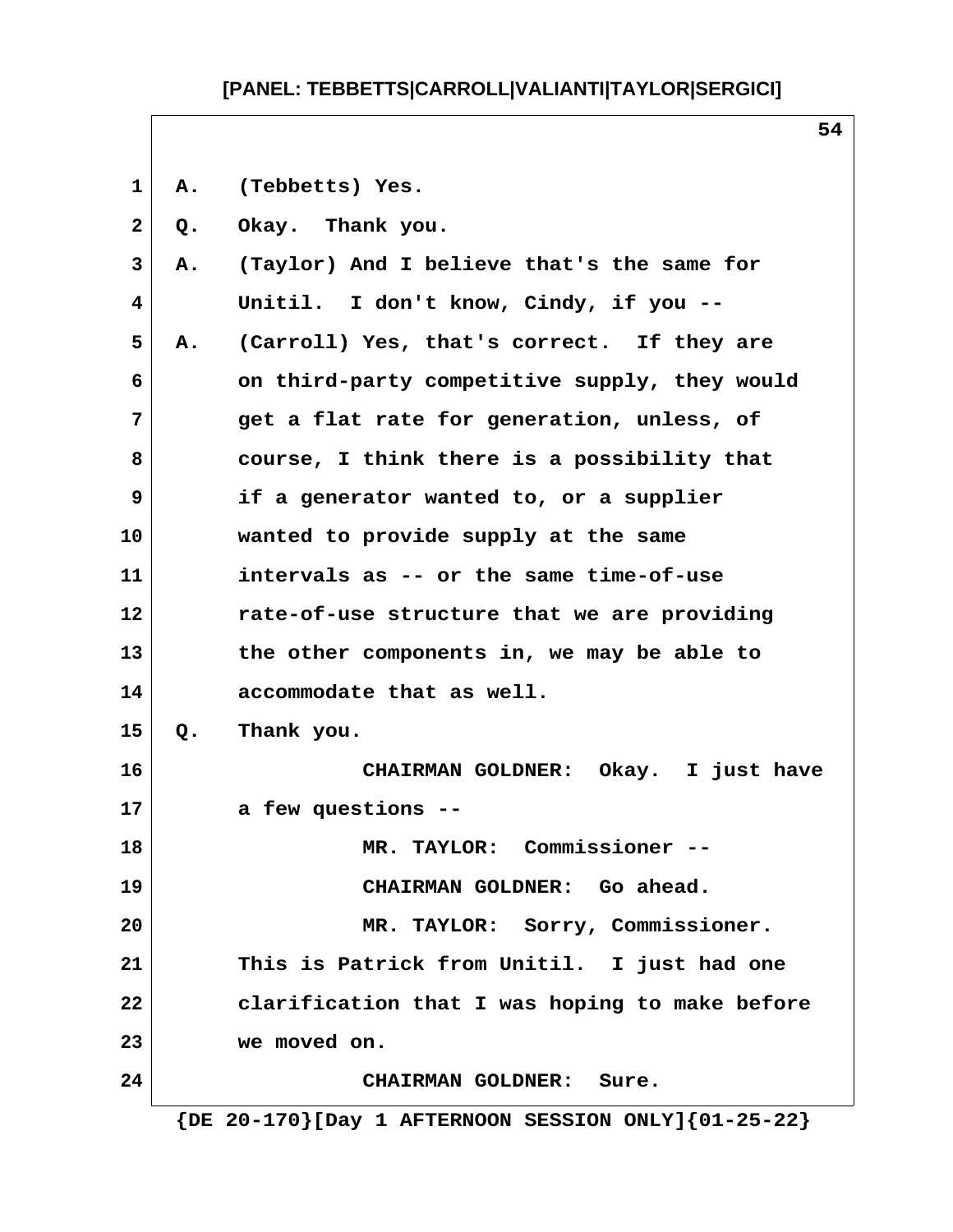A. (Tebbetts) Yes.

Q. Okay. Thank you.

A. (Taylor) And I believe that's the same for Unitil. I don't know, Cindy, if you --

A. (Carroll) Yes, that's correct. If they are on third-party competitive supply, they would get a flat rate for generation, unless, of course, I think there is a possibility that if a generator wanted to, or a supplier wanted to provide supply at the same intervals as -- or the same time-of-use rate-of-use structure that we are providing the other components in, we may be able to accommodate that as well.

Q. Thank you.

CHAIRMAN GOLDNER: Okay. I just have a few questions --

MR. TAYLOR: Commissioner --

CHAIRMAN GOLDNER: Go ahead.

MR. TAYLOR: Sorry, Commissioner. This is Patrick from Unitil. I just had one clarification that I was hoping to make before we moved on.

CHAIRMAN GOLDNER: Sure.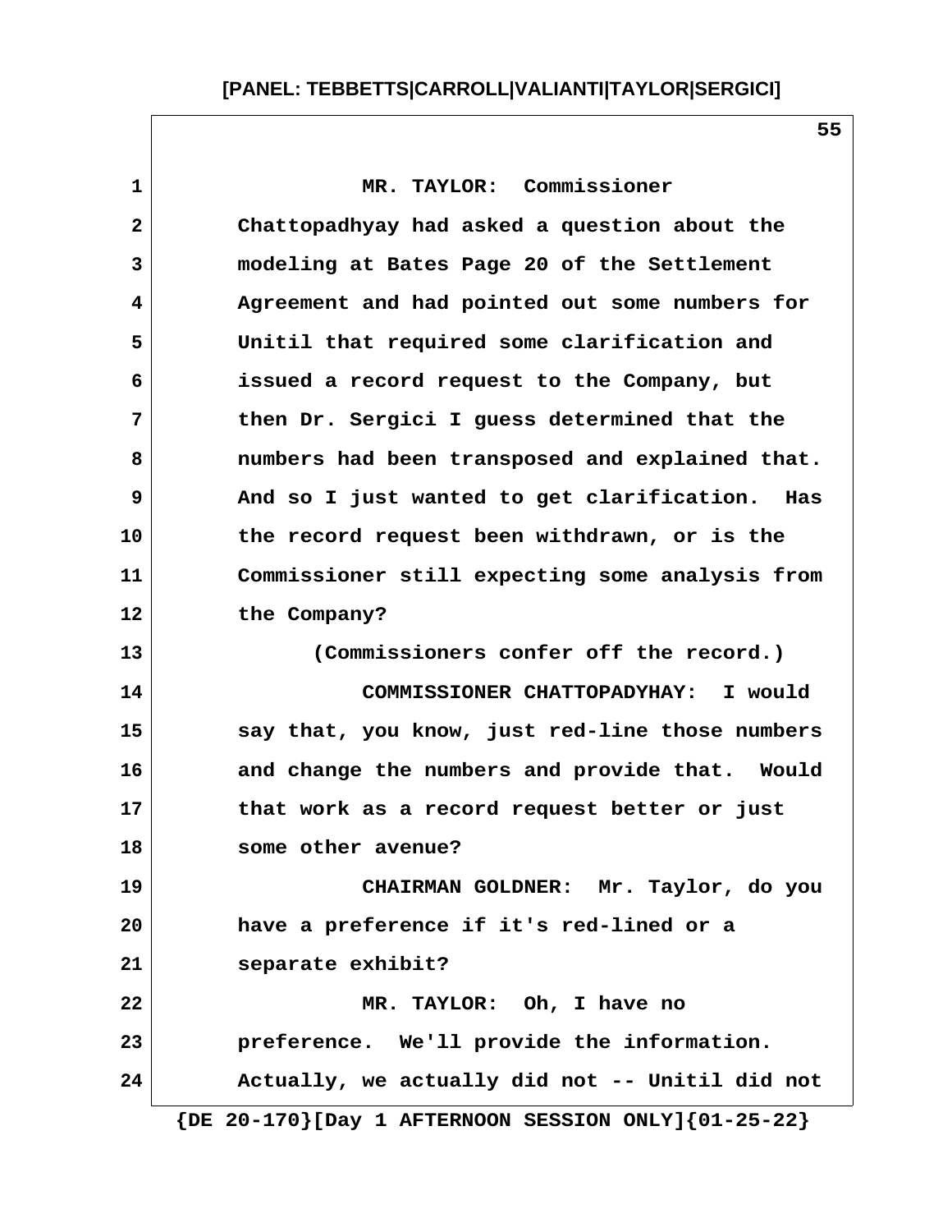MR. TAYLOR: Commissioner Chattopadhyay had asked a question about the modeling at Bates Page 20 of the Settlement Agreement and had pointed out some numbers for Unitil that required some clarification and issued a record request to the Company, but then Dr. Sergici I guess determined that the numbers had been transposed and explained that. And so I just wanted to get clarification. Has the record request been withdrawn, or is the Commissioner still expecting some analysis from the Company?

(Commissioners confer off the record.)

COMMISSIONER CHATTOPADYHAY: I would say that, you know, just red-line those numbers and change the numbers and provide that. Would that work as a record request better or just some other avenue?

CHAIRMAN GOLDNER: Mr. Taylor, do you have a preference if it's red-lined or a separate exhibit?

MR. TAYLOR: Oh, I have no preference. We'll provide the information. Actually, we actually did not -- Unitil did not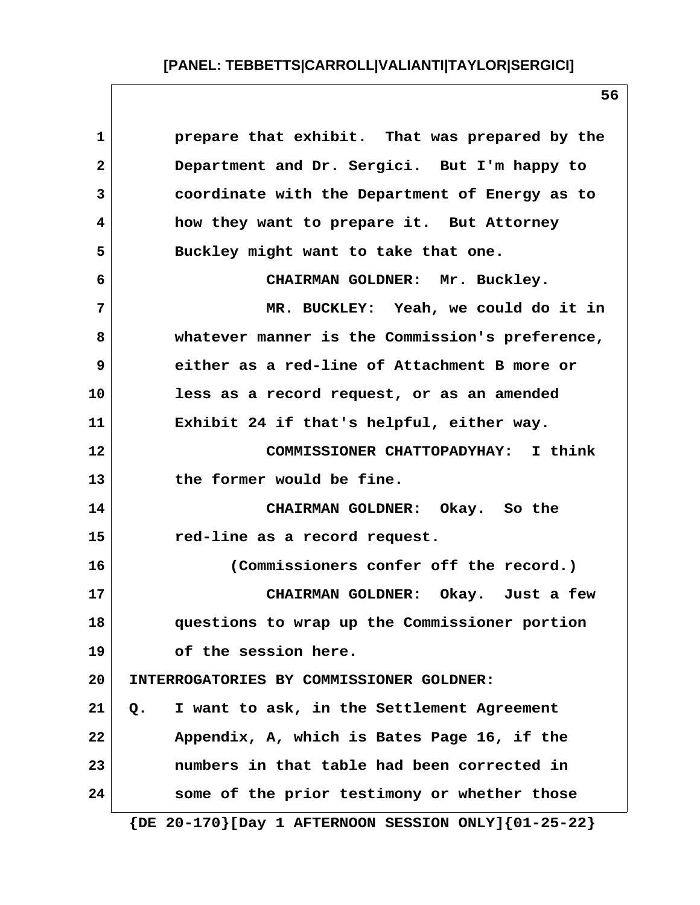prepare that exhibit. That was prepared by the Department and Dr. Sergici. But I'm happy to coordinate with the Department of Energy as to how they want to prepare it. But Attorney Buckley might want to take that one.

CHAIRMAN GOLDNER: Mr. Buckley.

MR. BUCKLEY: Yeah, we could do it in whatever manner is the Commission's preference, either as a red-line of Attachment B more or less as a record request, or as an amended Exhibit 24 if that's helpful, either way.

COMMISSIONER CHATTOPADYHAY: I think the former would be fine.

CHAIRMAN GOLDNER: Okay. So the red-line as a record request.

(Commissioners confer off the record.)

CHAIRMAN GOLDNER: Okay. Just a few questions to wrap up the Commissioner portion of the session here.

INTERROGATORIES BY COMMISSIONER GOLDNER:

Q. I want to ask, in the Settlement Agreement Appendix, A, which is Bates Page 16, if the numbers in that table had been corrected in some of the prior testimony or whether those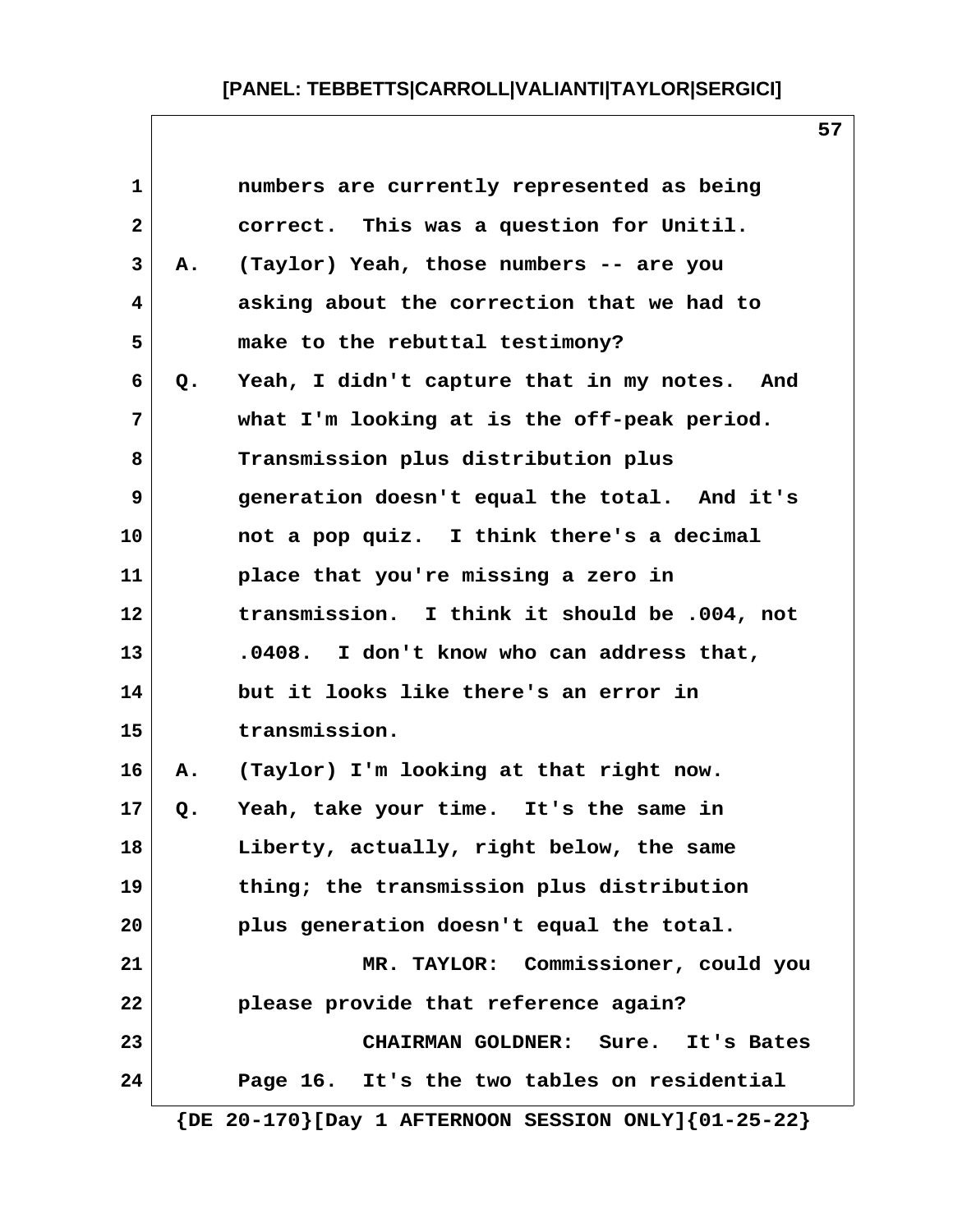1 numbers are currently represented as being
2 correct. This was a question for Unitil.
3 A. (Taylor) Yeah, those numbers -- are you
4 asking about the correction that we had to
5 make to the rebuttal testimony?
6 Q. Yeah, I didn't capture that in my notes. And
7 what I'm looking at is the off-peak period.
8 Transmission plus distribution plus
9 generation doesn't equal the total. And it's
10 not a pop quiz. I think there's a decimal
11 place that you're missing a zero in
12 transmission. I think it should be .004, not
13 .0408. I don't know who can address that,
14 but it looks like there's an error in
15 transmission.
16 A. (Taylor) I'm looking at that right now.
17 Q. Yeah, take your time. It's the same in
18 Liberty, actually, right below, the same
19 thing; the transmission plus distribution
20 plus generation doesn't equal the total.
21 MR. TAYLOR: Commissioner, could you
22 please provide that reference again?
23 CHAIRMAN GOLDNER: Sure. It's Bates
24 Page 16. It's the two tables on residential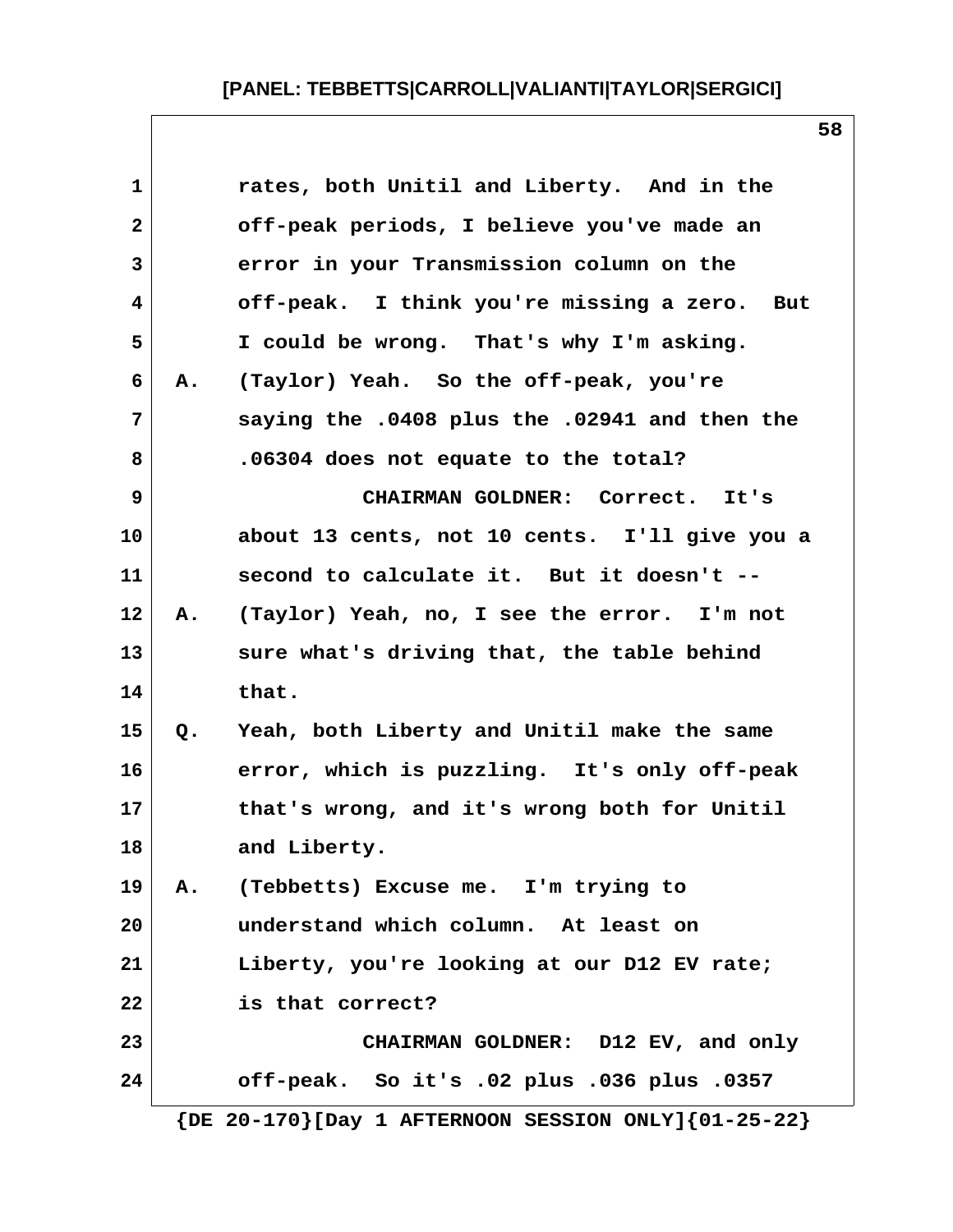rates, both Unitil and Liberty. And in the off-peak periods, I believe you've made an error in your Transmission column on the off-peak. I think you're missing a zero. But I could be wrong. That's why I'm asking.

A. (Taylor) Yeah. So the off-peak, you're saying the .0408 plus the .02941 and then the .06304 does not equate to the total?

CHAIRMAN GOLDNER: Correct. It's about 13 cents, not 10 cents. I'll give you a second to calculate it. But it doesn't --

A. (Taylor) Yeah, no, I see the error. I'm not sure what's driving that, the table behind that.

Q. Yeah, both Liberty and Unitil make the same error, which is puzzling. It's only off-peak that's wrong, and it's wrong both for Unitil and Liberty.

A. (Tebbetts) Excuse me. I'm trying to understand which column. At least on Liberty, you're looking at our D12 EV rate; is that correct?

CHAIRMAN GOLDNER: D12 EV, and only off-peak. So it's .02 plus .036 plus .0357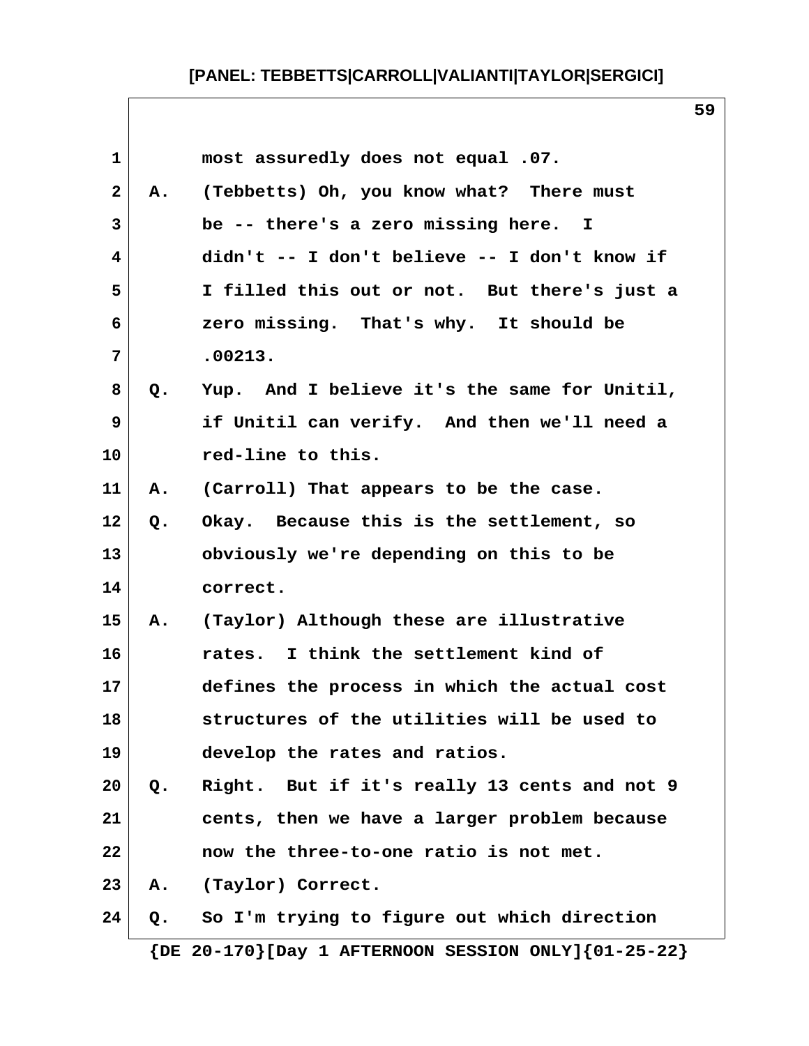1 most assuredly does not equal .07.

2 A. (Tebbetts) Oh, you know what? There must

3 be -- there's a zero missing here. I

4 didn't -- I don't believe -- I don't know if

5 I filled this out or not. But there's just a

6 zero missing. That's why. It should be

7 .00213.

8 Q. Yup. And I believe it's the same for Unitil,

9 if Unitil can verify. And then we'll need a

10 red-line to this.

11 A. (Carroll) That appears to be the case.

12 Q. Okay. Because this is the settlement, so

13 obviously we're depending on this to be

14 correct.

15 A. (Taylor) Although these are illustrative

16 rates. I think the settlement kind of

17 defines the process in which the actual cost

18 structures of the utilities will be used to

19 develop the rates and ratios.

20 Q. Right. But if it's really 13 cents and not 9

21 cents, then we have a larger problem because

22 now the three-to-one ratio is not met.

23 A. (Taylor) Correct.

24 Q. So I'm trying to figure out which direction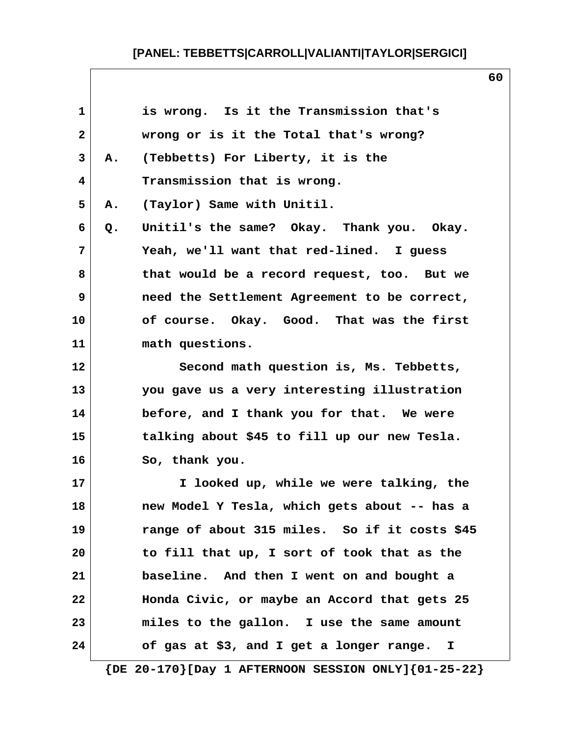is wrong. Is it the Transmission that's wrong or is it the Total that's wrong?

A. (Tebbetts) For Liberty, it is the Transmission that is wrong.

A. (Taylor) Same with Unitil.

Q. Unitil's the same? Okay. Thank you. Okay. Yeah, we'll want that red-lined. I guess that would be a record request, too. But we need the Settlement Agreement to be correct, of course. Okay. Good. That was the first math questions.

Second math question is, Ms. Tebbetts, you gave us a very interesting illustration before, and I thank you for that. We were talking about $45 to fill up our new Tesla. So, thank you.

I looked up, while we were talking, the new Model Y Tesla, which gets about -- has a range of about 315 miles. So if it costs $45 to fill that up, I sort of took that as the baseline. And then I went on and bought a Honda Civic, or maybe an Accord that gets 25 miles to the gallon. I use the same amount of gas at $3, and I get a longer range. I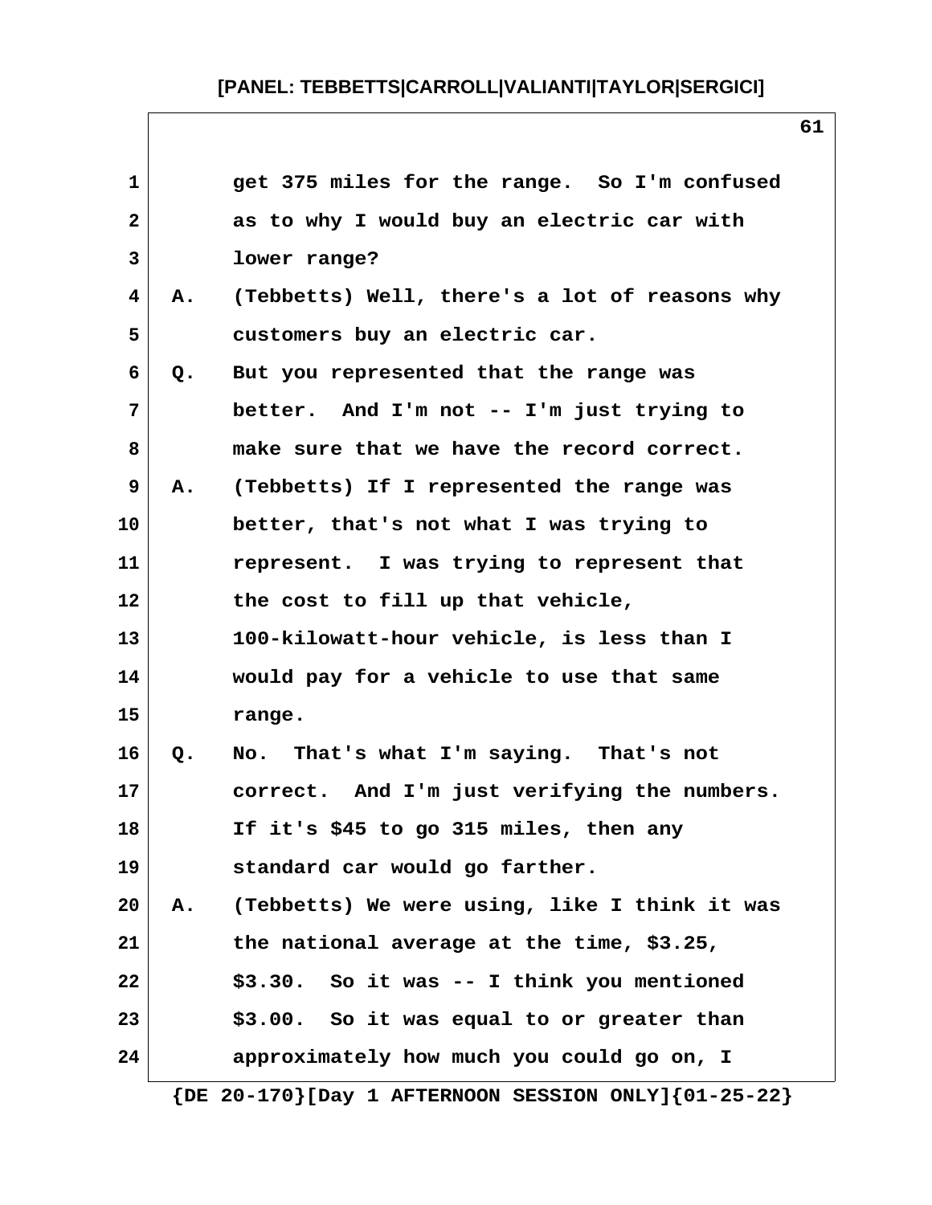get 375 miles for the range. So I'm confused as to why I would buy an electric car with lower range?

A. (Tebbetts) Well, there's a lot of reasons why customers buy an electric car.

Q. But you represented that the range was better. And I'm not -- I'm just trying to make sure that we have the record correct.

A. (Tebbetts) If I represented the range was better, that's not what I was trying to represent. I was trying to represent that the cost to fill up that vehicle, 100-kilowatt-hour vehicle, is less than I would pay for a vehicle to use that same range.

Q. No. That's what I'm saying. That's not correct. And I'm just verifying the numbers. If it's $45 to go 315 miles, then any standard car would go farther.

A. (Tebbetts) We were using, like I think it was the national average at the time, $3.25, $3.30. So it was -- I think you mentioned $3.00. So it was equal to or greater than approximately how much you could go on, I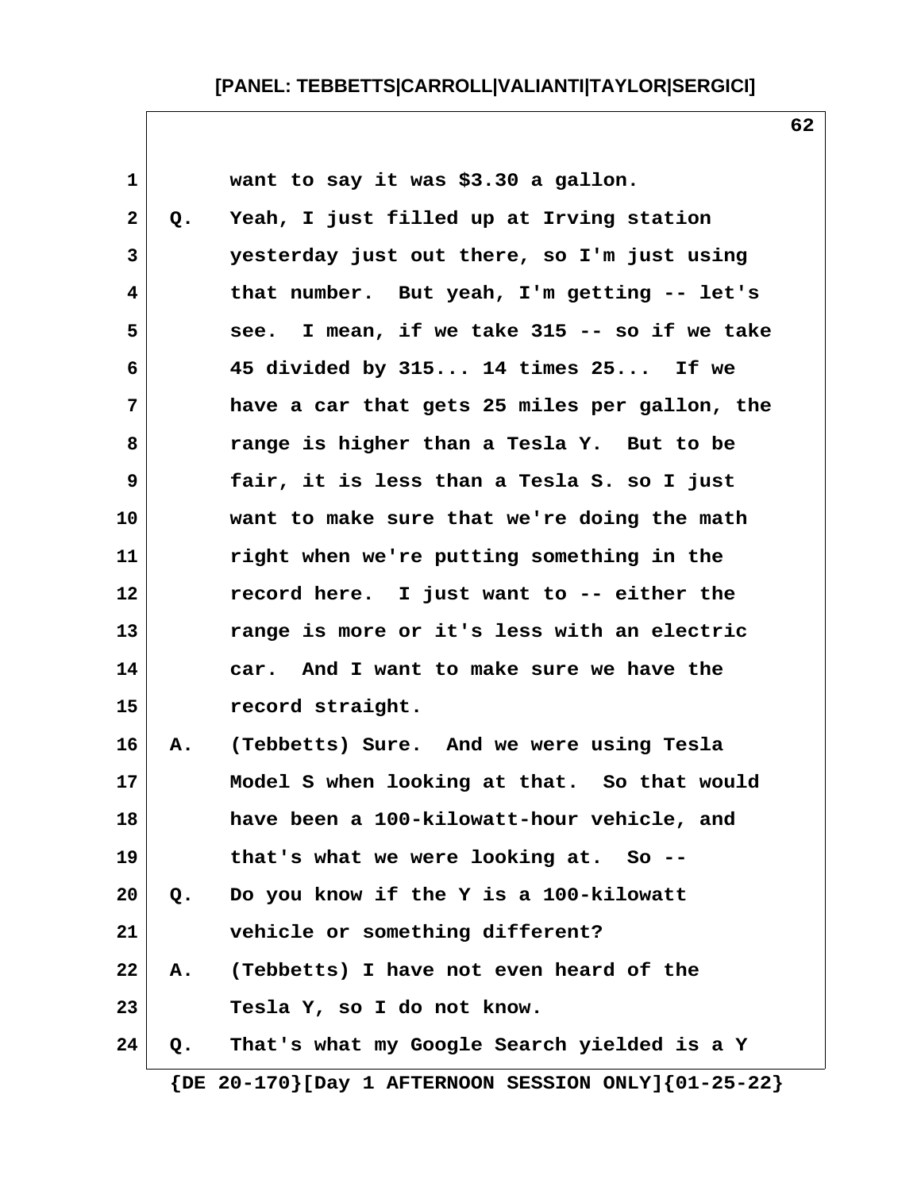want to say it was $3.30 a gallon.

Q. Yeah, I just filled up at Irving station yesterday just out there, so I'm just using that number. But yeah, I'm getting -- let's see. I mean, if we take 315 -- so if we take 45 divided by 315... 14 times 25... If we have a car that gets 25 miles per gallon, the range is higher than a Tesla Y. But to be fair, it is less than a Tesla S. so I just want to make sure that we're doing the math right when we're putting something in the record here. I just want to -- either the range is more or it's less with an electric car. And I want to make sure we have the record straight.

A. (Tebbetts) Sure. And we were using Tesla Model S when looking at that. So that would have been a 100-kilowatt-hour vehicle, and that's what we were looking at. So --

Q. Do you know if the Y is a 100-kilowatt vehicle or something different?

A. (Tebbetts) I have not even heard of the Tesla Y, so I do not know.

Q. That's what my Google Search yielded is a Y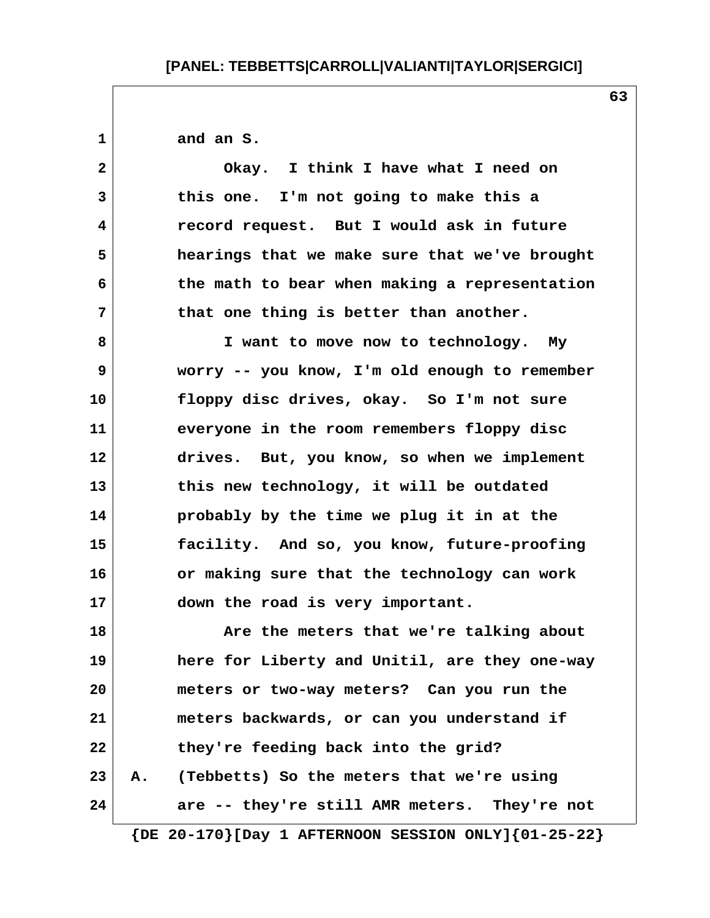and an S.

Okay. I think I have what I need on this one. I'm not going to make this a record request. But I would ask in future hearings that we make sure that we've brought the math to bear when making a representation that one thing is better than another.

I want to move now to technology. My worry -- you know, I'm old enough to remember floppy disc drives, okay. So I'm not sure everyone in the room remembers floppy disc drives. But, you know, so when we implement this new technology, it will be outdated probably by the time we plug it in at the facility. And so, you know, future-proofing or making sure that the technology can work down the road is very important.

Are the meters that we're talking about here for Liberty and Unitil, are they one-way meters or two-way meters? Can you run the meters backwards, or can you understand if they're feeding back into the grid?

A. (Tebbetts) So the meters that we're using are -- they're still AMR meters. They're not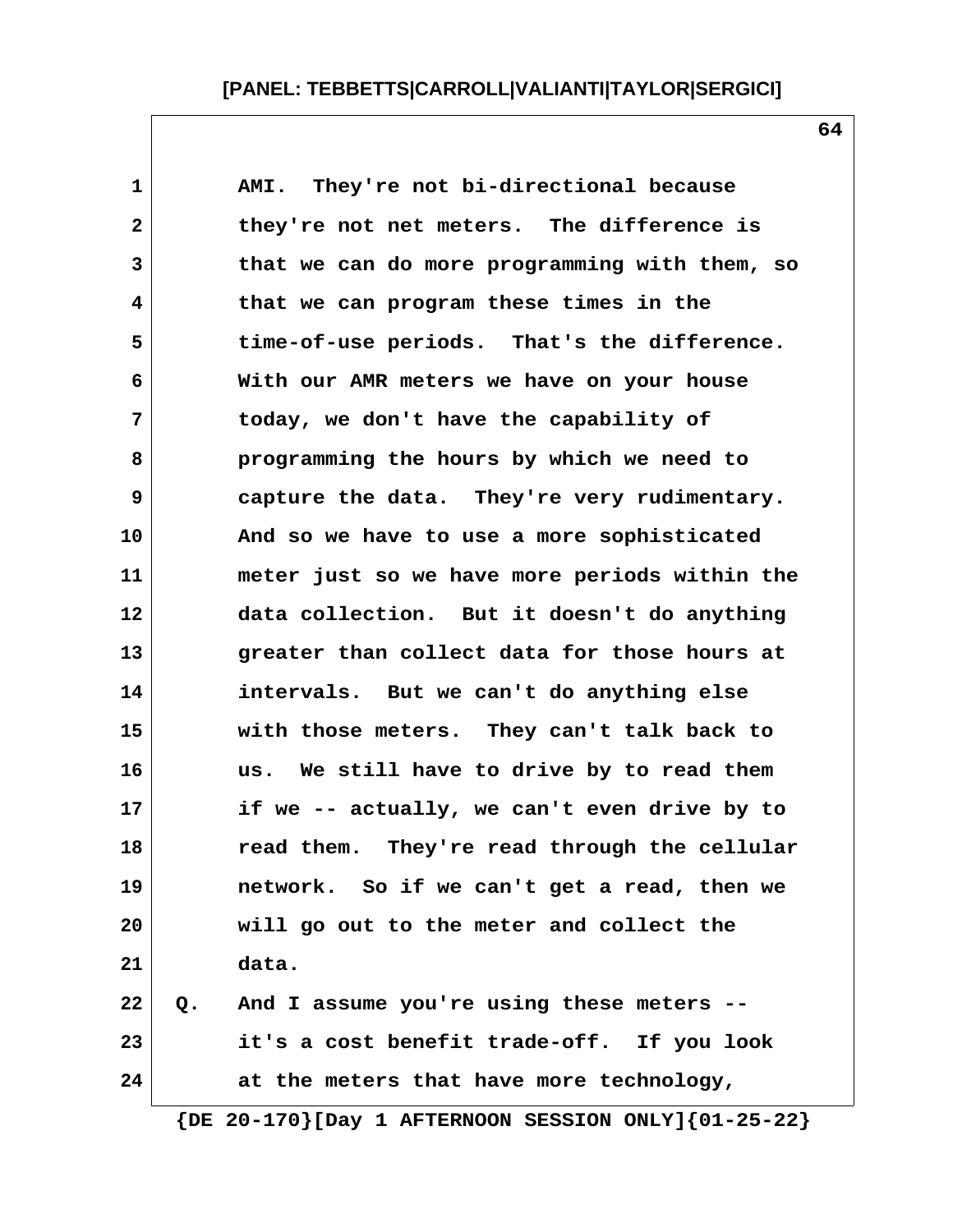AMI. They're not bi-directional because they're not net meters. The difference is that we can do more programming with them, so that we can program these times in the time-of-use periods. That's the difference. With our AMR meters we have on your house today, we don't have the capability of programming the hours by which we need to capture the data. They're very rudimentary. And so we have to use a more sophisticated meter just so we have more periods within the data collection. But it doesn't do anything greater than collect data for those hours at intervals. But we can't do anything else with those meters. They can't talk back to us. We still have to drive by to read them if we -- actually, we can't even drive by to read them. They're read through the cellular network. So if we can't get a read, then we will go out to the meter and collect the data.

Q. And I assume you're using these meters -- it's a cost benefit trade-off. If you look at the meters that have more technology,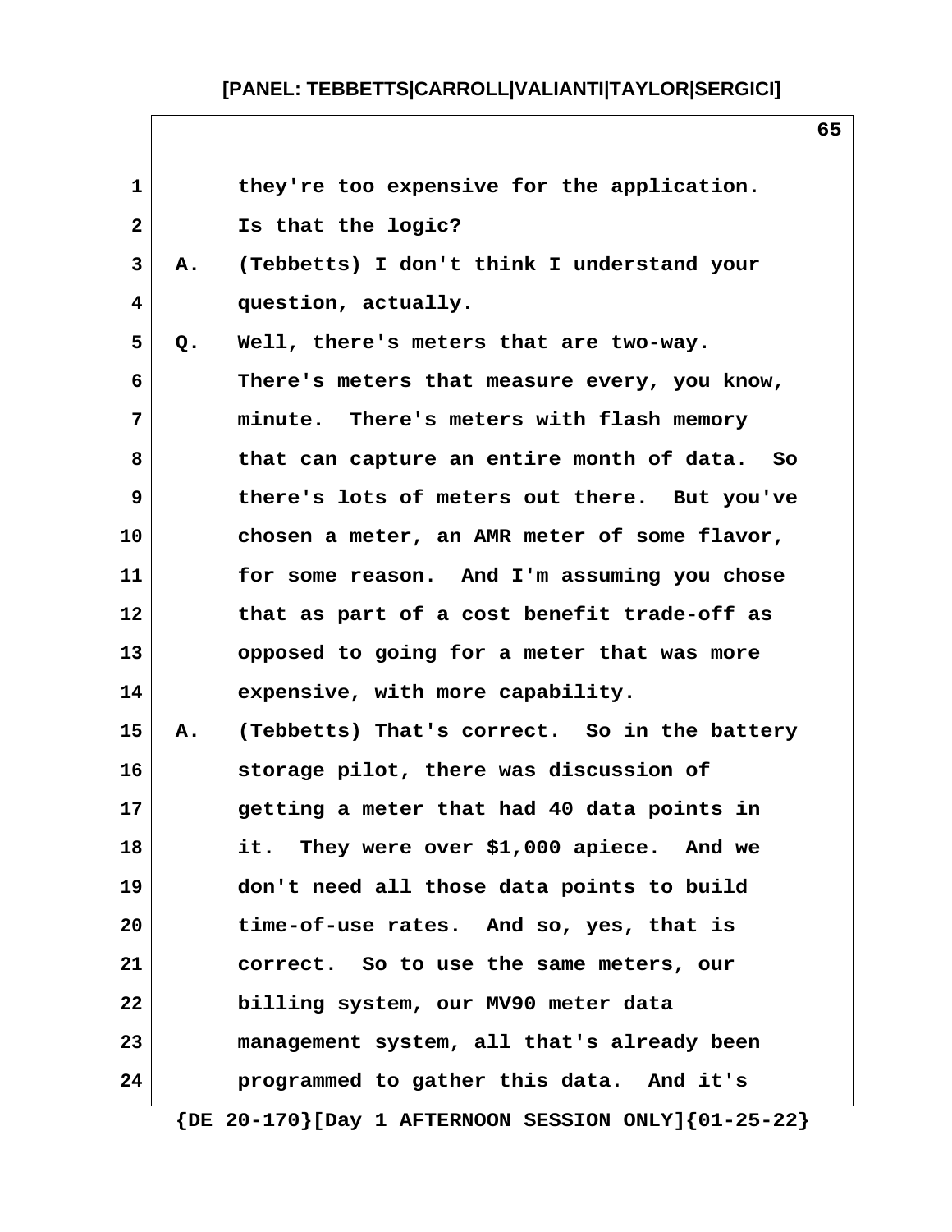they're too expensive for the application. Is that the logic?

A. (Tebbetts) I don't think I understand your question, actually.

Q. Well, there's meters that are two-way. There's meters that measure every, you know, minute. There's meters with flash memory that can capture an entire month of data. So there's lots of meters out there. But you've chosen a meter, an AMR meter of some flavor, for some reason. And I'm assuming you chose that as part of a cost benefit trade-off as opposed to going for a meter that was more expensive, with more capability.

A. (Tebbetts) That's correct. So in the battery storage pilot, there was discussion of getting a meter that had 40 data points in it. They were over $1,000 apiece. And we don't need all those data points to build time-of-use rates. And so, yes, that is correct. So to use the same meters, our billing system, our MV90 meter data management system, all that's already been programmed to gather this data. And it's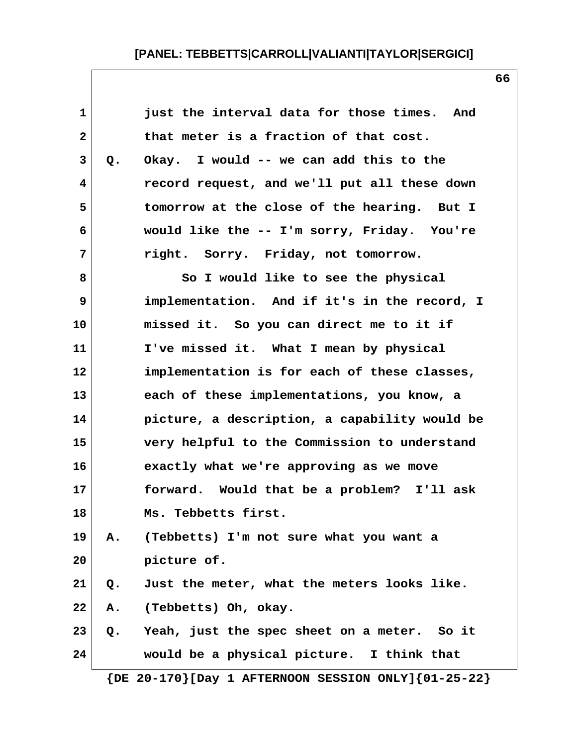just the interval data for those times. And that meter is a fraction of that cost.

Q. Okay. I would -- we can add this to the record request, and we'll put all these down tomorrow at the close of the hearing. But I would like the -- I'm sorry, Friday. You're right. Sorry. Friday, not tomorrow.

So I would like to see the physical implementation. And if it's in the record, I missed it. So you can direct me to it if I've missed it. What I mean by physical implementation is for each of these classes, each of these implementations, you know, a picture, a description, a capability would be very helpful to the Commission to understand exactly what we're approving as we move forward. Would that be a problem? I'll ask Ms. Tebbetts first.

A. (Tebbetts) I'm not sure what you want a picture of.

Q. Just the meter, what the meters looks like.

A. (Tebbetts) Oh, okay.

Q. Yeah, just the spec sheet on a meter. So it would be a physical picture. I think that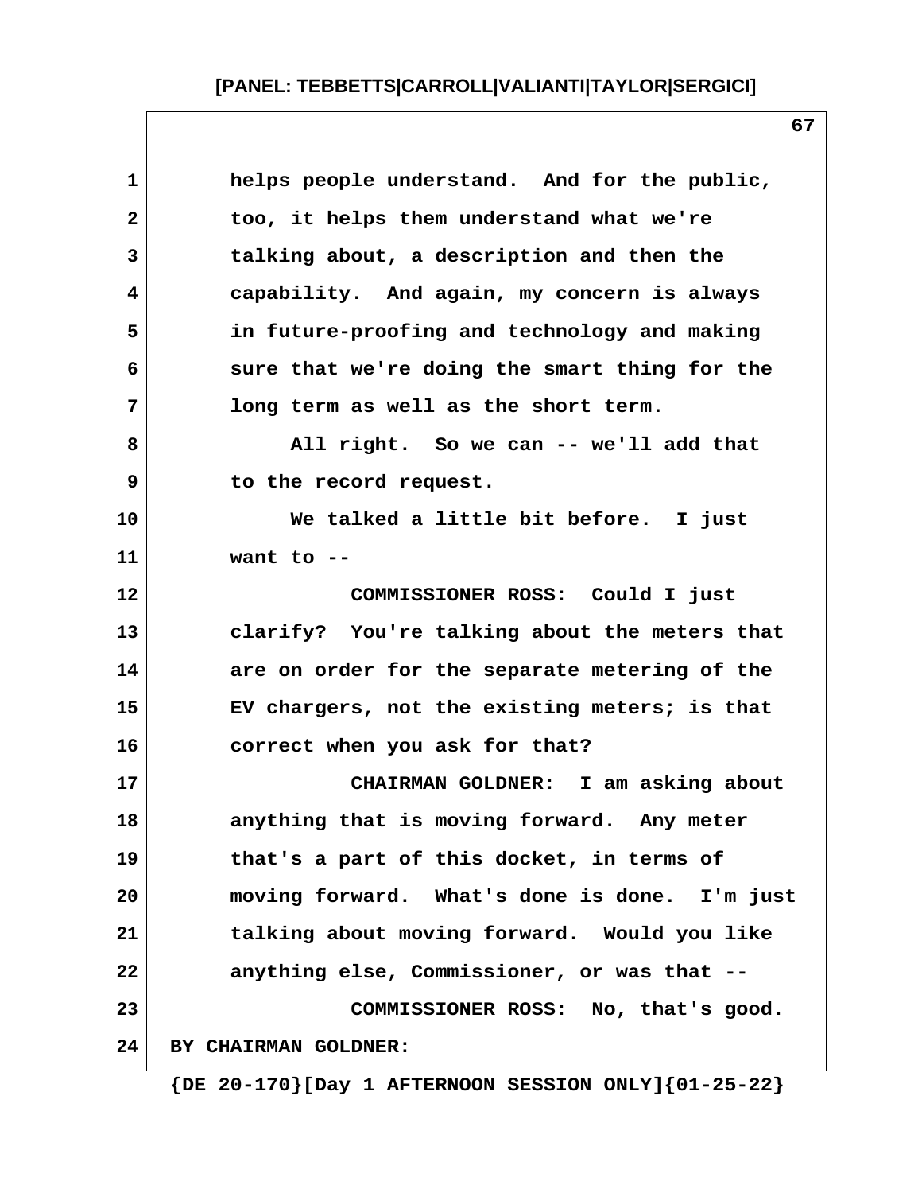helps people understand. And for the public, too, it helps them understand what we're talking about, a description and then the capability. And again, my concern is always in future-proofing and technology and making sure that we're doing the smart thing for the long term as well as the short term.

All right. So we can -- we'll add that to the record request.

We talked a little bit before. I just want to --

COMMISSIONER ROSS: Could I just clarify? You're talking about the meters that are on order for the separate metering of the EV chargers, not the existing meters; is that correct when you ask for that?

CHAIRMAN GOLDNER: I am asking about anything that is moving forward. Any meter that's a part of this docket, in terms of moving forward. What's done is done. I'm just talking about moving forward. Would you like anything else, Commissioner, or was that --

COMMISSIONER ROSS: No, that's good.

BY CHAIRMAN GOLDNER: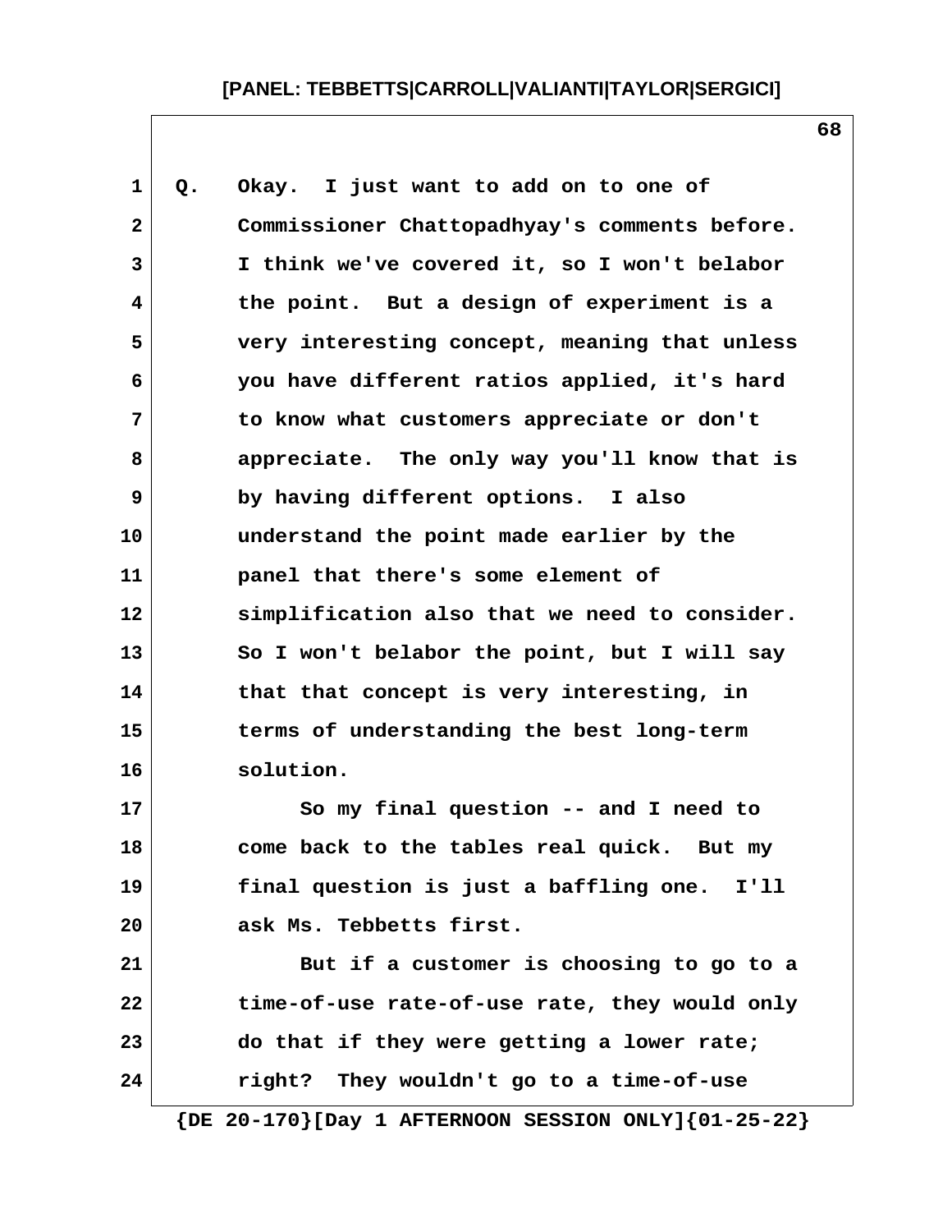Q. Okay. I just want to add on to one of Commissioner Chattopadhyay's comments before. I think we've covered it, so I won't belabor the point. But a design of experiment is a very interesting concept, meaning that unless you have different ratios applied, it's hard to know what customers appreciate or don't appreciate. The only way you'll know that is by having different options. I also understand the point made earlier by the panel that there's some element of simplification also that we need to consider. So I won't belabor the point, but I will say that that concept is very interesting, in terms of understanding the best long-term solution.

So my final question -- and I need to come back to the tables real quick. But my final question is just a baffling one. I'll ask Ms. Tebbetts first.

But if a customer is choosing to go to a time-of-use rate-of-use rate, they would only do that if they were getting a lower rate; right? They wouldn't go to a time-of-use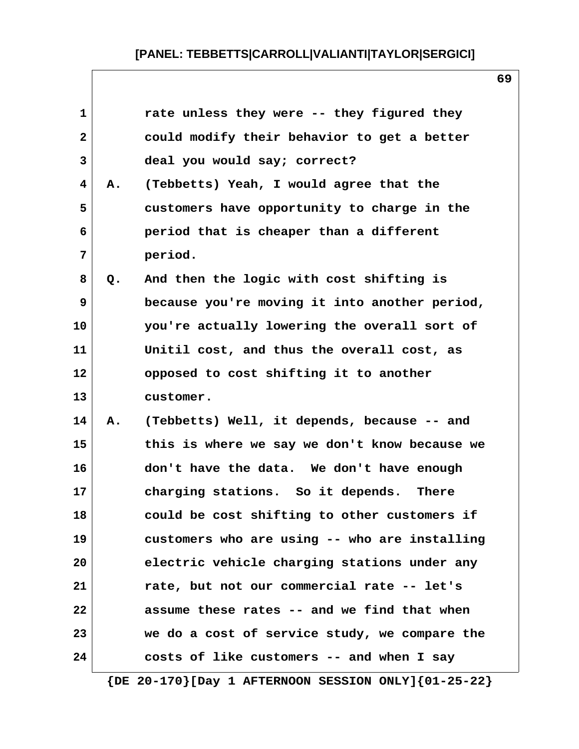rate unless they were -- they figured they could modify their behavior to get a better deal you would say; correct?

A. (Tebbetts) Yeah, I would agree that the customers have opportunity to charge in the period that is cheaper than a different period.

Q. And then the logic with cost shifting is because you're moving it into another period, you're actually lowering the overall sort of Unitil cost, and thus the overall cost, as opposed to cost shifting it to another customer.

A. (Tebbetts) Well, it depends, because -- and this is where we say we don't know because we don't have the data. We don't have enough charging stations. So it depends. There could be cost shifting to other customers if customers who are using -- who are installing electric vehicle charging stations under any rate, but not our commercial rate -- let's assume these rates -- and we find that when we do a cost of service study, we compare the costs of like customers -- and when I say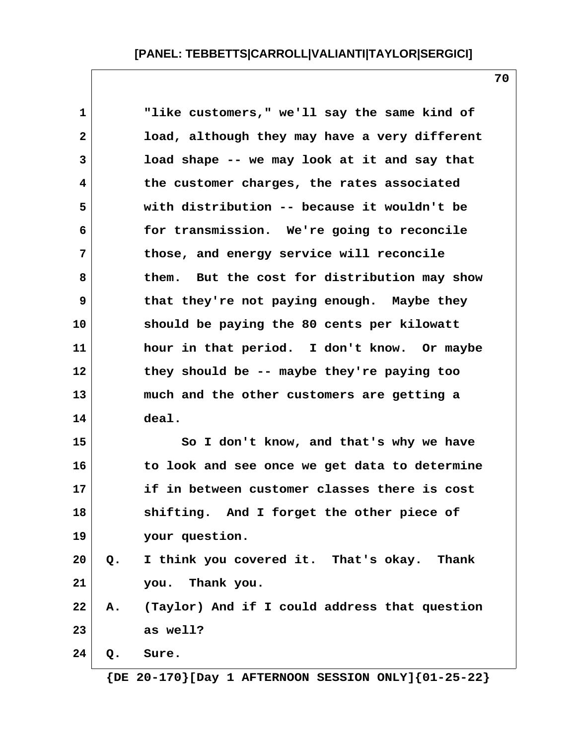"like customers," we'll say the same kind of load, although they may have a very different load shape -- we may look at it and say that the customer charges, the rates associated with distribution -- because it wouldn't be for transmission. We're going to reconcile those, and energy service will reconcile them. But the cost for distribution may show that they're not paying enough. Maybe they should be paying the 80 cents per kilowatt hour in that period. I don't know. Or maybe they should be -- maybe they're paying too much and the other customers are getting a deal.

So I don't know, and that's why we have to look and see once we get data to determine if in between customer classes there is cost shifting. And I forget the other piece of your question.

Q. I think you covered it. That's okay. Thank you. Thank you.

A. (Taylor) And if I could address that question as well?

Q. Sure.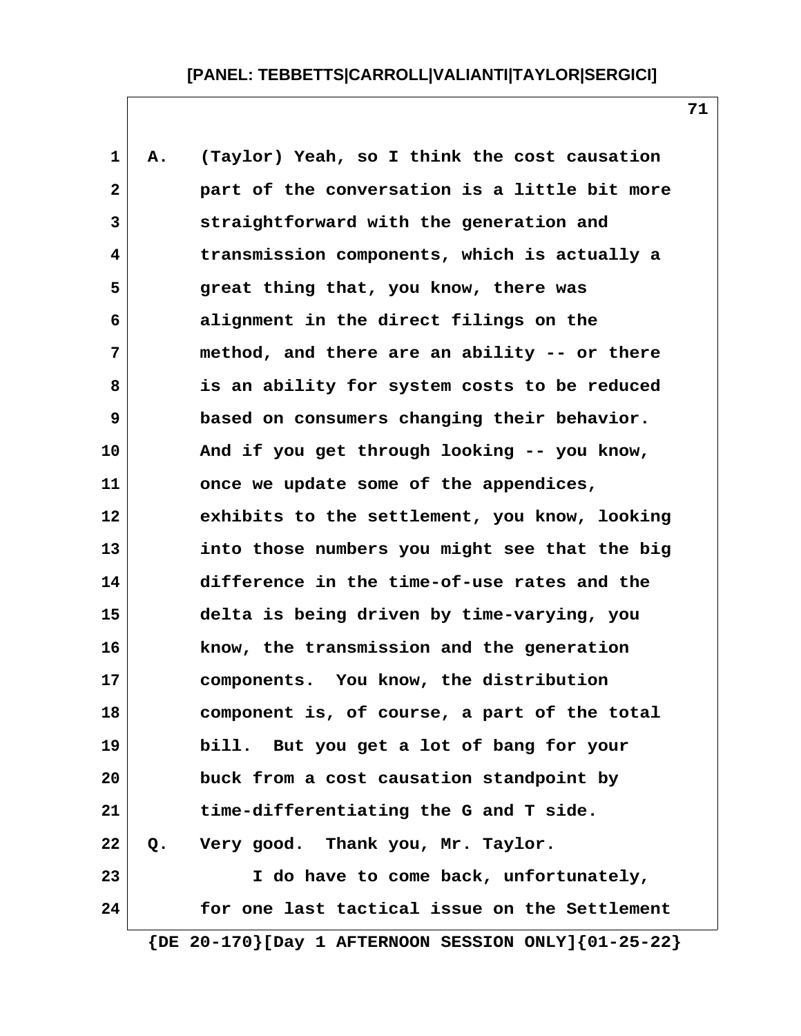A. (Taylor) Yeah, so I think the cost causation part of the conversation is a little bit more straightforward with the generation and transmission components, which is actually a great thing that, you know, there was alignment in the direct filings on the method, and there are an ability -- or there is an ability for system costs to be reduced based on consumers changing their behavior. And if you get through looking -- you know, once we update some of the appendices, exhibits to the settlement, you know, looking into those numbers you might see that the big difference in the time-of-use rates and the delta is being driven by time-varying, you know, the transmission and the generation components. You know, the distribution component is, of course, a part of the total bill. But you get a lot of bang for your buck from a cost causation standpoint by time-differentiating the G and T side.

Q. Very good. Thank you, Mr. Taylor.

I do have to come back, unfortunately, for one last tactical issue on the Settlement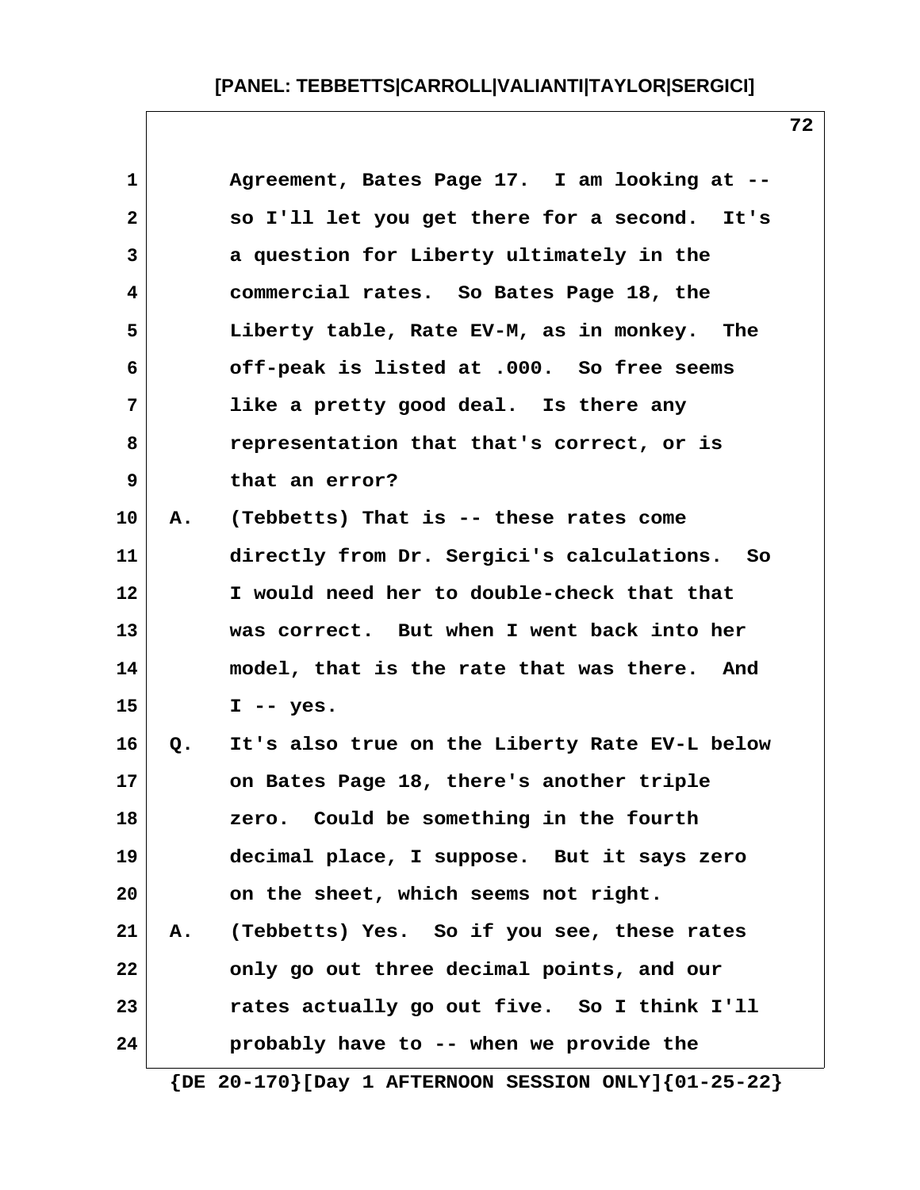Agreement, Bates Page 17. I am looking at -- so I'll let you get there for a second. It's a question for Liberty ultimately in the commercial rates. So Bates Page 18, the Liberty table, Rate EV-M, as in monkey. The off-peak is listed at .000. So free seems like a pretty good deal. Is there any representation that that's correct, or is that an error?

A. (Tebbetts) That is -- these rates come directly from Dr. Sergici's calculations. So I would need her to double-check that that was correct. But when I went back into her model, that is the rate that was there. And I -- yes.

Q. It's also true on the Liberty Rate EV-L below on Bates Page 18, there's another triple zero. Could be something in the fourth decimal place, I suppose. But it says zero on the sheet, which seems not right.

A. (Tebbetts) Yes. So if you see, these rates only go out three decimal points, and our rates actually go out five. So I think I'll probably have to -- when we provide the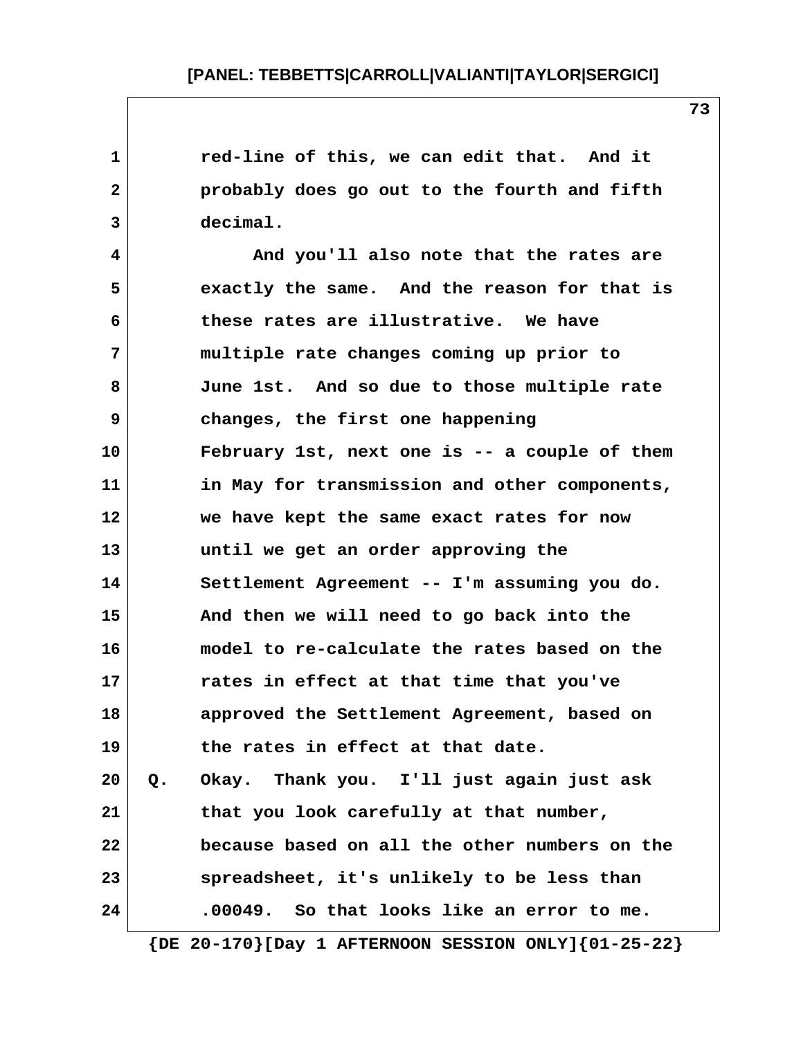red-line of this, we can edit that. And it probably does go out to the fourth and fifth decimal.

And you'll also note that the rates are exactly the same. And the reason for that is these rates are illustrative. We have multiple rate changes coming up prior to June 1st. And so due to those multiple rate changes, the first one happening February 1st, next one is -- a couple of them in May for transmission and other components, we have kept the same exact rates for now until we get an order approving the Settlement Agreement -- I'm assuming you do. And then we will need to go back into the model to re-calculate the rates based on the rates in effect at that time that you've approved the Settlement Agreement, based on the rates in effect at that date.

Q. Okay. Thank you. I'll just again just ask that you look carefully at that number, because based on all the other numbers on the spreadsheet, it's unlikely to be less than .00049. So that looks like an error to me.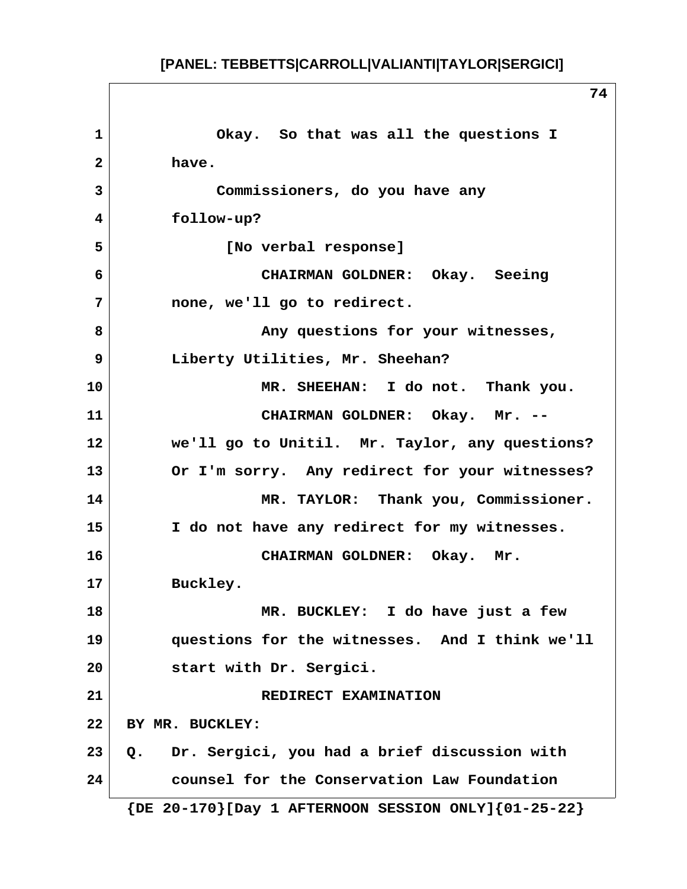Okay. So that was all the questions I have.

Commissioners, do you have any follow-up?

[No verbal response]

CHAIRMAN GOLDNER: Okay. Seeing none, we'll go to redirect.

Any questions for your witnesses, Liberty Utilities, Mr. Sheehan?

MR. SHEEHAN: I do not. Thank you.

CHAIRMAN GOLDNER: Okay. Mr. -- we'll go to Unitil. Mr. Taylor, any questions? Or I'm sorry. Any redirect for your witnesses?

MR. TAYLOR: Thank you, Commissioner. I do not have any redirect for my witnesses.

CHAIRMAN GOLDNER: Okay. Mr. Buckley.

MR. BUCKLEY: I do have just a few questions for the witnesses. And I think we'll start with Dr. Sergici.

REDIRECT EXAMINATION

BY MR. BUCKLEY:

Q. Dr. Sergici, you had a brief discussion with counsel for the Conservation Law Foundation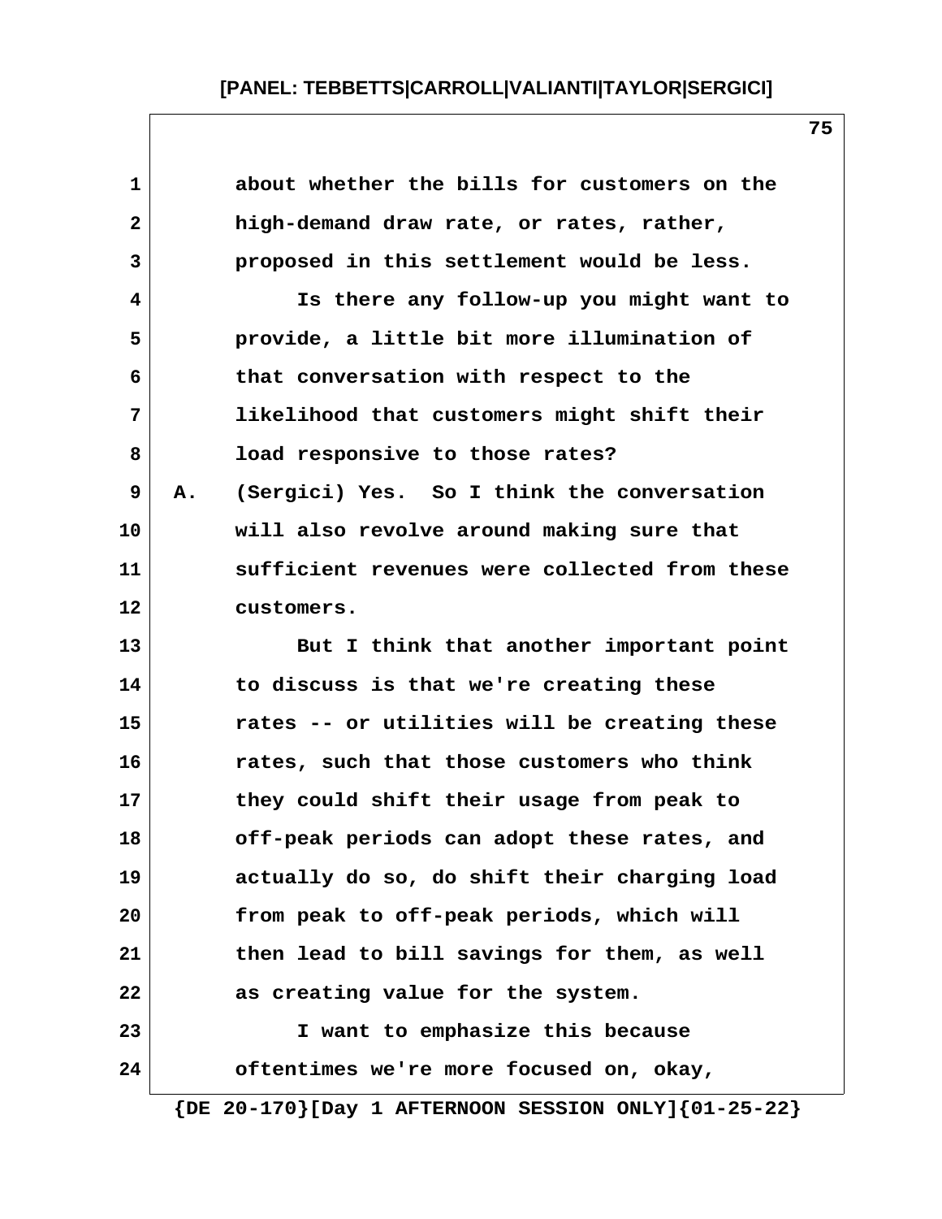about whether the bills for customers on the high-demand draw rate, or rates, rather, proposed in this settlement would be less.

Is there any follow-up you might want to provide, a little bit more illumination of that conversation with respect to the likelihood that customers might shift their load responsive to those rates?

A. (Sergici) Yes. So I think the conversation will also revolve around making sure that sufficient revenues were collected from these customers.

But I think that another important point to discuss is that we're creating these rates -- or utilities will be creating these rates, such that those customers who think they could shift their usage from peak to off-peak periods can adopt these rates, and actually do so, do shift their charging load from peak to off-peak periods, which will then lead to bill savings for them, as well as creating value for the system.

I want to emphasize this because oftentimes we're more focused on, okay,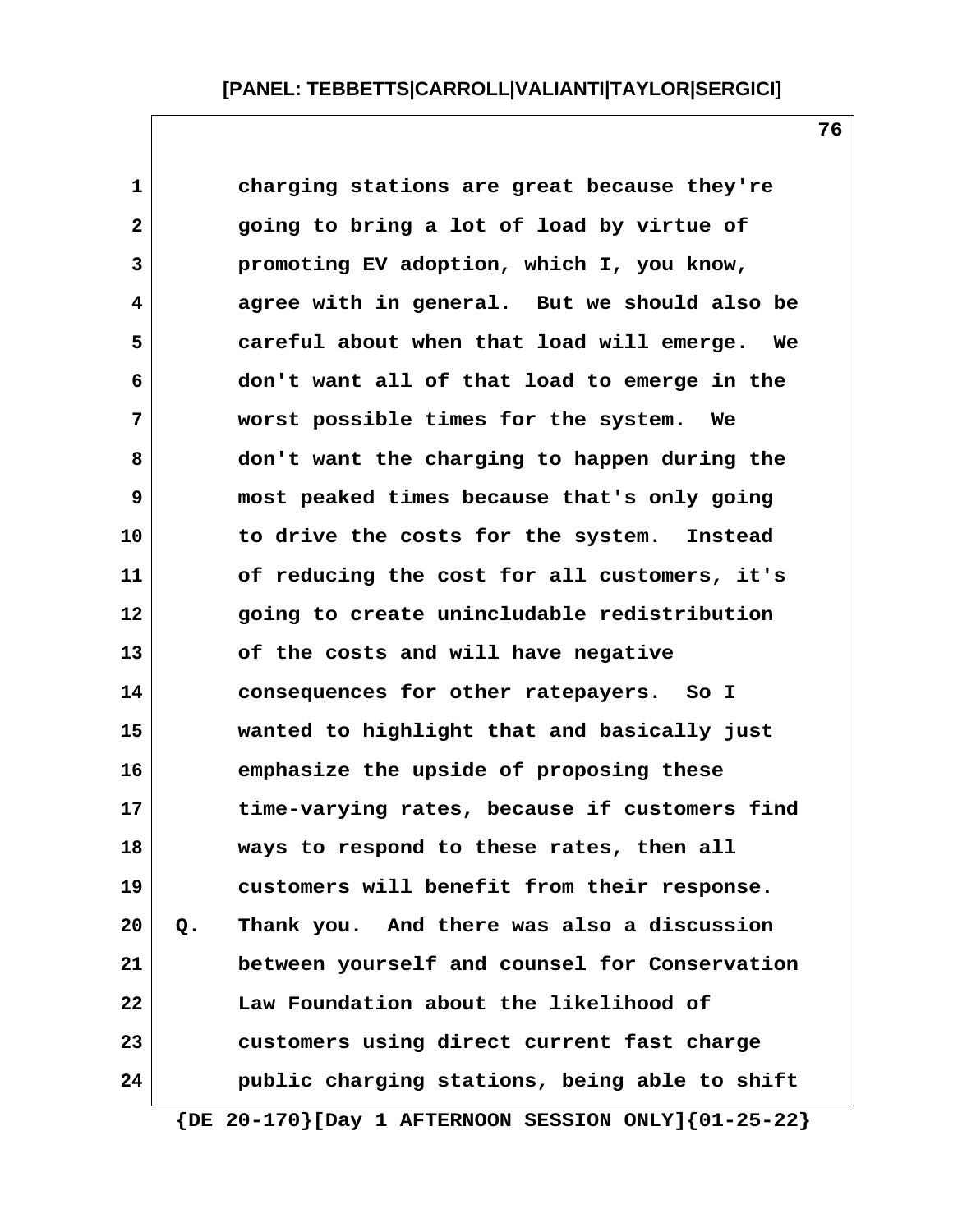charging stations are great because they're going to bring a lot of load by virtue of promoting EV adoption, which I, you know, agree with in general. But we should also be careful about when that load will emerge. We don't want all of that load to emerge in the worst possible times for the system. We don't want the charging to happen during the most peaked times because that's only going to drive the costs for the system. Instead of reducing the cost for all customers, it's going to create unincludable redistribution of the costs and will have negative consequences for other ratepayers. So I wanted to highlight that and basically just emphasize the upside of proposing these time-varying rates, because if customers find ways to respond to these rates, then all customers will benefit from their response.

Q. Thank you. And there was also a discussion between yourself and counsel for Conservation Law Foundation about the likelihood of customers using direct current fast charge public charging stations, being able to shift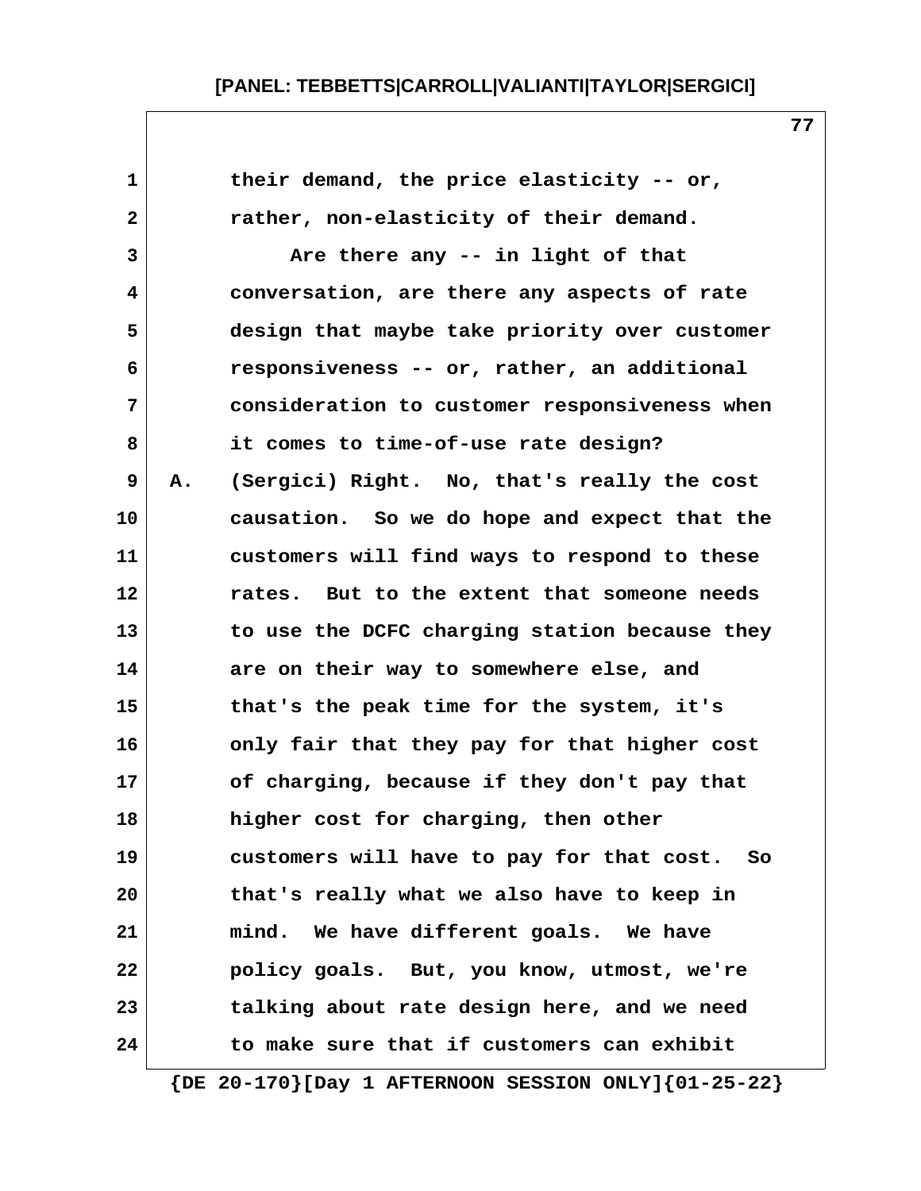their demand, the price elasticity -- or, rather, non-elasticity of their demand.

Are there any -- in light of that conversation, are there any aspects of rate design that maybe take priority over customer responsiveness -- or, rather, an additional consideration to customer responsiveness when it comes to time-of-use rate design?

A. (Sergici) Right. No, that's really the cost causation. So we do hope and expect that the customers will find ways to respond to these rates. But to the extent that someone needs to use the DCFC charging station because they are on their way to somewhere else, and that's the peak time for the system, it's only fair that they pay for that higher cost of charging, because if they don't pay that higher cost for charging, then other customers will have to pay for that cost. So that's really what we also have to keep in mind. We have different goals. We have policy goals. But, you know, utmost, we're talking about rate design here, and we need to make sure that if customers can exhibit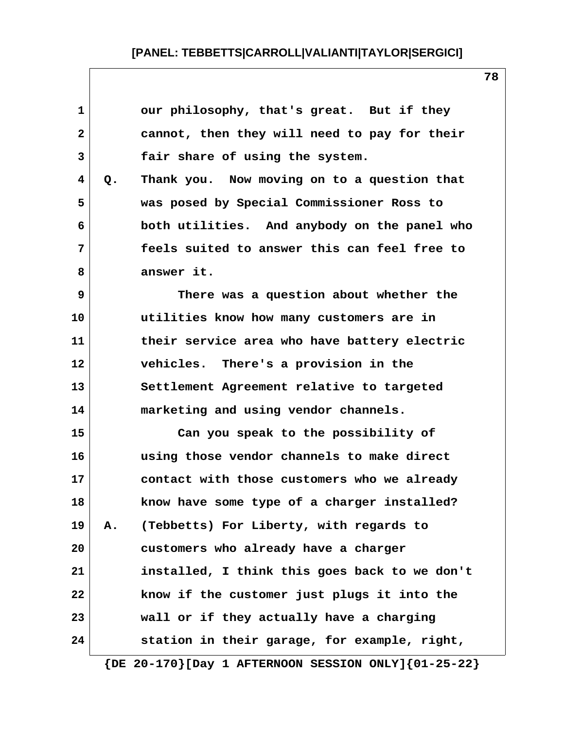our philosophy, that's great. But if they cannot, then they will need to pay for their fair share of using the system.

Q. Thank you. Now moving on to a question that was posed by Special Commissioner Ross to both utilities. And anybody on the panel who feels suited to answer this can feel free to answer it.

There was a question about whether the utilities know how many customers are in their service area who have battery electric vehicles. There's a provision in the Settlement Agreement relative to targeted marketing and using vendor channels.

Can you speak to the possibility of using those vendor channels to make direct contact with those customers who we already know have some type of a charger installed?

A. (Tebbetts) For Liberty, with regards to customers who already have a charger installed, I think this goes back to we don't know if the customer just plugs it into the wall or if they actually have a charging station in their garage, for example, right,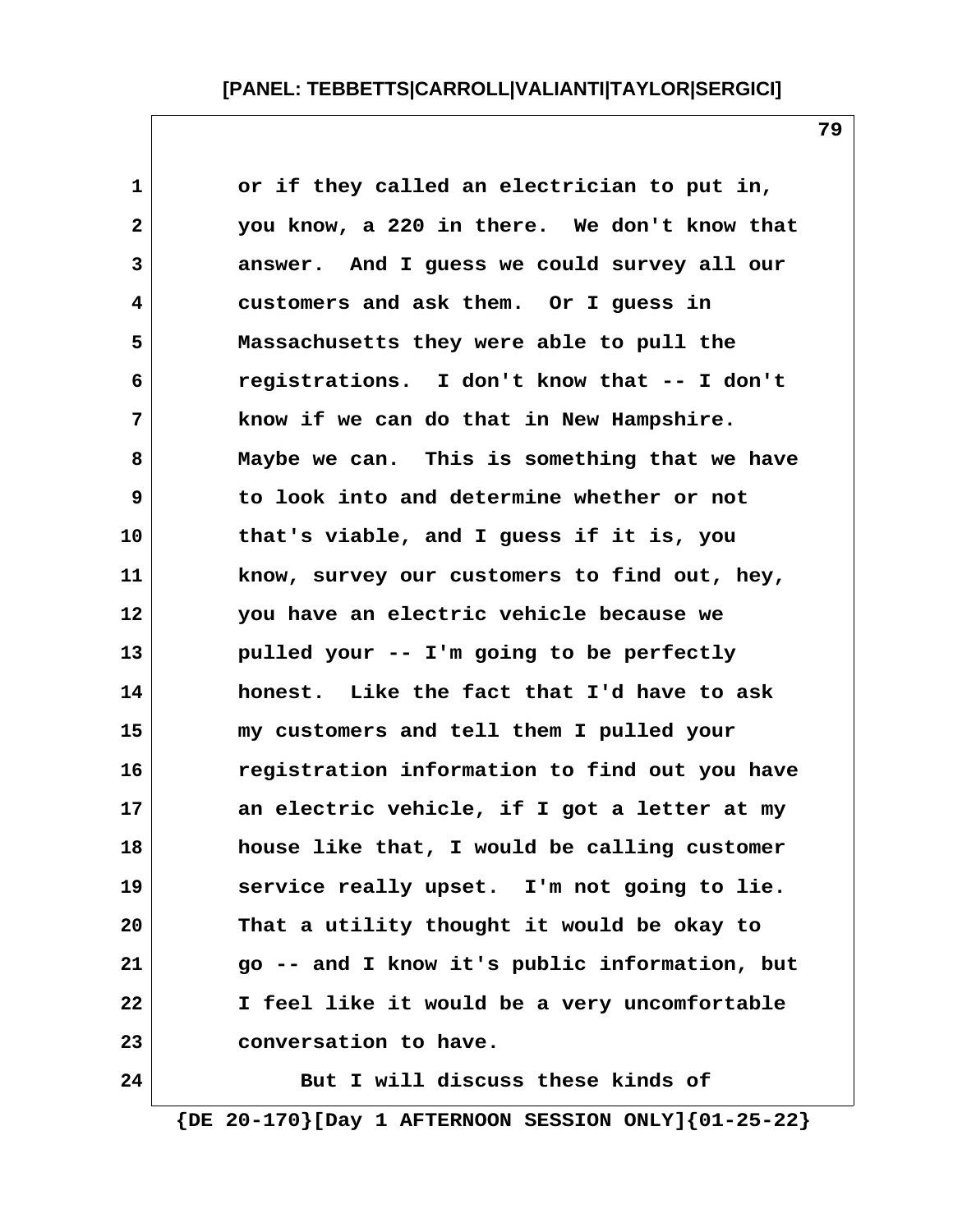or if they called an electrician to put in, you know, a 220 in there. We don't know that answer. And I guess we could survey all our customers and ask them. Or I guess in Massachusetts they were able to pull the registrations. I don't know that -- I don't know if we can do that in New Hampshire. Maybe we can. This is something that we have to look into and determine whether or not that's viable, and I guess if it is, you know, survey our customers to find out, hey, you have an electric vehicle because we pulled your -- I'm going to be perfectly honest. Like the fact that I'd have to ask my customers and tell them I pulled your registration information to find out you have an electric vehicle, if I got a letter at my house like that, I would be calling customer service really upset. I'm not going to lie. That a utility thought it would be okay to go -- and I know it's public information, but I feel like it would be a very uncomfortable conversation to have.

But I will discuss these kinds of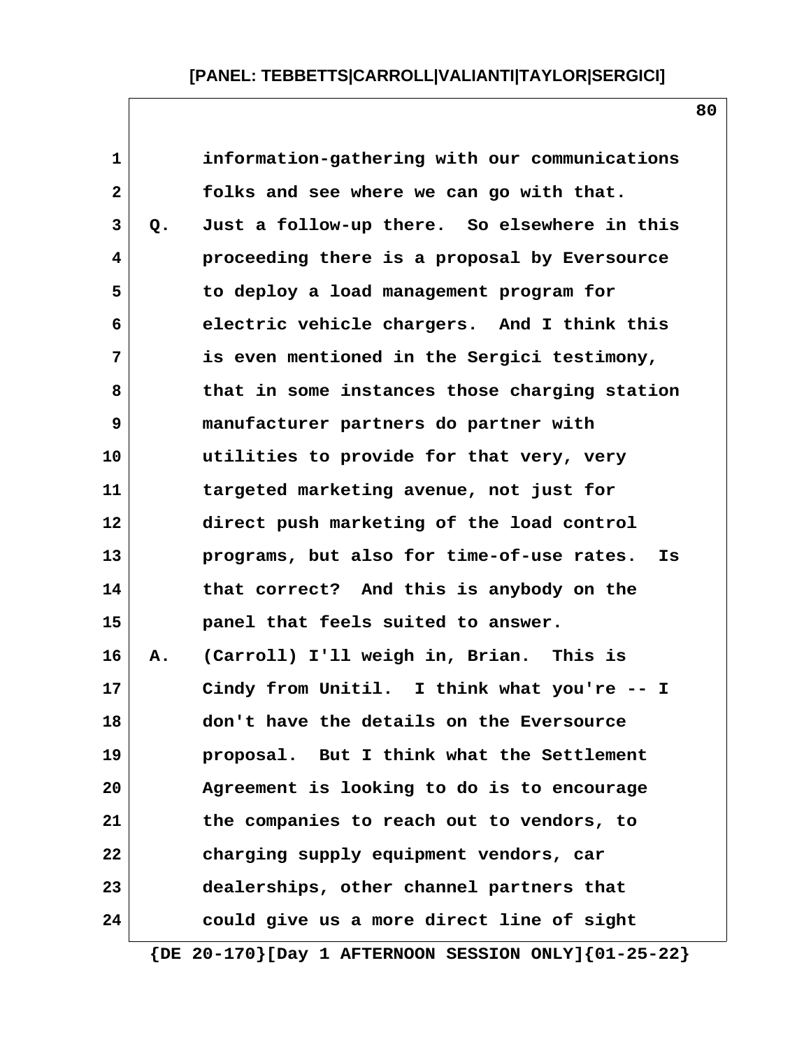information-gathering with our communications folks and see where we can go with that.

Q. Just a follow-up there. So elsewhere in this proceeding there is a proposal by Eversource to deploy a load management program for electric vehicle chargers. And I think this is even mentioned in the Sergici testimony, that in some instances those charging station manufacturer partners do partner with utilities to provide for that very, very targeted marketing avenue, not just for direct push marketing of the load control programs, but also for time-of-use rates. Is that correct? And this is anybody on the panel that feels suited to answer.

A. (Carroll) I'll weigh in, Brian. This is Cindy from Unitil. I think what you're -- I don't have the details on the Eversource proposal. But I think what the Settlement Agreement is looking to do is to encourage the companies to reach out to vendors, to charging supply equipment vendors, car dealerships, other channel partners that could give us a more direct line of sight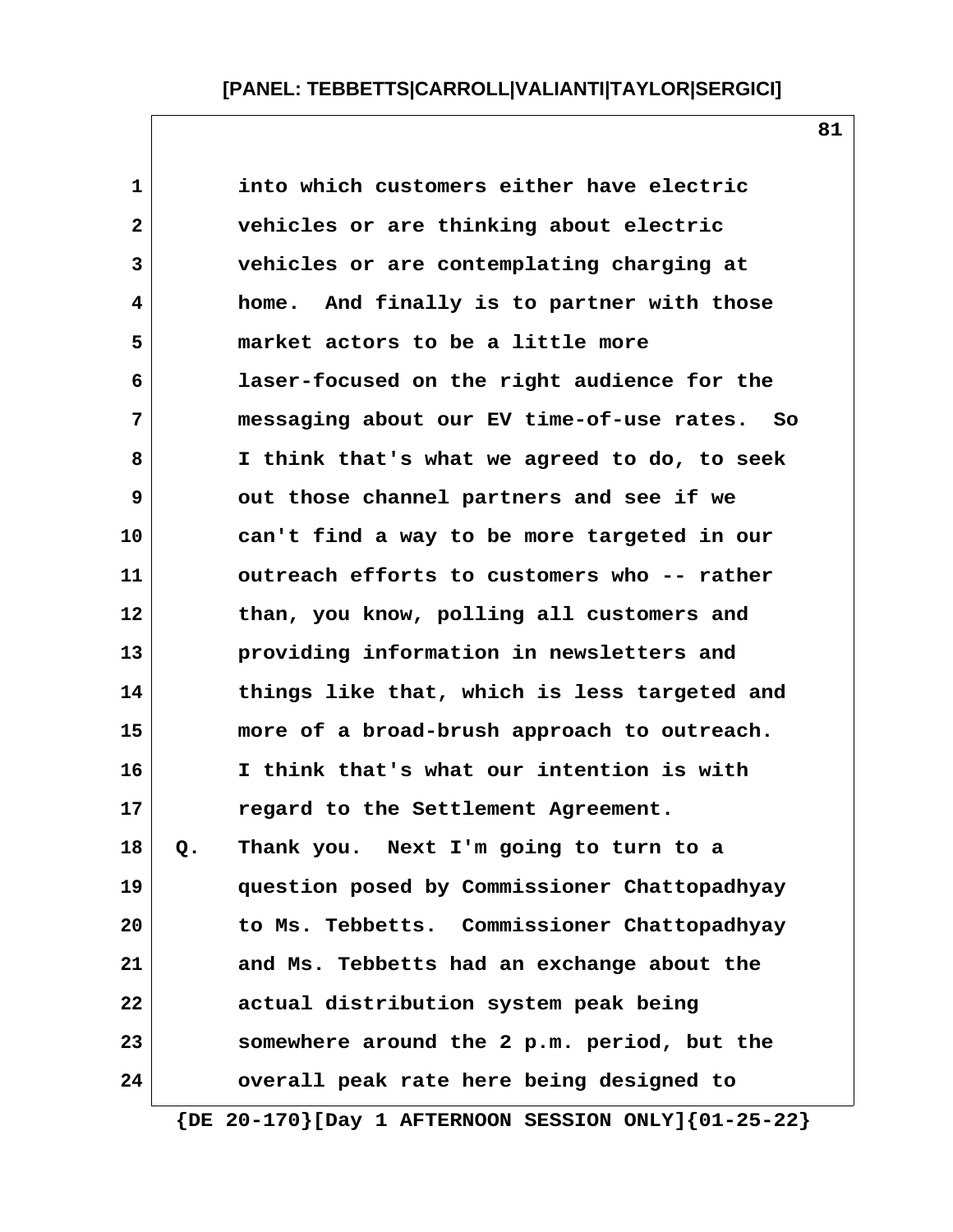into which customers either have electric vehicles or are thinking about electric vehicles or are contemplating charging at home. And finally is to partner with those market actors to be a little more laser-focused on the right audience for the messaging about our EV time-of-use rates. So I think that's what we agreed to do, to seek out those channel partners and see if we can't find a way to be more targeted in our outreach efforts to customers who -- rather than, you know, polling all customers and providing information in newsletters and things like that, which is less targeted and more of a broad-brush approach to outreach. I think that's what our intention is with regard to the Settlement Agreement.

Q. Thank you. Next I'm going to turn to a question posed by Commissioner Chattopadhyay to Ms. Tebbetts. Commissioner Chattopadhyay and Ms. Tebbetts had an exchange about the actual distribution system peak being somewhere around the 2 p.m. period, but the overall peak rate here being designed to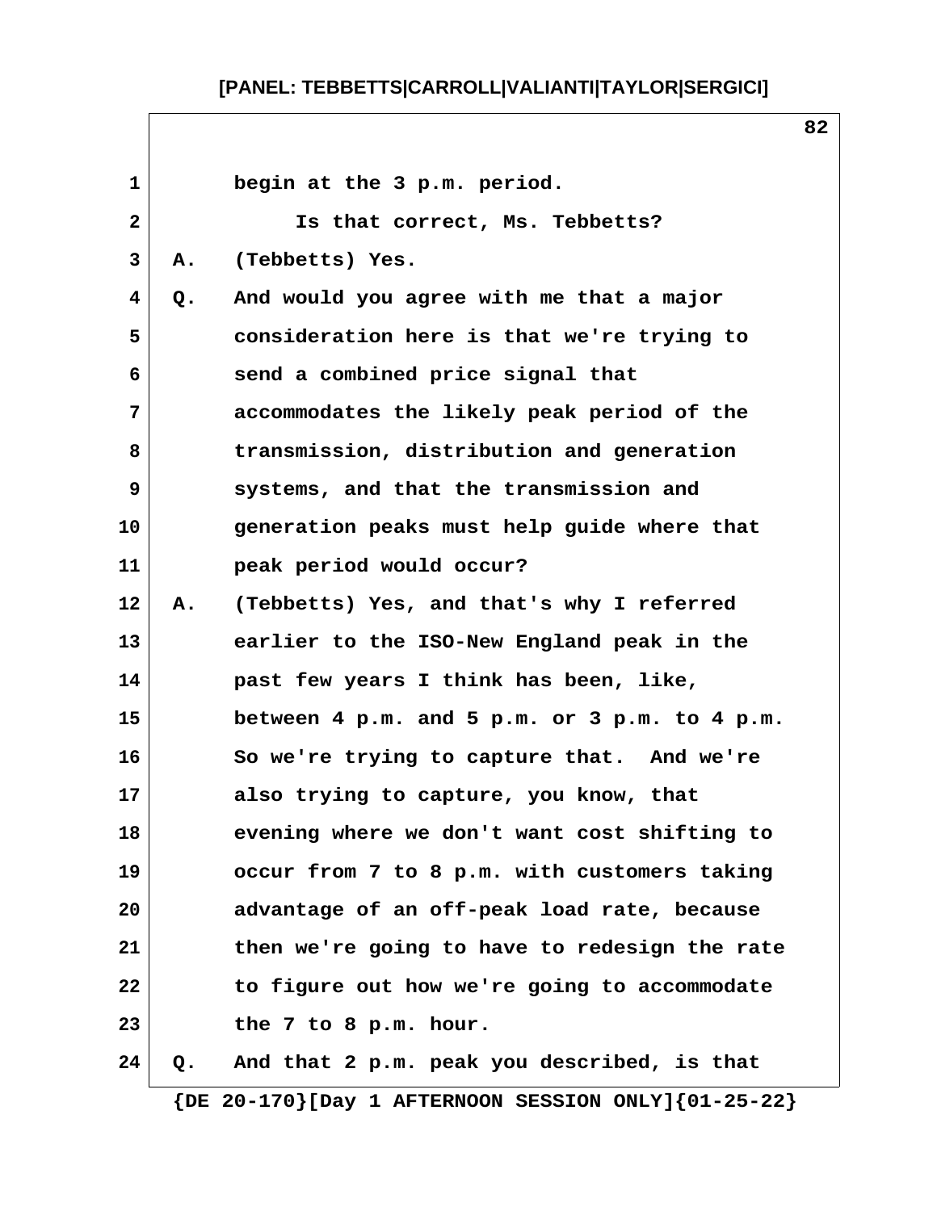begin at the 3 p.m. period.

Is that correct, Ms. Tebbetts?

A. (Tebbetts) Yes.

Q. And would you agree with me that a major consideration here is that we're trying to send a combined price signal that accommodates the likely peak period of the transmission, distribution and generation systems, and that the transmission and generation peaks must help guide where that peak period would occur?

A. (Tebbetts) Yes, and that's why I referred earlier to the ISO-New England peak in the past few years I think has been, like, between 4 p.m. and 5 p.m. or 3 p.m. to 4 p.m. So we're trying to capture that. And we're also trying to capture, you know, that evening where we don't want cost shifting to occur from 7 to 8 p.m. with customers taking advantage of an off-peak load rate, because then we're going to have to redesign the rate to figure out how we're going to accommodate the 7 to 8 p.m. hour.

Q. And that 2 p.m. peak you described, is that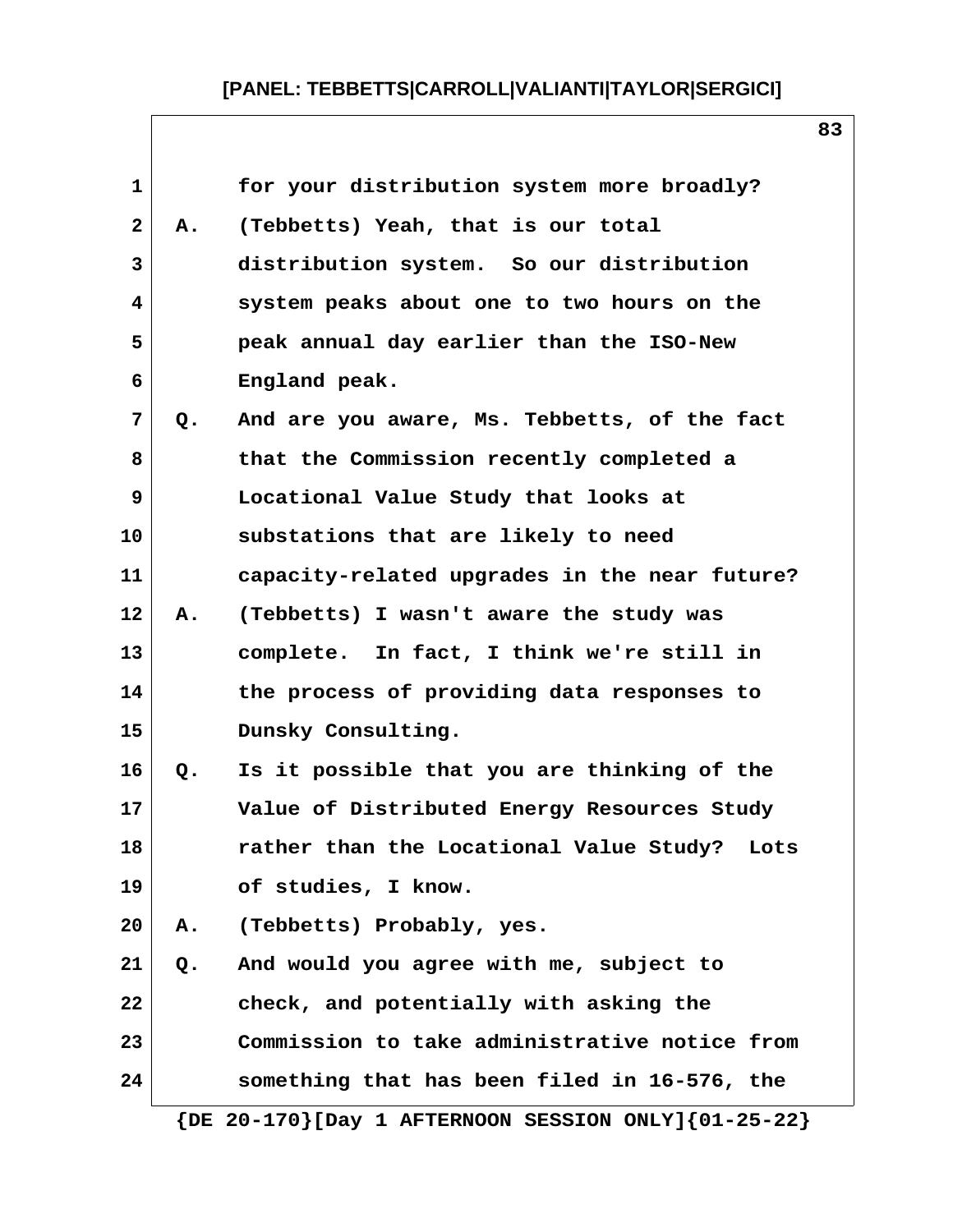1 for your distribution system more broadly?

2 A. (Tebbetts) Yeah, that is our total

3 distribution system. So our distribution

4 system peaks about one to two hours on the

5 peak annual day earlier than the ISO-New

6 England peak.

7 Q. And are you aware, Ms. Tebbetts, of the fact

8 that the Commission recently completed a

9 Locational Value Study that looks at

10 substations that are likely to need

11 capacity-related upgrades in the near future?

12 A. (Tebbetts) I wasn't aware the study was

13 complete. In fact, I think we're still in

14 the process of providing data responses to

15 Dunsky Consulting.

16 Q. Is it possible that you are thinking of the

17 Value of Distributed Energy Resources Study

18 rather than the Locational Value Study? Lots

19 of studies, I know.

20 A. (Tebbetts) Probably, yes.

21 Q. And would you agree with me, subject to

22 check, and potentially with asking the

23 Commission to take administrative notice from

24 something that has been filed in 16-576, the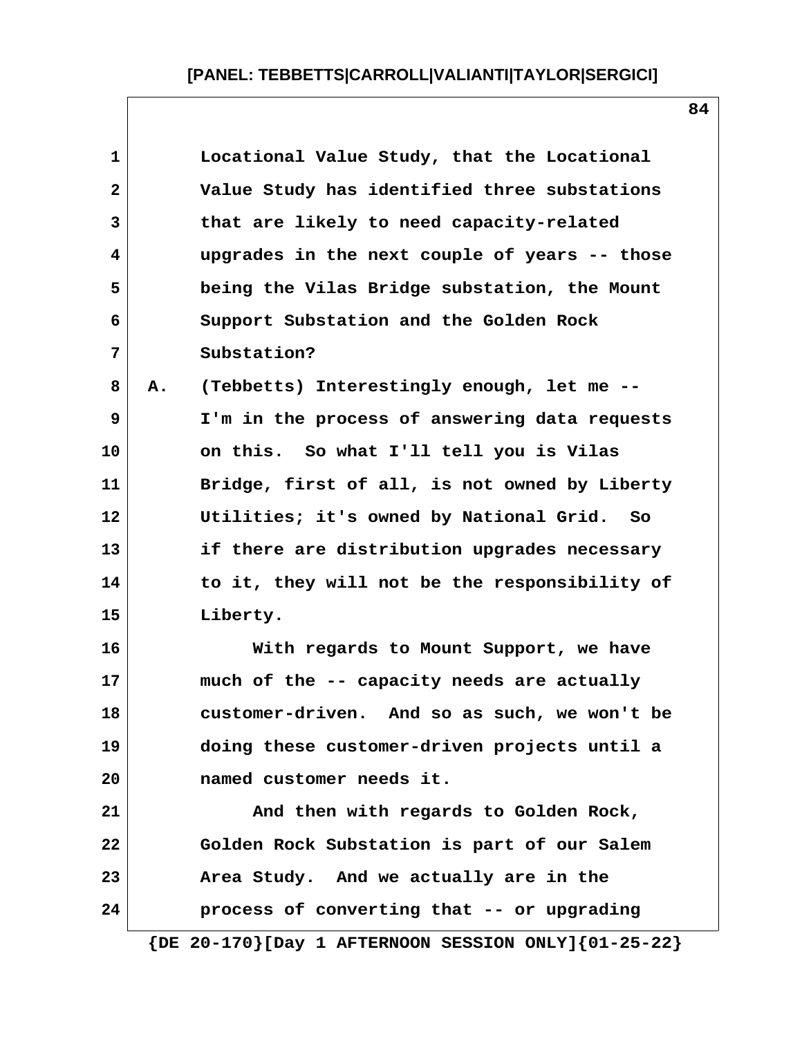Locational Value Study, that the Locational Value Study has identified three substations that are likely to need capacity-related upgrades in the next couple of years -- those being the Vilas Bridge substation, the Mount Support Substation and the Golden Rock Substation?

A. (Tebbetts) Interestingly enough, let me -- I'm in the process of answering data requests on this. So what I'll tell you is Vilas Bridge, first of all, is not owned by Liberty Utilities; it's owned by National Grid. So if there are distribution upgrades necessary to it, they will not be the responsibility of Liberty.

With regards to Mount Support, we have much of the -- capacity needs are actually customer-driven. And so as such, we won't be doing these customer-driven projects until a named customer needs it.

And then with regards to Golden Rock, Golden Rock Substation is part of our Salem Area Study. And we actually are in the process of converting that -- or upgrading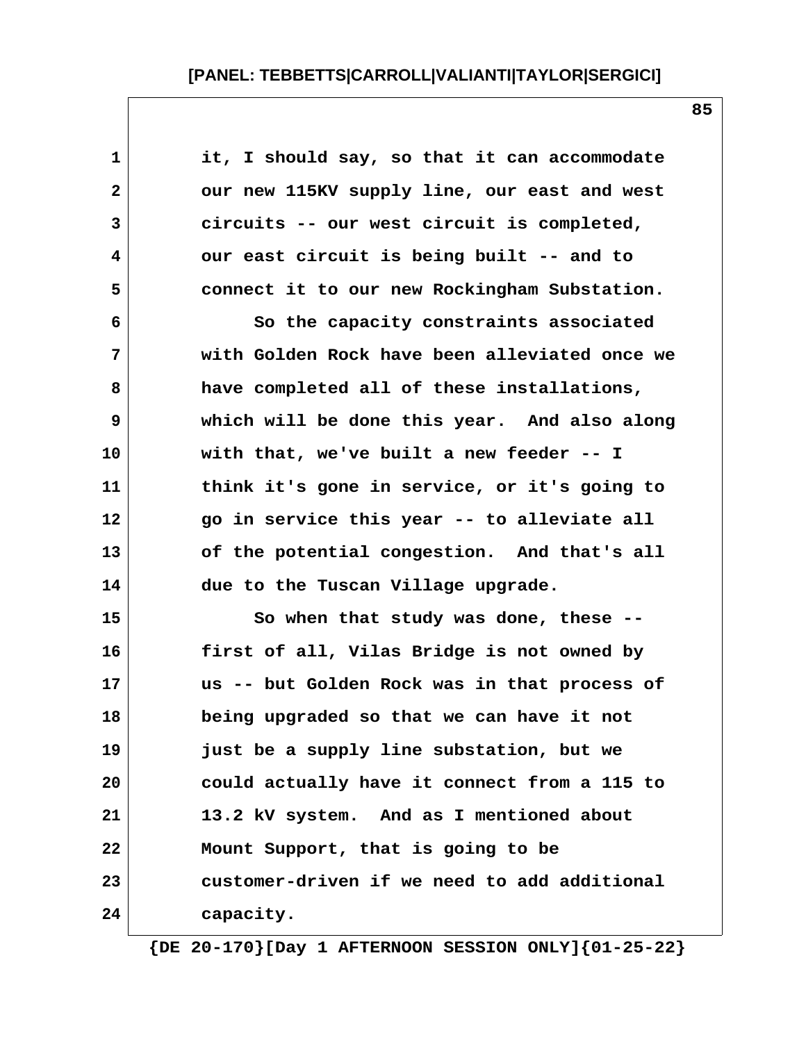it, I should say, so that it can accommodate our new 115KV supply line, our east and west circuits -- our west circuit is completed, our east circuit is being built -- and to connect it to our new Rockingham Substation.

So the capacity constraints associated with Golden Rock have been alleviated once we have completed all of these installations, which will be done this year. And also along with that, we've built a new feeder -- I think it's gone in service, or it's going to go in service this year -- to alleviate all of the potential congestion. And that's all due to the Tuscan Village upgrade.

So when that study was done, these -- first of all, Vilas Bridge is not owned by us -- but Golden Rock was in that process of being upgraded so that we can have it not just be a supply line substation, but we could actually have it connect from a 115 to 13.2 kV system. And as I mentioned about Mount Support, that is going to be customer-driven if we need to add additional capacity.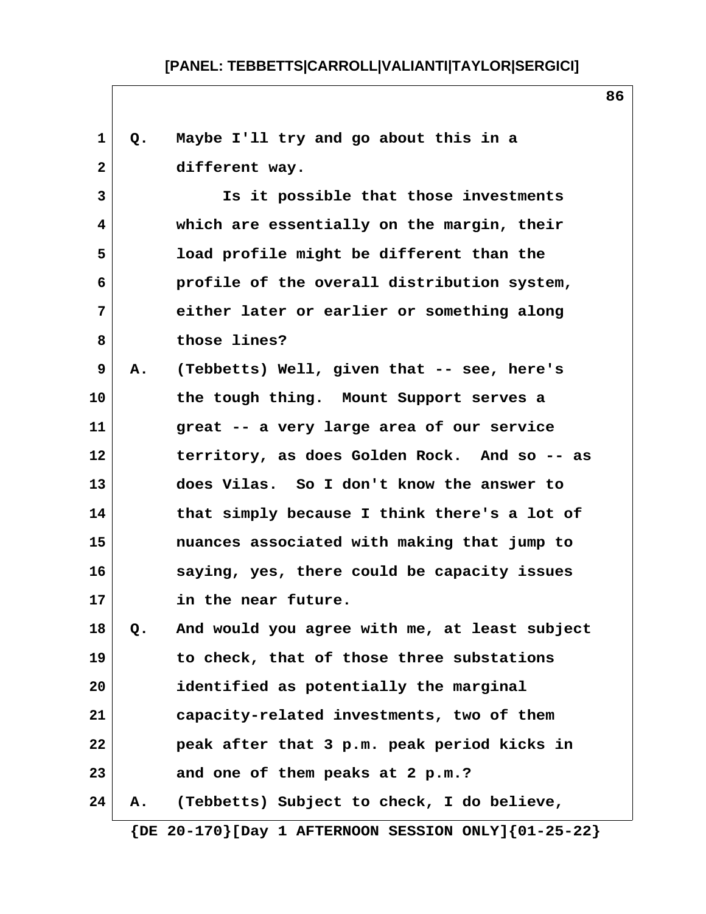Q. Maybe I'll try and go about this in a different way.

Is it possible that those investments which are essentially on the margin, their load profile might be different than the profile of the overall distribution system, either later or earlier or something along those lines?

A. (Tebbetts) Well, given that -- see, here's the tough thing. Mount Support serves a great -- a very large area of our service territory, as does Golden Rock. And so -- as does Vilas. So I don't know the answer to that simply because I think there's a lot of nuances associated with making that jump to saying, yes, there could be capacity issues in the near future.

Q. And would you agree with me, at least subject to check, that of those three substations identified as potentially the marginal capacity-related investments, two of them peak after that 3 p.m. peak period kicks in and one of them peaks at 2 p.m.?

A. (Tebbetts) Subject to check, I do believe,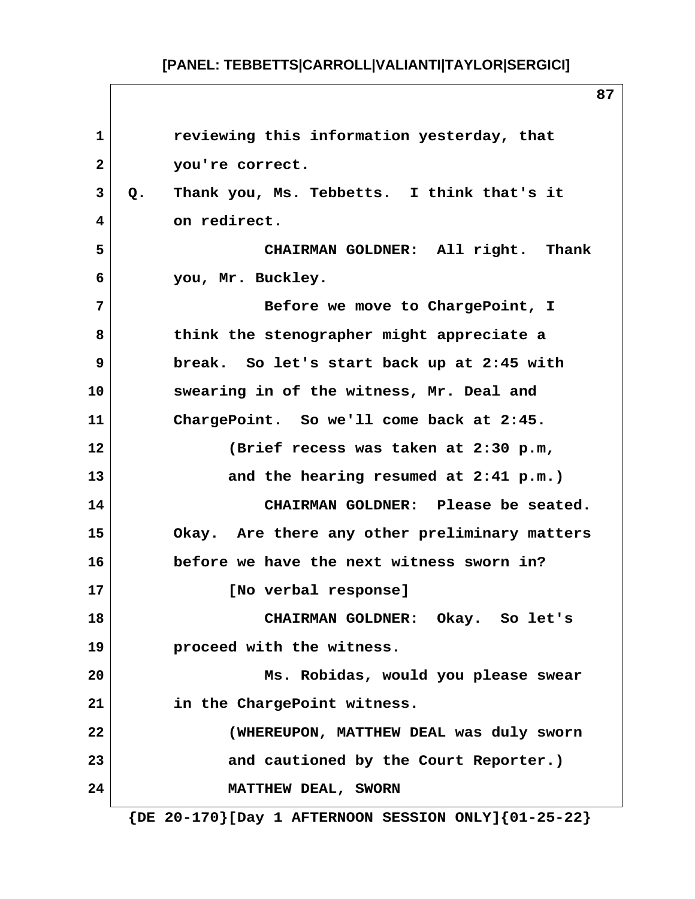reviewing this information yesterday, that you're correct.

Q. Thank you, Ms. Tebbetts. I think that's it on redirect.

CHAIRMAN GOLDNER: All right. Thank you, Mr. Buckley.

Before we move to ChargePoint, I think the stenographer might appreciate a break. So let's start back up at 2:45 with swearing in of the witness, Mr. Deal and ChargePoint. So we'll come back at 2:45.

(Brief recess was taken at 2:30 p.m, and the hearing resumed at 2:41 p.m.)

CHAIRMAN GOLDNER: Please be seated. Okay. Are there any other preliminary matters before we have the next witness sworn in?

[No verbal response]

CHAIRMAN GOLDNER: Okay. So let's proceed with the witness.

Ms. Robidas, would you please swear in the ChargePoint witness.

(WHEREUPON, MATTHEW DEAL was duly sworn and cautioned by the Court Reporter.)

MATTHEW DEAL, SWORN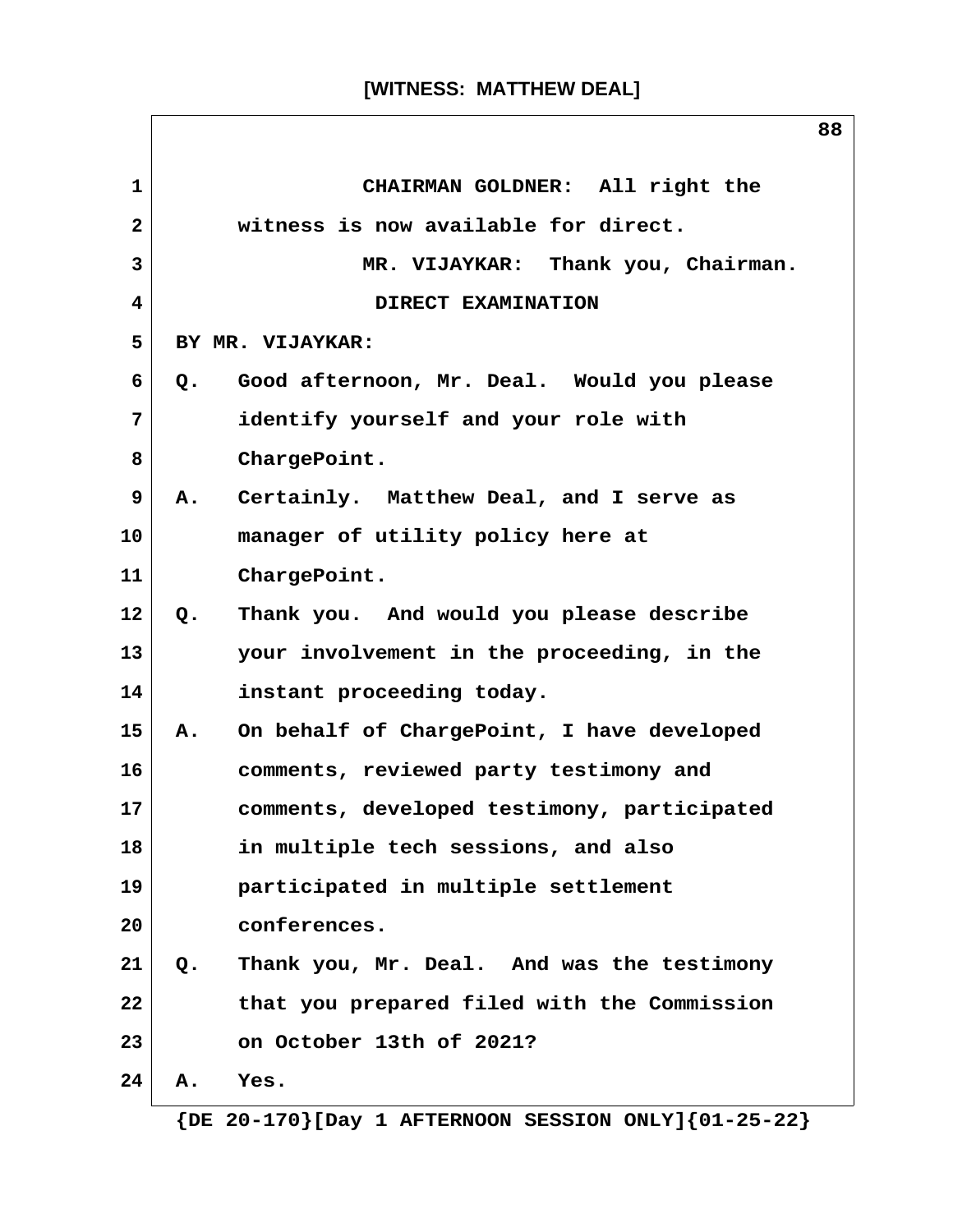**[WITNESS: MATTHEW DEAL]**

1 CHAIRMAN GOLDNER: All right the
2 witness is now available for direct.
3 MR. VIJAYKAR: Thank you, Chairman.
4 DIRECT EXAMINATION
5 BY MR. VIJAYKAR:
6 Q. Good afternoon, Mr. Deal. Would you please
7 identify yourself and your role with
8 ChargePoint.
9 A. Certainly. Matthew Deal, and I serve as
10 manager of utility policy here at
11 ChargePoint.
12 Q. Thank you. And would you please describe
13 your involvement in the proceeding, in the
14 instant proceeding today.
15 A. On behalf of ChargePoint, I have developed
16 comments, reviewed party testimony and
17 comments, developed testimony, participated
18 in multiple tech sessions, and also
19 participated in multiple settlement
20 conferences.
21 Q. Thank you, Mr. Deal. And was the testimony
22 that you prepared filed with the Commission
23 on October 13th of 2021?
24 A. Yes.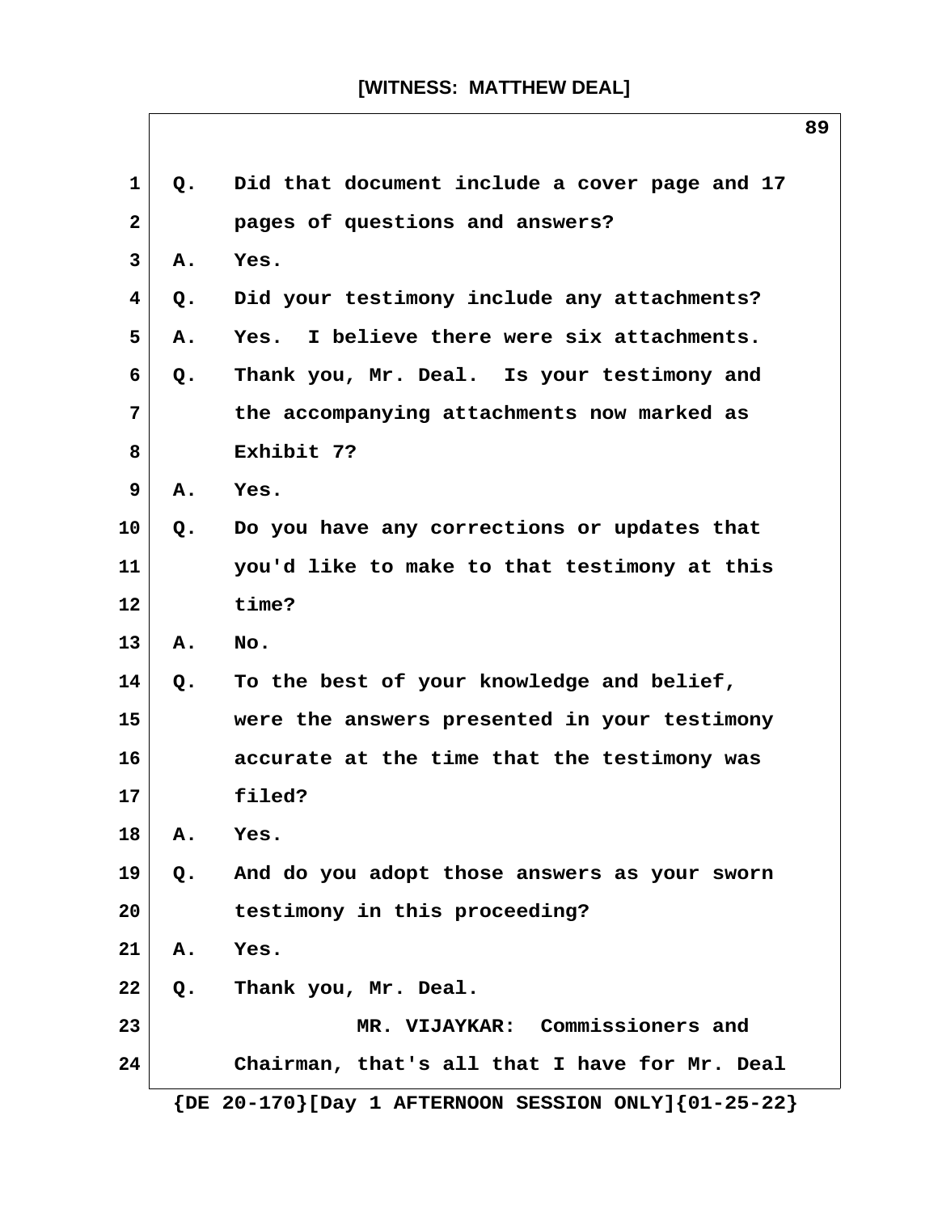Q. Did that document include a cover page and 17 pages of questions and answers?

A. Yes.

Q. Did your testimony include any attachments?

A. Yes. I believe there were six attachments.

Q. Thank you, Mr. Deal. Is your testimony and the accompanying attachments now marked as Exhibit 7?

A. Yes.

Q. Do you have any corrections or updates that you'd like to make to that testimony at this time?

A. No.

Q. To the best of your knowledge and belief, were the answers presented in your testimony accurate at the time that the testimony was filed?

A. Yes.

Q. And do you adopt those answers as your sworn testimony in this proceeding?

A. Yes.

Q. Thank you, Mr. Deal.

MR. VIJAYKAR: Commissioners and Chairman, that's all that I have for Mr. Deal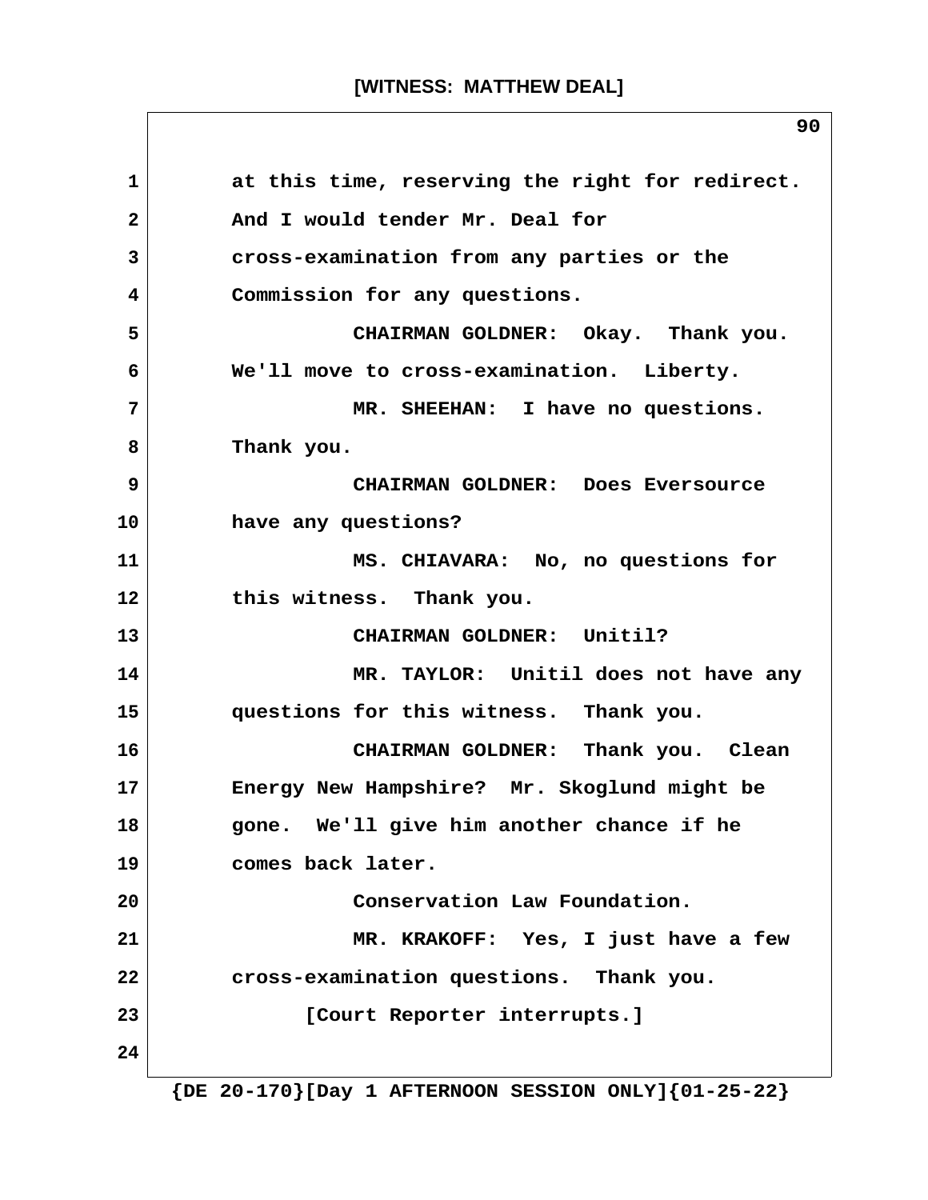at this time, reserving the right for redirect. And I would tender Mr. Deal for cross-examination from any parties or the Commission for any questions.

CHAIRMAN GOLDNER: Okay. Thank you. We'll move to cross-examination. Liberty.

MR. SHEEHAN: I have no questions. Thank you.

CHAIRMAN GOLDNER: Does Eversource have any questions?

MS. CHIAVARA: No, no questions for this witness. Thank you.

CHAIRMAN GOLDNER: Unitil?

MR. TAYLOR: Unitil does not have any questions for this witness. Thank you.

CHAIRMAN GOLDNER: Thank you. Clean Energy New Hampshire? Mr. Skoglund might be gone. We'll give him another chance if he comes back later.

Conservation Law Foundation.

MR. KRAKOFF: Yes, I just have a few cross-examination questions. Thank you.

[Court Reporter interrupts.]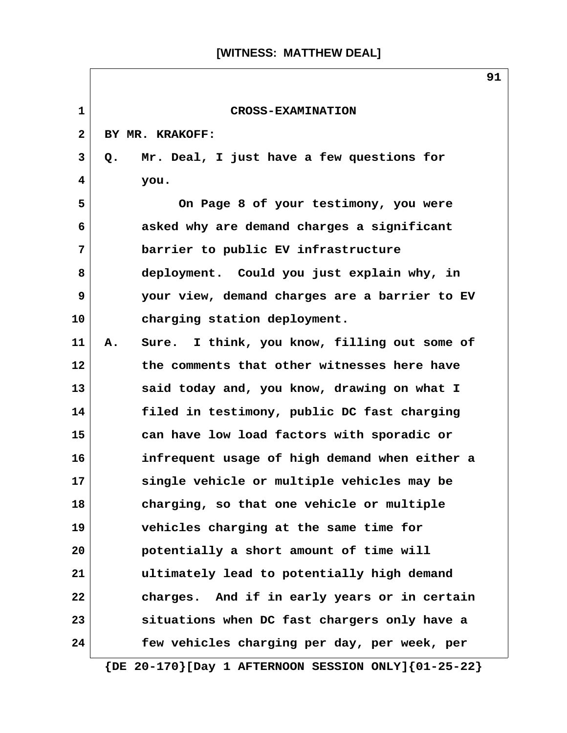## CROSS-EXAMINATION

BY MR. KRAKOFF:

Q. Mr. Deal, I just have a few questions for you.

On Page 8 of your testimony, you were asked why are demand charges a significant barrier to public EV infrastructure deployment. Could you just explain why, in your view, demand charges are a barrier to EV charging station deployment.

A. Sure. I think, you know, filling out some of the comments that other witnesses here have said today and, you know, drawing on what I filed in testimony, public DC fast charging can have low load factors with sporadic or infrequent usage of high demand when either a single vehicle or multiple vehicles may be charging, so that one vehicle or multiple vehicles charging at the same time for potentially a short amount of time will ultimately lead to potentially high demand charges. And if in early years or in certain situations when DC fast chargers only have a few vehicles charging per day, per week, per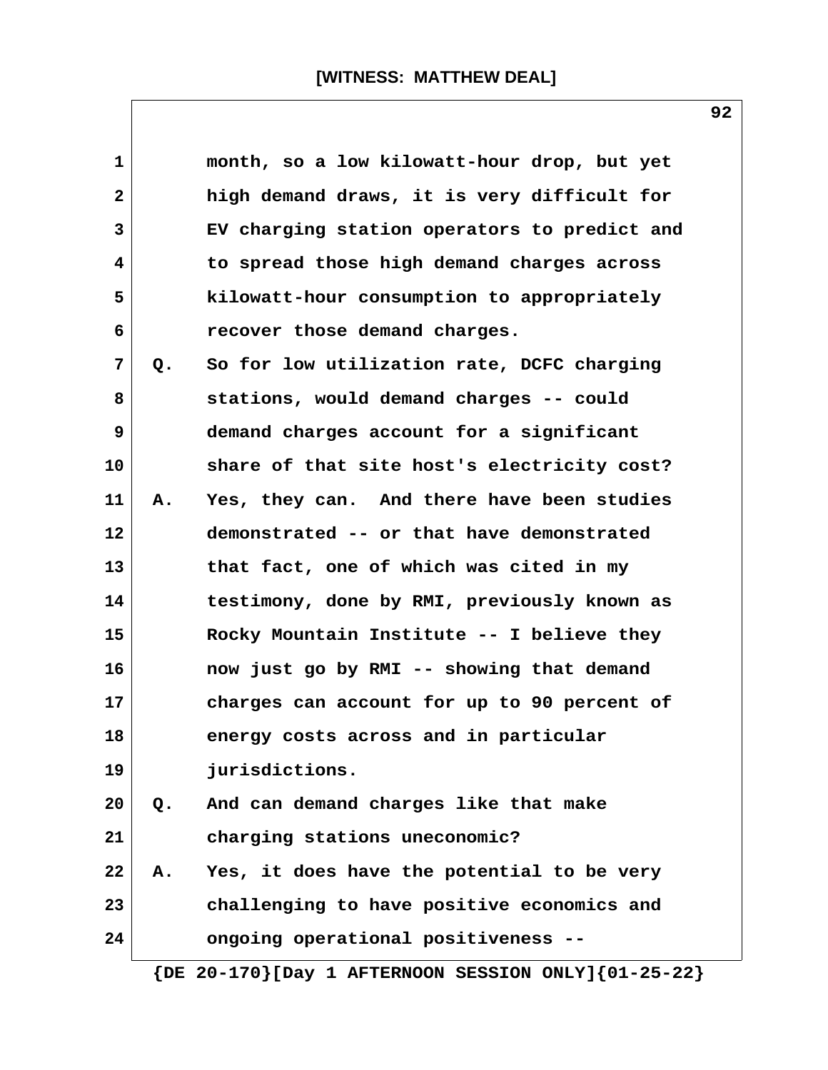month, so a low kilowatt-hour drop, but yet high demand draws, it is very difficult for EV charging station operators to predict and to spread those high demand charges across kilowatt-hour consumption to appropriately recover those demand charges.

Q. So for low utilization rate, DCFC charging stations, would demand charges -- could demand charges account for a significant share of that site host's electricity cost?

A. Yes, they can. And there have been studies demonstrated -- or that have demonstrated that fact, one of which was cited in my testimony, done by RMI, previously known as Rocky Mountain Institute -- I believe they now just go by RMI -- showing that demand charges can account for up to 90 percent of energy costs across and in particular jurisdictions.

Q. And can demand charges like that make charging stations uneconomic?

A. Yes, it does have the potential to be very challenging to have positive economics and ongoing operational positiveness --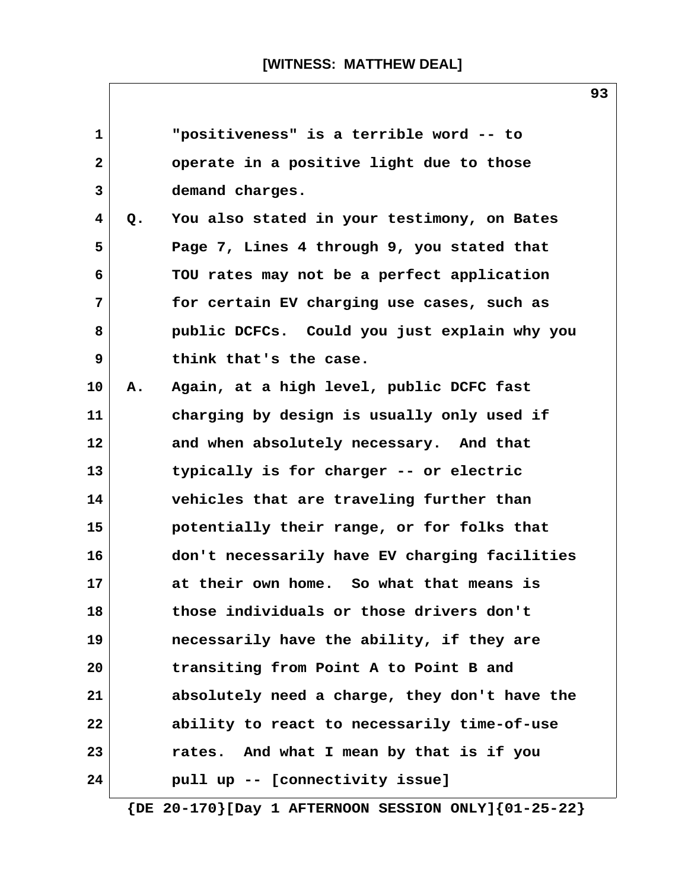"positiveness" is a terrible word -- to operate in a positive light due to those demand charges.

Q. You also stated in your testimony, on Bates Page 7, Lines 4 through 9, you stated that TOU rates may not be a perfect application for certain EV charging use cases, such as public DCFCs. Could you just explain why you think that's the case.

A. Again, at a high level, public DCFC fast charging by design is usually only used if and when absolutely necessary. And that typically is for charger -- or electric vehicles that are traveling further than potentially their range, or for folks that don't necessarily have EV charging facilities at their own home. So what that means is those individuals or those drivers don't necessarily have the ability, if they are transiting from Point A to Point B and absolutely need a charge, they don't have the ability to react to necessarily time-of-use rates. And what I mean by that is if you pull up -- [connectivity issue]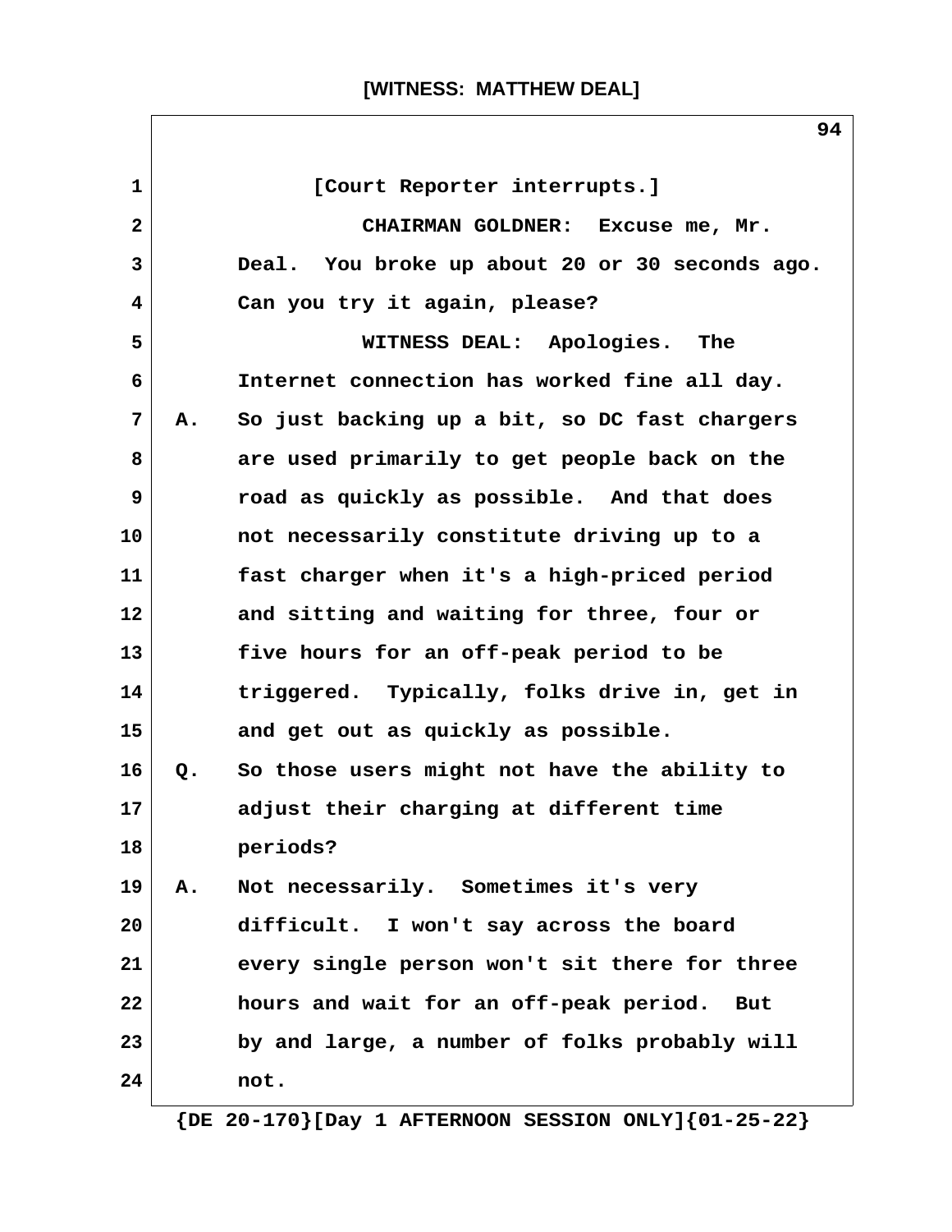[Court Reporter interrupts.]

CHAIRMAN GOLDNER: Excuse me, Mr. Deal. You broke up about 20 or 30 seconds ago. Can you try it again, please?

WITNESS DEAL: Apologies. The Internet connection has worked fine all day.

A. So just backing up a bit, so DC fast chargers are used primarily to get people back on the road as quickly as possible. And that does not necessarily constitute driving up to a fast charger when it's a high-priced period and sitting and waiting for three, four or five hours for an off-peak period to be triggered. Typically, folks drive in, get in and get out as quickly as possible.

Q. So those users might not have the ability to adjust their charging at different time periods?

A. Not necessarily. Sometimes it's very difficult. I won't say across the board every single person won't sit there for three hours and wait for an off-peak period. But by and large, a number of folks probably will not.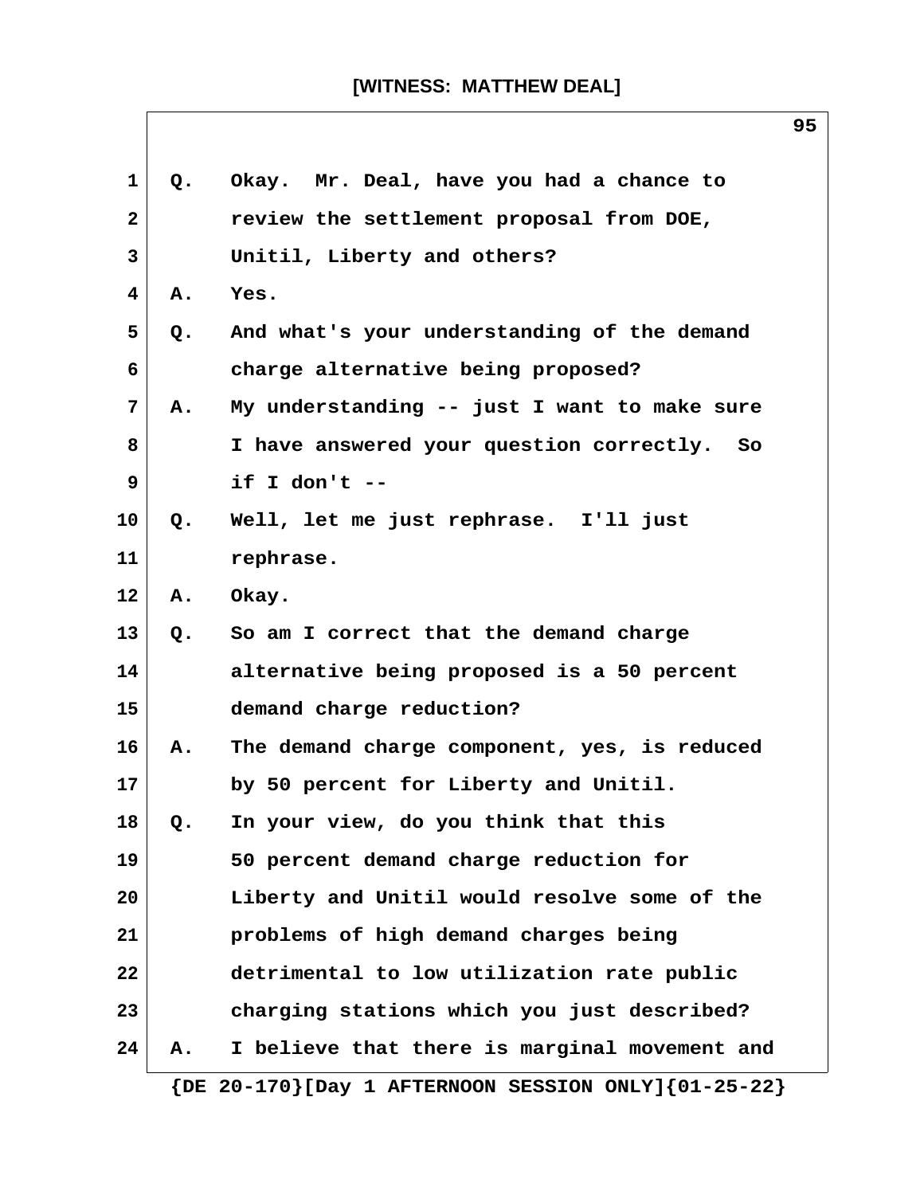**[WITNESS: MATTHEW DEAL]**

1 Q. Okay. Mr. Deal, have you had a chance to
2 review the settlement proposal from DOE,
3 Unitil, Liberty and others?
4 A. Yes.
5 Q. And what's your understanding of the demand
6 charge alternative being proposed?
7 A. My understanding -- just I want to make sure
8 I have answered your question correctly. So
9 if I don't --
10 Q. Well, let me just rephrase. I'll just
11 rephrase.
12 A. Okay.
13 Q. So am I correct that the demand charge
14 alternative being proposed is a 50 percent
15 demand charge reduction?
16 A. The demand charge component, yes, is reduced
17 by 50 percent for Liberty and Unitil.
18 Q. In your view, do you think that this
19 50 percent demand charge reduction for
20 Liberty and Unitil would resolve some of the
21 problems of high demand charges being
22 detrimental to low utilization rate public
23 charging stations which you just described?
24 A. I believe that there is marginal movement and

{DE 20-170}[Day 1 AFTERNOON SESSION ONLY]{01-25-22}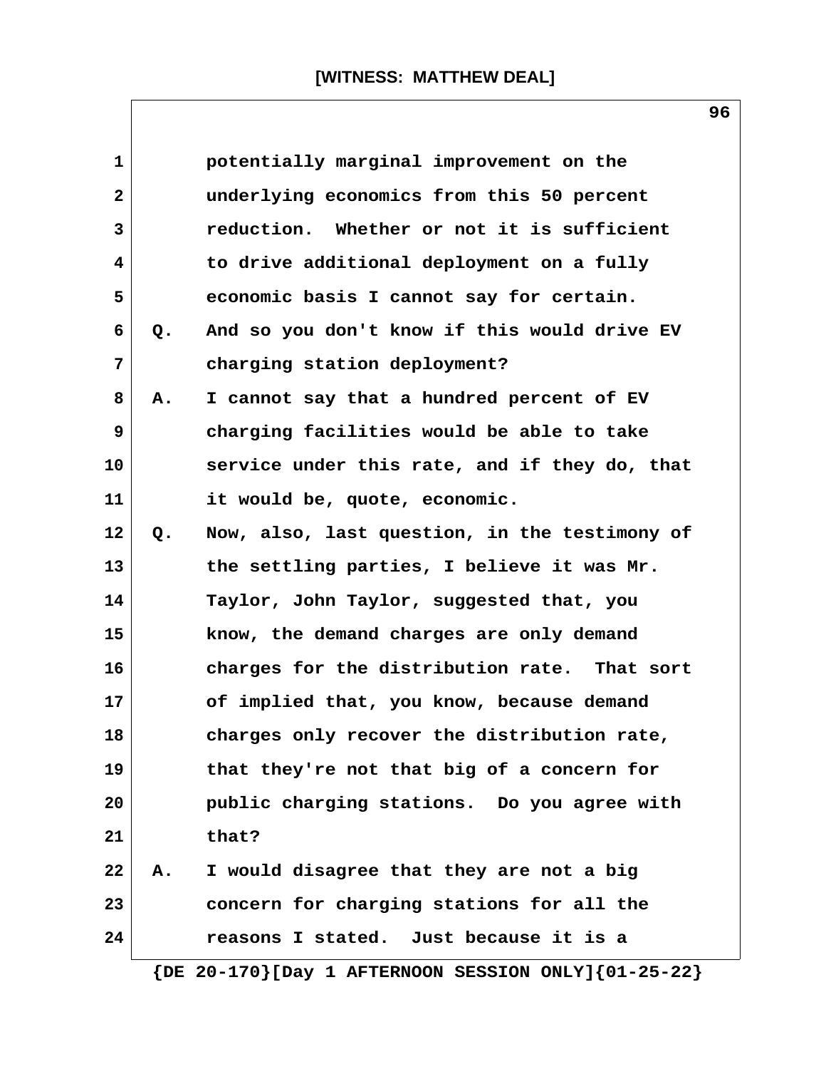potentially marginal improvement on the underlying economics from this 50 percent reduction. Whether or not it is sufficient to drive additional deployment on a fully economic basis I cannot say for certain.

Q. And so you don't know if this would drive EV charging station deployment?

A. I cannot say that a hundred percent of EV charging facilities would be able to take service under this rate, and if they do, that it would be, quote, economic.

Q. Now, also, last question, in the testimony of the settling parties, I believe it was Mr. Taylor, John Taylor, suggested that, you know, the demand charges are only demand charges for the distribution rate. That sort of implied that, you know, because demand charges only recover the distribution rate, that they're not that big of a concern for public charging stations. Do you agree with that?

A. I would disagree that they are not a big concern for charging stations for all the reasons I stated. Just because it is a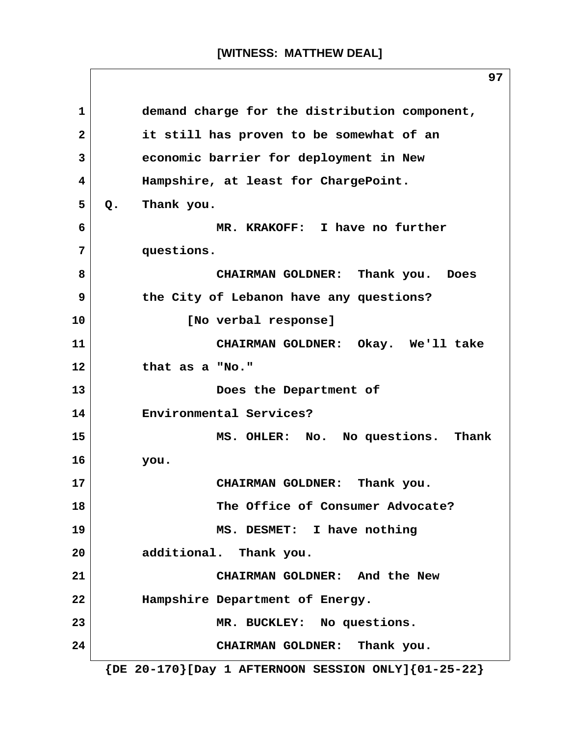demand charge for the distribution component, it still has proven to be somewhat of an economic barrier for deployment in New Hampshire, at least for ChargePoint.

Q. Thank you.

MR. KRAKOFF: I have no further questions.

CHAIRMAN GOLDNER: Thank you. Does the City of Lebanon have any questions?

[No verbal response]

CHAIRMAN GOLDNER: Okay. We'll take that as a "No."

Does the Department of Environmental Services?

MS. OHLER: No. No questions. Thank you.

CHAIRMAN GOLDNER: Thank you.

The Office of Consumer Advocate?

MS. DESMET: I have nothing additional. Thank you.

CHAIRMAN GOLDNER: And the New Hampshire Department of Energy.

MR. BUCKLEY: No questions.

CHAIRMAN GOLDNER: Thank you.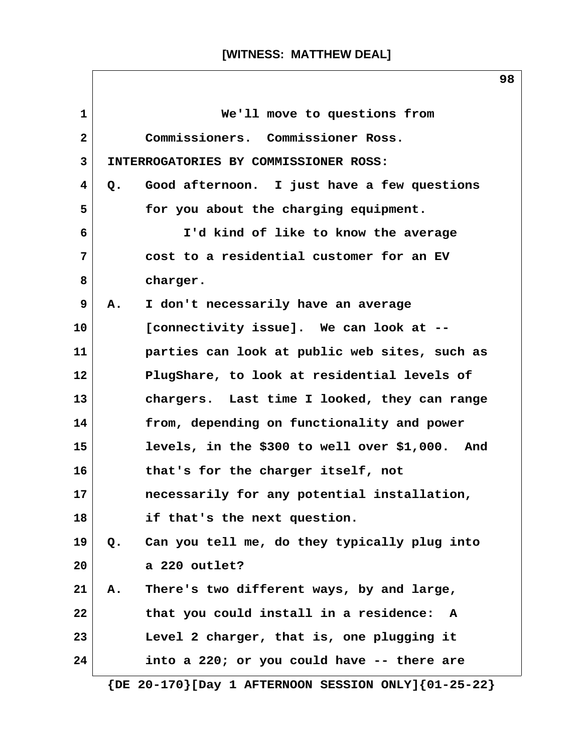We'll move to questions from Commissioners. Commissioner Ross.

INTERROGATORIES BY COMMISSIONER ROSS:

Q. Good afternoon. I just have a few questions for you about the charging equipment.

I'd kind of like to know the average cost to a residential customer for an EV charger.

A. I don't necessarily have an average [connectivity issue]. We can look at -- parties can look at public web sites, such as PlugShare, to look at residential levels of chargers. Last time I looked, they can range from, depending on functionality and power levels, in the $300 to well over $1,000. And that's for the charger itself, not necessarily for any potential installation, if that's the next question.

Q. Can you tell me, do they typically plug into a 220 outlet?

A. There's two different ways, by and large, that you could install in a residence: A Level 2 charger, that is, one plugging it into a 220; or you could have -- there are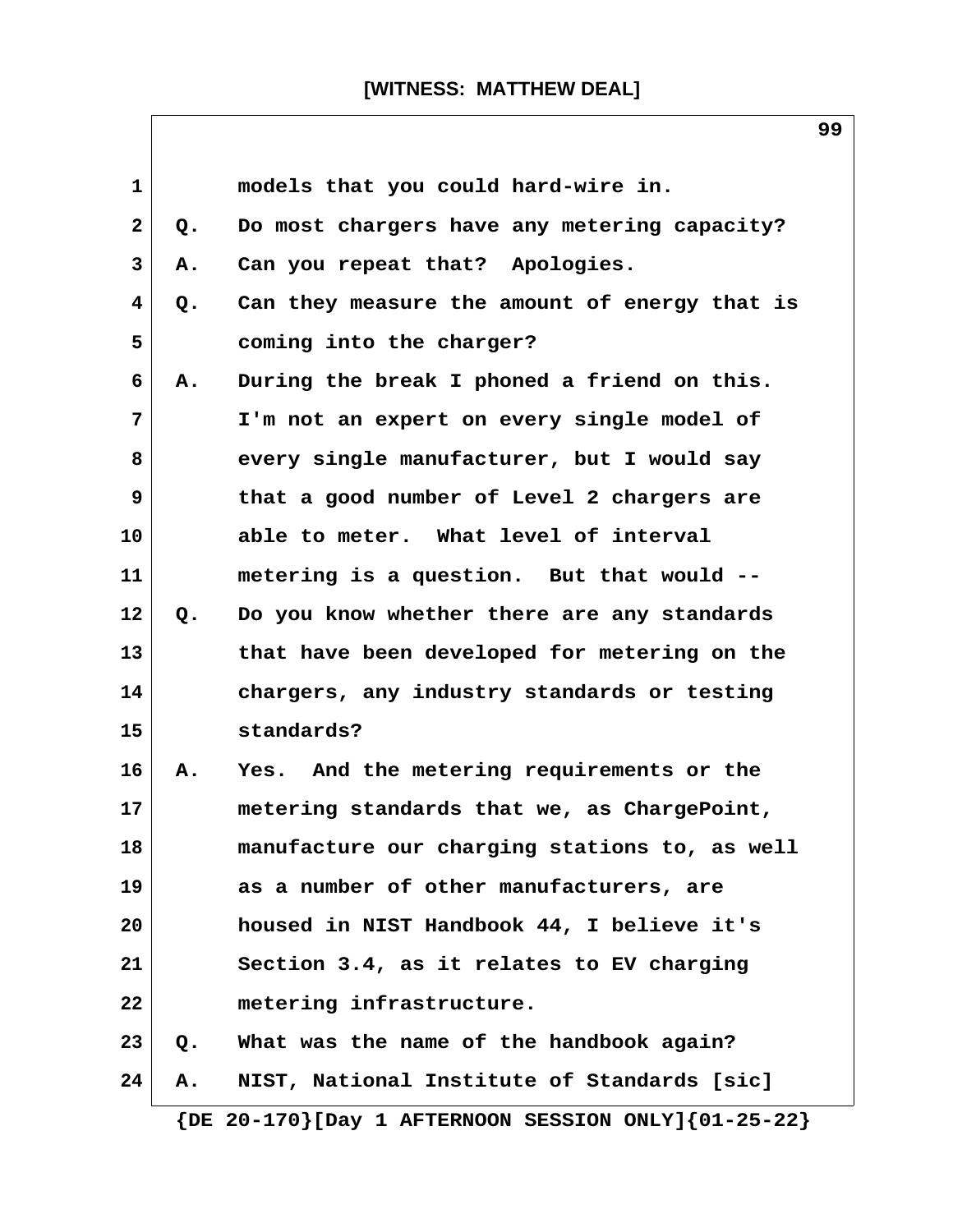models that you could hard-wire in.

Q. Do most chargers have any metering capacity?

A. Can you repeat that? Apologies.

Q. Can they measure the amount of energy that is coming into the charger?

A. During the break I phoned a friend on this. I'm not an expert on every single model of every single manufacturer, but I would say that a good number of Level 2 chargers are able to meter. What level of interval metering is a question. But that would --

Q. Do you know whether there are any standards that have been developed for metering on the chargers, any industry standards or testing standards?

A. Yes. And the metering requirements or the metering standards that we, as ChargePoint, manufacture our charging stations to, as well as a number of other manufacturers, are housed in NIST Handbook 44, I believe it's Section 3.4, as it relates to EV charging metering infrastructure.

Q. What was the name of the handbook again?

A. NIST, National Institute of Standards [sic]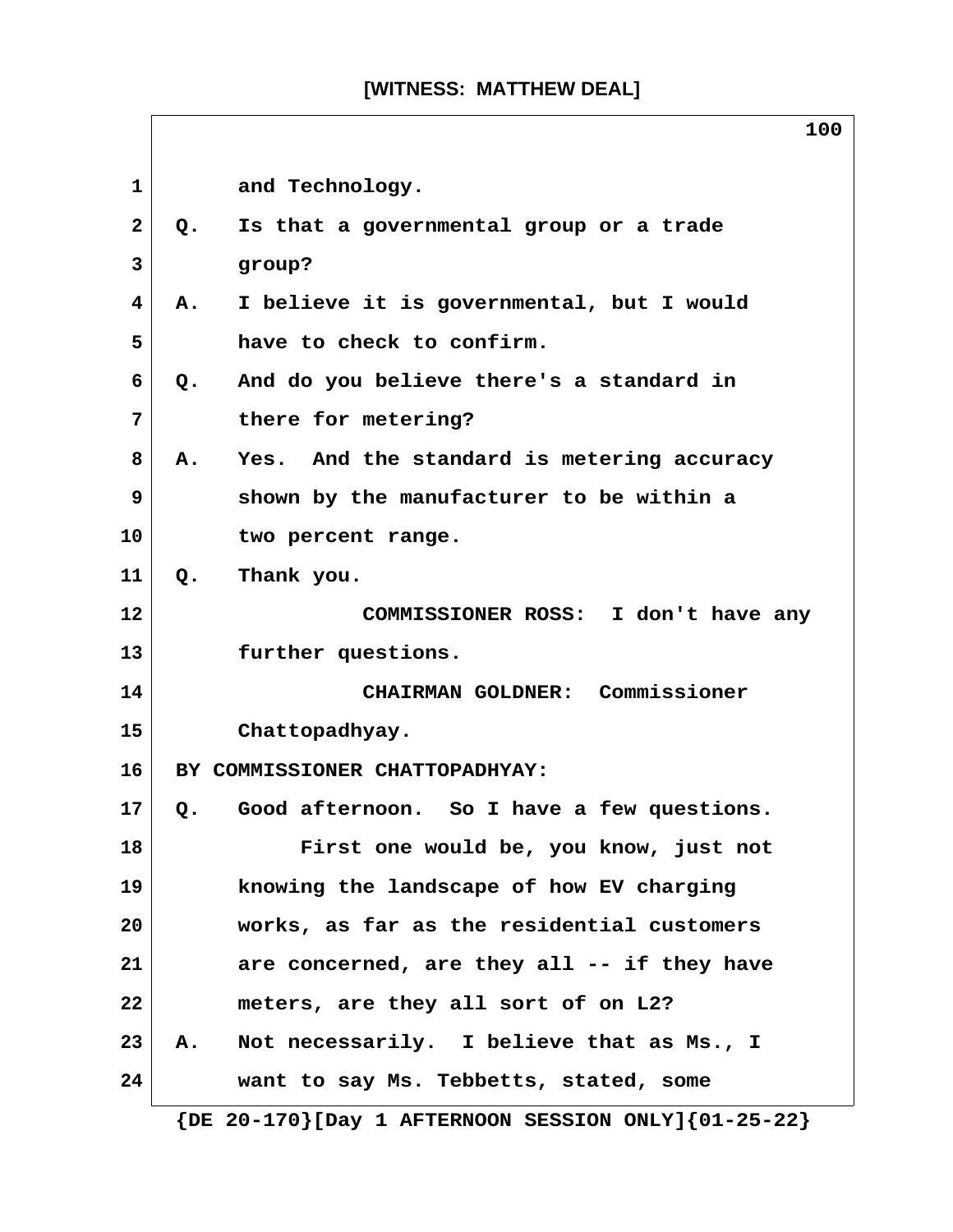and Technology.

Q. Is that a governmental group or a trade group?

A. I believe it is governmental, but I would have to check to confirm.

Q. And do you believe there's a standard in there for metering?

A. Yes. And the standard is metering accuracy shown by the manufacturer to be within a two percent range.

Q. Thank you.

COMMISSIONER ROSS: I don't have any further questions.

CHAIRMAN GOLDNER: Commissioner Chattopadhyay.

BY COMMISSIONER CHATTOPADHYAY:

Q. Good afternoon. So I have a few questions.

First one would be, you know, just not knowing the landscape of how EV charging works, as far as the residential customers are concerned, are they all -- if they have meters, are they all sort of on L2?

A. Not necessarily. I believe that as Ms., I want to say Ms. Tebbetts, stated, some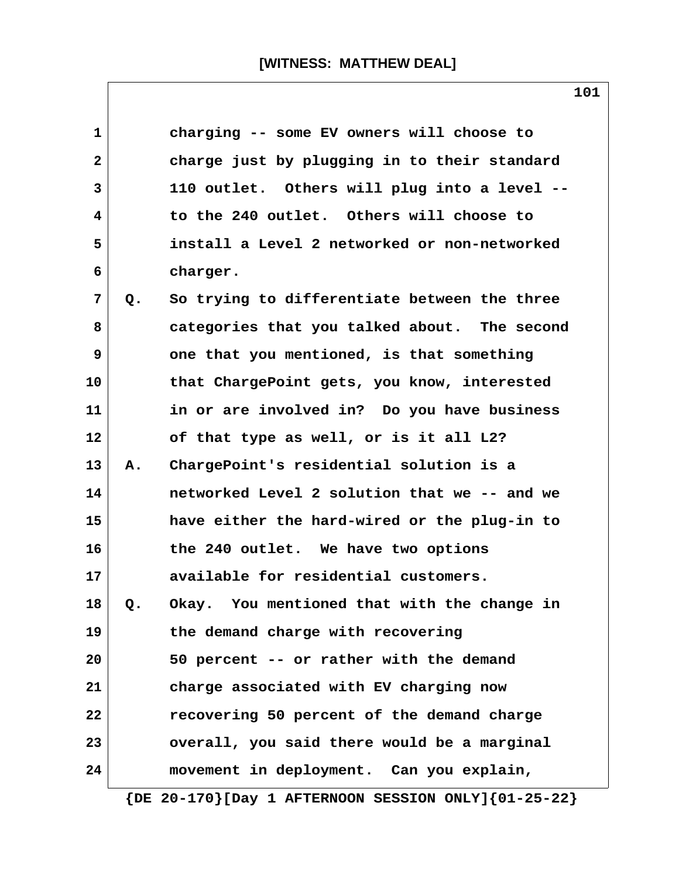charging -- some EV owners will choose to charge just by plugging in to their standard 110 outlet. Others will plug into a level -- to the 240 outlet. Others will choose to install a Level 2 networked or non-networked charger.

Q. So trying to differentiate between the three categories that you talked about. The second one that you mentioned, is that something that ChargePoint gets, you know, interested in or are involved in? Do you have business of that type as well, or is it all L2?

A. ChargePoint's residential solution is a networked Level 2 solution that we -- and we have either the hard-wired or the plug-in to the 240 outlet. We have two options available for residential customers.

Q. Okay. You mentioned that with the change in the demand charge with recovering 50 percent -- or rather with the demand charge associated with EV charging now recovering 50 percent of the demand charge overall, you said there would be a marginal movement in deployment. Can you explain,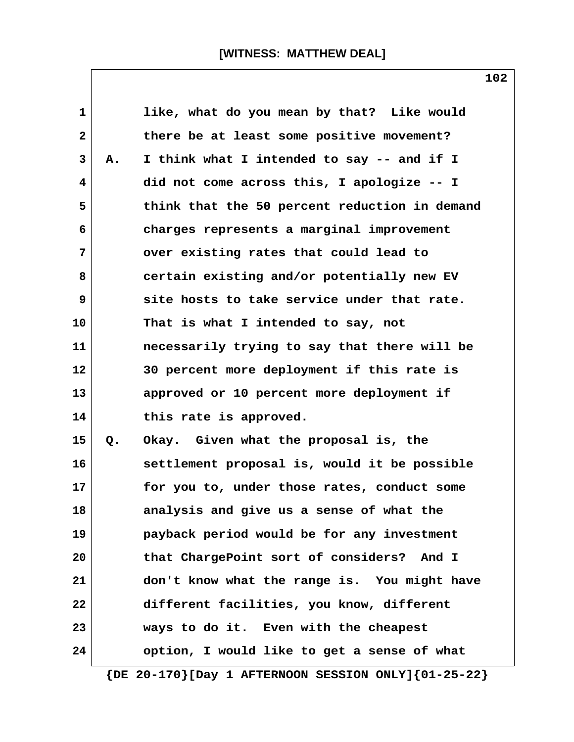like, what do you mean by that? Like would there be at least some positive movement?

A. I think what I intended to say -- and if I did not come across this, I apologize -- I think that the 50 percent reduction in demand charges represents a marginal improvement over existing rates that could lead to certain existing and/or potentially new EV site hosts to take service under that rate. That is what I intended to say, not necessarily trying to say that there will be 30 percent more deployment if this rate is approved or 10 percent more deployment if this rate is approved.

Q. Okay. Given what the proposal is, the settlement proposal is, would it be possible for you to, under those rates, conduct some analysis and give us a sense of what the payback period would be for any investment that ChargePoint sort of considers? And I don't know what the range is. You might have different facilities, you know, different ways to do it. Even with the cheapest option, I would like to get a sense of what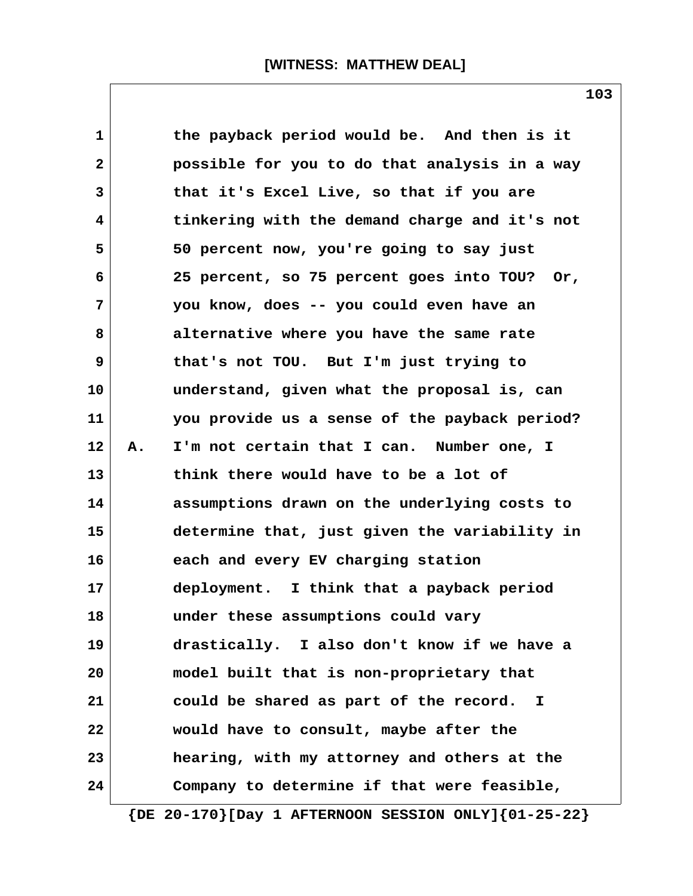the payback period would be. And then is it possible for you to do that analysis in a way that it's Excel Live, so that if you are tinkering with the demand charge and it's not 50 percent now, you're going to say just 25 percent, so 75 percent goes into TOU? Or, you know, does -- you could even have an alternative where you have the same rate that's not TOU. But I'm just trying to understand, given what the proposal is, can you provide us a sense of the payback period?

A. I'm not certain that I can. Number one, I think there would have to be a lot of assumptions drawn on the underlying costs to determine that, just given the variability in each and every EV charging station deployment. I think that a payback period under these assumptions could vary drastically. I also don't know if we have a model built that is non-proprietary that could be shared as part of the record. I would have to consult, maybe after the hearing, with my attorney and others at the Company to determine if that were feasible,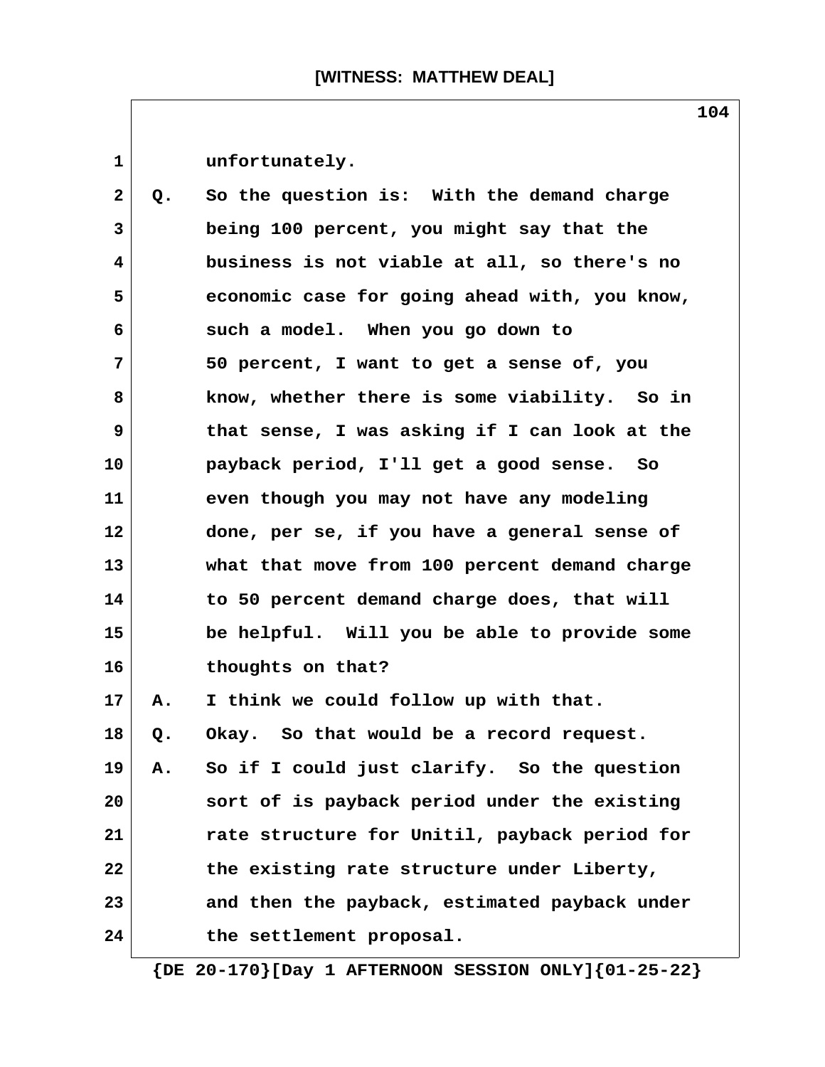unfortunately.

Q. So the question is: With the demand charge being 100 percent, you might say that the business is not viable at all, so there's no economic case for going ahead with, you know, such a model. When you go down to 50 percent, I want to get a sense of, you know, whether there is some viability. So in that sense, I was asking if I can look at the payback period, I'll get a good sense. So even though you may not have any modeling done, per se, if you have a general sense of what that move from 100 percent demand charge to 50 percent demand charge does, that will be helpful. Will you be able to provide some thoughts on that?

A. I think we could follow up with that.

Q. Okay. So that would be a record request.

A. So if I could just clarify. So the question sort of is payback period under the existing rate structure for Unitil, payback period for the existing rate structure under Liberty, and then the payback, estimated payback under the settlement proposal.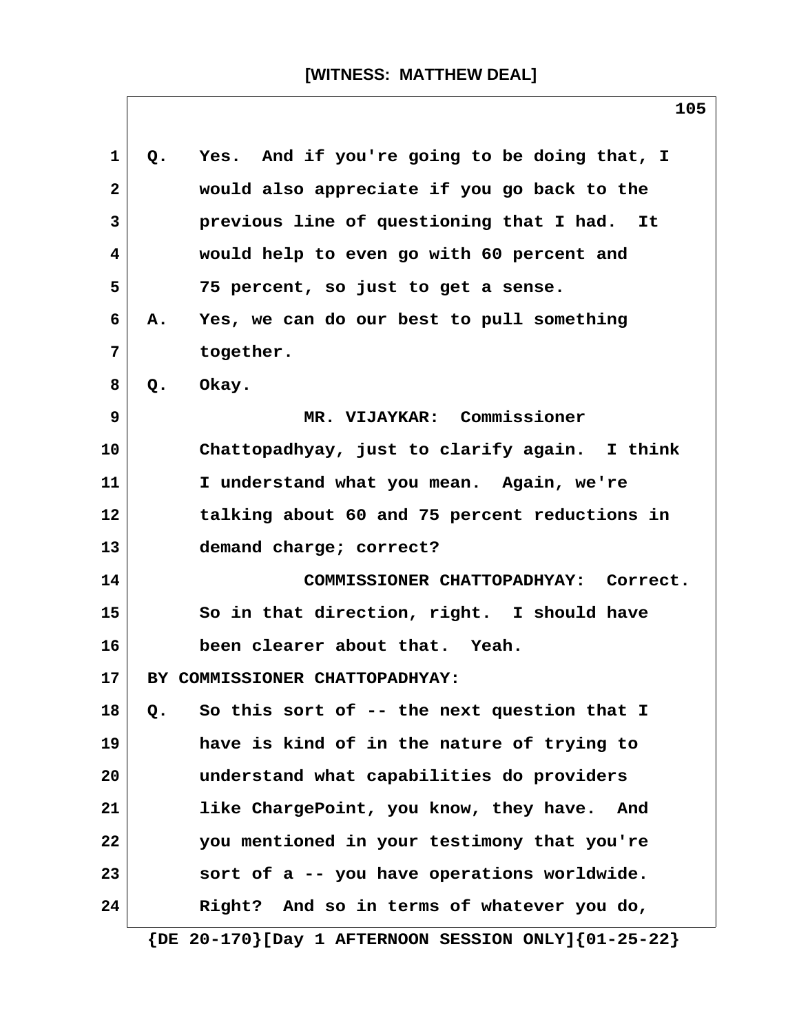Q. Yes. And if you're going to be doing that, I would also appreciate if you go back to the previous line of questioning that I had. It would help to even go with 60 percent and 75 percent, so just to get a sense.

A. Yes, we can do our best to pull something together.

Q. Okay.

MR. VIJAYKAR: Commissioner Chattopadhyay, just to clarify again. I think I understand what you mean. Again, we're talking about 60 and 75 percent reductions in demand charge; correct?

COMMISSIONER CHATTOPADHYAY: Correct. So in that direction, right. I should have been clearer about that. Yeah.

BY COMMISSIONER CHATTOPADHYAY:

Q. So this sort of -- the next question that I have is kind of in the nature of trying to understand what capabilities do providers like ChargePoint, you know, they have. And you mentioned in your testimony that you're sort of a -- you have operations worldwide. Right? And so in terms of whatever you do,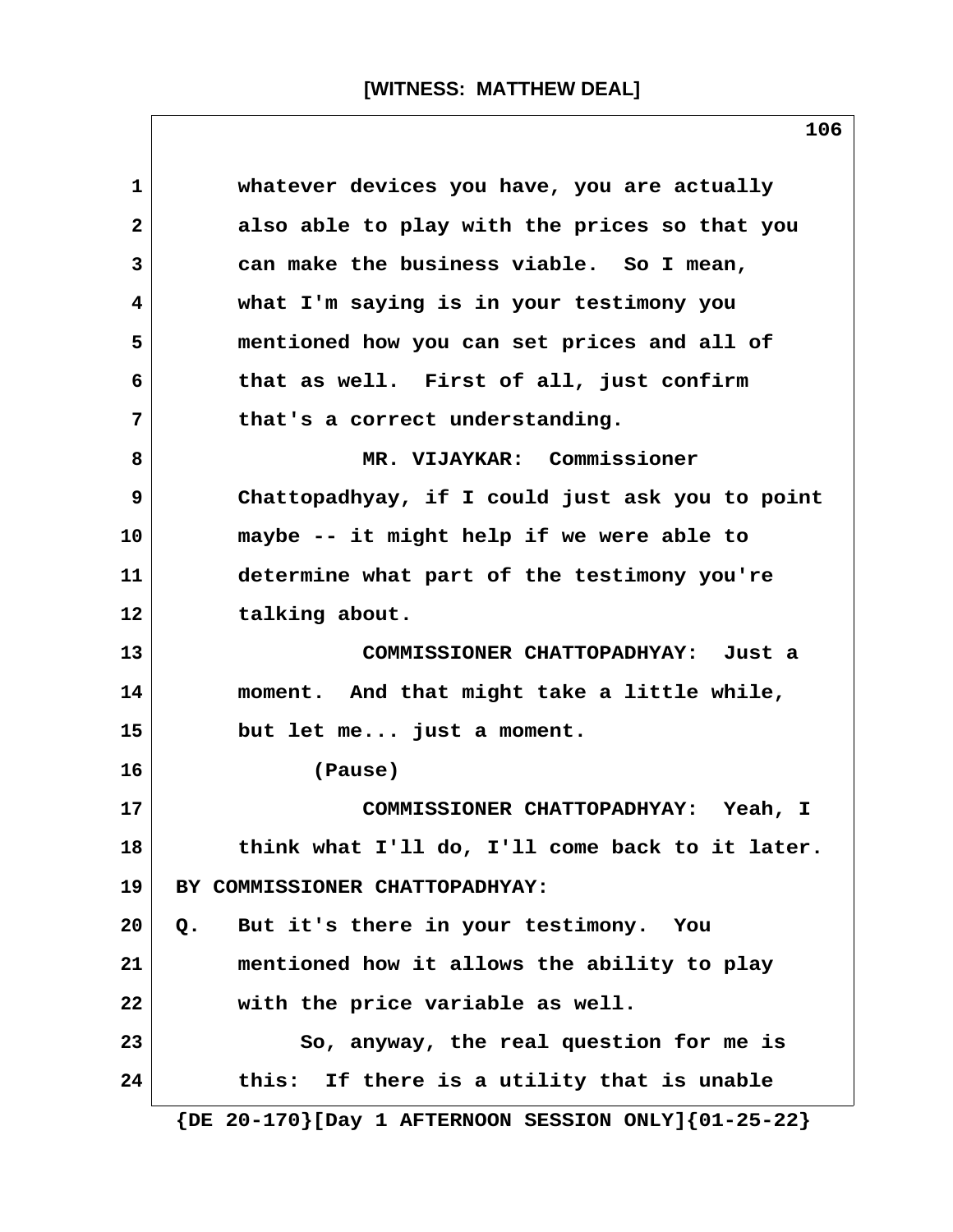whatever devices you have, you are actually also able to play with the prices so that you can make the business viable. So I mean, what I'm saying is in your testimony you mentioned how you can set prices and all of that as well. First of all, just confirm that's a correct understanding.

MR. VIJAYKAR: Commissioner Chattopadhyay, if I could just ask you to point maybe -- it might help if we were able to determine what part of the testimony you're talking about.

COMMISSIONER CHATTOPADHYAY: Just a moment. And that might take a little while, but let me... just a moment.

(Pause)

COMMISSIONER CHATTOPADHYAY: Yeah, I think what I'll do, I'll come back to it later.

BY COMMISSIONER CHATTOPADHYAY:

Q. But it's there in your testimony. You mentioned how it allows the ability to play with the price variable as well.

So, anyway, the real question for me is this: If there is a utility that is unable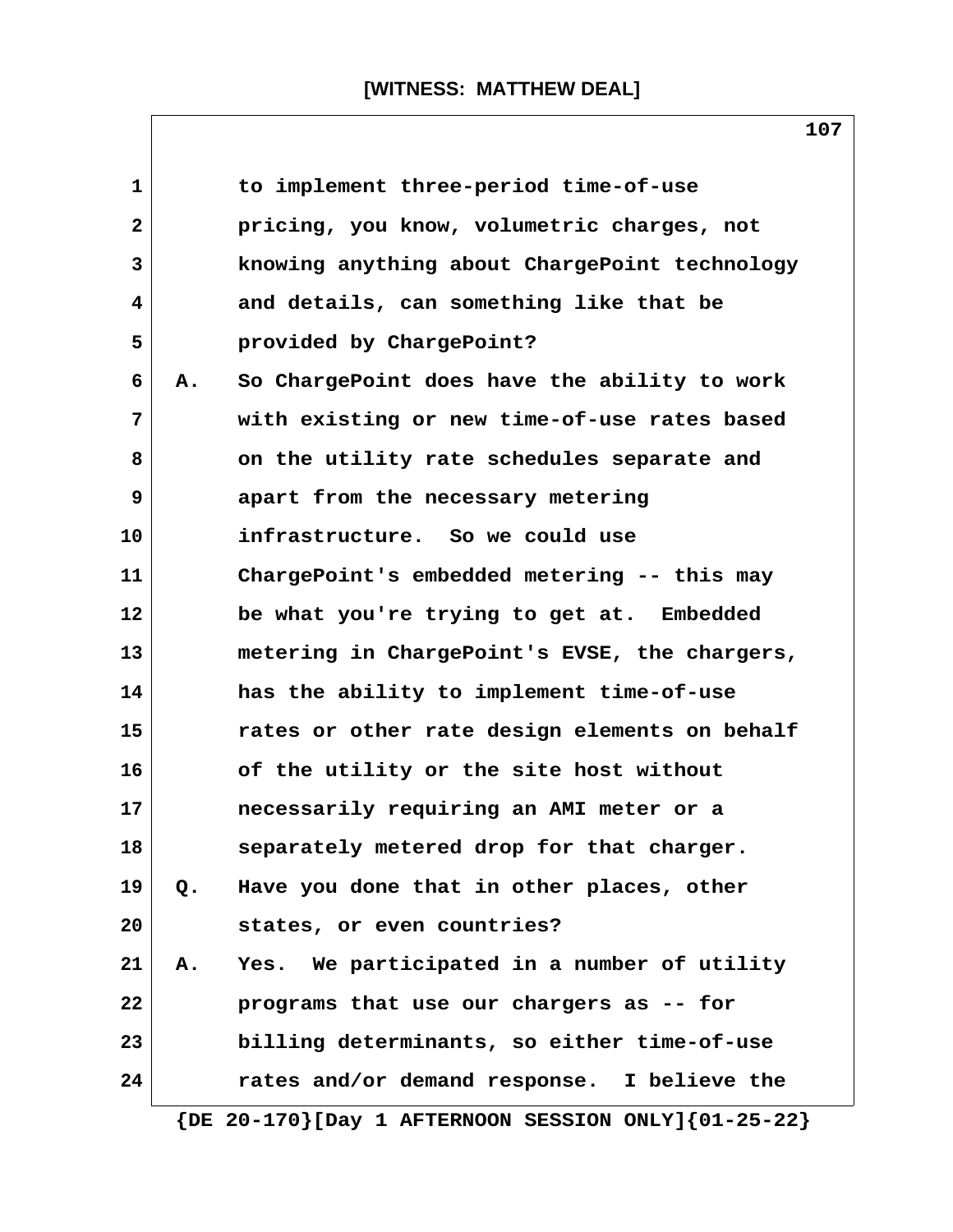to implement three-period time-of-use pricing, you know, volumetric charges, not knowing anything about ChargePoint technology and details, can something like that be provided by ChargePoint?

A. So ChargePoint does have the ability to work with existing or new time-of-use rates based on the utility rate schedules separate and apart from the necessary metering infrastructure. So we could use ChargePoint's embedded metering -- this may be what you're trying to get at. Embedded metering in ChargePoint's EVSE, the chargers, has the ability to implement time-of-use rates or other rate design elements on behalf of the utility or the site host without necessarily requiring an AMI meter or a separately metered drop for that charger.

Q. Have you done that in other places, other states, or even countries?

A. Yes. We participated in a number of utility programs that use our chargers as -- for billing determinants, so either time-of-use rates and/or demand response. I believe the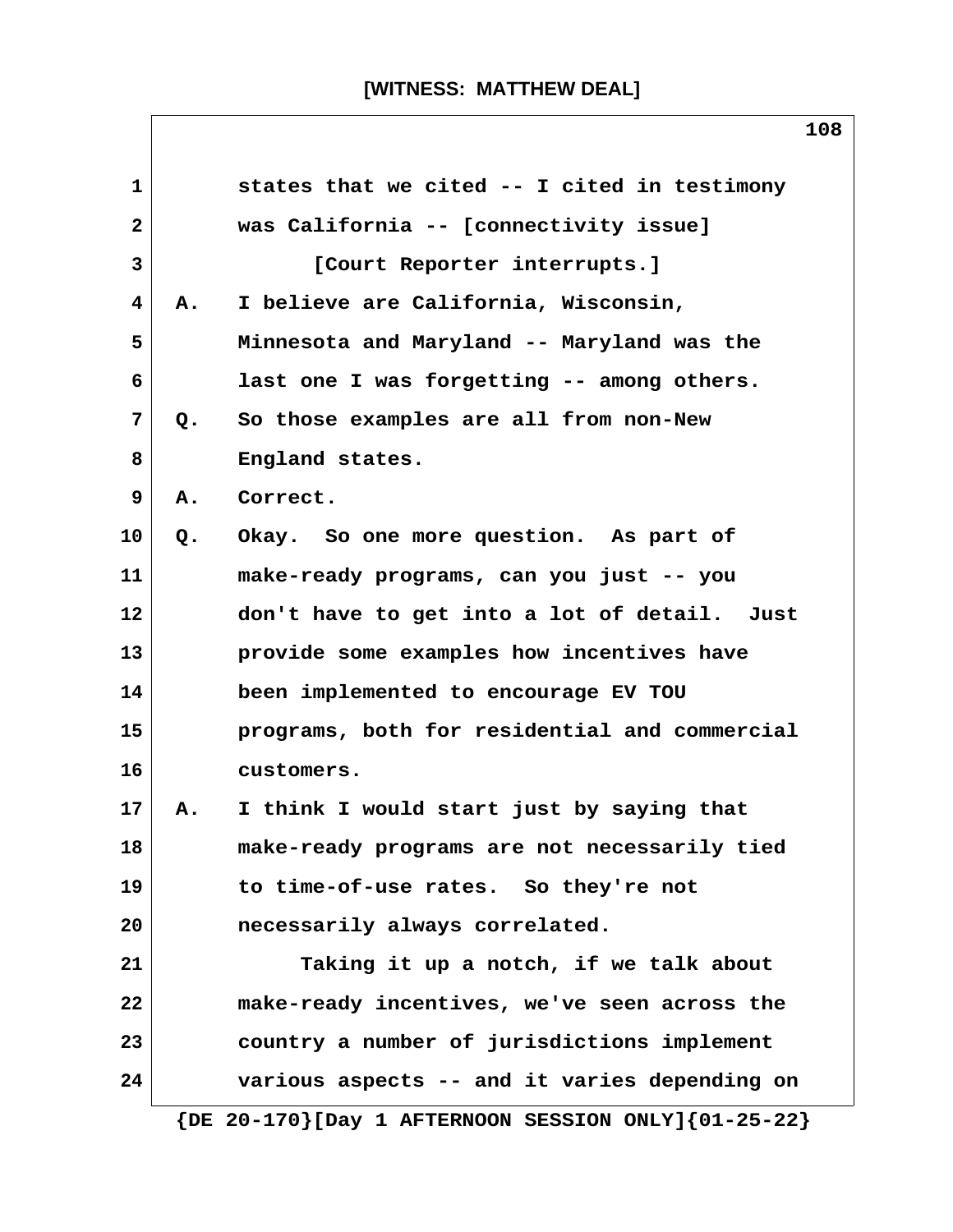states that we cited -- I cited in testimony was California -- [connectivity issue]

[Court Reporter interrupts.]

A. I believe are California, Wisconsin, Minnesota and Maryland -- Maryland was the last one I was forgetting -- among others.

Q. So those examples are all from non-New England states.

A. Correct.

Q. Okay. So one more question. As part of make-ready programs, can you just -- you don't have to get into a lot of detail. Just provide some examples how incentives have been implemented to encourage EV TOU programs, both for residential and commercial customers.

A. I think I would start just by saying that make-ready programs are not necessarily tied to time-of-use rates. So they're not necessarily always correlated.

Taking it up a notch, if we talk about make-ready incentives, we've seen across the country a number of jurisdictions implement various aspects -- and it varies depending on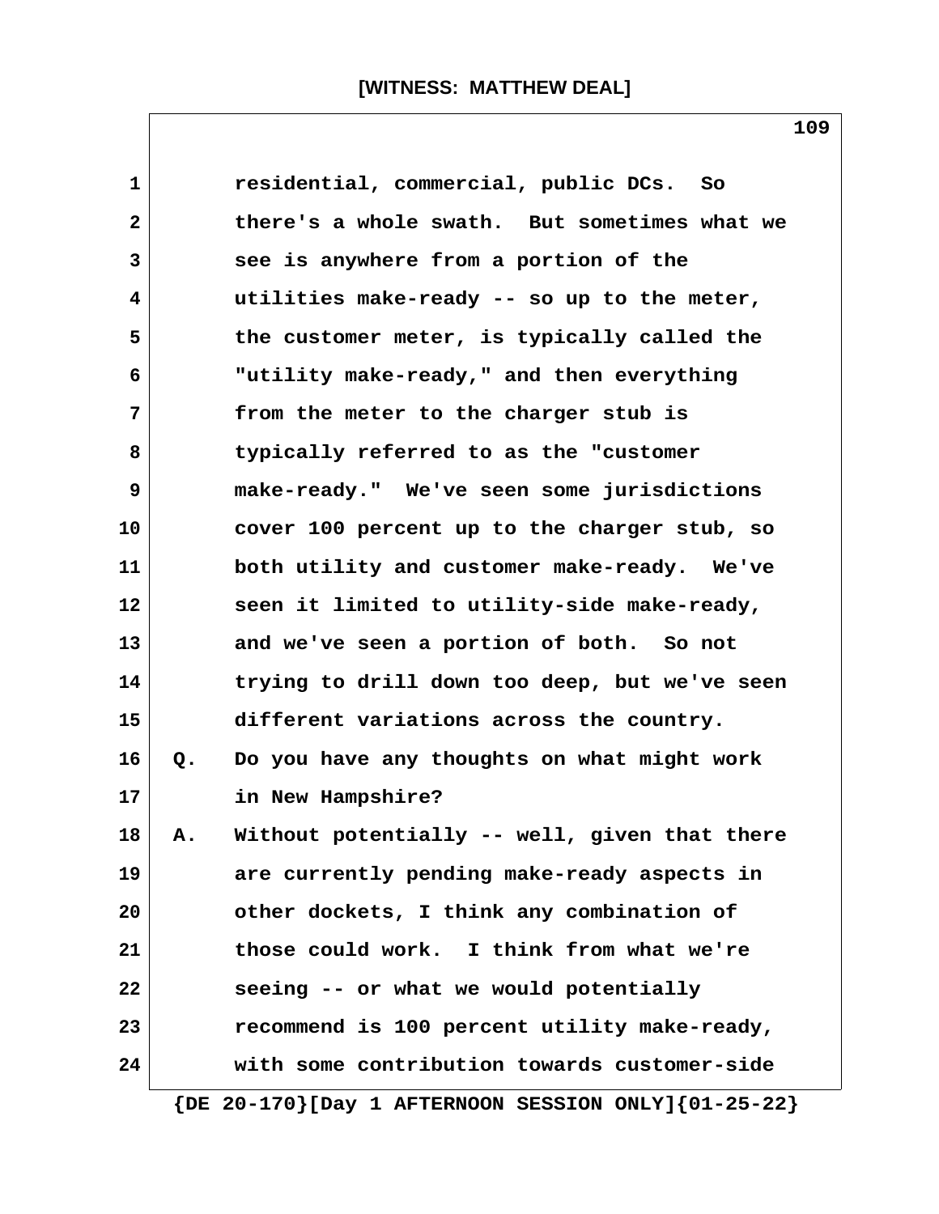residential, commercial, public DCs. So there's a whole swath. But sometimes what we see is anywhere from a portion of the utilities make-ready -- so up to the meter, the customer meter, is typically called the "utility make-ready," and then everything from the meter to the charger stub is typically referred to as the "customer make-ready." We've seen some jurisdictions cover 100 percent up to the charger stub, so both utility and customer make-ready. We've seen it limited to utility-side make-ready, and we've seen a portion of both. So not trying to drill down too deep, but we've seen different variations across the country.

Q. Do you have any thoughts on what might work in New Hampshire?

A. Without potentially -- well, given that there are currently pending make-ready aspects in other dockets, I think any combination of those could work. I think from what we're seeing -- or what we would potentially recommend is 100 percent utility make-ready, with some contribution towards customer-side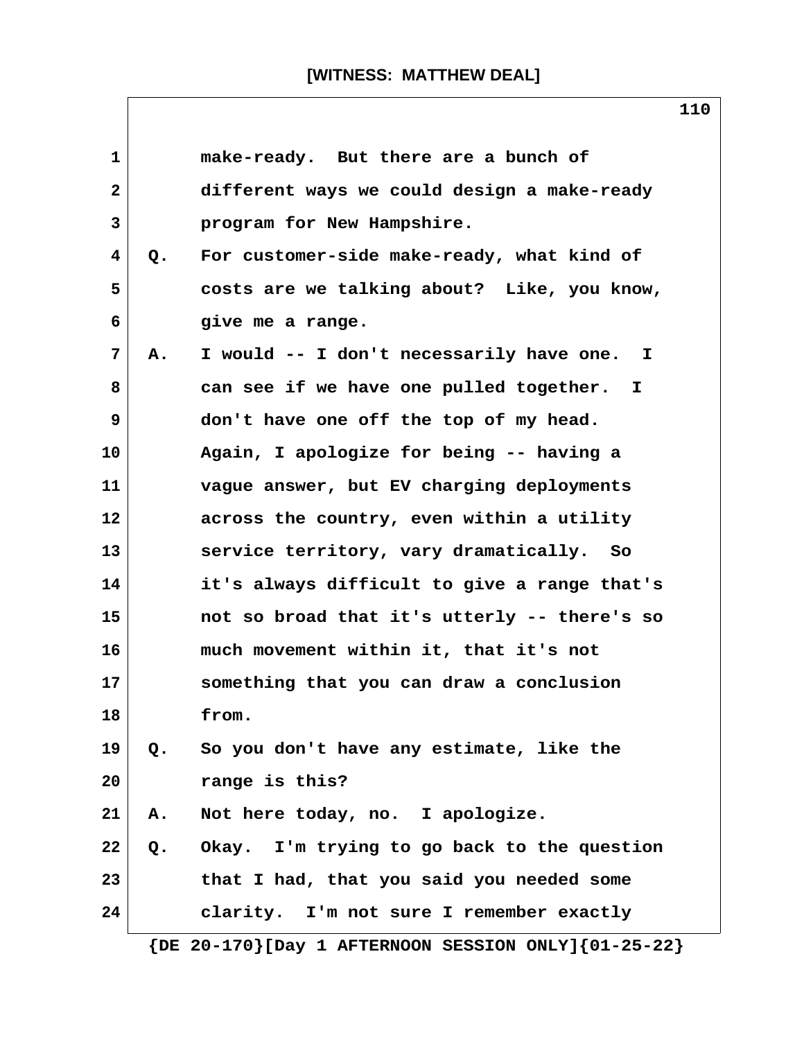make-ready. But there are a bunch of different ways we could design a make-ready program for New Hampshire.

Q. For customer-side make-ready, what kind of costs are we talking about? Like, you know, give me a range.

A. I would -- I don't necessarily have one. I can see if we have one pulled together. I don't have one off the top of my head. Again, I apologize for being -- having a vague answer, but EV charging deployments across the country, even within a utility service territory, vary dramatically. So it's always difficult to give a range that's not so broad that it's utterly -- there's so much movement within it, that it's not something that you can draw a conclusion from.

Q. So you don't have any estimate, like the range is this?

A. Not here today, no. I apologize.

Q. Okay. I'm trying to go back to the question that I had, that you said you needed some clarity. I'm not sure I remember exactly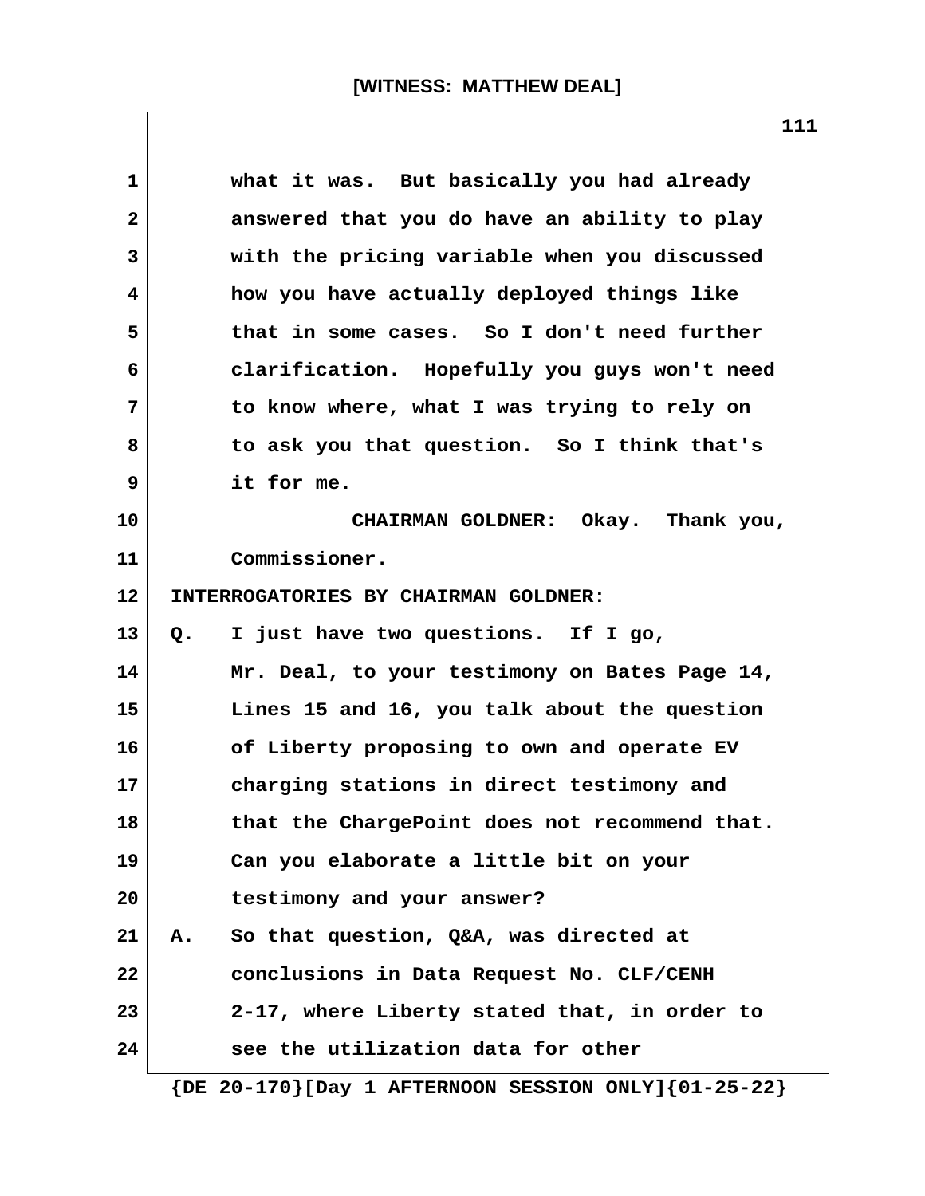what it was. But basically you had already answered that you do have an ability to play with the pricing variable when you discussed how you have actually deployed things like that in some cases. So I don't need further clarification. Hopefully you guys won't need to know where, what I was trying to rely on to ask you that question. So I think that's it for me.

CHAIRMAN GOLDNER: Okay. Thank you, Commissioner.

INTERROGATORIES BY CHAIRMAN GOLDNER:

Q. I just have two questions. If I go, Mr. Deal, to your testimony on Bates Page 14, Lines 15 and 16, you talk about the question of Liberty proposing to own and operate EV charging stations in direct testimony and that the ChargePoint does not recommend that. Can you elaborate a little bit on your testimony and your answer?

A. So that question, Q&A, was directed at conclusions in Data Request No. CLF/CENH 2-17, where Liberty stated that, in order to see the utilization data for other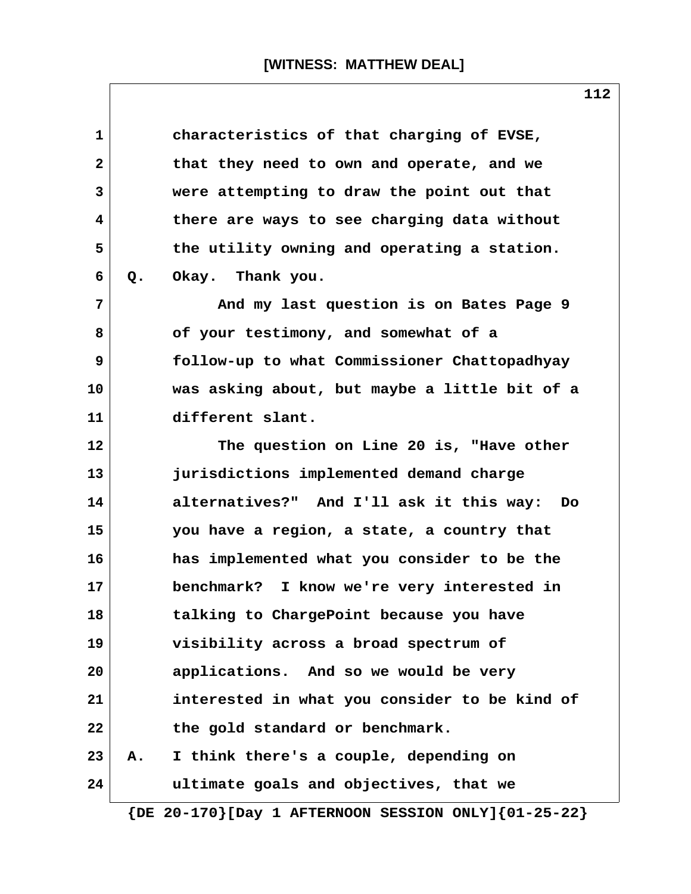characteristics of that charging of EVSE, that they need to own and operate, and we were attempting to draw the point out that there are ways to see charging data without the utility owning and operating a station.

Q. Okay. Thank you.

And my last question is on Bates Page 9 of your testimony, and somewhat of a follow-up to what Commissioner Chattopadhyay was asking about, but maybe a little bit of a different slant.

The question on Line 20 is, "Have other jurisdictions implemented demand charge alternatives?" And I'll ask it this way: Do you have a region, a state, a country that has implemented what you consider to be the benchmark? I know we're very interested in talking to ChargePoint because you have visibility across a broad spectrum of applications. And so we would be very interested in what you consider to be kind of the gold standard or benchmark.

A. I think there's a couple, depending on ultimate goals and objectives, that we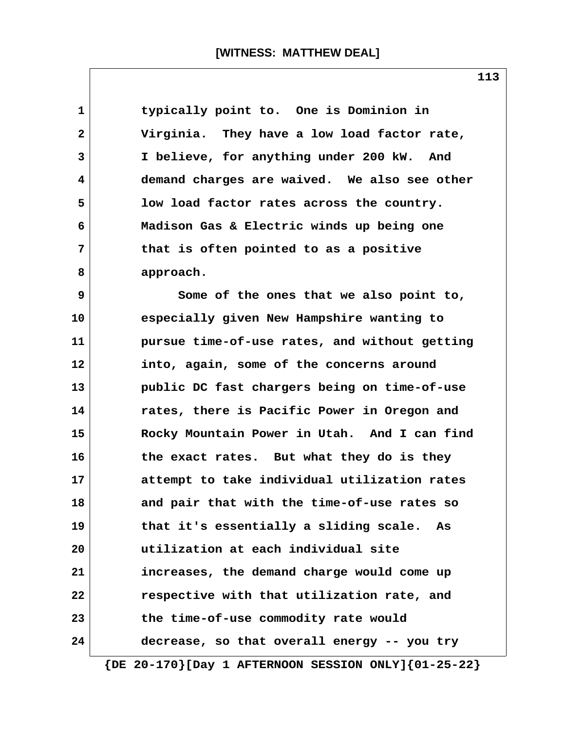typically point to. One is Dominion in Virginia. They have a low load factor rate, I believe, for anything under 200 kW. And demand charges are waived. We also see other low load factor rates across the country. Madison Gas & Electric winds up being one that is often pointed to as a positive approach.

Some of the ones that we also point to, especially given New Hampshire wanting to pursue time-of-use rates, and without getting into, again, some of the concerns around public DC fast chargers being on time-of-use rates, there is Pacific Power in Oregon and Rocky Mountain Power in Utah. And I can find the exact rates. But what they do is they attempt to take individual utilization rates and pair that with the time-of-use rates so that it's essentially a sliding scale. As utilization at each individual site increases, the demand charge would come up respective with that utilization rate, and the time-of-use commodity rate would decrease, so that overall energy -- you try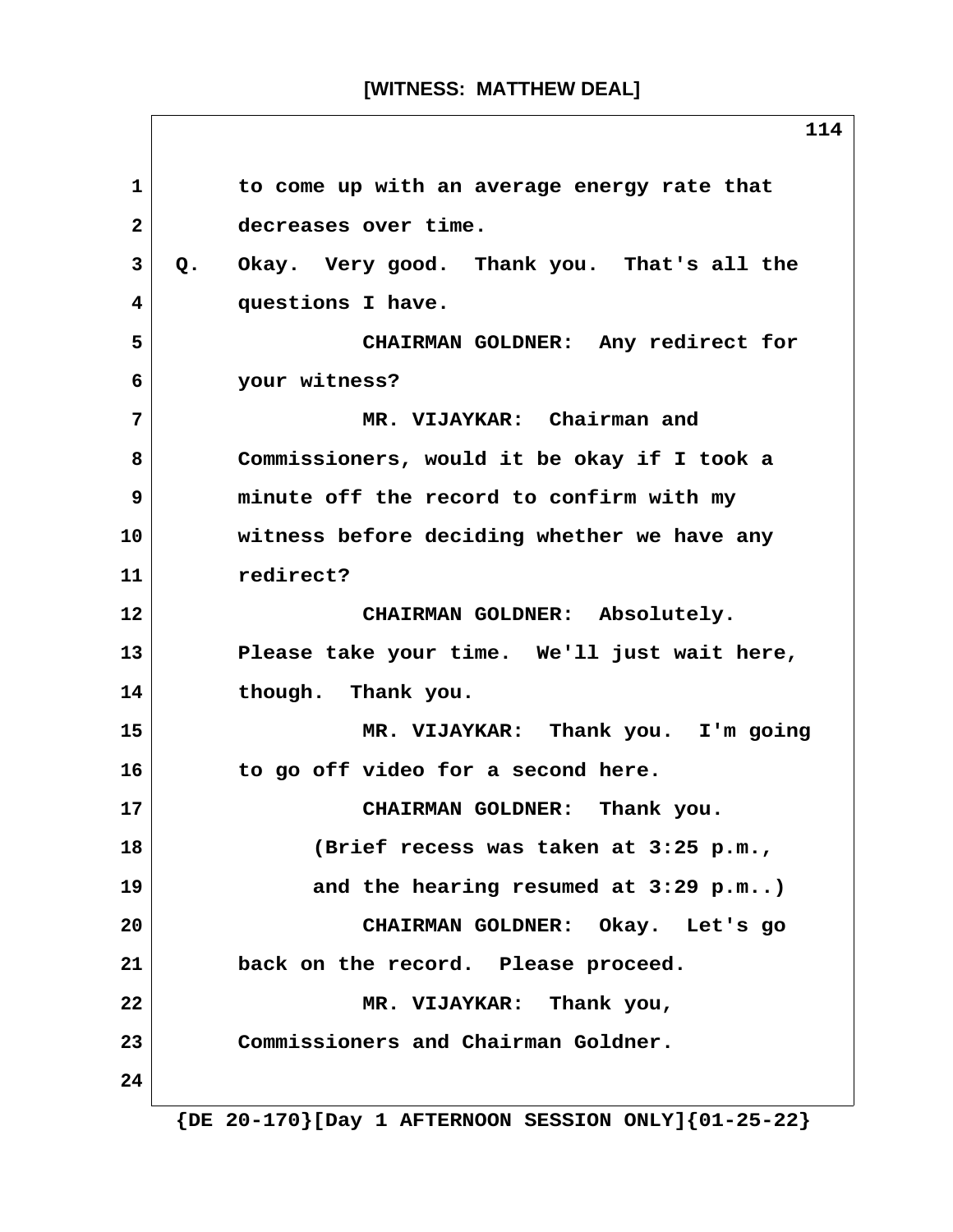to come up with an average energy rate that decreases over time.

Q. Okay. Very good. Thank you. That's all the questions I have.

CHAIRMAN GOLDNER: Any redirect for your witness?

MR. VIJAYKAR: Chairman and Commissioners, would it be okay if I took a minute off the record to confirm with my witness before deciding whether we have any redirect?

CHAIRMAN GOLDNER: Absolutely. Please take your time. We'll just wait here, though. Thank you.

MR. VIJAYKAR: Thank you. I'm going to go off video for a second here.

CHAIRMAN GOLDNER: Thank you.

(Brief recess was taken at 3:25 p.m., and the hearing resumed at 3:29 p.m..)

CHAIRMAN GOLDNER: Okay. Let's go back on the record. Please proceed.

MR. VIJAYKAR: Thank you, Commissioners and Chairman Goldner.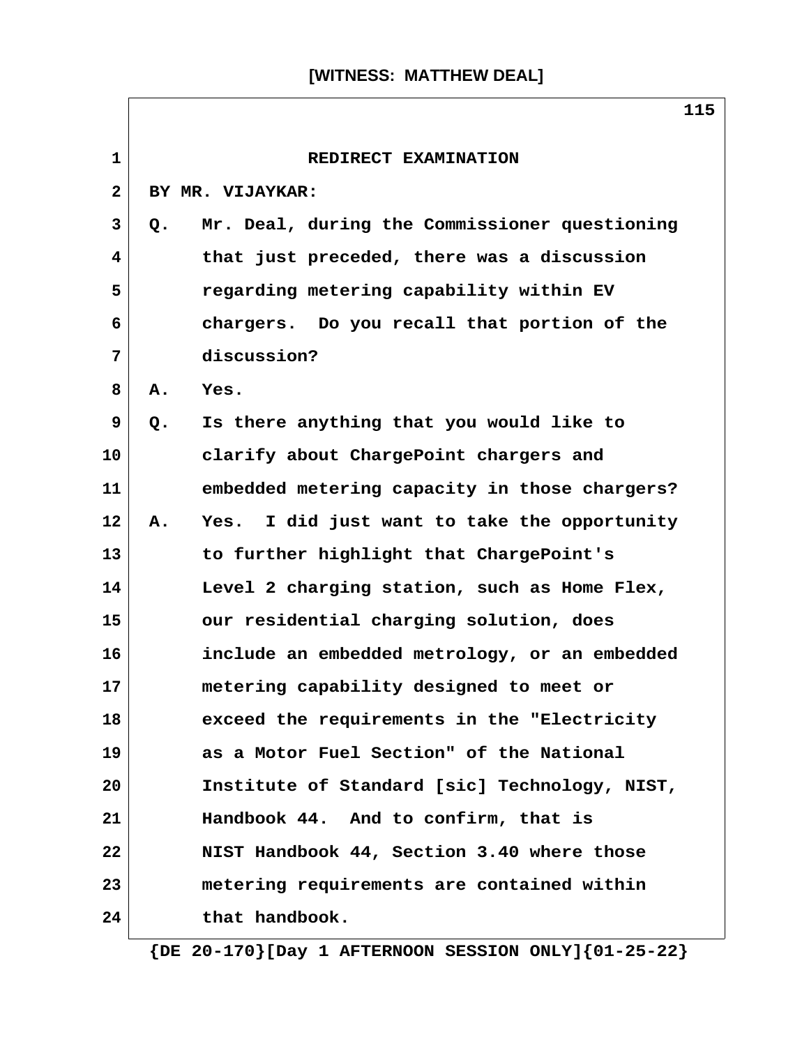## REDIRECT EXAMINATION

BY MR. VIJAYKAR:

Q. Mr. Deal, during the Commissioner questioning that just preceded, there was a discussion regarding metering capability within EV chargers. Do you recall that portion of the discussion?

A. Yes.

Q. Is there anything that you would like to clarify about ChargePoint chargers and embedded metering capacity in those chargers?

A. Yes. I did just want to take the opportunity to further highlight that ChargePoint's Level 2 charging station, such as Home Flex, our residential charging solution, does include an embedded metrology, or an embedded metering capability designed to meet or exceed the requirements in the "Electricity as a Motor Fuel Section" of the National Institute of Standard [sic] Technology, NIST, Handbook 44. And to confirm, that is NIST Handbook 44, Section 3.40 where those metering requirements are contained within that handbook.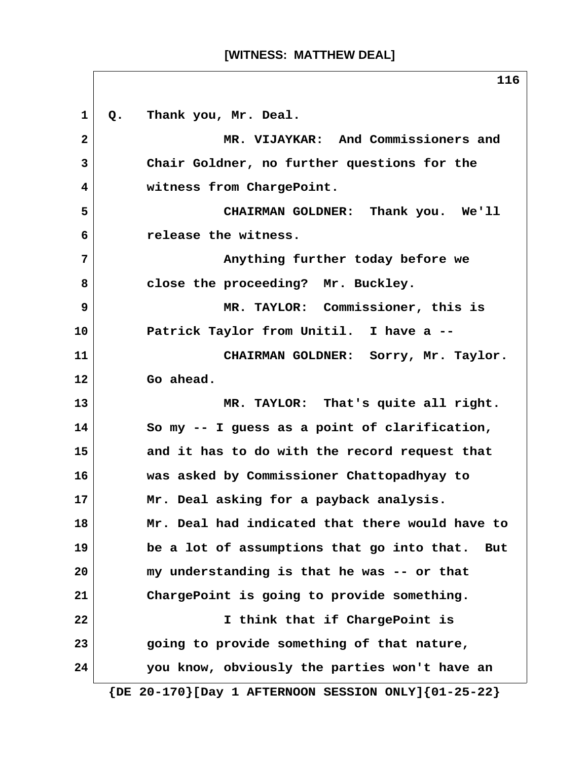Q. Thank you, Mr. Deal.

MR. VIJAYKAR: And Commissioners and Chair Goldner, no further questions for the witness from ChargePoint.

CHAIRMAN GOLDNER: Thank you. We'll release the witness.

Anything further today before we close the proceeding? Mr. Buckley.

MR. TAYLOR: Commissioner, this is Patrick Taylor from Unitil. I have a --

CHAIRMAN GOLDNER: Sorry, Mr. Taylor. Go ahead.

MR. TAYLOR: That's quite all right. So my -- I guess as a point of clarification, and it has to do with the record request that was asked by Commissioner Chattopadhyay to Mr. Deal asking for a payback analysis. Mr. Deal had indicated that there would have to be a lot of assumptions that go into that. But my understanding is that he was -- or that ChargePoint is going to provide something.

I think that if ChargePoint is going to provide something of that nature, you know, obviously the parties won't have an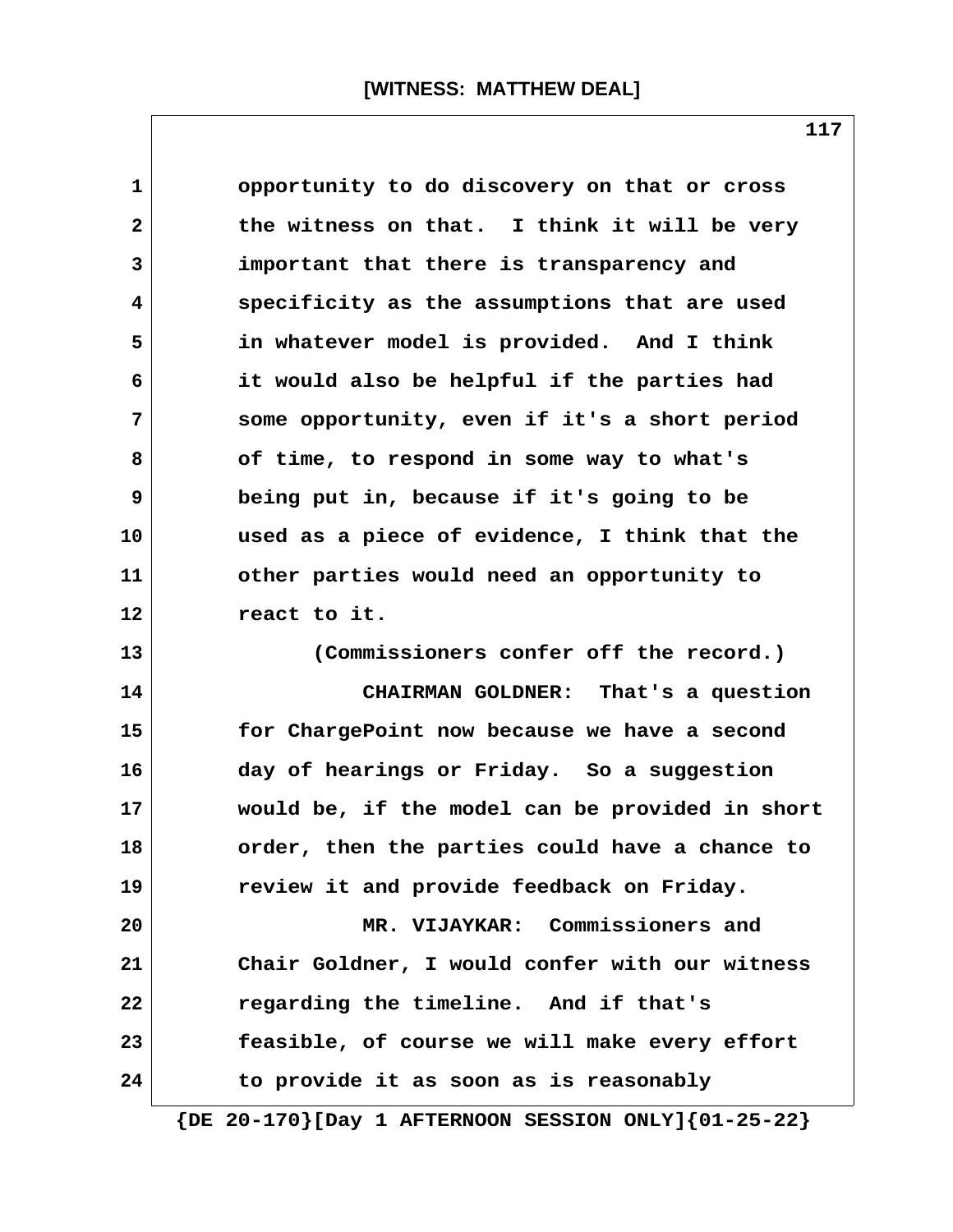opportunity to do discovery on that or cross the witness on that. I think it will be very important that there is transparency and specificity as the assumptions that are used in whatever model is provided. And I think it would also be helpful if the parties had some opportunity, even if it's a short period of time, to respond in some way to what's being put in, because if it's going to be used as a piece of evidence, I think that the other parties would need an opportunity to react to it.

(Commissioners confer off the record.)

CHAIRMAN GOLDNER: That's a question for ChargePoint now because we have a second day of hearings or Friday. So a suggestion would be, if the model can be provided in short order, then the parties could have a chance to review it and provide feedback on Friday.

MR. VIJAYKAR: Commissioners and Chair Goldner, I would confer with our witness regarding the timeline. And if that's feasible, of course we will make every effort to provide it as soon as is reasonably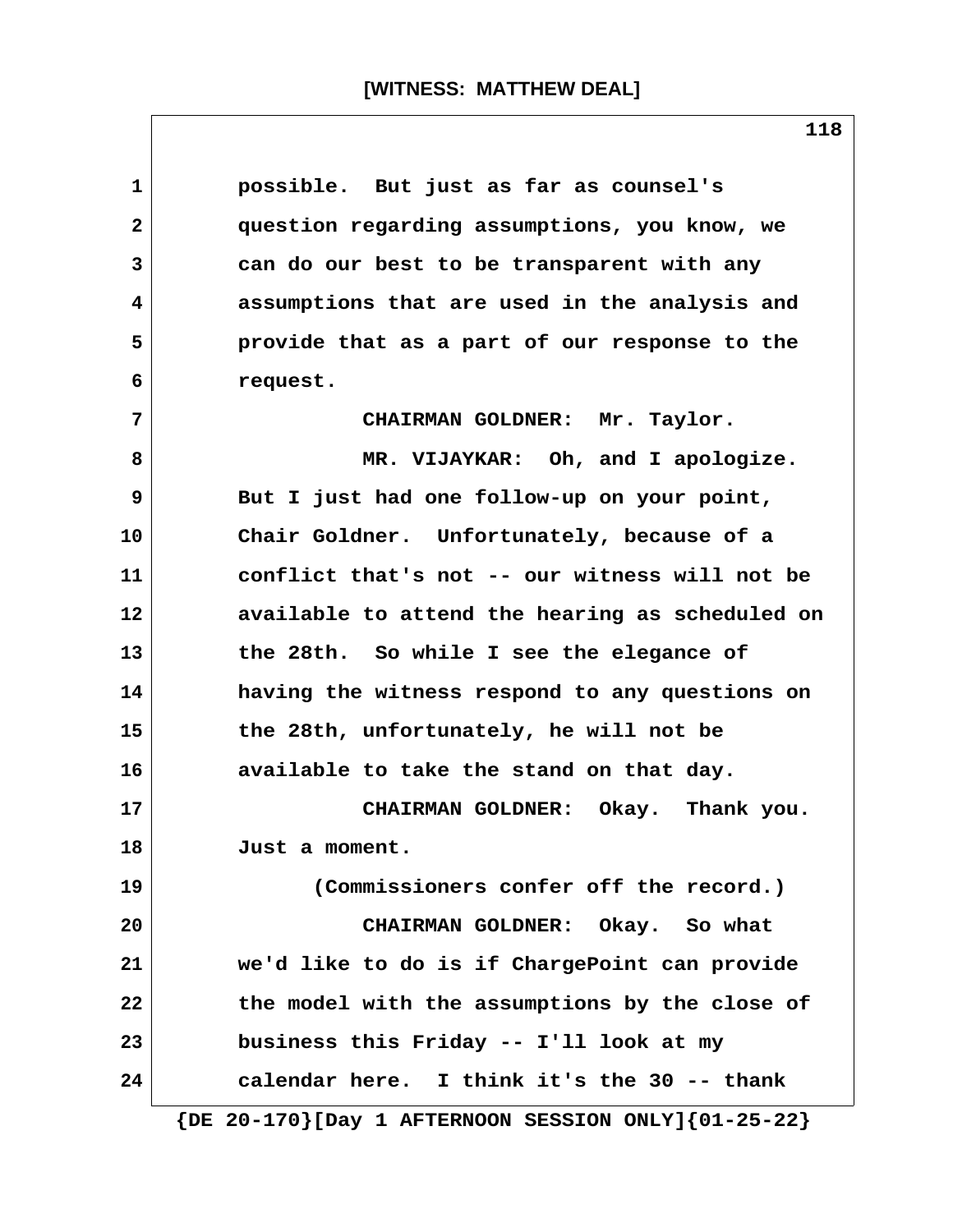possible. But just as far as counsel's question regarding assumptions, you know, we can do our best to be transparent with any assumptions that are used in the analysis and provide that as a part of our response to the request.

CHAIRMAN GOLDNER: Mr. Taylor.

MR. VIJAYKAR: Oh, and I apologize. But I just had one follow-up on your point, Chair Goldner. Unfortunately, because of a conflict that's not -- our witness will not be available to attend the hearing as scheduled on the 28th. So while I see the elegance of having the witness respond to any questions on the 28th, unfortunately, he will not be available to take the stand on that day.

CHAIRMAN GOLDNER: Okay. Thank you. Just a moment.

(Commissioners confer off the record.)

CHAIRMAN GOLDNER: Okay. So what we'd like to do is if ChargePoint can provide the model with the assumptions by the close of business this Friday -- I'll look at my calendar here. I think it's the 30 -- thank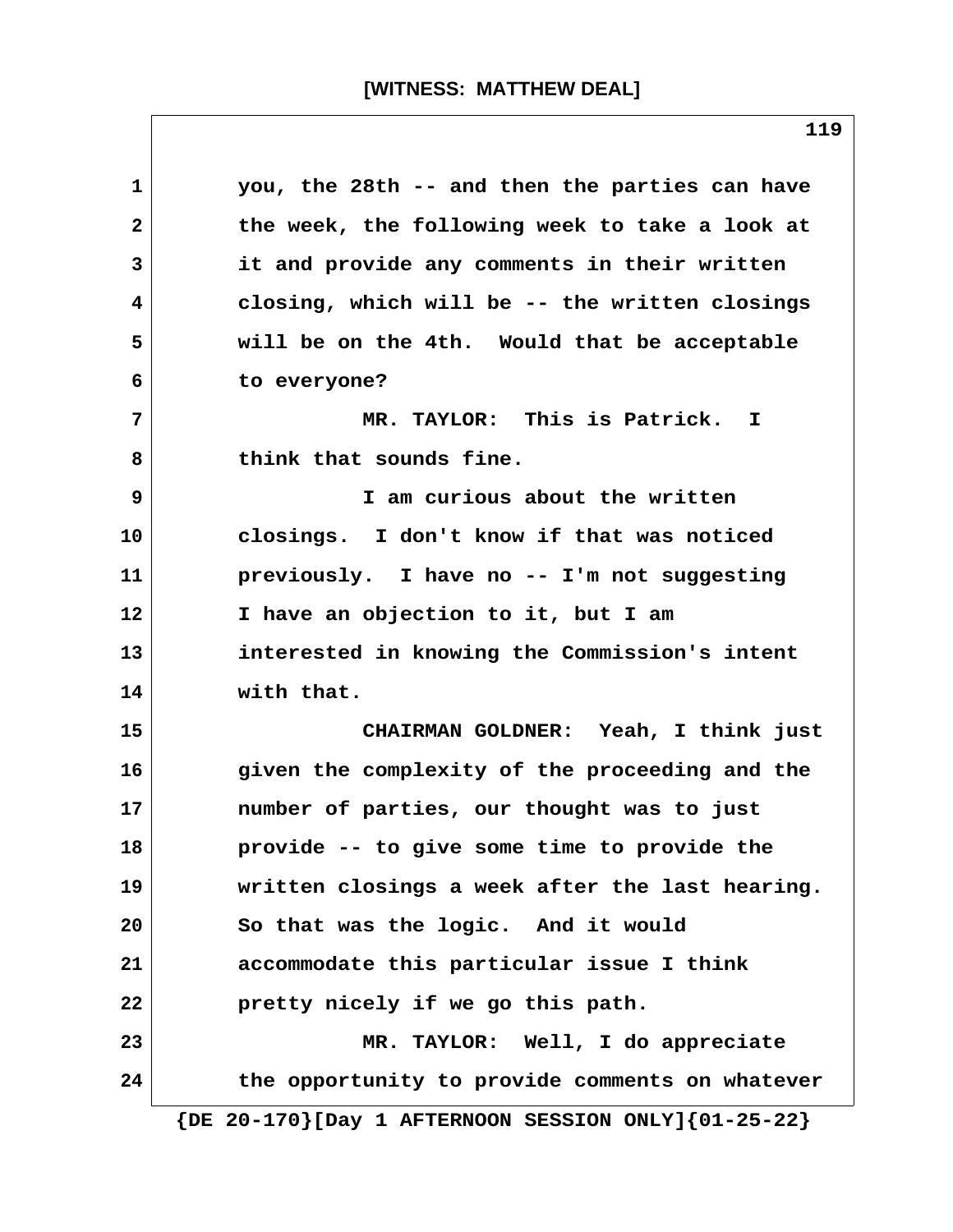you, the 28th -- and then the parties can have the week, the following week to take a look at it and provide any comments in their written closing, which will be -- the written closings will be on the 4th. Would that be acceptable to everyone?

MR. TAYLOR: This is Patrick. I think that sounds fine.

I am curious about the written closings. I don't know if that was noticed previously. I have no -- I'm not suggesting I have an objection to it, but I am interested in knowing the Commission's intent with that.

CHAIRMAN GOLDNER: Yeah, I think just given the complexity of the proceeding and the number of parties, our thought was to just provide -- to give some time to provide the written closings a week after the last hearing. So that was the logic. And it would accommodate this particular issue I think pretty nicely if we go this path.

MR. TAYLOR: Well, I do appreciate the opportunity to provide comments on whatever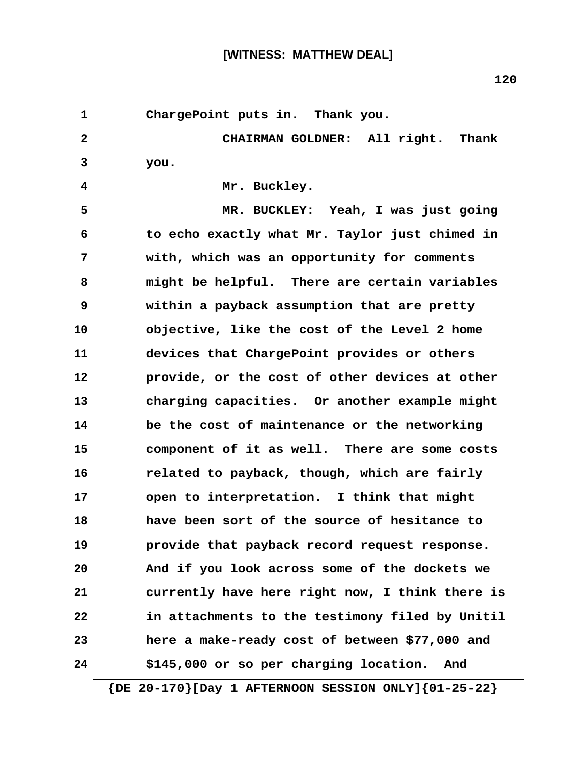ChargePoint puts in. Thank you.

CHAIRMAN GOLDNER: All right. Thank you.

Mr. Buckley.

MR. BUCKLEY: Yeah, I was just going to echo exactly what Mr. Taylor just chimed in with, which was an opportunity for comments might be helpful. There are certain variables within a payback assumption that are pretty objective, like the cost of the Level 2 home devices that ChargePoint provides or others provide, or the cost of other devices at other charging capacities. Or another example might be the cost of maintenance or the networking component of it as well. There are some costs related to payback, though, which are fairly open to interpretation. I think that might have been sort of the source of hesitance to provide that payback record request response. And if you look across some of the dockets we currently have here right now, I think there is in attachments to the testimony filed by Unitil here a make-ready cost of between $77,000 and $145,000 or so per charging location. And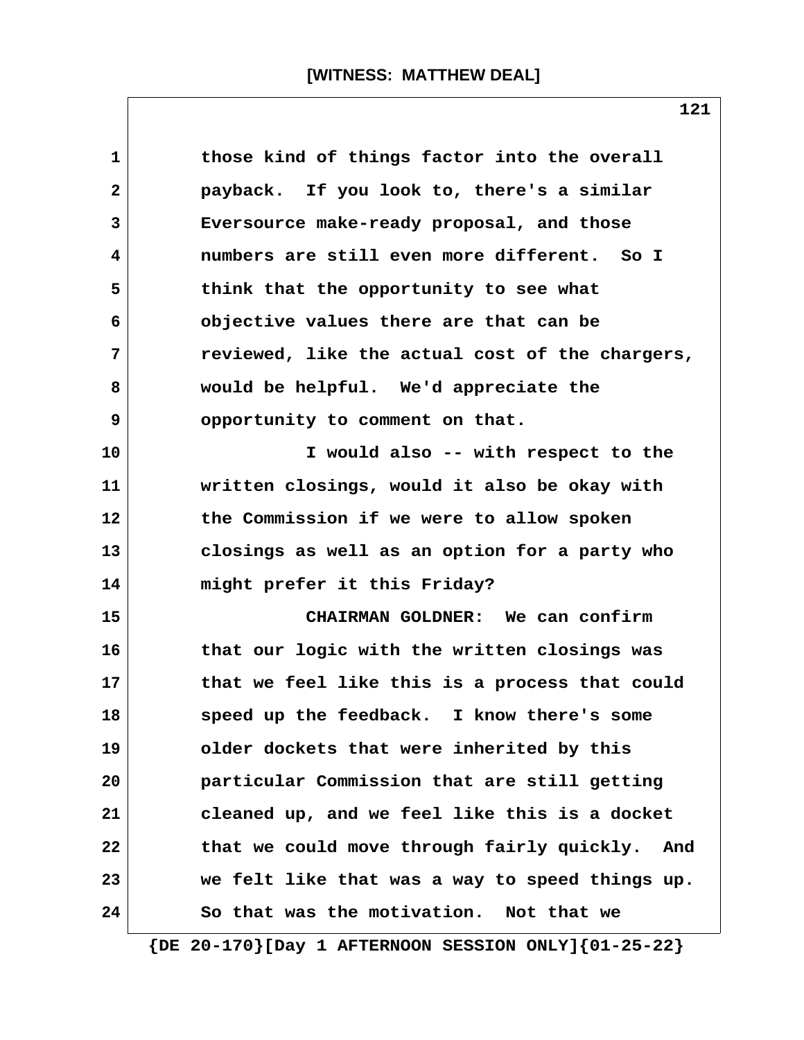those kind of things factor into the overall payback. If you look to, there's a similar Eversource make-ready proposal, and those numbers are still even more different. So I think that the opportunity to see what objective values there are that can be reviewed, like the actual cost of the chargers, would be helpful. We'd appreciate the opportunity to comment on that.

I would also -- with respect to the written closings, would it also be okay with the Commission if we were to allow spoken closings as well as an option for a party who might prefer it this Friday?

CHAIRMAN GOLDNER: We can confirm that our logic with the written closings was that we feel like this is a process that could speed up the feedback. I know there's some older dockets that were inherited by this particular Commission that are still getting cleaned up, and we feel like this is a docket that we could move through fairly quickly. And we felt like that was a way to speed things up. So that was the motivation. Not that we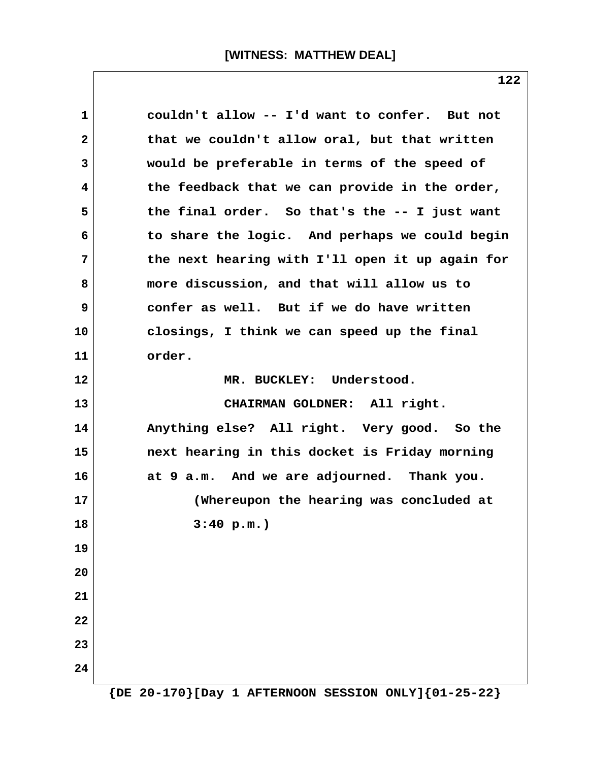couldn't allow -- I'd want to confer. But not that we couldn't allow oral, but that written would be preferable in terms of the speed of the feedback that we can provide in the order, the final order. So that's the -- I just want to share the logic. And perhaps we could begin the next hearing with I'll open it up again for more discussion, and that will allow us to confer as well. But if we do have written closings, I think we can speed up the final order.

MR. BUCKLEY: Understood.

CHAIRMAN GOLDNER: All right. Anything else? All right. Very good. So the next hearing in this docket is Friday morning at 9 a.m. And we are adjourned. Thank you.

(Whereupon the hearing was concluded at 3:40 p.m.)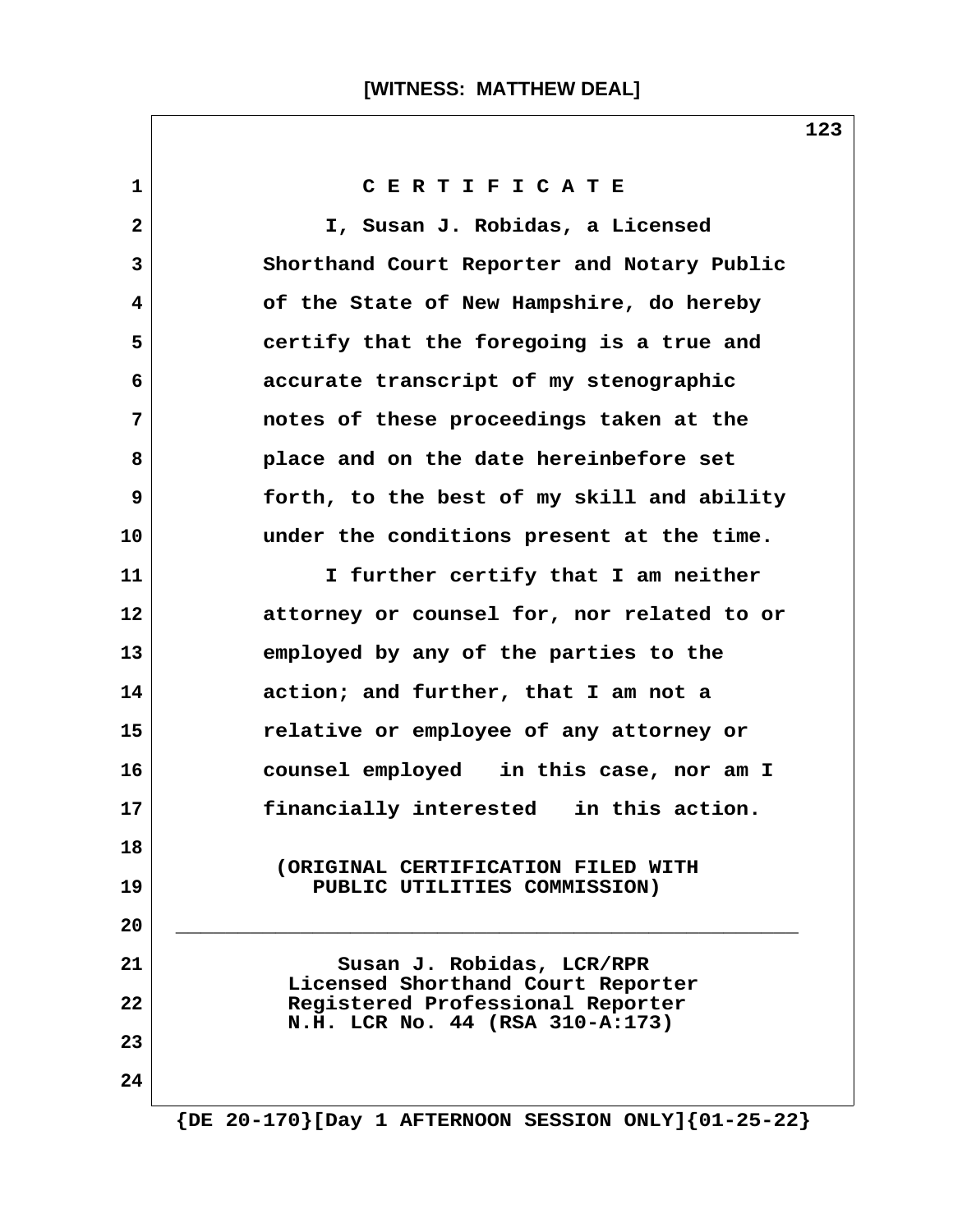# C E R T I F I C A T E

I, Susan J. Robidas, a Licensed Shorthand Court Reporter and Notary Public of the State of New Hampshire, do hereby certify that the foregoing is a true and accurate transcript of my stenographic notes of these proceedings taken at the place and on the date hereinbefore set forth, to the best of my skill and ability under the conditions present at the time.

I further certify that I am neither attorney or counsel for, nor related to or employed by any of the parties to the action; and further, that I am not a relative or employee of any attorney or counsel employed in this case, nor am I financially interested in this action.

(ORIGINAL CERTIFICATION FILED WITH PUBLIC UTILITIES COMMISSION)

______________________________________________

Susan J. Robidas, LCR/RPR
Licensed Shorthand Court Reporter
Registered Professional Reporter
N.H. LCR No. 44 (RSA 310-A:173)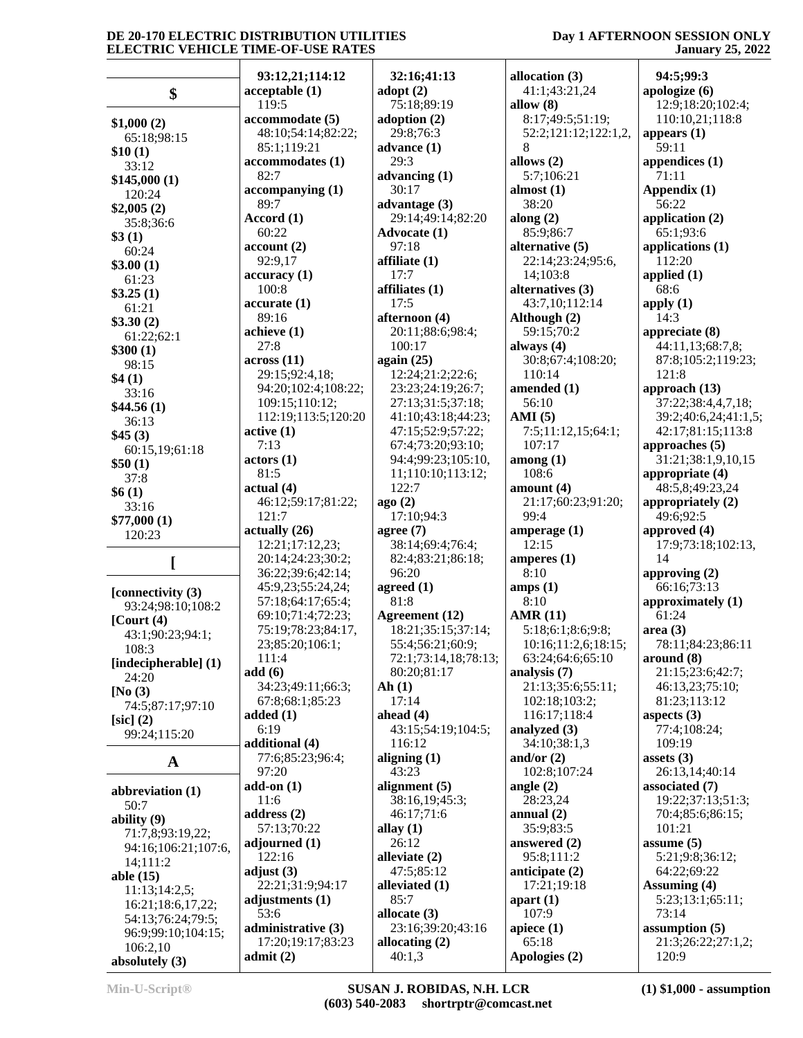## $

**$1,000 (2)**
65:18;98:15
**$10 (1)**
33:12
**$145,000 (1)**
120:24
**$2,005 (2)**
35:8;36:6
**$3 (1)**
60:24
**$3.00 (1)**
61:23
**$3.25 (1)**
61:21
**$3.30 (2)**
61:22;62:1
**$300 (1)**
98:15
**$4 (1)**
33:16
**$44.56 (1)**
36:13
**$45 (3)**
60:15,19;61:18
**$50 (1)**
37:8
**$6 (1)**
33:16
**$77,000 (1)**
120:23

## [

**[connectivity (3)**
93:24;98:10;108:2
**[Court (4)**
43:1;90:23;94:1;
108:3
**[indecipherable] (1)**
24:20
**[No (3)**
74:5;87:17;97:10
**[sic] (2)**
99:24;115:20

## A

**abbreviation (1)**
50:7
**ability (9)**
71:7,8;93:19,22;
94:16;106:21;107:6,
14;111:2
**able (15)**
11:13;14:2,5;
16:21;18:6,17,22;
54:13;76:24;79:5;
96:9;99:10;104:15;
106:2,10
**absolutely (3)**
93:12,21;114:12
**acceptable (1)**
119:5
**accommodate (5)**
48:10;54:14;82:22;
85:1;119:21
**accommodates (1)**
82:7
**accompanying (1)**
89:7
**Accord (1)**
60:22
**account (2)**
92:9,17
**accuracy (1)**
100:8
**accurate (1)**
89:16
**achieve (1)**
27:8
**across (11)**
29:15;92:4,18;
94:20;102:4;108:22;
109:15;110:12;
112:19;113:5;120:20
**active (1)**
7:13
**actors (1)**
81:5
**actual (4)**
46:12;59:17;81:22;
121:7
**actually (26)**
12:21;17:12,23;
20:14;24:23;30:2;
36:22;39:6;42:14;
45:9,23;55:24,24;
57:18;64:17;65:4;
69:10;71:4;72:23;
75:19;78:23;84:17,
23;85:20;106:1;
111:4
**add (6)**
34:23;49:11;66:3;
67:8;68:1;85:23
**added (1)**
6:19
**additional (4)**
77:6;85:23;96:4;
97:20
**add-on (1)**
11:6
**address (2)**
57:13;70:22
**adjourned (1)**
122:16
**adjust (3)**
22:21;31:9;94:17
**adjustments (1)**
53:6
**administrative (3)**
17:20;19:17;83:23
**admit (2)**
32:16;41:13
**adopt (2)**
75:18;89:19
**adoption (2)**
29:8;76:3
**advance (1)**
29:3
**advancing (1)**
30:17
**advantage (3)**
29:14;49:14;82:20
**Advocate (1)**
97:18
**affiliate (1)**
17:7
**affiliates (1)**
17:5
**afternoon (4)**
20:11;88:6;98:4;
100:17
**again (25)**
12:24;21:2;22:6;
23:23;24:19;26:7;
27:13;31:5;37:18;
41:10;43:18;44:23;
47:15;52:9;57:22;
67:4;73:20;93:10;
94:4;99:23;105:10,
11;110:10;113:12;
122:7
**ago (2)**
17:10;94:3
**agree (7)**
38:14;69:4;76:4;
82:4;83:21;86:18;
96:20
**agreed (1)**
81:8
**Agreement (12)**
18:21;35:15;37:14;
55:4;56:21;60:9;
72:1;73:14,18;78:13;
80:20;81:17
**Ah (1)**
17:14
**ahead (4)**
43:15;54:19;104:5;
116:12
**aligning (1)**
43:23
**alignment (5)**
38:16,19;45:3;
46:17;71:6
**allay (1)**
26:12
**alleviate (2)**
47:5;85:12
**alleviated (1)**
85:7
**allocate (3)**
23:16;39:20;43:16
**allocating (2)**
40:1,3
**allocation (3)**
41:1;43:21,24
**allow (8)**
8:17;49:5;51:19;
52:2;121:12;122:1,2,
8
**allows (2)**
5:7;106:21
**almost (1)**
38:20
**along (2)**
85:9;86:7
**alternative (5)**
22:14;23:24;95:6,
14;103:8
**alternatives (3)**
43:7,10;112:14
**Although (2)**
59:15;70:2
**always (4)**
30:8;67:4;108:20;
110:14
**amended (1)**
56:10
**AMI (5)**
7:5;11:12,15;64:1;
107:17
**among (1)**
108:6
**amount (4)**
21:17;60:23;91:20;
99:4
**amperage (1)**
12:15
**amperes (1)**
8:10
**amps (1)**
8:10
**AMR (11)**
5:18;6:1;8:6;9:8;
10:16;11:2,6;18:15;
63:24;64:6;65:10
**analysis (7)**
21:13;35:6;55:11;
102:18;103:2;
116:17;118:4
**analyzed (3)**
34:10;38:1,3
**and/or (2)**
102:8;107:24
**angle (2)**
28:23,24
**annual (2)**
35:9;83:5
**answered (2)**
95:8;111:2
**anticipate (2)**
17:21;19:18
**apart (1)**
107:9
**apiece (1)**
65:18
**Apologies (2)**
94:5;99:3
**apologize (6)**
12:9;18:20;102:4;
110:10,21;118:8
**appears (1)**
59:11
**appendices (1)**
71:11
**Appendix (1)**
56:22
**application (2)**
65:1;93:6
**applications (1)**
112:20
**applied (1)**
68:6
**apply (1)**
14:3
**appreciate (8)**
44:11,13;68:7,8;
87:8;105:2;119:23;
121:8
**approach (13)**
37:22;38:4,4,7,18;
39:2;40:6,24;41:1,5;
42:17;81:15;113:8
**approaches (5)**
31:21;38:1,9,10,15
**appropriate (4)**
48:5,8;49:23,24
**appropriately (2)**
49:6;92:5
**approved (4)**
17:9;73:18;102:13,
14
**approving (2)**
66:16;73:13
**approximately (1)**
61:24
**area (3)**
78:11;84:23;86:11
**around (8)**
21:15;23:6;42:7;
46:13,23;75:10;
81:23;113:12
**aspects (3)**
77:4;108:24;
109:19
**assets (3)**
26:13,14;40:14
**associated (7)**
19:22;37:13;51:3;
70:4;85:6;86:15;
101:21
**assume (5)**
5:21;9:8;36:12;
64:22;69:22
**Assuming (4)**
5:23;13:1;65:11;
73:14
**assumption (5)**
21:3;26:22;27:1,2;
120:9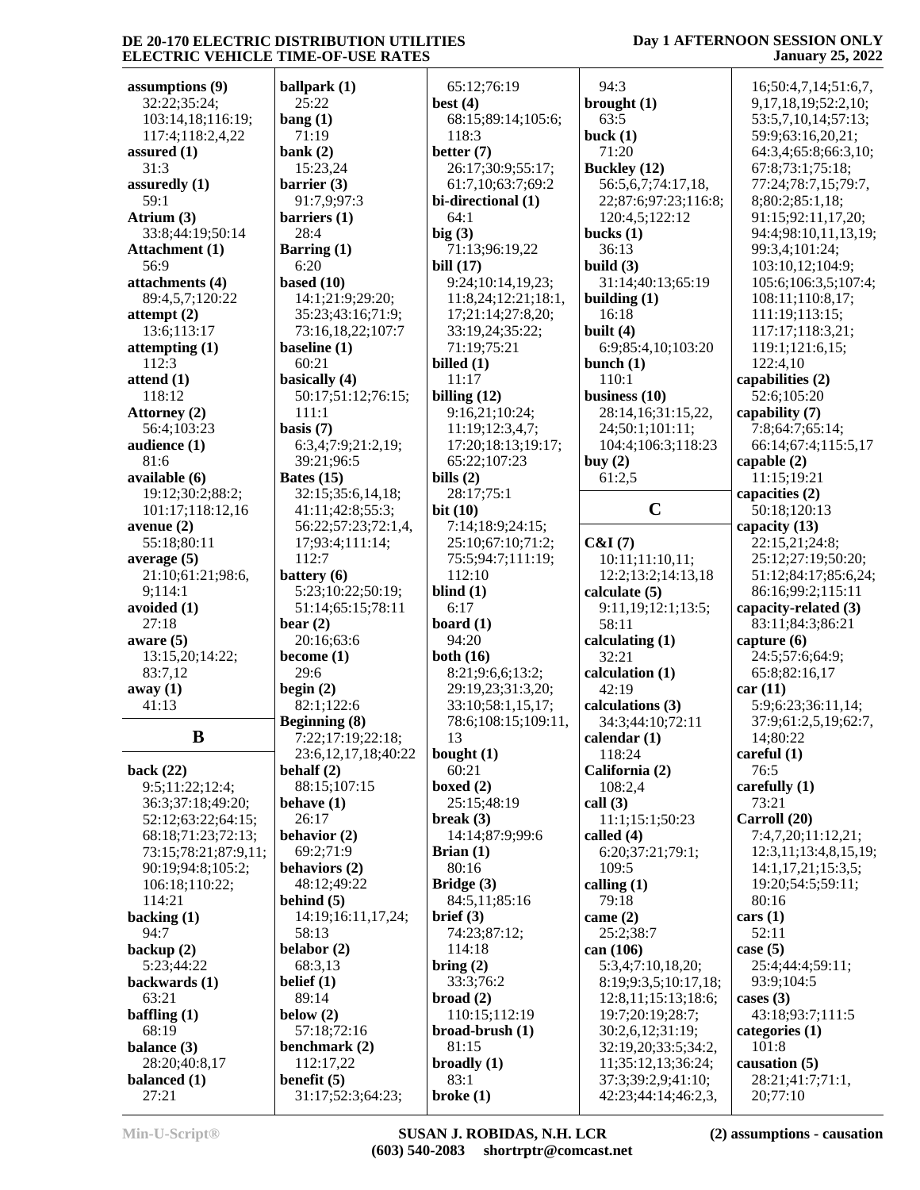**assumptions (9)**
32:22;35:24;
103:14,18;116:19;
117:4;118:2,4,22
**assured (1)**
31:3
**assuredly (1)**
59:1
**Atrium (3)**
33:8;44:19;50:14
**Attachment (1)**
56:9
**attachments (4)**
89:4,5,7;120:22
**attempt (2)**
13:6;113:17
**attempting (1)**
112:3
**attend (1)**
118:12
**Attorney (2)**
56:4;103:23
**audience (1)**
81:6
**available (6)**
19:12;30:2;88:2;
101:17;118:12,16
**avenue (2)**
55:18;80:11
**average (5)**
21:10;61:21;98:6,
9;114:1
**avoided (1)**
27:18
**aware (5)**
13:15,20;14:22;
83:7,12
**away (1)**
41:13

## B

**back (22)**
9:5;11:22;12:4;
36:3;37:18;49:20;
52:12;63:22;64:15;
68:18;71:23;72:13;
73:15;78:21;87:9,11;
90:19;94:8;105:2;
106:18;110:22;
114:21
**backing (1)**
94:7
**backup (2)**
5:23;44:22
**backwards (1)**
63:21
**baffling (1)**
68:19
**balance (3)**
28:20;40:8,17
**balanced (1)**
27:21
**ballpark (1)**
25:22
**bang (1)**
71:19
**bank (2)**
15:23,24
**barrier (3)**
91:7,9;97:3
**barriers (1)**
28:4
**Barring (1)**
6:20
**based (10)**
14:1;21:9;29:20;
35:23;43:16;71:9;
73:16,18,22;107:7
**baseline (1)**
60:21
**basically (4)**
50:17;51:12;76:15;
111:1
**basis (7)**
6:3,4;7:9;21:2,19;
39:21;96:5
**Bates (15)**
32:15;35:6,14,18;
41:11;42:8;55:3;
56:22;57:23;72:1,4,
17;93:4;111:14;
112:7
**battery (6)**
5:23;10:22;50:19;
51:14;65:15;78:11
**bear (2)**
20:16;63:6
**become (1)**
29:6
**begin (2)**
82:1;122:6
**Beginning (8)**
7:22;17:19;22:18;
23:6,12,17,18;40:22
**behalf (2)**
88:15;107:15
**behave (1)**
26:17
**behavior (2)**
69:2;71:9
**behaviors (2)**
48:12;49:22
**behind (5)**
14:19;16:11,17,24;
58:13
**belabor (2)**
68:3,13
**belief (1)**
89:14
**below (2)**
57:18;72:16
**benchmark (2)**
112:17,22
**benefit (5)**
31:17;52:3;64:23;
65:12;76:19
**best (4)**
68:15;89:14;105:6;
118:3
**better (7)**
26:17;30:9;55:17;
61:7,10;63:7;69:2
**bi-directional (1)**
64:1
**big (3)**
71:13;96:19,22
**bill (17)**
9:24;10:14,19,23;
11:8,24;12:21;18:1,
17;21:14;27:8,20;
33:19,24;35:22;
71:19;75:21
**billed (1)**
11:17
**billing (12)**
9:16,21;10:24;
11:19;12:3,4,7;
17:20;18:13;19:17;
65:22;107:23
**bills (2)**
28:17;75:1
**bit (10)**
7:14;18:9;24:15;
25:10;67:10;71:2;
75:5;94:7;111:19;
112:10
**blind (1)**
6:17
**board (1)**
94:20
**both (16)**
8:21;9:6,6;13:2;
29:19,23;31:3,20;
33:10;58:1,15,17;
78:6;108:15;109:11,
13
**bought (1)**
60:21
**boxed (2)**
25:15;48:19
**break (3)**
14:14;87:9;99:6
**Brian (1)**
80:16
**Bridge (3)**
84:5,11;85:16
**brief (3)**
74:23;87:12;
114:18
**bring (2)**
33:3;76:2
**broad (2)**
110:15;112:19
**broad-brush (1)**
81:15
**broadly (1)**
83:1
**broke (1)**
94:3
**brought (1)**
63:5
**buck (1)**
71:20
**Buckley (12)**
56:5,6,7;74:17,18,
22;87:6;97:23;116:8;
120:4,5;122:12
**bucks (1)**
36:13
**build (3)**
31:14;40:13;65:19
**building (1)**
16:18
**built (4)**
6:9;85:4,10;103:20
**bunch (1)**
110:1
**business (10)**
28:14,16;31:15,22,
24;50:1;101:11;
104:4;106:3;118:23
**buy (2)**
61:2,5

## C

**C&I (7)**
10:11;11:10,11;
12:2;13:2;14:13,18
**calculate (5)**
9:11,19;12:1;13:5;
58:11
**calculating (1)**
32:21
**calculation (1)**
42:19
**calculations (3)**
34:3;44:10;72:11
**calendar (1)**
118:24
**California (2)**
108:2,4
**call (3)**
11:1;15:1;50:23
**called (4)**
6:20;37:21;79:1;
109:5
**calling (1)**
79:18
**came (2)**
25:2;38:7
**can (106)**
5:3,4;7:10,18,20;
8:19;9:3,5;10:17,18;
12:8,11;15:13;18:6;
19:7;20:19;28:7;
30:2,6,12;31:19;
32:19,20;33:5;34:2,
11;35:12,13;36:24;
37:3;39:2,9;41:10;
42:23;44:14;46:2,3,
16;50:4,7,14;51:6,7,
9,17,18,19;52:2,10;
53:5,7,10,14;57:13;
59:9;63:16,20,21;
64:3,4;65:8;66:3,10;
67:8;73:1;75:18;
77:24;78:7,15;79:7,
8;80:2;85:1,18;
91:15;92:11,17,20;
94:4;98:10,11,13,19;
99:3,4;101:24;
103:10,12;104:9;
105:6;106:3,5;107:4;
108:11;110:8,17;
111:19;113:15;
117:17;118:3,21;
119:1;121:6,15;
122:4,10
**capabilities (2)**
52:6;105:20
**capability (7)**
7:8;64:7;65:14;
66:14;67:4;115:5,17
**capable (2)**
11:15;19:21
**capacities (2)**
50:18;120:13
**capacity (13)**
22:15,21;24:8;
25:12;27:19;50:20;
51:12;84:17;85:6,24;
86:16;99:2;115:11
**capacity-related (3)**
83:11;84:3;86:21
**capture (6)**
24:5;57:6;64:9;
65:8;82:16,17
**car (11)**
5:9;6:23;36:11,14;
37:9;61:2,5,19;62:7,
14;80:22
**careful (1)**
76:5
**carefully (1)**
73:21
**Carroll (20)**
7:4,7,20;11:12,21;
12:3,11;13:4,8,15,19;
14:1,17,21;15:3,5;
19:20;54:5;59:11;
80:16
**cars (1)**
52:11
**case (5)**
25:4;44:4;59:11;
93:9;104:5
**cases (3)**
43:18;93:7;111:5
**categories (1)**
101:8
**causation (5)**
28:21;41:7;71:1,
20;77:10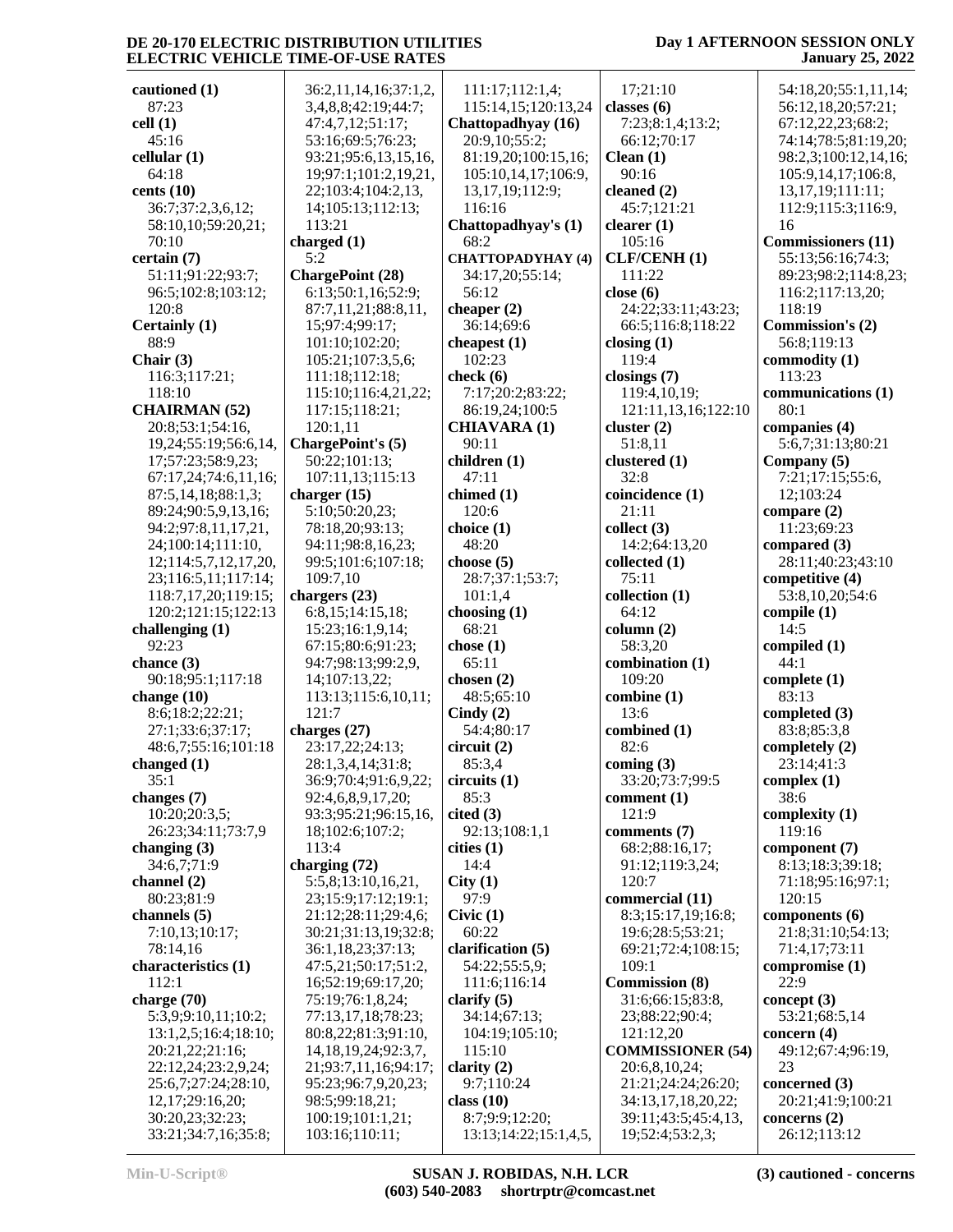**cautioned (1)**
87:23
**cell (1)**
45:16
**cellular (1)**
64:18
**cents (10)**
36:7;37:2,3,6,12;
58:10,10;59:20,21;
70:10
**certain (7)**
51:11;91:22;93:7;
96:5;102:8;103:12;
120:8
**Certainly (1)**
88:9
**Chair (3)**
116:3;117:21;
118:10
**CHAIRMAN (52)**
20:8;53:1;54:16,
19,24;55:19;56:6,14,
17;57:23;58:9,23;
67:17,24;74:6,11,16;
87:5,14,18;88:1,3;
89:24;90:5,9,13,16;
94:2;97:8,11,17,21,
24;100:14;111:10,
12;114:5,7,12,17,20,
23;116:5,11;117:14;
118:7,17,20;119:15;
120:2;121:15;122:13
**challenging (1)**
92:23
**chance (3)**
90:18;95:1;117:18
**change (10)**
8:6;18:2;22:21;
27:1;33:6;37:17;
48:6,7;55:16;101:18
**changed (1)**
35:1
**changes (7)**
10:20;20:3,5;
26:23;34:11;73:7,9
**changing (3)**
34:6,7;71:9
**channel (2)**
80:23;81:9
**channels (5)**
7:10,13;10:17;
78:14,16
**characteristics (1)**
112:1
**charge (70)**
5:3,9;9:10,11;10:2;
13:1,2,5;16:4;18:10;
20:21,22;21:16;
22:12,24;23:2,9,24;
25:6,7;27:24;28:10,
12,17;29:16,20;
30:20,23;32:23;
33:21;34:7,16;35:8;
36:2,11,14,16;37:1,2,
3,4,8,8;42:19;44:7;
47:4,7,12;51:17;
53:16;69:5;76:23;
93:21;95:6,13,15,16,
19;97:1;101:2,19,21,
22;103:4;104:2,13,
14;105:13;112:13;
113:21
**charged (1)**
5:2
**ChargePoint (28)**
6:13;50:1,16;52:9;
87:7,11,21;88:8,11,
15;97:4;99:17;
101:10;102:20;
105:21;107:3,5,6;
111:18;112:18;
115:10;116:4,21,22;
117:15;118:21;
120:1,11
**ChargePoint's (5)**
50:22;101:13;
107:11,13;115:13
**charger (15)**
5:10;50:20,23;
78:18,20;93:13;
94:11;98:8,16,23;
99:5;101:6;107:18;
109:7,10
**chargers (23)**
6:8,15;14:15,18;
15:23;16:1,9,14;
67:15;80:6;91:23;
94:7;98:13;99:2,9,
14;107:13,22;
113:13;115:6,10,11;
121:7
**charges (27)**
23:17,22;24:13;
28:1,3,4,14;31:8;
36:9;70:4;91:6,9,22;
92:4,6,8,9,17,20;
93:3;95:21;96:15,16,
18;102:6;107:2;
113:4
**charging (72)**
5:5,8;13:10,16,21,
23;15:9;17:12;19:1;
21:12;28:11;29:4,6;
30:21;31:13,19;32:8;
36:1,18,23;37:13;
47:5,21;50:17;51:2,
16;52:19;69:17,20;
75:19;76:1,8,24;
77:13,17,18;78:23;
80:8,22;81:3;91:10,
14,18,19,24;92:3,7,
21;93:7,11,16;94:17;
95:23;96:7,9,20,23;
98:5;99:18,21;
100:19;101:1,21;
103:16;110:11;
111:17;112:1,4;
115:14,15;120:13,24
**Chattopadhyay (16)**
20:9,10;55:2;
81:19,20;100:15,16;
105:10,14,17;106:9,
13,17,19;112:9;
116:16
**Chattopadhyay's (1)**
68:2
**CHATTOPADYHAY (4)**
34:17,20;55:14;
56:12
**cheaper (2)**
36:14;69:6
**cheapest (1)**
102:23
**check (6)**
7:17;20:2;83:22;
86:19,24;100:5
**CHIAVARA (1)**
90:11
**children (1)**
47:11
**chimed (1)**
120:6
**choice (1)**
48:20
**choose (5)**
28:7;37:1;53:7;
101:1,4
**choosing (1)**
68:21
**chose (1)**
65:11
**chosen (2)**
48:5;65:10
**Cindy (2)**
54:4;80:17
**circuit (2)**
85:3,4
**circuits (1)**
85:3
**cited (3)**
92:13;108:1,1
**cities (1)**
14:4
**City (1)**
97:9
**Civic (1)**
60:22
**clarification (5)**
54:22;55:5,9;
111:6;116:14
**clarify (5)**
34:14;67:13;
104:19;105:10;
115:10
**clarity (2)**
9:7;110:24
**class (10)**
8:7;9:9;12:20;
13:13;14:22;15:1,4,5,
17;21:10
**classes (6)**
7:23;8:1,4;13:2;
66:12;70:17
**Clean (1)**
90:16
**cleaned (2)**
45:7;121:21
**clearer (1)**
105:16
**CLF/CENH (1)**
111:22
**close (6)**
24:22;33:11;43:23;
66:5;116:8;118:22
**closing (1)**
119:4
**closings (7)**
119:4,10,19;
121:11,13,16;122:10
**cluster (2)**
51:8,11
**clustered (1)**
32:8
**coincidence (1)**
21:11
**collect (3)**
14:2;64:13,20
**collected (1)**
75:11
**collection (1)**
64:12
**column (2)**
58:3,20
**combination (1)**
109:20
**combine (1)**
13:6
**combined (1)**
82:6
**coming (3)**
33:20;73:7;99:5
**comment (1)**
121:9
**comments (7)**
68:2;88:16,17;
91:12;119:3,24;
120:7
**commercial (11)**
8:3;15:17,19;16:8;
19:6;28:5;53:21;
69:21;72:4;108:15;
109:1
**Commission (8)**
31:6;66:15;83:8,
23;88:22;90:4;
121:12,20
**COMMISSIONER (54)**
20:6,8,10,24;
21:21;24:24;26:20;
34:13,17,18,20,22;
39:11;43:5;45:4,13,
19;52:4;53:2,3;
54:18,20;55:1,11,14;
56:12,18,20;57:21;
67:12,22,23;68:2;
74:14;78:5;81:19,20;
98:2,3;100:12,14,16;
105:9,14,17;106:8,
13,17,19;111:11;
112:9;115:3;116:9,
16
**Commissioners (11)**
55:13;56:16;74:3;
89:23;98:2;114:8,23;
116:2;117:13,20;
118:19
**Commission's (2)**
56:8;119:13
**commodity (1)**
113:23
**communications (1)**
80:1
**companies (4)**
5:6,7;31:13;80:21
**Company (5)**
7:21;17:15;55:6,
12;103:24
**compare (2)**
11:23;69:23
**compared (3)**
28:11;40:23;43:10
**competitive (4)**
53:8,10,20;54:6
**compile (1)**
14:5
**compiled (1)**
44:1
**complete (1)**
83:13
**completed (3)**
83:8;85:3,8
**completely (2)**
23:14;41:3
**complex (1)**
38:6
**complexity (1)**
119:16
**component (7)**
8:13;18:3;39:18;
71:18;95:16;97:1;
120:15
**components (6)**
21:8;31:10;54:13;
71:4,17;73:11
**compromise (1)**
22:9
**concept (3)**
53:21;68:5,14
**concern (4)**
49:12;67:4;96:19,
23
**concerned (3)**
20:21;41:9;100:21
**concerns (2)**
26:12;113:12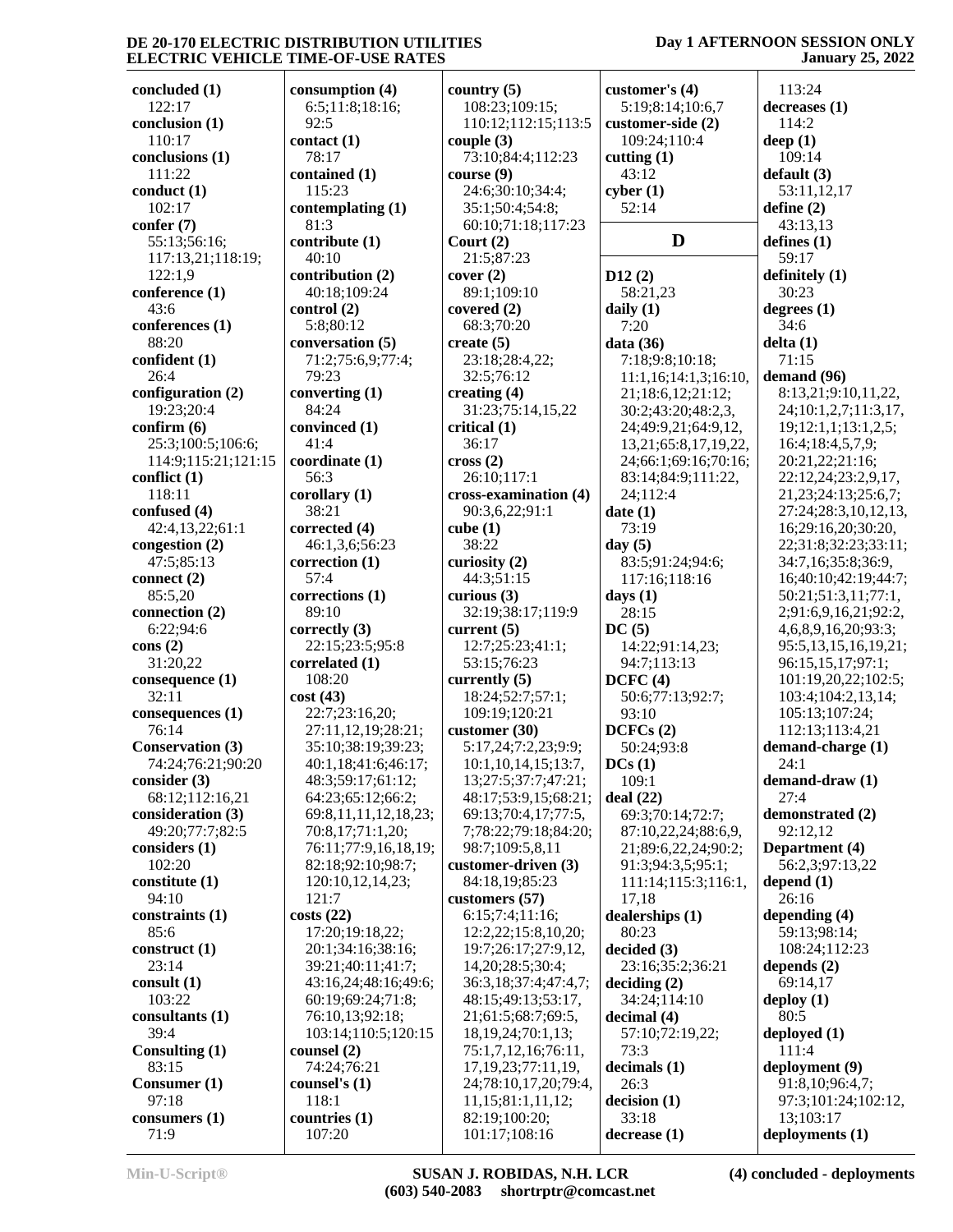**concluded (1)**
122:17
**conclusion (1)**
110:17
**conclusions (1)**
111:22
**conduct (1)**
102:17
**confer (7)**
55:13;56:16;
117:13,21;118:19;
122:1,9
**conference (1)**
43:6
**conferences (1)**
88:20
**confident (1)**
26:4
**configuration (2)**
19:23;20:4
**confirm (6)**
25:3;100:5;106:6;
114:9;115:21;121:15
**conflict (1)**
118:11
**confused (4)**
42:4,13,22;61:1
**congestion (2)**
47:5;85:13
**connect (2)**
85:5,20
**connection (2)**
6:22;94:6
**cons (2)**
31:20,22
**consequence (1)**
32:11
**consequences (1)**
76:14
**Conservation (3)**
74:24;76:21;90:20
**consider (3)**
68:12;112:16,21
**consideration (3)**
49:20;77:7;82:5
**considers (1)**
102:20
**constitute (1)**
94:10
**constraints (1)**
85:6
**construct (1)**
23:14
**consult (1)**
103:22
**consultants (1)**
39:4
**Consulting (1)**
83:15
**Consumer (1)**
97:18
**consumers (1)**
71:9

**consumption (4)**
6:5;11:8;18:16;
92:5
**contact (1)**
78:17
**contained (1)**
115:23
**contemplating (1)**
81:3
**contribute (1)**
40:10
**contribution (2)**
40:18;109:24
**control (2)**
5:8;80:12
**conversation (5)**
71:2;75:6,9;77:4;
79:23
**converting (1)**
84:24
**convinced (1)**
41:4
**coordinate (1)**
56:3
**corollary (1)**
38:21
**corrected (4)**
46:1,3,6;56:23
**correction (1)**
57:4
**corrections (1)**
89:10
**correctly (3)**
22:15;23:5;95:8
**correlated (1)**
108:20
**cost (43)**
22:7;23:16,20;
27:11,12,19;28:21;
35:10;38:19;39:23;
40:1,18;41:6;46:17;
48:3;59:17;61:12;
64:23;65:12;66:2;
69:8,11,11,12,18,23;
70:8,17;71:1,20;
76:11;77:9,16,18,19;
82:18;92:10;98:7;
120:10,12,14,23;
121:7
**costs (22)**
17:20;19:18,22;
20:1;34:16;38:16;
39:21;40:11;41:7;
43:16,24;48:16;49:6;
60:19;69:24;71:8;
76:10,13;92:18;
103:14;110:5;120:15
**counsel (2)**
74:24;76:21
**counsel's (1)**
118:1
**countries (1)**
107:20

**country (5)**
108:23;109:15;
110:12;112:15;113:5
**couple (3)**
73:10;84:4;112:23
**course (9)**
24:6;30:10;34:4;
35:1;50:4;54:8;
60:10;71:18;117:23
**Court (2)**
21:5;87:23
**cover (2)**
89:1;109:10
**covered (2)**
68:3;70:20
**create (5)**
23:18;28:4,22;
32:5;76:12
**creating (4)**
31:23;75:14,15,22
**critical (1)**
36:17
**cross (2)**
26:10;117:1
**cross-examination (4)**
90:3,6,22;91:1
**cube (1)**
38:22
**curiosity (2)**
44:3;51:15
**curious (3)**
32:19;38:17;119:9
**current (5)**
12:7;25:23;41:1;
53:15;76:23
**currently (5)**
18:24;52:7;57:1;
109:19;120:21
**customer (30)**
5:17,24;7:2,23;9:9;
10:1,10,14,15;13:7,
13;27:5;37:7;47:21;
48:17;53:9,15;68:21;
69:13;70:4,17;77:5,
7;78:22;79:18;84:20;
98:7;109:5,8,11
**customer-driven (3)**
84:18,19;85:23
**customers (57)**
6:15;7:4;11:16;
12:2,22;15:8,10,20;
19:7;26:17;27:9,12,
14,20;28:5;30:4;
36:3,18;37:4;47:4,7;
48:15;49:13;53:17,
21;61:5;68:7;69:5,
18,19,24;70:1,13;
75:1,7,12,16;76:11,
17,19,23;77:11,19,
24;78:10,17,20;79:4,
11,15;81:1,11,12;
82:19;100:20;
101:17;108:16

**customer's (4)**
5:19;8:14;10:6,7
**customer-side (2)**
109:24;110:4
**cutting (1)**
43:12
**cyber (1)**
52:14

## D

**D12 (2)**
58:21,23
**daily (1)**
7:20
**data (36)**
7:18;9:8;10:18;
11:1,16;14:1,3;16:10,
21;18:6,12;21:12;
30:2;43:20;48:2,3,
24;49:9,21;64:9,12,
13,21;65:8,17,19,22,
24;66:1;69:16;70:16;
83:14;84:9;111:22,
24;112:4
**date (1)**
73:19
**day (5)**
83:5;91:24;94:6;
117:16;118:16
**days (1)**
28:15
**DC (5)**
14:22;91:14,23;
94:7;113:13
**DCFC (4)**
50:6;77:13;92:7;
93:10
**DCFCs (2)**
50:24;93:8
**DCs (1)**
109:1
**deal (22)**
69:3;70:14;72:7;
87:10,22,24;88:6,9,
21;89:6,22,24;90:2;
91:3;94:3,5;95:1;
111:14;115:3;116:1,
17,18
**dealerships (1)**
80:23
**decided (3)**
23:16;35:2;36:21
**deciding (2)**
34:24;114:10
**decimal (4)**
57:10;72:19,22;
73:3
**decimals (1)**
26:3
**decision (1)**
33:18
**decrease (1)**

113:24
**decreases (1)**
114:2
**deep (1)**
109:14
**default (3)**
53:11,12,17
**define (2)**
43:13,13
**defines (1)**
59:17
**definitely (1)**
30:23
**degrees (1)**
34:6
**delta (1)**
71:15
**demand (96)**
8:13,21;9:10,11,22,
24;10:1,2,7;11:3,17,
19;12:1,1;13:1,2,5;
16:4;18:4,5,7,9;
20:21,22;21:16;
22:12,24;23:2,9,17,
21,23;24:13;25:6,7;
27:24;28:3,10,12,13,
16;29:16,20;30:20,
22;31:8;32:23;33:11;
34:7,16;35:8;36:9,
16;40:10;42:19;44:7;
50:21;51:3,11;77:1,
2;91:6,9,16,21;92:2,
4,6,8,9,16,20;93:3;
95:5,13,15,16,19,21;
96:15,15,17;97:1;
101:19,20,22;102:5;
103:4;104:2,13,14;
105:13;107:24;
112:13;113:4,21
**demand-charge (1)**
24:1
**demand-draw (1)**
27:4
**demonstrated (2)**
92:12,12
**Department (4)**
56:2,3;97:13,22
**depend (1)**
26:16
**depending (4)**
59:13;98:14;
108:24;112:23
**depends (2)**
69:14,17
**deploy (1)**
80:5
**deployed (1)**
111:4
**deployment (9)**
91:8,10;96:4,7;
97:3;101:24;102:12,
13;103:17
**deployments (1)**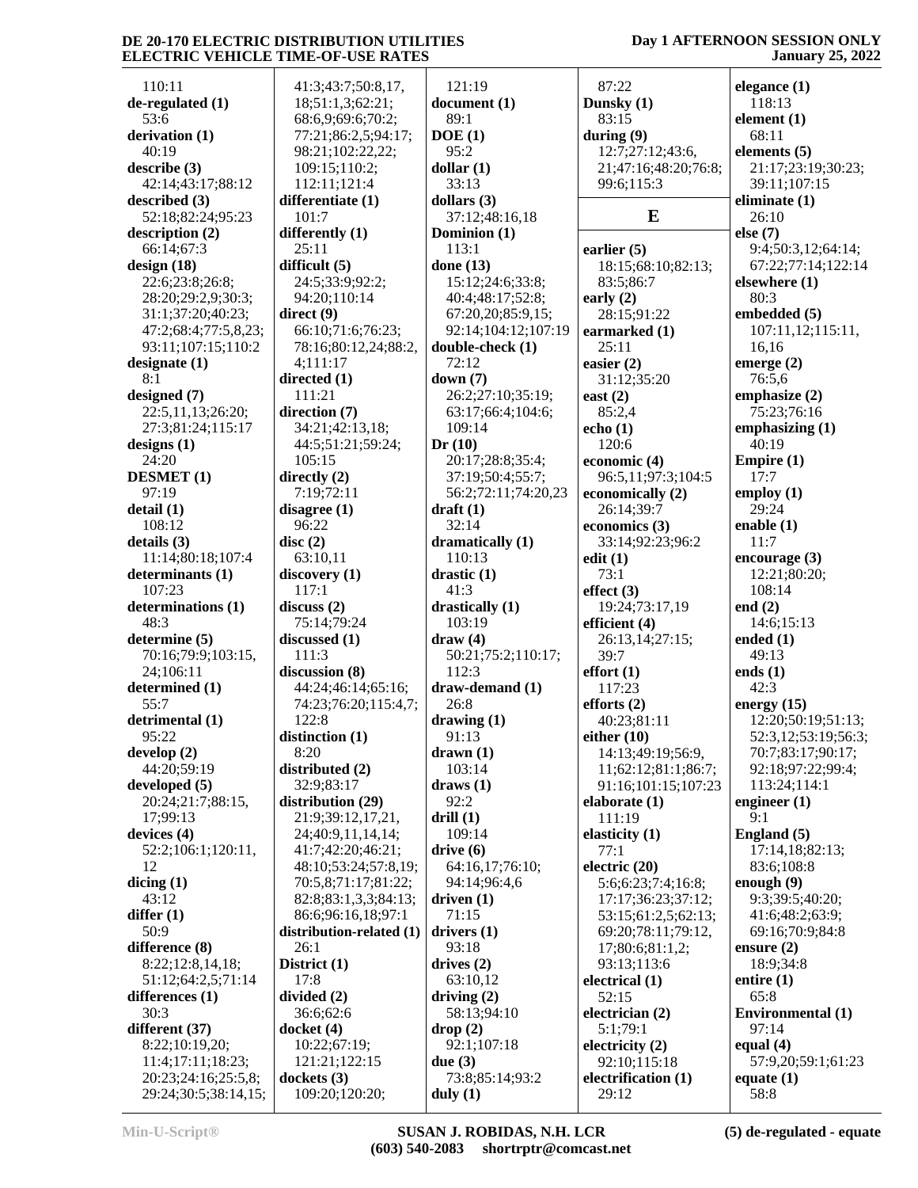110:11
**de-regulated (1)**
53:6
**derivation (1)**
40:19
**describe (3)**
42:14;43:17;88:12
**described (3)**
52:18;82:24;95:23
**description (2)**
66:14;67:3
**design (18)**
22:6;23:8;26:8;
28:20;29:2,9;30:3;
31:1;37:20;40:23;
47:2;68:4;77:5,8,23;
93:11;107:15;110:2
**designate (1)**
8:1
**designed (7)**
22:5,11,13;26:20;
27:3;81:24;115:17
**designs (1)**
24:20
**DESMET (1)**
97:19
**detail (1)**
108:12
**details (3)**
11:14;80:18;107:4
**determinants (1)**
107:23
**determinations (1)**
48:3
**determine (5)**
70:16;79:9;103:15,
24;106:11
**determined (1)**
55:7
**detrimental (1)**
95:22
**develop (2)**
44:20;59:19
**developed (5)**
20:24;21:7;88:15,
17;99:13
**devices (4)**
52:2;106:1;120:11,
12
**dicing (1)**
43:12
**differ (1)**
50:9
**difference (8)**
8:22;12:8,14,18;
51:12;64:2,5;71:14
**differences (1)**
30:3
**different (37)**
8:22;10:19,20;
11:4;17:11;18:23;
20:23;24:16;25:5,8;
29:24;30:5;38:14,15;
41:3;43:7;50:8,17,
18;51:1,3;62:21;
68:6,9;69:6;70:2;
77:21;86:2,5;94:17;
98:21;102:22,22;
109:15;110:2;
112:11;121:4
**differentiate (1)**
101:7
**differently (1)**
25:11
**difficult (5)**
24:5;33:9;92:2;
94:20;110:14
**direct (9)**
66:10;71:6;76:23;
78:16;80:12,24;88:2,
4;111:17
**directed (1)**
111:21
**direction (7)**
34:21;42:13,18;
44:5;51:21;59:24;
105:15
**directly (2)**
7:19;72:11
**disagree (1)**
96:22
**disc (2)**
63:10,11
**discovery (1)**
117:1
**discuss (2)**
75:14;79:24
**discussed (1)**
111:3
**discussion (8)**
44:24;46:14;65:16;
74:23;76:20;115:4,7;
122:8
**distinction (1)**
8:20
**distributed (2)**
32:9;83:17
**distribution (29)**
21:9;39:12,17,21,
24;40:9,11,14,14;
41:7;42:20;46:21;
48:10;53:24;57:8,19;
70:5,8;71:17;81:22;
82:8;83:1,3,3;84:13;
86:6;96:16,18;97:1
**distribution-related (1)**
26:1
**District (1)**
17:8
**divided (2)**
36:6;62:6
**docket (4)**
10:22;67:19;
121:21;122:15
**dockets (3)**
109:20;120:20;
121:19
**document (1)**
89:1
**DOE (1)**
95:2
**dollar (1)**
33:13
**dollars (3)**
37:12;48:16,18
**Dominion (1)**
113:1
**done (13)**
15:12;24:6;33:8;
40:4;48:17;52:8;
67:20,20;85:9,15;
92:14;104:12;107:19
**double-check (1)**
72:12
**down (7)**
26:2;27:10;35:19;
63:17;66:4;104:6;
109:14
**Dr (10)**
20:17;28:8;35:4;
37:19;50:4;55:7;
56:2;72:11;74:20,23
**draft (1)**
32:14
**dramatically (1)**
110:13
**drastic (1)**
41:3
**drastically (1)**
103:19
**draw (4)**
50:21;75:2;110:17;
112:3
**draw-demand (1)**
26:8
**drawing (1)**
91:13
**drawn (1)**
103:14
**draws (1)**
92:2
**drill (1)**
109:14
**drive (6)**
64:16,17;76:10;
94:14;96:4,6
**driven (1)**
71:15
**drivers (1)**
93:18
**drives (2)**
63:10,12
**driving (2)**
58:13;94:10
**drop (2)**
92:1;107:18
**due (3)**
73:8;85:14;93:2
**duly (1)**
87:22
**Dunsky (1)**
83:15
**during (9)**
12:7;27:12;43:6,
21;47:16;48:20;76:8;
99:6;115:3

## E

**earlier (5)**
18:15;68:10;82:13;
83:5;86:7
**early (2)**
28:15;91:22
**earmarked (1)**
25:11
**easier (2)**
31:12;35:20
**east (2)**
85:2,4
**echo (1)**
120:6
**economic (4)**
96:5,11;97:3;104:5
**economically (2)**
26:14;39:7
**economics (3)**
33:14;92:23;96:2
**edit (1)**
73:1
**effect (3)**
19:24;73:17,19
**efficient (4)**
26:13,14;27:15;
39:7
**effort (1)**
117:23
**efforts (2)**
40:23;81:11
**either (10)**
14:13;49:19;56:9,
11;62:12;81:1;86:7;
91:16;101:15;107:23
**elaborate (1)**
111:19
**elasticity (1)**
77:1
**electric (20)**
5:6;6:23;7:4;16:8;
17:17;36:23;37:12;
53:15;61:2,5;62:13;
69:20;78:11;79:12,
17;80:6;81:1,2;
93:13;113:6
**electrical (1)**
52:15
**electrician (2)**
5:1;79:1
**electricity (2)**
92:10;115:18
**electrification (1)**
29:12
**elegance (1)**
118:13
**element (1)**
68:11
**elements (5)**
21:17;23:19;30:23;
39:11;107:15
**eliminate (1)**
26:10
**else (7)**
9:4;50:3,12;64:14;
67:22;77:14;122:14
**elsewhere (1)**
80:3
**embedded (5)**
107:11,12;115:11,
16,16
**emerge (2)**
76:5,6
**emphasize (2)**
75:23;76:16
**emphasizing (1)**
40:19
**Empire (1)**
17:7
**employ (1)**
29:24
**enable (1)**
11:7
**encourage (3)**
12:21;80:20;
108:14
**end (2)**
14:6;15:13
**ended (1)**
49:13
**ends (1)**
42:3
**energy (15)**
12:20;50:19;51:13;
52:3,12;53:19;56:3;
70:7;83:17;90:17;
92:18;97:22;99:4;
113:24;114:1
**engineer (1)**
9:1
**England (5)**
17:14,18;82:13;
83:6;108:8
**enough (9)**
9:3;39:5;40:20;
41:6;48:2;63:9;
69:16;70:9;84:8
**ensure (2)**
18:9;34:8
**entire (1)**
65:8
**Environmental (1)**
97:14
**equal (4)**
57:9,20;59:1;61:23
**equate (1)**
58:8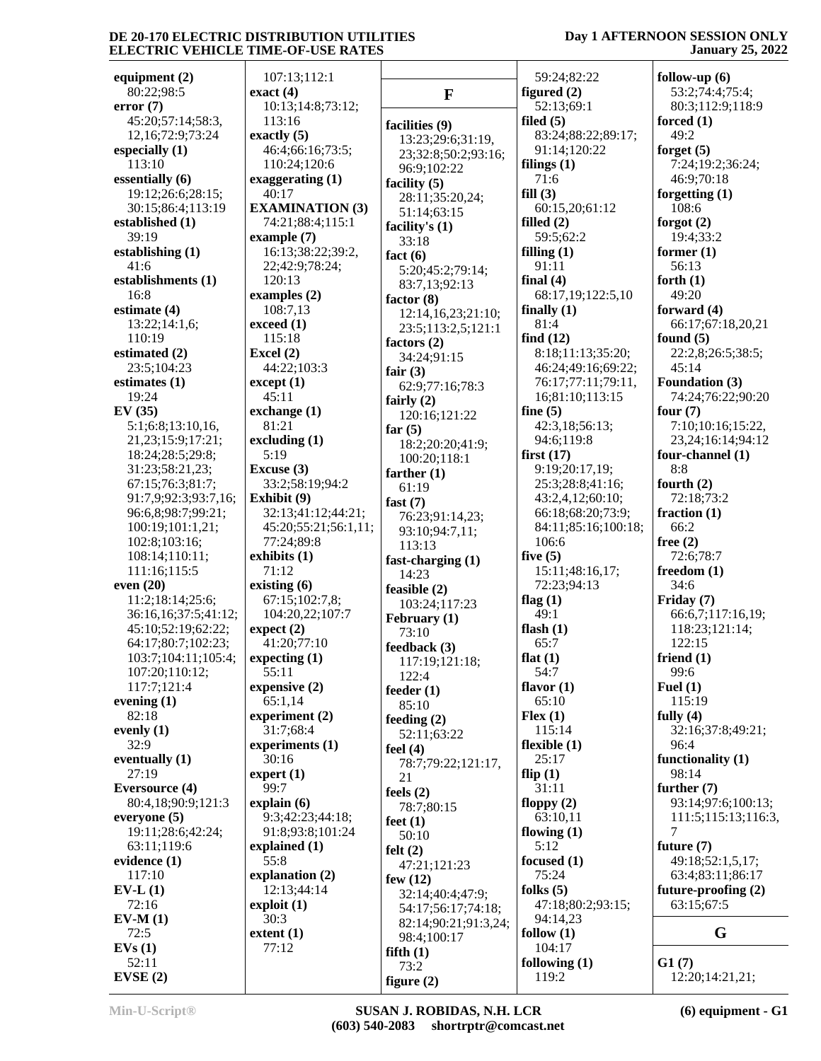**equipment (2)**
80:22;98:5
**error (7)**
45:20;57:14;58:3,
12,16;72:9;73:24
**especially (1)**
113:10
**essentially (6)**
19:12;26:6;28:15;
30:15;86:4;113:19
**established (1)**
39:19
**establishing (1)**
41:6
**establishments (1)**
16:8
**estimate (4)**
13:22;14:1,6;
110:19
**estimated (2)**
23:5;104:23
**estimates (1)**
19:24
**EV (35)**
5:1;6:8;13:10,16,
21,23;15:9;17:21;
18:24;28:5;29:8;
31:23;58:21,23;
67:15;76:3;81:7;
91:7,9;92:3;93:7,16;
96:6,8;98:7;99:21;
100:19;101:1,21;
102:8;103:16;
108:14;110:11;
111:16;115:5
**even (20)**
11:2;18:14;25:6;
36:16,16;37:5;41:12;
45:10;52:19;62:22;
64:17;80:7;102:23;
103:7;104:11;105:4;
107:20;110:12;
117:7;121:4
**evening (1)**
82:18
**evenly (1)**
32:9
**eventually (1)**
27:19
**Eversource (4)**
80:4,18;90:9;121:3
**everyone (5)**
19:11;28:6;42:24;
63:11;119:6
**evidence (1)**
117:10
**EV-L (1)**
72:16
**EV-M (1)**
72:5
**EVs (1)**
52:11
**EVSE (2)**
107:13;112:1
**exact (4)**
10:13;14:8;73:12;
113:16
**exactly (5)**
46:4;66:16;73:5;
110:24;120:6
**exaggerating (1)**
40:17
**EXAMINATION (3)**
74:21;88:4;115:1
**example (7)**
16:13;38:22;39:2,
22;42:9;78:24;
120:13
**examples (2)**
108:7,13
**exceed (1)**
115:18
**Excel (2)**
44:22;103:3
**except (1)**
45:11
**exchange (1)**
81:21
**excluding (1)**
5:19
**Excuse (3)**
33:2;58:19;94:2
**Exhibit (9)**
32:13;41:12;44:21;
45:20;55:21;56:1,11;
77:24;89:8
**exhibits (1)**
71:12
**existing (6)**
67:15;102:7,8;
104:20,22;107:7
**expect (2)**
41:20;77:10
**expecting (1)**
55:11
**expensive (2)**
65:1,14
**experiment (2)**
31:7;68:4
**experiments (1)**
30:16
**expert (1)**
99:7
**explain (6)**
9:3;42:23;44:18;
91:8;93:8;101:24
**explained (1)**
55:8
**explanation (2)**
12:13;44:14
**exploit (1)**
30:3
**extent (1)**
77:12

## F

**facilities (9)**
13:23;29:6;31:19,
23;32:8;50:2;93:16;
96:9;102:22
**facility (5)**
28:11;35:20,24;
51:14;63:15
**facility's (1)**
33:18
**fact (6)**
5:20;45:2;79:14;
83:7,13;92:13
**factor (8)**
12:14,16,23;21:10;
23:5;113:2,5;121:1
**factors (2)**
34:24;91:15
**fair (3)**
62:9;77:16;78:3
**fairly (2)**
120:16;121:22
**far (5)**
18:2;20:20;41:9;
100:20;118:1
**farther (1)**
61:19
**fast (7)**
76:23;91:14,23;
93:10;94:7,11;
113:13
**fast-charging (1)**
14:23
**feasible (2)**
103:24;117:23
**February (1)**
73:10
**feedback (3)**
117:19;121:18;
122:4
**feeder (1)**
85:10
**feeding (2)**
52:11;63:22
**feel (4)**
78:7;79:22;121:17,
21
**feels (2)**
78:7;80:15
**feet (1)**
50:10
**felt (2)**
47:21;121:23
**few (12)**
32:14;40:4;47:9;
54:17;56:17;74:18;
82:14;90:21;91:3,24;
98:4;100:17
**fifth (1)**
73:2
**figure (2)**
59:24;82:22
**figured (2)**
52:13;69:1
**filed (5)**
83:24;88:22;89:17;
91:14;120:22
**filings (1)**
71:6
**fill (3)**
60:15,20;61:12
**filled (2)**
59:5;62:2
**filling (1)**
91:11
**final (4)**
68:17,19;122:5,10
**finally (1)**
81:4
**find (12)**
8:18;11:13;35:20;
46:24;49:16;69:22;
76:17;77:11;79:11,
16;81:10;113:15
**fine (5)**
42:3,18;56:13;
94:6;119:8
**first (17)**
9:19;20:17,19;
25:3;28:8;41:16;
43:2,4,12;60:10;
66:18;68:20;73:9;
84:11;85:16;100:18;
106:6
**five (5)**
15:11;48:16,17;
72:23;94:13
**flag (1)**
49:1
**flash (1)**
65:7
**flat (1)**
54:7
**flavor (1)**
65:10
**Flex (1)**
115:14
**flexible (1)**
25:17
**flip (1)**
31:11
**floppy (2)**
63:10,11
**flowing (1)**
5:12
**focused (1)**
75:24
**folks (5)**
47:18;80:2;93:15;
94:14,23
**follow (1)**
104:17
**following (1)**
119:2
**follow-up (6)**
53:2;74:4;75:4;
80:3;112:9;118:9
**forced (1)**
49:2
**forget (5)**
7:24;19:2;36:24;
46:9;70:18
**forgetting (1)**
108:6
**forgot (2)**
19:4;33:2
**former (1)**
56:13
**forth (1)**
49:20
**forward (4)**
66:17;67:18,20,21
**found (5)**
22:2,8;26:5;38:5;
45:14
**Foundation (3)**
74:24;76:22;90:20
**four (7)**
7:10;10:16;15:22,
23,24;16:14;94:12
**four-channel (1)**
8:8
**fourth (2)**
72:18;73:2
**fraction (1)**
66:2
**free (2)**
72:6;78:7
**freedom (1)**
34:6
**Friday (7)**
66:6,7;117:16,19;
118:23;121:14;
122:15
**friend (1)**
99:6
**Fuel (1)**
115:19
**fully (4)**
32:16;37:8;49:21;
96:4
**functionality (1)**
98:14
**further (7)**
93:14;97:6;100:13;
111:5;115:13;116:3,
7
**future (7)**
49:18;52:1,5,17;
63:4;83:11;86:17
**future-proofing (2)**
63:15;67:5

## G

**G1 (7)**
12:20;14:21,21;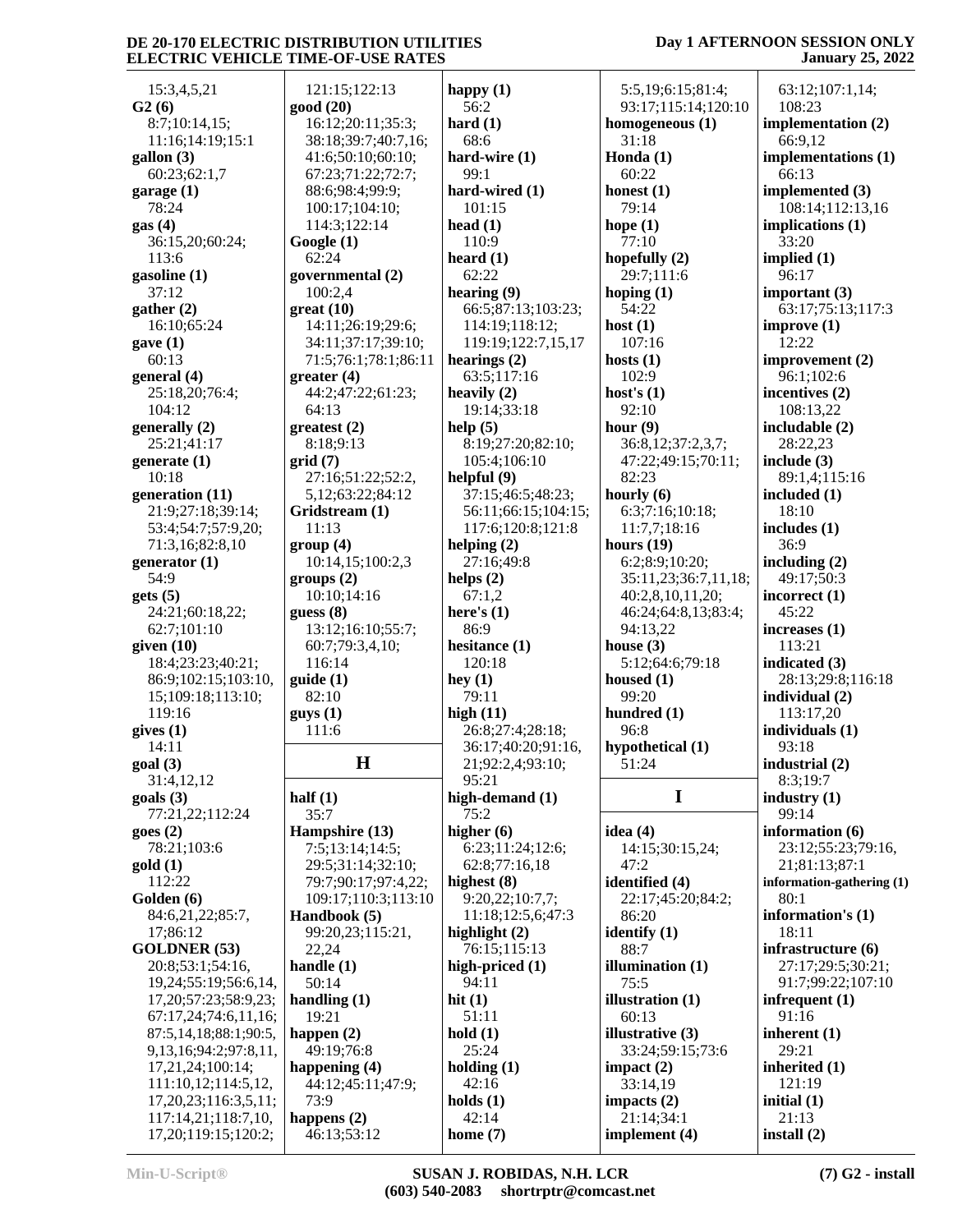15:3,4,5,21
**G2 (6)**
8:7;10:14,15;
11:16;14:19;15:1
**gallon (3)**
60:23;62:1,7
**garage (1)**
78:24
**gas (4)**
36:15,20;60:24;
113:6
**gasoline (1)**
37:12
**gather (2)**
16:10;65:24
**gave (1)**
60:13
**general (4)**
25:18,20;76:4;
104:12
**generally (2)**
25:21;41:17
**generate (1)**
10:18
**generation (11)**
21:9;27:18;39:14;
53:4;54:7;57:9,20;
71:3,16;82:8,10
**generator (1)**
54:9
**gets (5)**
24:21;60:18,22;
62:7;101:10
**given (10)**
18:4;23:23;40:21;
86:9;102:15;103:10,
15;109:18;113:10;
119:16
**gives (1)**
14:11
**goal (3)**
31:4,12,12
**goals (3)**
77:21,22;112:24
**goes (2)**
78:21;103:6
**gold (1)**
112:22
**Golden (6)**
84:6,21,22;85:7,
17;86:12
**GOLDNER (53)**
20:8;53:1;54:16,
19,24;55:19;56:6,14,
17,20;57:23;58:9,23;
67:17,24;74:6,11,16;
87:5,14,18;88:1;90:5,
9,13,16;94:2;97:8,11,
17,21,24;100:14;
111:10,12;114:5,12,
17,20,23;116:3,5,11;
117:14,21;118:7,10,
17,20;119:15;120:2;
121:15;122:13
**good (20)**
16:12;20:11;35:3;
38:18;39:7;40:7,16;
41:6;50:10;60:10;
67:23;71:22;72:7;
88:6;98:4;99:9;
100:17;104:10;
114:3;122:14
**Google (1)**
62:24
**governmental (2)**
100:2,4
**great (10)**
14:11;26:19;29:6;
34:11;37:17;39:10;
71:5;76:1;78:1;86:11
**greater (4)**
44:2;47:22;61:23;
64:13
**greatest (2)**
8:18;9:13
**grid (7)**
27:16;51:22;52:2,
5,12;63:22;84:12
**Gridstream (1)**
11:13
**group (4)**
10:14,15;100:2,3
**groups (2)**
10:10;14:16
**guess (8)**
13:12;16:10;55:7;
60:7;79:3,4,10;
116:14
**guide (1)**
82:10
**guys (1)**
111:6

## H

**half (1)**
35:7
**Hampshire (13)**
7:5;13:14;14:5;
29:5;31:14;32:10;
79:7;90:17;97:4,22;
109:17;110:3;113:10
**Handbook (5)**
99:20,23;115:21,
22,24
**handle (1)**
50:14
**handling (1)**
19:21
**happen (2)**
49:19;76:8
**happening (4)**
44:12;45:11;47:9;
73:9
**happens (2)**
46:13;53:12
**happy (1)**
56:2
**hard (1)**
68:6
**hard-wire (1)**
99:1
**hard-wired (1)**
101:15
**head (1)**
110:9
**heard (1)**
62:22
**hearing (9)**
66:5;87:13;103:23;
114:19;118:12;
119:19;122:7,15,17
**hearings (2)**
63:5;117:16
**heavily (2)**
19:14;33:18
**help (5)**
8:19;27:20;82:10;
105:4;106:10
**helpful (9)**
37:15;46:5;48:23;
56:11;66:15;104:15;
117:6;120:8;121:8
**helping (2)**
27:16;49:8
**helps (2)**
67:1,2
**here's (1)**
86:9
**hesitance (1)**
120:18
**hey (1)**
79:11
**high (11)**
26:8;27:4;28:18;
36:17;40:20;91:16,
21;92:2,4;93:10;
95:21
**high-demand (1)**
75:2
**higher (6)**
6:23;11:24;12:6;
62:8;77:16,18
**highest (8)**
9:20,22;10:7,7;
11:18;12:5,6;47:3
**highlight (2)**
76:15;115:13
**high-priced (1)**
94:11
**hit (1)**
51:11
**hold (1)**
25:24
**holding (1)**
42:16
**holds (1)**
42:14
**home (7)**
5:5,19;6:15;81:4;
93:17;115:14;120:10
**homogeneous (1)**
31:18
**Honda (1)**
60:22
**honest (1)**
79:14
**hope (1)**
77:10
**hopefully (2)**
29:7;111:6
**hoping (1)**
54:22
**host (1)**
107:16
**hosts (1)**
102:9
**host's (1)**
92:10
**hour (9)**
36:8,12;37:2,3,7;
47:22;49:15;70:11;
82:23
**hourly (6)**
6:3;7:16;10:18;
11:7,7;18:16
**hours (19)**
6:2;8:9;10:20;
35:11,23;36:7,11,18;
40:2,8,10,11,20;
46:24;64:8,13;83:4;
94:13,22
**house (3)**
5:12;64:6;79:18
**housed (1)**
99:20
**hundred (1)**
96:8
**hypothetical (1)**
51:24

## I

**idea (4)**
14:15;30:15,24;
47:2
**identified (4)**
22:17;45:20;84:2;
86:20
**identify (1)**
88:7
**illumination (1)**
75:5
**illustration (1)**
60:13
**illustrative (3)**
33:24;59:15;73:6
**impact (2)**
33:14,19
**impacts (2)**
21:14;34:1
**implement (4)**
63:12;107:1,14;
108:23
**implementation (2)**
66:9,12
**implementations (1)**
66:13
**implemented (3)**
108:14;112:13,16
**implications (1)**
33:20
**implied (1)**
96:17
**important (3)**
63:17;75:13;117:3
**improve (1)**
12:22
**improvement (2)**
96:1;102:6
**incentives (2)**
108:13,22
**includable (2)**
28:22,23
**include (3)**
89:1,4;115:16
**included (1)**
18:10
**includes (1)**
36:9
**including (2)**
49:17;50:3
**incorrect (1)**
45:22
**increases (1)**
113:21
**indicated (3)**
28:13;29:8;116:18
**individual (2)**
113:17,20
**individuals (1)**
93:18
**industrial (2)**
8:3;19:7
**industry (1)**
99:14
**information (6)**
23:12;55:23;79:16,
21;81:13;87:1
**information-gathering (1)**
80:1
**information's (1)**
18:11
**infrastructure (6)**
27:17;29:5;30:21;
91:7;99:22;107:10
**infrequent (1)**
91:16
**inherent (1)**
29:21
**inherited (1)**
121:19
**initial (1)**
21:13
**install (2)**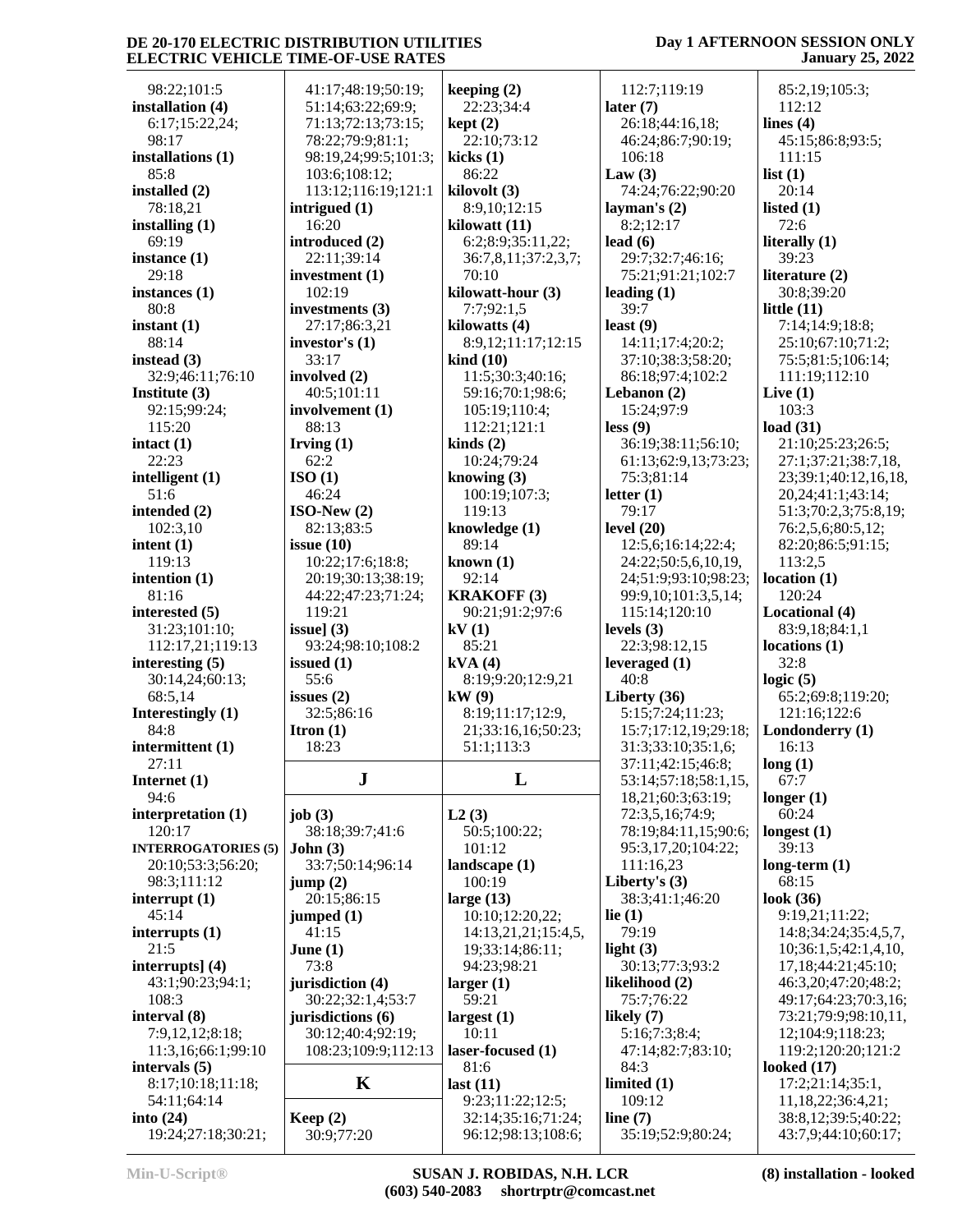98:22;101:5
**installation (4)**
6:17;15:22,24;
98:17
**installations (1)**
85:8
**installed (2)**
78:18,21
**installing (1)**
69:19
**instance (1)**
29:18
**instances (1)**
80:8
**instant (1)**
88:14
**instead (3)**
32:9;46:11;76:10
**Institute (3)**
92:15;99:24;
115:20
**intact (1)**
22:23
**intelligent (1)**
51:6
**intended (2)**
102:3,10
**intent (1)**
119:13
**intention (1)**
81:16
**interested (5)**
31:23;101:10;
112:17,21;119:13
**interesting (5)**
30:14,24;60:13;
68:5,14
**Interestingly (1)**
84:8
**intermittent (1)**
27:11
**Internet (1)**
94:6
**interpretation (1)**
120:17
**INTERROGATORIES (5)**
20:10;53:3;56:20;
98:3;111:12
**interrupt (1)**
45:14
**interrupts (1)**
21:5
**interrupts] (4)**
43:1;90:23;94:1;
108:3
**interval (8)**
7:9,12,12;8:18;
11:3,16;66:1;99:10
**intervals (5)**
8:17;10:18;11:18;
54:11;64:14
**into (24)**
19:24;27:18;30:21;
41:17;48:19;50:19;
51:14;63:22;69:9;
71:13;72:13;73:15;
78:22;79:9;81:1;
98:19,24;99:5;101:3;
103:6;108:12;
113:12;116:19;121:1
**intrigued (1)**
16:20
**introduced (2)**
22:11;39:14
**investment (1)**
102:19
**investments (3)**
27:17;86:3,21
**investor's (1)**
33:17
**involved (2)**
40:5;101:11
**involvement (1)**
88:13
**Irving (1)**
62:2
**ISO (1)**
46:24
**ISO-New (2)**
82:13;83:5
**issue (10)**
10:22;17:6;18:8;
20:19;30:13;38:19;
44:22;47:23;71:24;
119:21
**issue] (3)**
93:24;98:10;108:2
**issued (1)**
55:6
**issues (2)**
32:5;86:16
**Itron (1)**
18:23

## J

**job (3)**
38:18;39:7;41:6
**John (3)**
33:7;50:14;96:14
**jump (2)**
20:15;86:15
**jumped (1)**
41:15
**June (1)**
73:8
**jurisdiction (4)**
30:22;32:1,4;53:7
**jurisdictions (6)**
30:12;40:4;92:19;
108:23;109:9;112:13

## K

**Keep (2)**
30:9;77:20
**keeping (2)**
22:23;34:4
**kept (2)**
22:10;73:12
**kicks (1)**
86:22
**kilovolt (3)**
8:9,10;12:15
**kilowatt (11)**
6:2;8:9;35:11,22;
36:7,8,11;37:2,3,7;
70:10
**kilowatt-hour (3)**
7:7;92:1,5
**kilowatts (4)**
8:9,12;11:17;12:15
**kind (10)**
11:5;30:3;40:16;
59:16;70:1;98:6;
105:19;110:4;
112:21;121:1
**kinds (2)**
10:24;79:24
**knowing (3)**
100:19;107:3;
119:13
**knowledge (1)**
89:14
**known (1)**
92:14
**KRAKOFF (3)**
90:21;91:2;97:6
**kV (1)**
85:21
**kVA (4)**
8:19;9:20;12:9,21
**kW (9)**
8:19;11:17;12:9,
21;33:16,16;50:23;
51:1;113:3

## L

**L2 (3)**
50:5;100:22;
101:12
**landscape (1)**
100:19
**large (13)**
10:10;12:20,22;
14:13,21,21;15:4,5,
19;33:14;86:11;
94:23;98:21
**larger (1)**
59:21
**largest (1)**
10:11
**laser-focused (1)**
81:6
**last (11)**
9:23;11:22;12:5;
32:14;35:16;71:24;
96:12;98:13;108:6;
112:7;119:19
**later (7)**
26:18;44:16,18;
46:24;86:7;90:19;
106:18
**Law (3)**
74:24;76:22;90:20
**layman's (2)**
8:2;12:17
**lead (6)**
29:7;32:7;46:16;
75:21;91:21;102:7
**leading (1)**
39:7
**least (9)**
14:11;17:4;20:2;
37:10;38:3;58:20;
86:18;97:4;102:2
**Lebanon (2)**
15:24;97:9
**less (9)**
36:19;38:11;56:10;
61:13;62:9,13;73:23;
75:3;81:14
**letter (1)**
79:17
**level (20)**
12:5,6;16:14;22:4;
24:22;50:5,6,10,19,
24;51:9;93:10;98:23;
99:9,10;101:3,5,14;
115:14;120:10
**levels (3)**
22:3;98:12,15
**leveraged (1)**
40:8
**Liberty (36)**
5:15;7:24;11:23;
15:7;17:12,19;29:18;
31:3;33:10;35:1,6;
37:11;42:15;46:8;
53:14;57:18;58:1,15,
18,21;60:3;63:19;
72:3,5,16;74:9;
78:19;84:11,15;90:6;
95:3,17,20;104:22;
111:16,23
**Liberty's (3)**
38:3;41:1;46:20
**lie (1)**
79:19
**light (3)**
30:13;77:3;93:2
**likelihood (2)**
75:7;76:22
**likely (7)**
5:16;7:3;8:4;
47:14;82:7;83:10;
84:3
**limited (1)**
109:12
**line (7)**
35:19;52:9;80:24;
85:2,19;105:3;
112:12
**lines (4)**
45:15;86:8;93:5;
111:15
**list (1)**
20:14
**listed (1)**
72:6
**literally (1)**
39:23
**literature (2)**
30:8;39:20
**little (11)**
7:14;14:9;18:8;
25:10;67:10;71:2;
75:5;81:5;106:14;
111:19;112:10
**Live (1)**
103:3
**load (31)**
21:10;25:23;26:5;
27:1;37:21;38:7,18,
23;39:1;40:12,16,18,
20,24;41:1;43:14;
51:3;70:2,3;75:8,19;
76:2,5,6;80:5,12;
82:20;86:5;91:15;
113:2,5
**location (1)**
120:24
**Locational (4)**
83:9,18;84:1,1
**locations (1)**
32:8
**logic (5)**
65:2;69:8;119:20;
121:16;122:6
**Londonderry (1)**
16:13
**long (1)**
67:7
**longer (1)**
60:24
**longest (1)**
39:13
**long-term (1)**
68:15
**look (36)**
9:19,21;11:22;
14:8;34:24;35:4,5,7,
10;36:1,5;42:1,4,10,
17,18;44:21;45:10;
46:3,20;47:20;48:2;
49:17;64:23;70:3,16;
73:21;79:9;98:10,11,
12;104:9;118:23;
119:2;120:20;121:2
**looked (17)**
17:2;21:14;35:1,
11,18,22;36:4,21;
38:8,12;39:5;40:22;
43:7,9;44:10;60:17;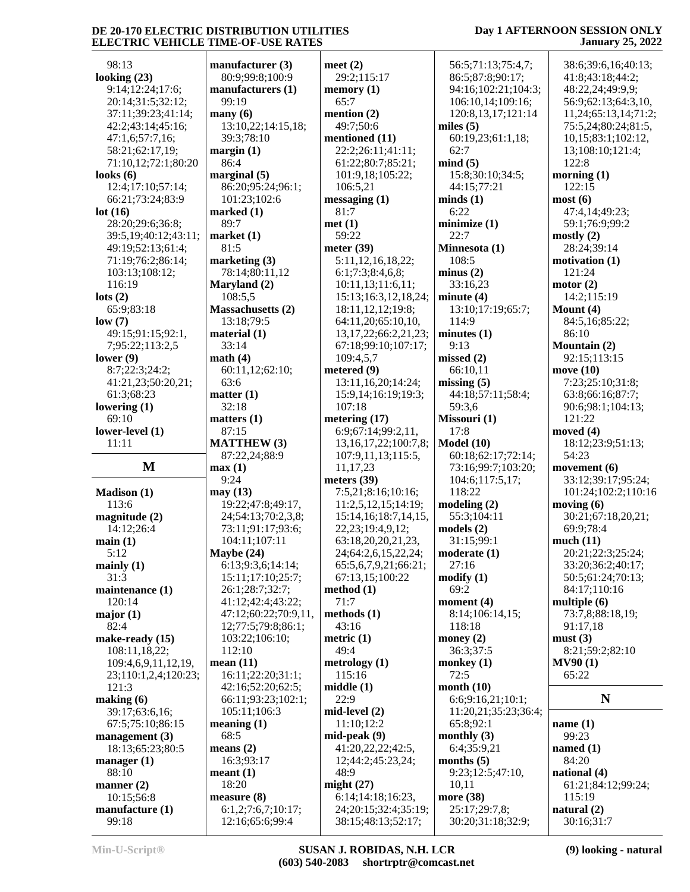98:13
**looking (23)**
9:14;12:24;17:6;
20:14;31:5;32:12;
37:11;39:23;41:14;
42:2;43:14;45:16;
47:1,6;57:7,16;
58:21;62:17,19;
71:10,12;72:1;80:20
**looks (6)**
12:4;17:10;57:14;
66:21;73:24;83:9
**lot (16)**
28:20;29:6;36:8;
39:5,19;40:12;43:11;
49:19;52:13;61:4;
71:19;76:2;86:14;
103:13;108:12;
116:19
**lots (2)**
65:9;83:18
**low (7)**
49:15;91:15;92:1,
7;95:22;113:2,5
**lower (9)**
8:7;22:3;24:2;
41:21,23;50:20,21;
61:3;68:23
**lowering (1)**
69:10
**lower-level (1)**
11:11

## M

**Madison (1)**
113:6
**magnitude (2)**
14:12;26:4
**main (1)**
5:12
**mainly (1)**
31:3
**maintenance (1)**
120:14
**major (1)**
82:4
**make-ready (15)**
108:11,18,22;
109:4,6,9,11,12,19,
23;110:1,2,4;120:23;
121:3
**making (6)**
39:17;63:6,16;
67:5;75:10;86:15
**management (3)**
18:13;65:23;80:5
**manager (1)**
88:10
**manner (2)**
10:15;56:8
**manufacture (1)**
99:18
**manufacturer (3)**
80:9;99:8;100:9
**manufacturers (1)**
99:19
**many (6)**
13:10,22;14:15,18;
39:3;78:10
**margin (1)**
86:4
**marginal (5)**
86:20;95:24;96:1;
101:23;102:6
**marked (1)**
89:7
**market (1)**
81:5
**marketing (3)**
78:14;80:11,12
**Maryland (2)**
108:5,5
**Massachusetts (2)**
13:18;79:5
**material (1)**
33:14
**math (4)**
60:11,12;62:10;
63:6
**matter (1)**
32:18
**matters (1)**
87:15
**MATTHEW (3)**
87:22,24;88:9
**max (1)**
9:24
**may (13)**
19:22;47:8;49:17,
24;54:13;70:2,3,8;
73:11;91:17;93:6;
104:11;107:11
**Maybe (24)**
6:13;9:3,6;14:14;
15:11;17:10;25:7;
26:1;28:7;32:7;
41:12;42:4;43:22;
47:12;60:22;70:9,11,
12;77:5;79:8;86:1;
103:22;106:10;
112:10
**mean (11)**
16:11;22:20;31:1;
42:16;52:20;62:5;
66:11;93:23;102:1;
105:11;106:3
**meaning (1)**
68:5
**means (2)**
16:3;93:17
**meant (1)**
18:20
**measure (8)**
6:1,2;7:6,7;10:17;
12:16;65:6;99:4
**meet (2)**
29:2;115:17
**memory (1)**
65:7
**mention (2)**
49:7;50:6
**mentioned (11)**
22:2;26:11;41:11;
61:22;80:7;85:21;
101:9,18;105:22;
106:5,21
**messaging (1)**
81:7
**met (1)**
59:22
**meter (39)**
5:11,12,16,18,22;
6:1;7:3;8:4,6,8;
10:11,13;11:6,11;
15:13;16:3,12,18,24;
18:11,12,12;19:8;
64:11,20;65:10,10,
13,17,22;66:2,21,23;
67:18;99:10;107:17;
109:4,5,7
**metered (9)**
13:11,16,20;14:24;
15:9,14;16:19;19:3;
107:18
**metering (17)**
6:9;67:14;99:2,11,
13,16,17,22;100:7,8;
107:9,11,13;115:5,
11,17,23
**meters (39)**
7:5,21;8:16;10:16;
11:2,5,12,15;14:19;
15:14,16;18:7,14,15,
22,23;19:4,9,12;
63:18,20,20,21,23,
24;64:2,6,15,22,24;
65:5,6,7,9,21;66:21;
67:13,15;100:22
**method (1)**
71:7
**methods (1)**
43:16
**metric (1)**
49:4
**metrology (1)**
115:16
**middle (1)**
22:9
**mid-level (2)**
11:10;12:2
**mid-peak (9)**
41:20,22,22;42:5,
12;44:2;45:23,24;
48:9
**might (27)**
6:14;14:18;16:23,
24;20:15;32:4;35:19;
38:15;48:13;52:17;
56:5;71:13;75:4,7;
86:5;87:8;90:17;
94:16;102:21;104:3;
106:10,14;109:16;
120:8,13,17;121:14
**miles (5)**
60:19,23;61:1,18;
62:7
**mind (5)**
15:8;30:10;34:5;
44:15;77:21
**minds (1)**
6:22
**minimize (1)**
22:7
**Minnesota (1)**
108:5
**minus (2)**
33:16,23
**minute (4)**
13:10;17:19;65:7;
114:9
**minutes (1)**
9:13
**missed (2)**
66:10,11
**missing (5)**
44:18;57:11;58:4;
59:3,6
**Missouri (1)**
17:8
**Model (10)**
60:18;62:17;72:14;
73:16;99:7;103:20;
104:6;117:5,17;
118:22
**modeling (2)**
55:3;104:11
**models (2)**
31:15;99:1
**moderate (1)**
27:16
**modify (1)**
69:2
**moment (4)**
8:14;106:14,15;
118:18
**money (2)**
36:3;37:5
**monkey (1)**
72:5
**month (10)**
6:6;9:16,21;10:1;
11:20,21;35:23;36:4;
65:8;92:1
**monthly (3)**
6:4;35:9,21
**months (5)**
9:23;12:5;47:10,
10,11
**more (38)**
25:17;29:7,8;
30:20;31:18;32:9;
38:6;39:6,16;40:13;
41:8;43:18;44:2;
48:22,24;49:9,9;
56:9;62:13;64:3,10,
11,24;65:13,14;71:2;
75:5,24;80:24;81:5,
10,15;83:1;102:12,
13;108:10;121:4;
122:8
**morning (1)**
122:15
**most (6)**
47:4,14;49:23;
59:1;76:9;99:2
**mostly (2)**
28:24;39:14
**motivation (1)**
121:24
**motor (2)**
14:2;115:19
**Mount (4)**
84:5,16;85:22;
86:10
**Mountain (2)**
92:15;113:15
**move (10)**
7:23;25:10;31:8;
63:8;66:16;87:7;
90:6;98:1;104:13;
121:22
**moved (4)**
18:12;23:9;51:13;
54:23
**movement (6)**
33:12;39:17;95:24;
101:24;102:2;110:16
**moving (6)**
30:21;67:18,20,21;
69:9;78:4
**much (11)**
20:21;22:3;25:24;
33:20;36:2;40:17;
50:5;61:24;70:13;
84:17;110:16
**multiple (6)**
73:7,8;88:18,19;
91:17,18
**must (3)**
8:21;59:2;82:10
**MV90 (1)**
65:22

## N

**name (1)**
99:23
**named (1)**
84:20
**national (4)**
61:21;84:12;99:24;
115:19
**natural (2)**
30:16;31:7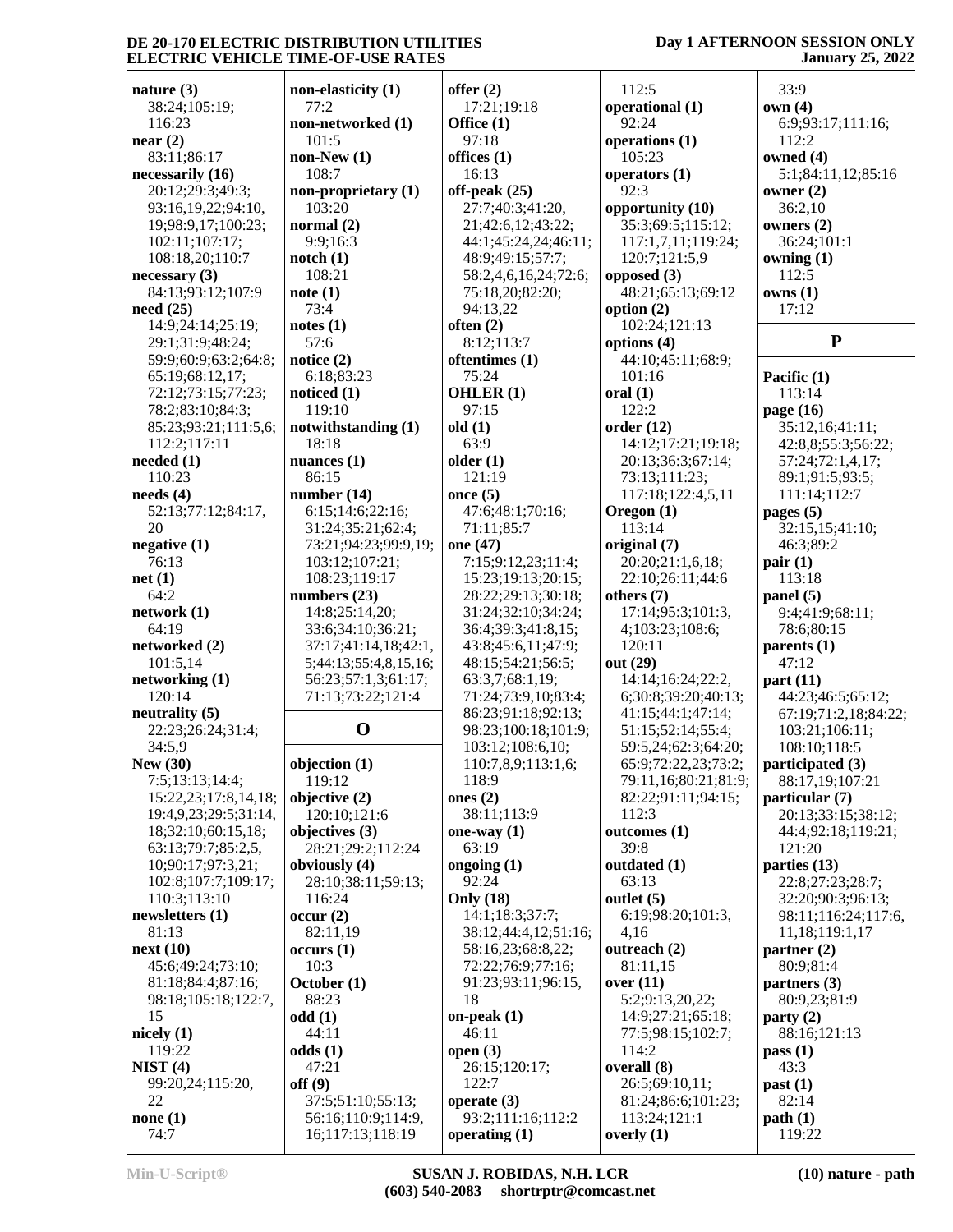**nature (3)**
38:24;105:19;
116:23
**near (2)**
83:11;86:17
**necessarily (16)**
20:12;29:3;49:3;
93:16,19,22;94:10,
19;98:9,17;100:23;
102:11;107:17;
108:18,20;110:7
**necessary (3)**
84:13;93:12;107:9
**need (25)**
14:9;24:14;25:19;
29:1;31:9;48:24;
59:9;60:9;63:2;64:8;
65:19;68:12,17;
72:12;73:15;77:23;
78:2;83:10;84:3;
85:23;93:21;111:5,6;
112:2;117:11
**needed (1)**
110:23
**needs (4)**
52:13;77:12;84:17,
20
**negative (1)**
76:13
**net (1)**
64:2
**network (1)**
64:19
**networked (2)**
101:5,14
**networking (1)**
120:14
**neutrality (5)**
22:23;26:24;31:4;
34:5,9
**New (30)**
7:5;13:13;14:4;
15:22,23;17:8,14,18;
19:4,9,23;29:5;31:14,
18;32:10;60:15,18;
63:13;79:7;85:2,5,
10;90:17;97:3,21;
102:8;107:7;109:17;
110:3;113:10
**newsletters (1)**
81:13
**next (10)**
45:6;49:24;73:10;
81:18;84:4;87:16;
98:18;105:18;122:7,
15
**nicely (1)**
119:22
**NIST (4)**
99:20,24;115:20,
22
**none (1)**
74:7
**non-elasticity (1)**
77:2
**non-networked (1)**
101:5
**non-New (1)**
108:7
**non-proprietary (1)**
103:20
**normal (2)**
9:9;16:3
**notch (1)**
108:21
**note (1)**
73:4
**notes (1)**
57:6
**notice (2)**
6:18;83:23
**noticed (1)**
119:10
**notwithstanding (1)**
18:18
**nuances (1)**
86:15
**number (14)**
6:15;14:6;22:16;
31:24;35:21;62:4;
73:21;94:23;99:9,19;
103:12;107:21;
108:23;119:17
**numbers (23)**
14:8;25:14,20;
33:6;34:10;36:21;
37:17;41:14,18;42:1,
5;44:13;55:4,8,15,16;
56:23;57:1,3;61:17;
71:13;73:22;121:4

## O

**objection (1)**
119:12
**objective (2)**
120:10;121:6
**objectives (3)**
28:21;29:2;112:24
**obviously (4)**
28:10;38:11;59:13;
116:24
**occur (2)**
82:11,19
**occurs (1)**
10:3
**October (1)**
88:23
**odd (1)**
44:11
**odds (1)**
47:21
**off (9)**
37:5;51:10;55:13;
56:16;110:9;114:9,
16;117:13;118:19
**offer (2)**
17:21;19:18
**Office (1)**
97:18
**offices (1)**
16:13
**off-peak (25)**
27:7;40:3;41:20,
21;42:6,12;43:22;
44:1;45:24,24;46:11;
48:9;49:15;57:7;
58:2,4,6,16,24;72:6;
75:18,20;82:20;
94:13,22
**often (2)**
8:12;113:7
**oftentimes (1)**
75:24
**OHLER (1)**
97:15
**old (1)**
63:9
**older (1)**
121:19
**once (5)**
47:6;48:1;70:16;
71:11;85:7
**one (47)**
7:15;9:12,23;11:4;
15:23;19:13;20:15;
28:22;29:13;30:18;
31:24;32:10;34:24;
36:4;39:3;41:8,15;
43:8;45:6,11;47:9;
48:15;54:21;56:5;
63:3,7;68:1,19;
71:24;73:9,10;83:4;
86:23;91:18;92:13;
98:23;100:18;101:9;
103:12;108:6,10;
110:7,8,9;113:1,6;
118:9
**ones (2)**
38:11;113:9
**one-way (1)**
63:19
**ongoing (1)**
92:24
**Only (18)**
14:1;18:3;37:7;
38:12;44:4,12;51:16;
58:16,23;68:8,22;
72:22;76:9;77:16;
91:23;93:11;96:15,
18
**on-peak (1)**
46:11
**open (3)**
26:15;120:17;
122:7
**operate (3)**
93:2;111:16;112:2
**operating (1)**
112:5
**operational (1)**
92:24
**operations (1)**
105:23
**operators (1)**
92:3
**opportunity (10)**
35:3;69:5;115:12;
117:1,7,11;119:24;
120:7;121:5,9
**opposed (3)**
48:21;65:13;69:12
**option (2)**
102:24;121:13
**options (4)**
44:10;45:11;68:9;
101:16
**oral (1)**
122:2
**order (12)**
14:12;17:21;19:18;
20:13;36:3;67:14;
73:13;111:23;
117:18;122:4,5,11
**Oregon (1)**
113:14
**original (7)**
20:20;21:1,6,18;
22:10;26:11;44:6
**others (7)**
17:14;95:3;101:3,
4;103:23;108:6;
120:11
**out (29)**
14:14;16:24;22:2,
6;30:8;39:20;40:13;
41:15;44:1;47:14;
51:15;52:14;55:4;
59:5,24;62:3;64:20;
65:9;72:22,23;73:2;
79:11,16;80:21;81:9;
82:22;91:11;94:15;
112:3
**outcomes (1)**
39:8
**outdated (1)**
63:13
**outlet (5)**
6:19;98:20;101:3,
4,16
**outreach (2)**
81:11,15
**over (11)**
5:2;9:13,20,22;
14:9;27:21;65:18;
77:5;98:15;102:7;
114:2
**overall (8)**
26:5;69:10,11;
81:24;86:6;101:23;
113:24;121:1
**overly (1)**
33:9
**own (4)**
6:9;93:17;111:16;
112:2
**owned (4)**
5:1;84:11,12;85:16
**owner (2)**
36:2,10
**owners (2)**
36:24;101:1
**owning (1)**
112:5
**owns (1)**
17:12

## P

**Pacific (1)**
113:14
**page (16)**
35:12,16;41:11;
42:8,8;55:3;56:22;
57:24;72:1,4,17;
89:1;91:5;93:5;
111:14;112:7
**pages (5)**
32:15,15;41:10;
46:3;89:2
**pair (1)**
113:18
**panel (5)**
9:4;41:9;68:11;
78:6;80:15
**parents (1)**
47:12
**part (11)**
44:23;46:5;65:12;
67:19;71:2,18;84:22;
103:21;106:11;
108:10;118:5
**participated (3)**
88:17,19;107:21
**particular (7)**
20:13;33:15;38:12;
44:4;92:18;119:21;
121:20
**parties (13)**
22:8;27:23;28:7;
32:20;90:3;96:13;
98:11;116:24;117:6,
11,18;119:1,17
**partner (2)**
80:9;81:4
**partners (3)**
80:9,23;81:9
**party (2)**
88:16;121:13
**pass (1)**
43:3
**past (1)**
82:14
**path (1)**
119:22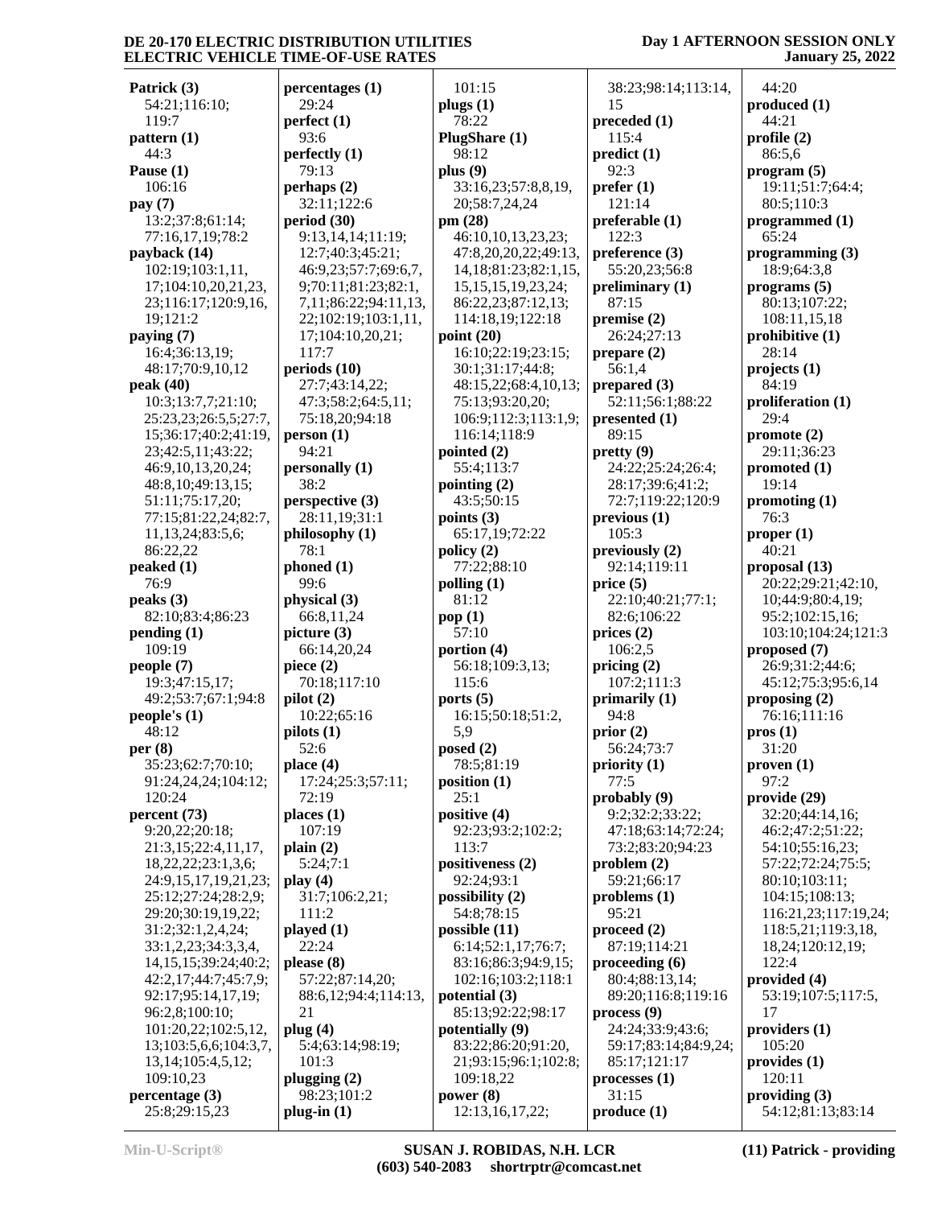**Patrick (3)**
54:21;116:10;
119:7

**pattern (1)**
44:3

**Pause (1)**
106:16

**pay (7)**
13:2;37:8;61:14;
77:16,17,19;78:2

**payback (14)**
102:19;103:1,11,
17;104:10,20,21,23,
23;116:17;120:9,16,
19;121:2

**paying (7)**
16:4;36:13,19;
48:17;70:9,10,12

**peak (40)**
10:3;13:7,7;21:10;
25:23,23;26:5,5;27:7,
15;36:17;40:2;41:19,
23;42:5,11;43:22;
46:9,10,13,20,24;
48:8,10;49:13,15;
51:11;75:17,20;
77:15;81:22,24;82:7,
11,13,24;83:5,6;
86:22,22

**peaked (1)**
76:9

**peaks (3)**
82:10;83:4;86:23

**pending (1)**
109:19

**people (7)**
19:3;47:15,17;
49:2;53:7;67:1;94:8

**people's (1)**
48:12

**per (8)**
35:23;62:7;70:10;
91:24,24,24;104:12;
120:24

**percent (73)**
9:20,22;20:18;
21:3,15;22:4,11,17,
18,22,22;23:1,3,6;
24:9,15,17,19,21,23;
25:12;27:24;28:2,9;
29:20;30:19,19,22;
31:2;32:1,2,4,24;
33:1,2,23;34:3,3,4,
14,15,15;39:24;40:2;
42:2,17;44:7;45:7,9;
92:17;95:14,17,19;
96:2,8;100:10;
101:20,22;102:5,12,
13;103:5,6,6;104:3,7,
13,14;105:4,5,12;
109:10,23

**percentage (3)**
25:8;29:15,23

**percentages (1)**
29:24

**perfect (1)**
93:6

**perfectly (1)**
79:13

**perhaps (2)**
32:11;122:6

**period (30)**
9:13,14,14;11:19;
12:7;40:3;45:21;
46:9,23;57:7;69:6,7,
9;70:11;81:23;82:1,
7,11;86:22;94:11,13,
22;102:19;103:1,11,
17;104:10,20,21;
117:7

**periods (10)**
27:7;43:14,22;
47:3;58:2;64:5,11;
75:18,20;94:18

**person (1)**
94:21

**personally (1)**
38:2

**perspective (3)**
28:11,19;31:1

**philosophy (1)**
78:1

**phoned (1)**
99:6

**physical (3)**
66:8,11,24

**picture (3)**
66:14,20,24

**piece (2)**
70:18;117:10

**pilot (2)**
10:22;65:16

**pilots (1)**
52:6

**place (4)**
17:24;25:3;57:11;
72:19

**places (1)**
107:19

**plain (2)**
5:24;7:1

**play (4)**
31:7;106:2,21;
111:2

**played (1)**
22:24

**please (8)**
57:22;87:14,20;
88:6,12;94:4;114:13,
21

**plug (4)**
5:4;63:14;98:19;
101:3

**plugging (2)**
98:23;101:2

**plug-in (1)**
101:15

**plugs (1)**
78:22

**PlugShare (1)**
98:12

**plus (9)**
33:16,23;57:8,8,19,
20;58:7,24,24

**pm (28)**
46:10,10,13,23,23;
47:8,20,20,22;49:13,
14,18;81:23;82:1,15,
15,15,15,19,23,24;
86:22,23;87:12,13;
114:18,19;122:18

**point (20)**
16:10;22:19;23:15;
30:1;31:17;44:8;
48:15,22;68:4,10,13;
75:13;93:20,20;
106:9;112:3;113:1,9;
116:14;118:9

**pointed (2)**
55:4;113:7

**pointing (2)**
43:5;50:15

**points (3)**
65:17,19;72:22

**policy (2)**
77:22;88:10

**polling (1)**
81:12

**pop (1)**
57:10

**portion (4)**
56:18;109:3,13;
115:6

**ports (5)**
16:15;50:18;51:2,
5,9

**posed (2)**
78:5;81:19

**position (1)**
25:1

**positive (4)**
92:23;93:2;102:2;
113:7

**positiveness (2)**
92:24;93:1

**possibility (2)**
54:8;78:15

**possible (11)**
6:14;52:1,17;76:7;
83:16;86:3;94:9,15;
102:16;103:2;118:1

**potential (3)**
85:13;92:22;98:17

**potentially (9)**
83:22;86:20;91:20,
21;93:15;96:1;102:8;
109:18,22

**power (8)**
12:13,16,17,22;
38:23;98:14;113:14,
15

**preceded (1)**
115:4

**predict (1)**
92:3

**prefer (1)**
121:14

**preferable (1)**
122:3

**preference (3)**
55:20,23;56:8

**preliminary (1)**
87:15

**premise (2)**
26:24;27:13

**prepare (2)**
56:1,4

**prepared (3)**
52:11;56:1;88:22

**presented (1)**
89:15

**pretty (9)**
24:22;25:24;26:4;
28:17;39:6;41:2;
72:7;119:22;120:9

**previous (1)**
105:3

**previously (2)**
92:14;119:11

**price (5)**
22:10;40:21;77:1;
82:6;106:22

**prices (2)**
106:2,5

**pricing (2)**
107:2;111:3

**primarily (1)**
94:8

**prior (2)**
56:24;73:7

**priority (1)**
77:5

**probably (9)**
9:2;32:2;33:22;
47:18;63:14;72:24;
73:2;83:20;94:23

**problem (2)**
59:21;66:17

**problems (1)**
95:21

**proceed (2)**
87:19;114:21

**proceeding (6)**
80:4;88:13,14;
89:20;116:8;119:16

**process (9)**
24:24;33:9;43:6;
59:17;83:14;84:9,24;
85:17;121:17

**processes (1)**
31:15

**produce (1)**
44:20

**produced (1)**
44:21

**profile (2)**
86:5,6

**program (5)**
19:11;51:7;64:4;
80:5;110:3

**programmed (1)**
65:24

**programming (3)**
18:9;64:3,8

**programs (5)**
80:13;107:22;
108:11,15,18

**prohibitive (1)**
28:14

**projects (1)**
84:19

**proliferation (1)**
29:4

**promote (2)**
29:11;36:23

**promoted (1)**
19:14

**promoting (1)**
76:3

**proper (1)**
40:21

**proposal (13)**
20:22;29:21;42:10,
10;44:9;80:4,19;
95:2;102:15,16;
103:10;104:24;121:3

**proposed (7)**
26:9;31:2;44:6;
45:12;75:3;95:6,14

**proposing (2)**
76:16;111:16

**pros (1)**
31:20

**proven (1)**
97:2

**provide (29)**
32:20;44:14,16;
46:2;47:2;51:22;
54:10;55:16,23;
57:22;72:24;75:5;
80:10;103:11;
104:15;108:13;
116:21,23;117:19,24;
118:5,21;119:3,18,
18,24;120:12,19;
122:4

**provided (4)**
53:19;107:5;117:5,
17

**providers (1)**
105:20

**provides (1)**
120:11

**providing (3)**
54:12;81:13;83:14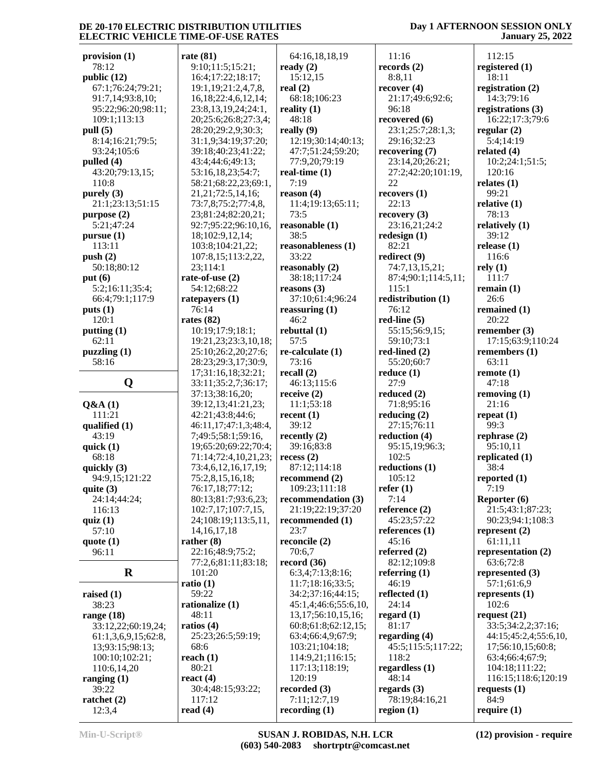**provision (1)**
78:12
**public (12)**
67:1;76:24;79:21;
91:7,14;93:8,10;
95:22;96:20;98:11;
109:1;113:13
**pull (5)**
8:14;16:21;79:5;
93:24;105:6
**pulled (4)**
43:20;79:13,15;
110:8
**purely (3)**
21:1;23:13;51:15
**purpose (2)**
5:21;47:24
**pursue (1)**
113:11
**push (2)**
50:18;80:12
**put (6)**
5:2;16:11;35:4;
66:4;79:1;117:9
**puts (1)**
120:1
**putting (1)**
62:11
**puzzling (1)**
58:16

## Q

**Q&A (1)**
111:21
**qualified (1)**
43:19
**quick (1)**
68:18
**quickly (3)**
94:9,15;121:22
**quite (3)**
24:14;44:24;
116:13
**quiz (1)**
57:10
**quote (1)**
96:11

## R

**raised (1)**
38:23
**range (18)**
33:12,22;60:19,24;
61:1,3,6,9,15;62:8,
13;93:15;98:13;
100:10;102:21;
110:6,14,20
**ranging (1)**
39:22
**ratchet (2)**
12:3,4
**rate (81)**
9:10;11:5;15:21;
16:4;17:22;18:17;
19:1,19;21:2,4,7,8,
16,18;22:4,6,12,14;
23:8,13,19,24;24:1,
20;25:6;26:8;27:3,4;
28:20;29:2,9;30:3;
31:1,9;34:19;37:20;
39:18;40:23;41:22;
43:4;44:6;49:13;
53:16,18,23;54:7;
58:21;68:22,23;69:1,
21,21;72:5,14,16;
73:7,8;75:2;77:4,8,
23;81:24;82:20,21;
92:7;95:22;96:10,16,
18;102:9,12,14;
103:8;104:21,22;
107:8,15;113:2,22,
23;114:1
**rate-of-use (2)**
54:12;68:22
**ratepayers (1)**
76:14
**rates (82)**
10:19;17:9;18:1;
19:21,23;23:3,10,18;
25:10;26:2,20;27:6;
28:23;29:3,17;30:9,
17;31:16,18;32:21;
33:11;35:2,7;36:17;
37:13;38:16,20;
39:12,13;41:21,23;
42:21;43:8;44:6;
46:11,17;47:1,3;48:4,
7;49:5;58:1;59:16,
19;65:20;69:22;70:4;
71:14;72:4,10,21,23;
73:4,6,12,16,17,19;
75:2,8,15,16,18;
76:17,18;77:12;
80:13;81:7;93:6,23;
102:7,17;107:7,15,
24;108:19;113:5,11,
14,16,17,18
**rather (8)**
22:16;48:9;75:2;
77:2,6;81:11;83:18;
101:20
**ratio (1)**
59:22
**rationalize (1)**
48:11
**ratios (4)**
25:23;26:5;59:19;
68:6
**reach (1)**
80:21
**react (4)**
30:4;48:15;93:22;
117:12
**read (4)**
64:16,18,18,19
**ready (2)**
15:12,15
**real (2)**
68:18;106:23
**reality (1)**
48:18
**really (9)**
12:19;30:14;40:13;
47:7;51:24;59:20;
77:9,20;79:19
**real-time (1)**
7:19
**reason (4)**
11:4;19:13;65:11;
73:5
**reasonable (1)**
38:5
**reasonableness (1)**
33:22
**reasonably (2)**
38:18;117:24
**reasons (3)**
37:10;61:4;96:24
**reassuring (1)**
46:2
**rebuttal (1)**
57:5
**re-calculate (1)**
73:16
**recall (2)**
46:13;115:6
**receive (2)**
11:1;53:18
**recent (1)**
39:12
**recently (2)**
39:16;83:8
**recess (2)**
87:12;114:18
**recommend (2)**
109:23;111:18
**recommendation (3)**
21:19;22:19;37:20
**recommended (1)**
23:7
**reconcile (2)**
70:6,7
**record (36)**
6:3,4;7:13;8:16;
11:7;18:16;33:5;
34:2;37:16;44:15;
45:1,4;46:6;55:6,10,
13,17;56:10,15,16;
60:8;61:8;62:12,15;
63:4;66:4,9;67:9;
103:21;104:18;
114:9,21;116:15;
117:13;118:19;
120:19
**recorded (3)**
7:11;12:7,19
**recording (1)**
11:16
**records (2)**
8:8,11
**recover (4)**
21:17;49:6;92:6;
96:18
**recovered (6)**
23:1;25:7;28:1,3;
29:16;32:23
**recovering (7)**
23:14,20;26:21;
27:2;42:20;101:19,
22
**recovers (1)**
22:13
**recovery (3)**
23:16,21;24:2
**redesign (1)**
82:21
**redirect (9)**
74:7,13,15,21;
87:4;90:1;114:5,11;
115:1
**redistribution (1)**
76:12
**red-line (5)**
55:15;56:9,15;
59:10;73:1
**red-lined (2)**
55:20;60:7
**reduce (1)**
27:9
**reduced (2)**
71:8;95:16
**reducing (2)**
27:15;76:11
**reduction (4)**
95:15,19;96:3;
102:5
**reductions (1)**
105:12
**refer (1)**
7:14
**reference (2)**
45:23;57:22
**references (1)**
45:16
**referred (2)**
82:12;109:8
**referring (1)**
46:19
**reflected (1)**
24:14
**regard (1)**
81:17
**regarding (4)**
45:5;115:5;117:22;
118:2
**regardless (1)**
48:14
**regards (3)**
78:19;84:16,21
**region (1)**
112:15
**registered (1)**
18:11
**registration (2)**
14:3;79:16
**registrations (3)**
16:22;17:3;79:6
**regular (2)**
5:4;14:19
**related (4)**
10:2;24:1;51:5;
120:16
**relates (1)**
99:21
**relative (1)**
78:13
**relatively (1)**
39:12
**release (1)**
116:6
**rely (1)**
111:7
**remain (1)**
26:6
**remained (1)**
20:22
**remember (3)**
17:15;63:9;110:24
**remembers (1)**
63:11
**remote (1)**
47:18
**removing (1)**
21:16
**repeat (1)**
99:3
**rephrase (2)**
95:10,11
**replicated (1)**
38:4
**reported (1)**
7:19
**Reporter (6)**
21:5;43:1;87:23;
90:23;94:1;108:3
**represent (2)**
61:11,11
**representation (2)**
63:6;72:8
**represented (3)**
57:1;61:6,9
**represents (1)**
102:6
**request (21)**
33:5;34:2,2;37:16;
44:15;45:2,4;55:6,10,
17;56:10,15;60:8;
63:4;66:4;67:9;
104:18;111:22;
116:15;118:6;120:19
**requests (1)**
84:9
**require (1)**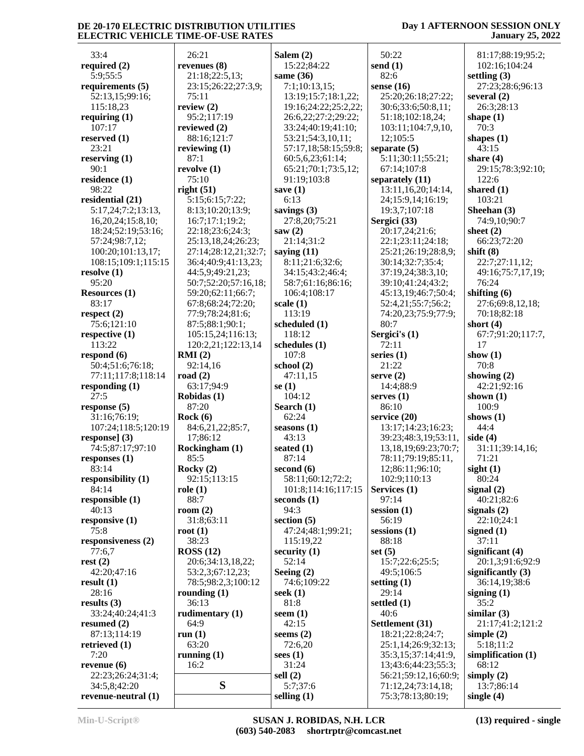33:4
**required (2)**
5:9;55:5
**requirements (5)**
52:13,15;99:16;
115:18,23
**requiring (1)**
107:17
**reserved (1)**
23:21
**reserving (1)**
90:1
**residence (1)**
98:22
**residential (21)**
5:17,24;7:2;13:13,
16,20,24;15:8,10;
18:24;52:19;53:16;
57:24;98:7,12;
100:20;101:13,17;
108:15;109:1;115:15
**resolve (1)**
95:20
**Resources (1)**
83:17
**respect (2)**
75:6;121:10
**respective (1)**
113:22
**respond (6)**
50:4;51:6;76:18;
77:11;117:8;118:14
**responding (1)**
27:5
**response (5)**
31:16;76:19;
107:24;118:5;120:19
**response] (3)**
74:5;87:17;97:10
**responses (1)**
83:14
**responsibility (1)**
84:14
**responsible (1)**
40:13
**responsive (1)**
75:8
**responsiveness (2)**
77:6,7
**rest (2)**
42:20;47:16
**result (1)**
28:16
**results (3)**
33:24;40:24;41:3
**resumed (2)**
87:13;114:19
**retrieved (1)**
7:20
**revenue (6)**
22:23;26:24;31:4;
34:5,8;42:20
**revenue-neutral (1)**
26:21
**revenues (8)**
21:18;22:5,13;
23:15;26:22;27:3,9;
75:11
**review (2)**
95:2;117:19
**reviewed (2)**
88:16;121:7
**reviewing (1)**
87:1
**revolve (1)**
75:10
**right (51)**
5:15;6:15;7:22;
8:13;10:20;13:9;
16:7;17:1;19:2;
22:18;23:6;24:3;
25:13,18,24;26:23;
27:14;28:12,21;32:7;
36:4;40:9;41:13,23;
44:5,9;49:21,23;
50:7;52:20;57:16,18;
59:20;62:11;66:7;
67:8;68:24;72:20;
77:9;78:24;81:6;
87:5;88:1;90:1;
105:15,24;116:13;
120:2,21;122:13,14
**RMI (2)**
92:14,16
**road (2)**
63:17;94:9
**Robidas (1)**
87:20
**Rock (6)**
84:6,21,22;85:7,
17;86:12
**Rockingham (1)**
85:5
**Rocky (2)**
92:15;113:15
**role (1)**
88:7
**room (2)**
31:8;63:11
**root (1)**
38:23
**ROSS (12)**
20:6;34:13,18,22;
53:2,3;67:12,23;
78:5;98:2,3;100:12
**rounding (1)**
36:13
**rudimentary (1)**
64:9
**run (1)**
63:20
**running (1)**
16:2

**S**

**Salem (2)**
15:22;84:22
**same (36)**
7:1;10:13,15;
13:19;15:7;18:1,22;
19:16;24:22;25:2,22;
26:6,22;27:2;29:22;
33:24;40:19;41:10;
53:21;54:3,10,11;
57:17,18;58:15;59:8;
60:5,6,23;61:14;
65:21;70:1;73:5,12;
91:19;103:8
**save (1)**
6:13
**savings (3)**
27:8,20;75:21
**saw (2)**
21:14;31:2
**saying (11)**
8:11;21:6;32:6;
34:15;43:2;46:4;
58:7;61:16;86:16;
106:4;108:17
**scale (1)**
113:19
**scheduled (1)**
118:12
**schedules (1)**
107:8
**school (2)**
47:11,15
**se (1)**
104:12
**Search (1)**
62:24
**seasons (1)**
43:13
**seated (1)**
87:14
**second (6)**
58:11;60:12;72:2;
101:8;114:16;117:15
**seconds (1)**
94:3
**section (5)**
47:24;48:1;99:21;
115:19,22
**security (1)**
52:14
**Seeing (2)**
74:6;109:22
**seek (1)**
81:8
**seem (1)**
42:15
**seems (2)**
72:6,20
**sees (1)**
31:24
**sell (2)**
5:7;37:6
**selling (1)**
50:22
**send (1)**
82:6
**sense (16)**
25:20;26:18;27:22;
30:6;33:6;50:8,11;
51:18;102:18,24;
103:11;104:7,9,10,
12;105:5
**separate (5)**
5:11;30:11;55:21;
67:14;107:8
**separately (11)**
13:11,16,20;14:14,
24;15:9,14;16:19;
19:3,7;107:18
**Sergici (33)**
20:17,24;21:6;
22:1;23:11;24:18;
25:21;26:19;28:8,9;
30:14;32:7;35:4;
37:19,24;38:3,10;
39:10;41:24;43:2;
45:13,19;46:7;50:4;
52:4,21;55:7;56:2;
74:20,23;75:9;77:9;
80:7
**Sergici's (1)**
72:11
**series (1)**
21:22
**serve (2)**
14:4;88:9
**serves (1)**
86:10
**service (20)**
13:17;14:23;16:23;
39:23;48:3,19;53:11,
13,18,19;69:23;70:7;
78:11;79:19;85:11,
12;86:11;96:10;
102:9;110:13
**Services (1)**
97:14
**session (1)**
56:19
**sessions (1)**
88:18
**set (5)**
15:7;22:6;25:5;
49:5;106:5
**setting (1)**
29:14
**settled (1)**
40:6
**Settlement (31)**
18:21;22:8;24:7;
25:1,14;26:9;32:13;
35:3,15;37:14;41:9,
13;43:6;44:23;55:3;
56:21;59:12,16;60:9;
71:12,24;73:14,18;
75:3;78:13;80:19;
81:17;88:19;95:2;
102:16;104:24
**settling (3)**
27:23;28:6;96:13
**several (2)**
26:3;28:13
**shape (1)**
70:3
**shapes (1)**
43:15
**share (4)**
29:15;78:3;92:10;
122:6
**shared (1)**
103:21
**Sheehan (3)**
74:9,10;90:7
**sheet (2)**
66:23;72:20
**shift (8)**
22:7;27:11,12;
49:16;75:7,17,19;
76:24
**shifting (6)**
27:6;69:8,12,18;
70:18;82:18
**short (4)**
67:7;91:20;117:7,
17
**show (1)**
70:8
**showing (2)**
42:21;92:16
**shown (1)**
100:9
**shows (1)**
44:4
**side (4)**
31:11;39:14,16;
71:21
**sight (1)**
80:24
**signal (2)**
40:21;82:6
**signals (2)**
22:10;24:1
**signed (1)**
37:11
**significant (4)**
20:1,3;91:6;92:9
**significantly (3)**
36:14,19;38:6
**signing (1)**
35:2
**similar (3)**
21:17;41:2;121:2
**simple (2)**
5:18;11:2
**simplification (1)**
68:12
**simply (2)**
13:7;86:14
**single (4)**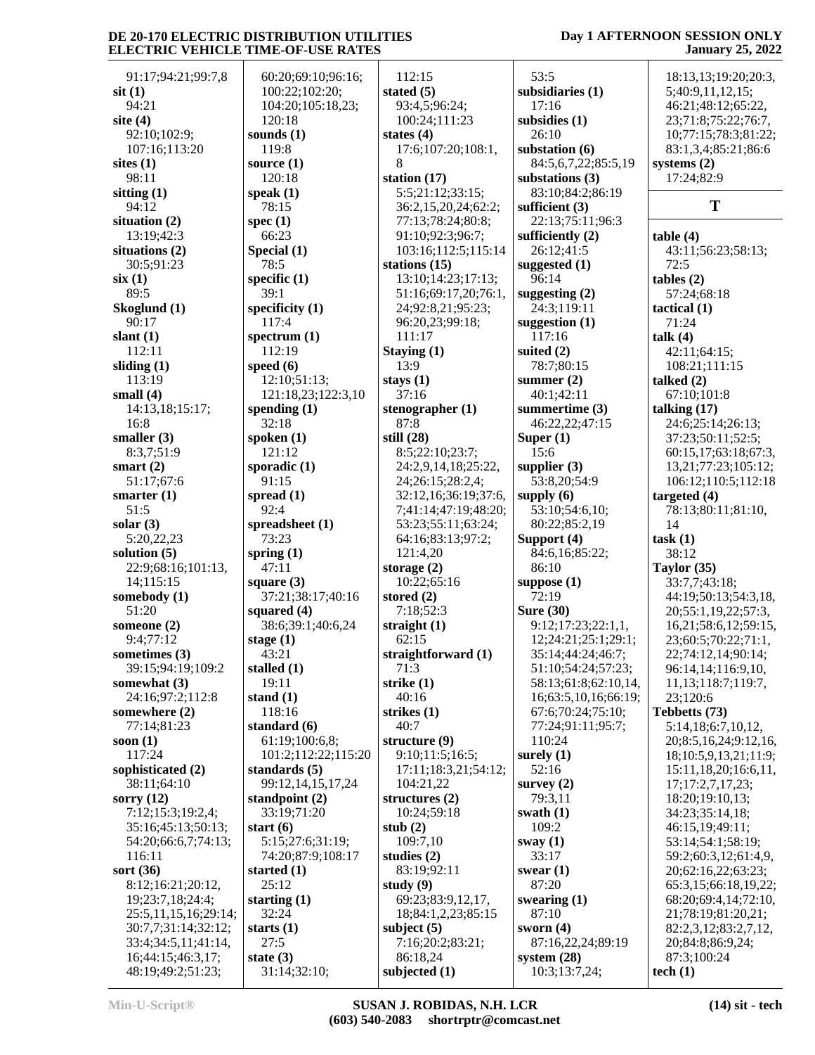91:17;94:21;99:7,8
**sit (1)**
94:21
**site (4)**
92:10;102:9;
107:16;113:20
**sites (1)**
98:11
**sitting (1)**
94:12
**situation (2)**
13:19;42:3
**situations (2)**
30:5;91:23
**six (1)**
89:5
**Skoglund (1)**
90:17
**slant (1)**
112:11
**sliding (1)**
113:19
**small (4)**
14:13,18;15:17;
16:8
**smaller (3)**
8:3,7;51:9
**smart (2)**
51:17;67:6
**smarter (1)**
51:5
**solar (3)**
5:20,22,23
**solution (5)**
22:9;68:16;101:13,
14;115:15
**somebody (1)**
51:20
**someone (2)**
9:4;77:12
**sometimes (3)**
39:15;94:19;109:2
**somewhat (3)**
24:16;97:2;112:8
**somewhere (2)**
77:14;81:23
**soon (1)**
117:24
**sophisticated (2)**
38:11;64:10
**sorry (12)**
7:12;15:3;19:2,4;
35:16;45:13;50:13;
54:20;66:6,7;74:13;
116:11
**sort (36)**
8:12;16:21;20:12,
19;23:7,18;24:4;
25:5,11,15,16;29:14;
30:7,7;31:14;32:12;
33:4;34:5,11;41:14,
16;44:15;46:3,17;
48:19;49:2;51:23;
60:20;69:10;96:16;
100:22;102:20;
104:20;105:18,23;
120:18
**sounds (1)**
119:8
**source (1)**
120:18
**speak (1)**
78:15
**spec (1)**
66:23
**Special (1)**
78:5
**specific (1)**
39:1
**specificity (1)**
117:4
**spectrum (1)**
112:19
**speed (6)**
12:10;51:13;
121:18,23;122:3,10
**spending (1)**
32:18
**spoken (1)**
121:12
**sporadic (1)**
91:15
**spread (1)**
92:4
**spreadsheet (1)**
73:23
**spring (1)**
47:11
**square (3)**
37:21;38:17;40:16
**squared (4)**
38:6;39:1;40:6,24
**stage (1)**
43:21
**stalled (1)**
19:11
**stand (1)**
118:16
**standard (6)**
61:19;100:6,8;
101:2;112:22;115:20
**standards (5)**
99:12,14,15,17,24
**standpoint (2)**
33:19;71:20
**start (6)**
5:15;27:6;31:19;
74:20;87:9;108:17
**started (1)**
25:12
**starting (1)**
32:24
**starts (1)**
27:5
**state (3)**
31:14;32:10;
112:15
**stated (5)**
93:4,5;96:24;
100:24;111:23
**states (4)**
17:6;107:20;108:1,
8
**station (17)**
5:5;21:12;33:15;
36:2,15,20,24;62:2;
77:13;78:24;80:8;
91:10;92:3;96:7;
103:16;112:5;115:14
**stations (15)**
13:10;14:23;17:13;
51:16;69:17,20;76:1,
24;92:8,21;95:23;
96:20,23;99:18;
111:17
**Staying (1)**
13:9
**stays (1)**
37:16
**stenographer (1)**
87:8
**still (28)**
8:5;22:10;23:7;
24:2,9,14,18;25:22,
24;26:15;28:2,4;
32:12,16;36:19;37:6,
7;41:14;47:19;48:20;
53:23;55:11;63:24;
64:16;83:13;97:2;
121:4,20
**storage (2)**
10:22;65:16
**stored (2)**
7:18;52:3
**straight (1)**
62:15
**straightforward (1)**
71:3
**strike (1)**
40:16
**strikes (1)**
40:7
**structure (9)**
9:10;11:5;16:5;
17:11;18:3,21;54:12;
104:21,22
**structures (2)**
10:24;59:18
**stub (2)**
109:7,10
**studies (2)**
83:19;92:11
**study (9)**
69:23;83:9,12,17,
18;84:1,2,23;85:15
**subject (5)**
7:16;20:2;83:21;
86:18,24
**subjected (1)**
53:5
**subsidiaries (1)**
17:16
**subsidies (1)**
26:10
**substation (6)**
84:5,6,7,22;85:5,19
**substations (3)**
83:10;84:2;86:19
**sufficient (3)**
22:13;75:11;96:3
**sufficiently (2)**
26:12;41:5
**suggested (1)**
96:14
**suggesting (2)**
24:3;119:11
**suggestion (1)**
117:16
**suited (2)**
78:7;80:15
**summer (2)**
40:1;42:11
**summertime (3)**
46:22,22;47:15
**Super (1)**
15:6
**supplier (3)**
53:8,20;54:9
**supply (6)**
53:10;54:6,10;
80:22;85:2,19
**Support (4)**
84:6,16;85:22;
86:10
**suppose (1)**
72:19
**Sure (30)**
9:12;17:23;22:1,1,
12;24:21;25:1;29:1;
35:14;44:24;46:7;
51:10;54:24;57:23;
58:13;61:8;62:10,14,
16;63:5,10,16;66:19;
67:6;70:24;75:10;
77:24;91:11;95:7;
110:24
**surely (1)**
52:16
**survey (2)**
79:3,11
**swath (1)**
109:2
**sway (1)**
33:17
**swear (1)**
87:20
**swearing (1)**
87:10
**sworn (4)**
87:16,22,24;89:19
**system (28)**
10:3;13:7,24;
18:13,13;19:20;20:3,
5;40:9,11,12,15;
46:21;48:12;65:22,
23;71:8;75:22;76:7,
10;77:15;78:3;81:22;
83:1,3,4;85:21;86:6
**systems (2)**
17:24;82:9

## T

**table (4)**
43:11;56:23;58:13;
72:5
**tables (2)**
57:24;68:18
**tactical (1)**
71:24
**talk (4)**
42:11;64:15;
108:21;111:15
**talked (2)**
67:10;101:8
**talking (17)**
24:6;25:14;26:13;
37:23;50:11;52:5;
60:15,17;63:18;67:3,
13,21;77:23;105:12;
106:12;110:5;112:18
**targeted (4)**
78:13;80:11;81:10,
14
**task (1)**
38:12
**Taylor (35)**
33:7,7;43:18;
44:19;50:13;54:3,18,
20;55:1,19,22;57:3,
16,21;58:6,12;59:15,
23;60:5;70:22;71:1,
22;74:12,14;90:14;
96:14,14;116:9,10,
11,13;118:7;119:7,
23;120:6
**Tebbetts (73)**
5:14,18;6:7,10,12,
20;8:5,16,24;9:12,16,
18;10:5,9,13,21;11:9;
15:11,18,20;16:6,11,
17;17:2,7,17,23;
18:20;19:10,13;
34:23;35:14,18;
46:15,19;49:11;
53:14;54:1;58:19;
59:2;60:3,12;61:4,9,
20;62:16,22;63:23;
65:3,15;66:18,19,22;
68:20;69:4,14;72:10,
21;78:19;81:20,21;
82:2,3,12;83:2,7,12,
20;84:8;86:9,24;
87:3;100:24
**tech (1)**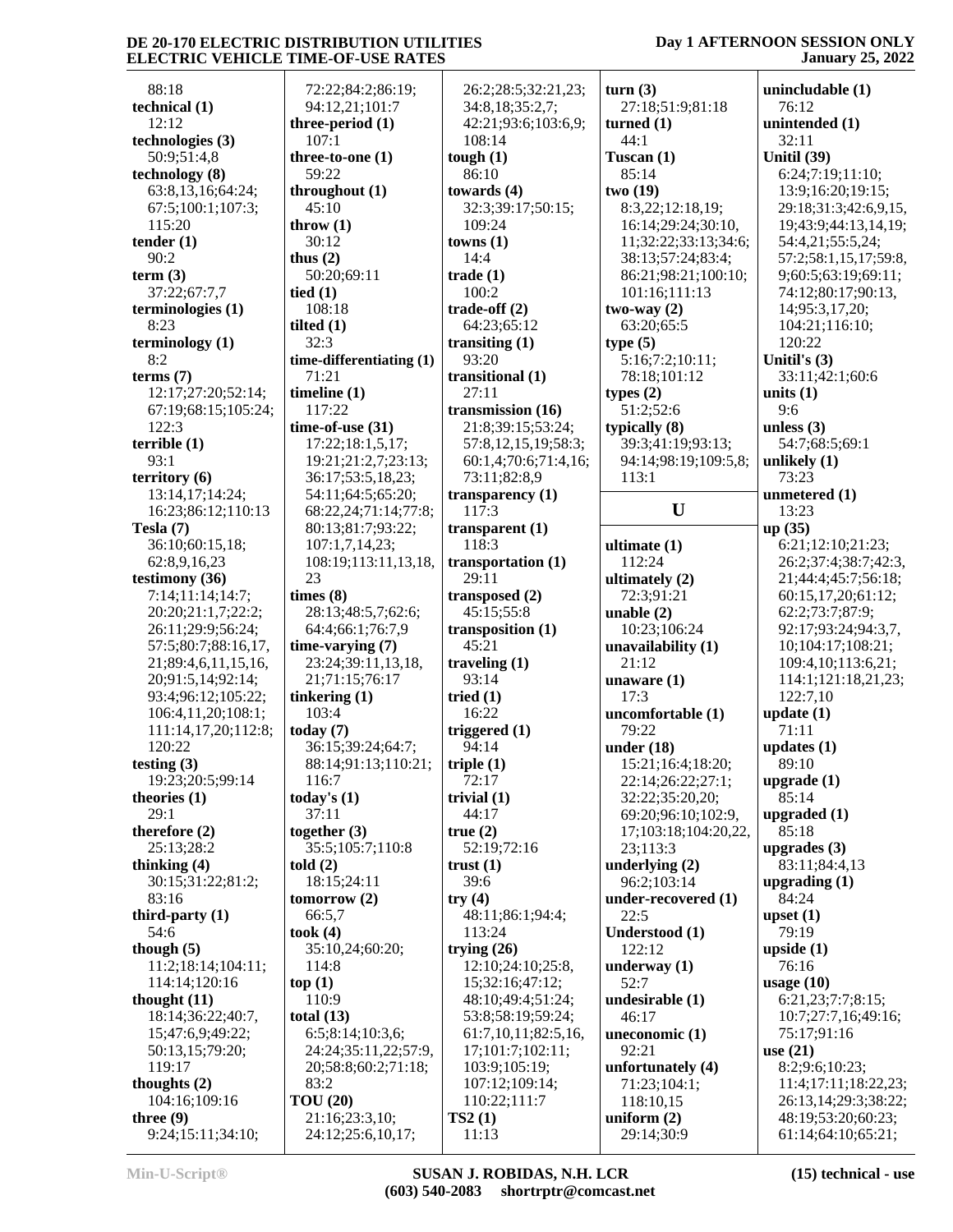88:18
**technical (1)**
12:12
**technologies (3)**
50:9;51:4,8
**technology (8)**
63:8,13,16;64:24;
67:5;100:1;107:3;
115:20
**tender (1)**
90:2
**term (3)**
37:22;67:7,7
**terminologies (1)**
8:23
**terminology (1)**
8:2
**terms (7)**
12:17;27:20;52:14;
67:19;68:15;105:24;
122:3
**terrible (1)**
93:1
**territory (6)**
13:14,17;14:24;
16:23;86:12;110:13
**Tesla (7)**
36:10;60:15,18;
62:8,9,16,23
**testimony (36)**
7:14;11:14;14:7;
20:20;21:1,7;22:2;
26:11;29:9;56:24;
57:5;80:7;88:16,17,
21;89:4,6,11,15,16,
20;91:5,14;92:14;
93:4;96:12;105:22;
106:4,11,20;108:1;
111:14,17,20;112:8;
120:22
**testing (3)**
19:23;20:5;99:14
**theories (1)**
29:1
**therefore (2)**
25:13;28:2
**thinking (4)**
30:15;31:22;81:2;
83:16
**third-party (1)**
54:6
**though (5)**
11:2;18:14;104:11;
114:14;120:16
**thought (11)**
18:14;36:22;40:7,
15;47:6,9;49:22;
50:13,15;79:20;
119:17
**thoughts (2)**
104:16;109:16
**three (9)**
9:24;15:11;34:10;
72:22;84:2;86:19;
94:12,21;101:7
**three-period (1)**
107:1
**three-to-one (1)**
59:22
**throughout (1)**
45:10
**throw (1)**
30:12
**thus (2)**
50:20;69:11
**tied (1)**
108:18
**tilted (1)**
32:3
**time-differentiating (1)**
71:21
**timeline (1)**
117:22
**time-of-use (31)**
17:22;18:1,5,17;
19:21;21:2,7;23:13;
36:17;53:5,18,23;
54:11;64:5;65:20;
68:22,24;71:14;77:8;
80:13;81:7;93:22;
107:1,7,14,23;
108:19;113:11,13,18,
23
**times (8)**
28:13;48:5,7;62:6;
64:4;66:1;76:7,9
**time-varying (7)**
23:24;39:11,13,18,
21;71:15;76:17
**tinkering (1)**
103:4
**today (7)**
36:15;39:24;64:7;
88:14;91:13;110:21;
116:7
**today's (1)**
37:11
**together (3)**
35:5;105:7;110:8
**told (2)**
18:15;24:11
**tomorrow (2)**
66:5,7
**took (4)**
35:10,24;60:20;
114:8
**top (1)**
110:9
**total (13)**
6:5;8:14;10:3,6;
24:24;35:11,22;57:9,
20;58:8;60:2;71:18;
83:2
**TOU (20)**
21:16;23:3,10;
24:12;25:6,10,17;
26:2;28:5;32:21,23;
34:8,18;35:2,7;
42:21;93:6;103:6,9;
108:14
**tough (1)**
86:10
**towards (4)**
32:3;39:17;50:15;
109:24
**towns (1)**
14:4
**trade (1)**
100:2
**trade-off (2)**
64:23;65:12
**transiting (1)**
93:20
**transitional (1)**
27:11
**transmission (16)**
21:8;39:15;53:24;
57:8,12,15,19;58:3;
60:1,4;70:6;71:4,16;
73:11;82:8,9
**transparency (1)**
117:3
**transparent (1)**
118:3
**transportation (1)**
29:11
**transposed (2)**
45:15;55:8
**transposition (1)**
45:21
**traveling (1)**
93:14
**tried (1)**
16:22
**triggered (1)**
94:14
**triple (1)**
72:17
**trivial (1)**
44:17
**true (2)**
52:19;72:16
**trust (1)**
39:6
**try (4)**
48:11;86:1;94:4;
113:24
**trying (26)**
12:10;24:10;25:8,
15;32:16;47:12;
48:10;49:4;51:24;
53:8;58:19;59:24;
61:7,10,11;82:5,16,
17;101:7;102:11;
103:9;105:19;
107:12;109:14;
110:22;111:7
**TS2 (1)**
11:13
**turn (3)**
27:18;51:9;81:18
**turned (1)**
44:1
**Tuscan (1)**
85:14
**two (19)**
8:3,22;12:18,19;
16:14;29:24;30:10,
11;32:22;33:13;34:6;
38:13;57:24;83:4;
86:21;98:21;100:10;
101:16;111:13
**two-way (2)**
63:20;65:5
**type (5)**
5:16;7:2;10:11;
78:18;101:12
**types (2)**
51:2;52:6
**typically (8)**
39:3;41:19;93:13;
94:14;98:19;109:5,8;
113:1

## U

**ultimate (1)**
112:24
**ultimately (2)**
72:3;91:21
**unable (2)**
10:23;106:24
**unavailability (1)**
21:12
**unaware (1)**
17:3
**uncomfortable (1)**
79:22
**under (18)**
15:21;16:4;18:20;
22:14;26:22;27:1;
32:22;35:20,20;
69:20;96:10;102:9,
17;103:18;104:20,22,
23;113:3
**underlying (2)**
96:2;103:14
**under-recovered (1)**
22:5
**Understood (1)**
122:12
**underway (1)**
52:7
**undesirable (1)**
46:17
**uneconomic (1)**
92:21
**unfortunately (4)**
71:23;104:1;
118:10,15
**uniform (2)**
29:14;30:9
**unincludable (1)**
76:12
**unintended (1)**
32:11
**Unitil (39)**
6:24;7:19;11:10;
13:9;16:20;19:15;
29:18;31:3;42:6,9,15,
19;43:9;44:13,14,19;
54:4,21;55:5,24;
57:2;58:1,15,17;59:8,
9;60:5;63:19;69:11;
74:12;80:17;90:13,
14;95:3,17,20;
104:21;116:10;
120:22
**Unitil's (3)**
33:11;42:1;60:6
**units (1)**
9:6
**unless (3)**
54:7;68:5;69:1
**unlikely (1)**
73:23
**unmetered (1)**
13:23
**up (35)**
6:21;12:10;21:23;
26:2;37:4;38:7;42:3,
21;44:4;45:7;56:18;
60:15,17,20;61:12;
62:2;73:7;87:9;
92:17;93:24;94:3,7,
10;104:17;108:21;
109:4,10;113:6,21;
114:1;121:18,21,23;
122:7,10
**update (1)**
71:11
**updates (1)**
89:10
**upgrade (1)**
85:14
**upgraded (1)**
85:18
**upgrades (3)**
83:11;84:4,13
**upgrading (1)**
84:24
**upset (1)**
79:19
**upside (1)**
76:16
**usage (10)**
6:21,23;7:7;8:15;
10:7;27:7,16;49:16;
75:17;91:16
**use (21)**
8:2;9:6;10:23;
11:4;17:11;18:22,23;
26:13,14;29:3;38:22;
48:19;53:20;60:23;
61:14;64:10;65:21;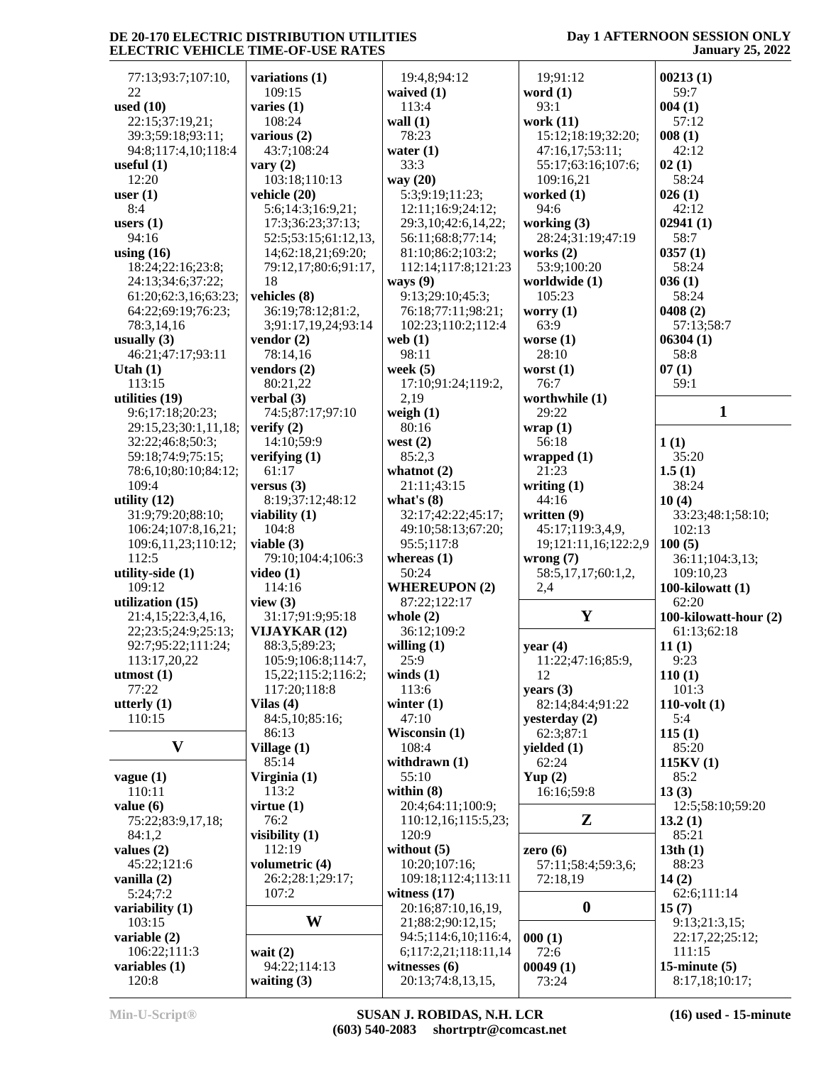77:13;93:7;107:10, 22
**used (10)**
22:15;37:19,21; 39:3;59:18;93:11; 94:8;117:4,10;118:4
**useful (1)**
12:20
**user (1)**
8:4
**users (1)**
94:16
**using (16)**
18:24;22:16;23:8; 24:13;34:6;37:22; 61:20;62:3,16;63:23; 64:22;69:19;76:23; 78:3,14,16
**usually (3)**
46:21;47:17;93:11
**Utah (1)**
113:15
**utilities (19)**
9:6;17:18;20:23; 29:15,23;30:1,11,18; 32:22;46:8;50:3; 59:18;74:9;75:15; 78:6,10;80:10;84:12; 109:4
**utility (12)**
31:9;79:20;88:10; 106:24;107:8,16,21; 109:6,11,23;110:12; 112:5
**utility-side (1)**
109:12
**utilization (15)**
21:4,15;22:3,4,16, 22;23:5;24:9;25:13; 92:7;95:22;111:24; 113:17,20,22
**utmost (1)**
77:22
**utterly (1)**
110:15

## V

**vague (1)**
110:11
**value (6)**
75:22;83:9,17,18; 84:1,2
**values (2)**
45:22;121:6
**vanilla (2)**
5:24;7:2
**variability (1)**
103:15
**variable (2)**
106:22;111:3
**variables (1)**
120:8
**variations (1)**
109:15
**varies (1)**
108:24
**various (2)**
43:7;108:24
**vary (2)**
103:18;110:13
**vehicle (20)**
5:6;14:3;16:9,21; 17:3;36:23;37:13; 52:5;53:15;61:12,13, 14;62:18,21;69:20; 79:12,17;80:6;91:17, 18
**vehicles (8)**
36:19;78:12;81:2, 3;91:17,19,24;93:14
**vendor (2)**
78:14,16
**vendors (2)**
80:21,22
**verbal (3)**
74:5;87:17;97:10
**verify (2)**
14:10;59:9
**verifying (1)**
61:17
**versus (3)**
8:19;37:12;48:12
**viability (1)**
104:8
**viable (3)**
79:10;104:4;106:3
**video (1)**
114:16
**view (3)**
31:17;91:9;95:18
**VIJAYKAR (12)**
88:3,5;89:23; 105:9;106:8;114:7, 15,22;115:2;116:2; 117:20;118:8
**Vilas (4)**
84:5,10;85:16; 86:13
**Village (1)**
85:14
**Virginia (1)**
113:2
**virtue (1)**
76:2
**visibility (1)**
112:19
**volumetric (4)**
26:2;28:1;29:17; 107:2

## W

**wait (2)**
94:22;114:13
**waiting (3)**
19:4,8;94:12
**waived (1)**
113:4
**wall (1)**
78:23
**water (1)**
33:3
**way (20)**
5:3;9:19;11:23; 12:11;16:9;24:12; 29:3,10;42:6,14,22; 56:11;68:8;77:14; 81:10;86:2;103:2; 112:14;117:8;121:23
**ways (9)**
9:13;29:10;45:3; 76:18;77:11;98:21; 102:23;110:2;112:4
**web (1)**
98:11
**week (5)**
17:10;91:24;119:2, 2,19
**weigh (1)**
80:16
**west (2)**
85:2,3
**whatnot (2)**
21:11;43:15
**what's (8)**
32:17;42:22;45:17; 49:10;58:13;67:20; 95:5;117:8
**whereas (1)**
50:24
**WHEREUPON (2)**
87:22;122:17
**whole (2)**
36:12;109:2
**willing (1)**
25:9
**winds (1)**
113:6
**winter (1)**
47:10
**Wisconsin (1)**
108:4
**withdrawn (1)**
55:10
**within (8)**
20:4;64:11;100:9; 110:12,16;115:5,23; 120:9
**without (5)**
10:20;107:16; 109:18;112:4;113:11
**witness (17)**
20:16;87:10,16,19, 21;88:2;90:12,15; 94:5;114:6,10;116:4, 6;117:2,21;118:11,14
**witnesses (6)**
20:13;74:8,13,15, 19;91:12
**word (1)**
93:1
**work (11)**
15:12;18:19;32:20; 47:16,17;53:11; 55:17;63:16;107:6; 109:16,21
**worked (1)**
94:6
**working (3)**
28:24;31:19;47:19
**works (2)**
53:9;100:20
**worldwide (1)**
105:23
**worry (1)**
63:9
**worse (1)**
28:10
**worst (1)**
76:7
**worthwhile (1)**
29:22
**wrap (1)**
56:18
**wrapped (1)**
21:23
**writing (1)**
44:16
**written (9)**
45:17;119:3,4,9, 19;121:11,16;122:2,9
**wrong (7)**
58:5,17,17;60:1,2, 2,4

## Y

**year (4)**
11:22;47:16;85:9, 12
**years (3)**
82:14;84:4;91:22
**yesterday (2)**
62:3;87:1
**yielded (1)**
62:24
**Yup (2)**
16:16;59:8

## Z

**zero (6)**
57:11;58:4;59:3,6; 72:18,19

## 0

**000 (1)**
72:6
**00049 (1)**
73:24
**00213 (1)**
59:7
**004 (1)**
57:12
**008 (1)**
42:12
**02 (1)**
58:24
**026 (1)**
42:12
**02941 (1)**
58:7
**0357 (1)**
58:24
**036 (1)**
58:24
**0408 (2)**
57:13;58:7
**06304 (1)**
58:8
**07 (1)**
59:1

## 1

**1 (1)**
35:20
**1.5 (1)**
38:24
**10 (4)**
33:23;48:1;58:10; 102:13
**100 (5)**
36:11;104:3,13; 109:10,23
**100-kilowatt (1)**
62:20
**100-kilowatt-hour (2)**
61:13;62:18
**11 (1)**
9:23
**110 (1)**
101:3
**110-volt (1)**
5:4
**115 (1)**
85:20
**115KV (1)**
85:2
**13 (3)**
12:5;58:10;59:20
**13.2 (1)**
85:21
**13th (1)**
88:23
**14 (2)**
62:6;111:14
**15 (7)**
9:13;21:3,15; 22:17,22;25:12; 111:15
**15-minute (5)**
8:17,18;10:17;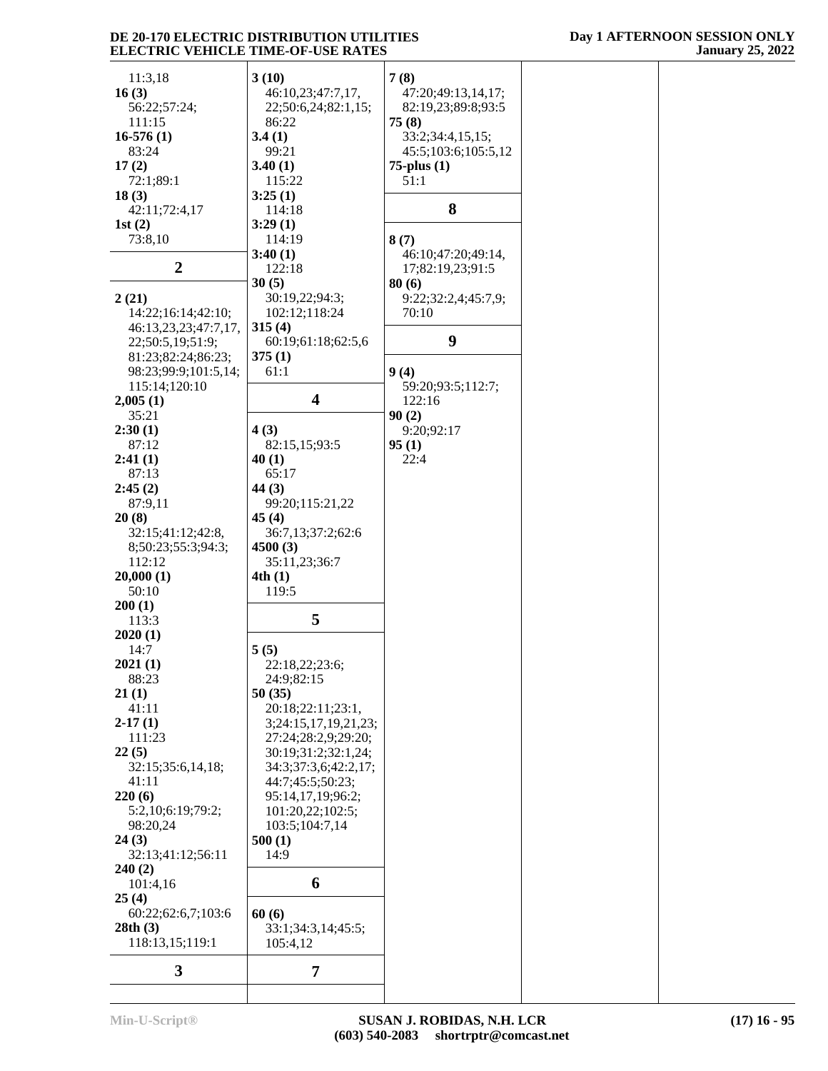11:3,18
**16 (3)**
56:22;57:24;
111:15
**16-576 (1)**
83:24
**17 (2)**
72:1;89:1
**18 (3)**
42:11;72:4,17
**1st (2)**
73:8,10

## 2

**2 (21)**
14:22;16:14;42:10;
46:13,23,23;47:7,17,
22;50:5,19;51:9;
81:23;82:24;86:23;
98:23;99:9;101:5,14;
115:14;120:10
**2,005 (1)**
35:21
**2:30 (1)**
87:12
**2:41 (1)**
87:13
**2:45 (2)**
87:9,11
**20 (8)**
32:15;41:12;42:8,
8;50:23;55:3;94:3;
112:12
**20,000 (1)**
50:10
**200 (1)**
113:3
**2020 (1)**
14:7
**2021 (1)**
88:23
**21 (1)**
41:11
**2-17 (1)**
111:23
**22 (5)**
32:15;35:6,14,18;
41:11
**220 (6)**
5:2,10;6:19;79:2;
98:20,24
**24 (3)**
32:13;41:12;56:11
**240 (2)**
101:4,16
**25 (4)**
60:22;62:6,7;103:6
**28th (3)**
118:13,15;119:1

## 3

**3 (10)**
46:10,23;47:7,17,
22;50:6,24;82:1,15;
86:22
**3.4 (1)**
99:21
**3.40 (1)**
115:22
**3:25 (1)**
114:18
**3:29 (1)**
114:19
**3:40 (1)**
122:18
**30 (5)**
30:19,22;94:3;
102:12;118:24
**315 (4)**
60:19;61:18;62:5,6
**375 (1)**
61:1

## 4

**4 (3)**
82:15,15;93:5
**40 (1)**
65:17
**44 (3)**
99:20;115:21,22
**45 (4)**
36:7,13;37:2;62:6
**4500 (3)**
35:11,23;36:7
**4th (1)**
119:5

## 5

**5 (5)**
22:18,22;23:6;
24:9;82:15
**50 (35)**
20:18;22:11;23:1,
3;24:15,17,19,21,23;
27:24;28:2,9;29:20;
30:19;31:2;32:1,24;
34:3;37:3,6;42:2,17;
44:7;45:5;50:23;
95:14,17,19;96:2;
101:20,22;102:5;
103:5;104:7,14
**500 (1)**
14:9

## 6

**60 (6)**
33:1;34:3,14;45:5;
105:4,12

## 7

**7 (8)**
47:20;49:13,14,17;
82:19,23;89:8;93:5
**75 (8)**
33:2;34:4,15,15;
45:5;103:6;105:5,12
**75-plus (1)**
51:1

## 8

**8 (7)**
46:10;47:20;49:14,
17;82:19,23;91:5
**80 (6)**
9:22;32:2,4;45:7,9;
70:10

## 9

**9 (4)**
59:20;93:5;112:7;
122:16
**90 (2)**
9:20;92:17
**95 (1)**
22:4